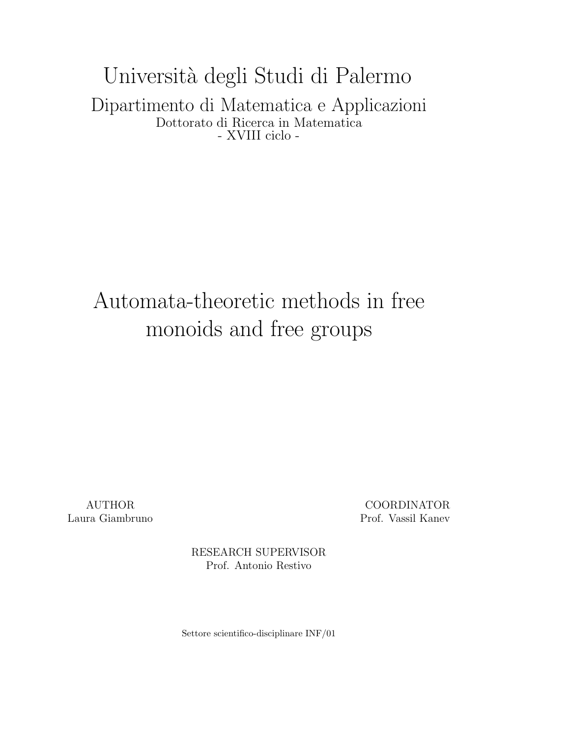# Università degli Studi di Palermo

## Dipartimento di Matematica e Applicazioni

Dottorato di Ricerca in Matematica

- XVIII ciclo -

# Automata-theoretic methods in free monoids and free groups

AUTHOR
Laura Giambruno

COORDINATOR
Prof. Vassil Kanev

RESEARCH SUPERVISOR
Prof. Antonio Restivo

Settore scientifico-disciplinare INF/01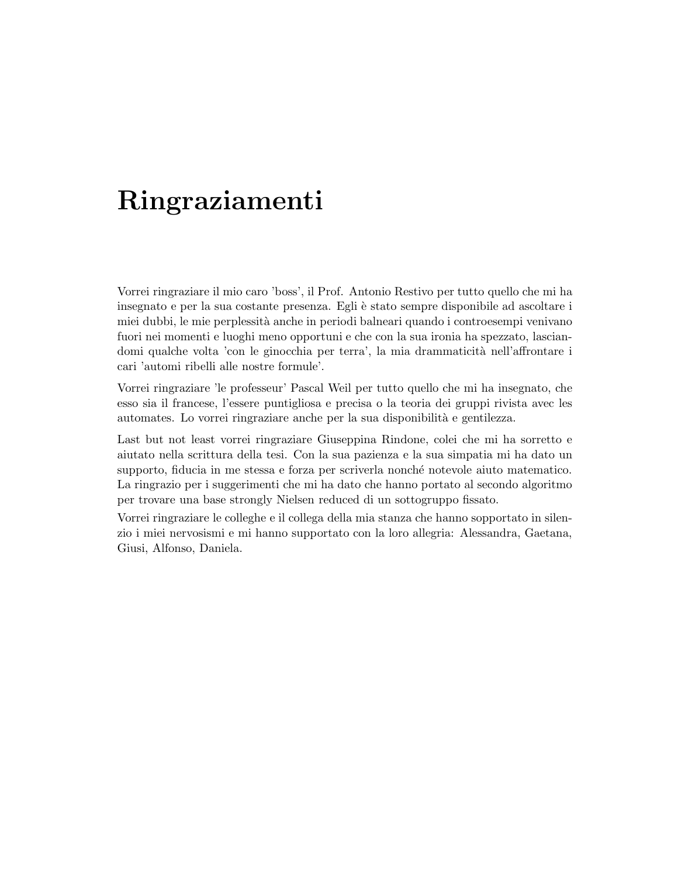# Ringraziamenti

Vorrei ringraziare il mio caro 'boss', il Prof. Antonio Restivo per tutto quello che mi ha insegnato e per la sua costante presenza. Egli è stato sempre disponibile ad ascoltare i miei dubbi, le mie perplessità anche in periodi balneari quando i controesempi venivano fuori nei momenti e luoghi meno opportuni e che con la sua ironia ha spezzato, lasciandomi qualche volta 'con le ginocchia per terra', la mia drammaticità nell'affrontare i cari 'automi ribelli alle nostre formule'.

Vorrei ringraziare 'le professeur' Pascal Weil per tutto quello che mi ha insegnato, che esso sia il francese, l'essere puntigliosa e precisa o la teoria dei gruppi rivista avec les automates. Lo vorrei ringraziare anche per la sua disponibilità e gentilezza.

Last but not least vorrei ringraziare Giuseppina Rindone, colei che mi ha sorretto e aiutato nella scrittura della tesi. Con la sua pazienza e la sua simpatia mi ha dato un supporto, fiducia in me stessa e forza per scriverla nonché notevole aiuto matematico. La ringrazio per i suggerimenti che mi ha dato che hanno portato al secondo algoritmo per trovare una base strongly Nielsen reduced di un sottogruppo fissato.

Vorrei ringraziare le colleghe e il collega della mia stanza che hanno sopportato in silenzio i miei nervosismi e mi hanno supportato con la loro allegria: Alessandra, Gaetana, Giusi, Alfonso, Daniela.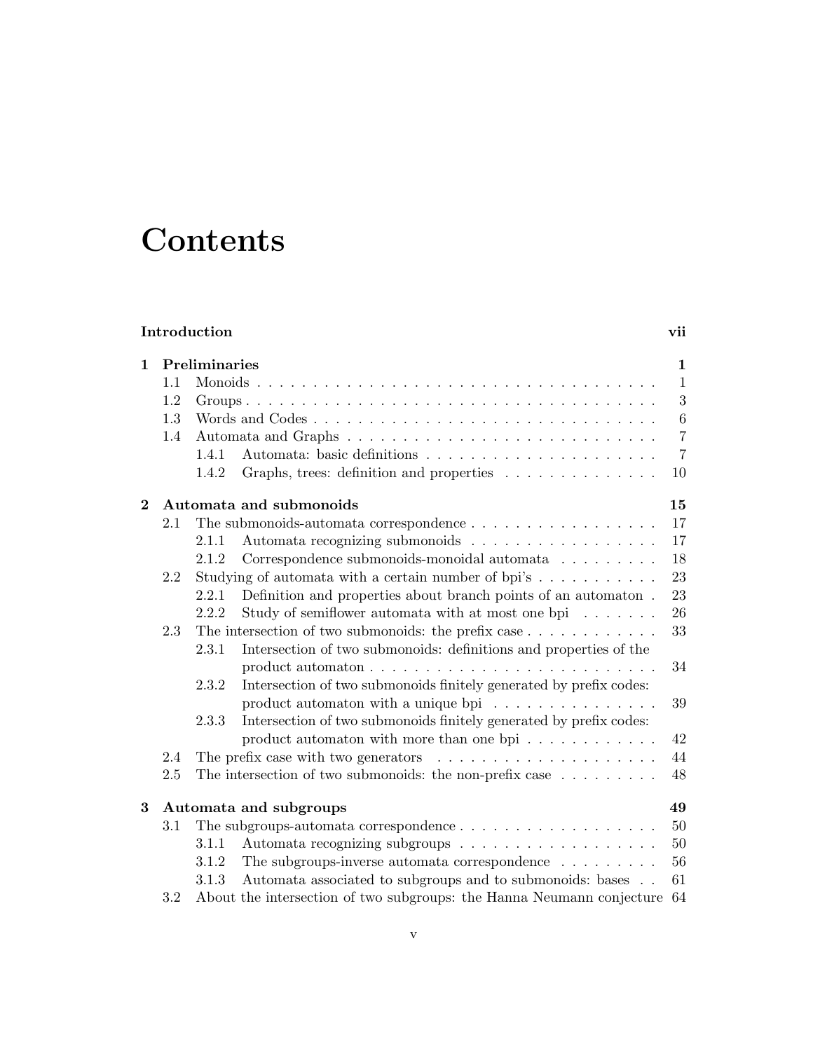# Contents

**Introduction** **vii**

**1 Preliminaries** **1**

- 1.1 Monoids . . . . . . . . . . . . . . . . . . . . . . . . . . . . . . . . . . . . . 1
- 1.2 Groups . . . . . . . . . . . . . . . . . . . . . . . . . . . . . . . . . . . . . . 3
- 1.3 Words and Codes . . . . . . . . . . . . . . . . . . . . . . . . . . . . . . . 6
- 1.4 Automata and Graphs . . . . . . . . . . . . . . . . . . . . . . . . . . . . 7
  - 1.4.1 Automata: basic definitions . . . . . . . . . . . . . . . . . . . . . 7
  - 1.4.2 Graphs, trees: definition and properties . . . . . . . . . . . . . . 10

**2 Automata and submonoids** **15**

- 2.1 The submonoids-automata correspondence . . . . . . . . . . . . . . . . . 17
  - 2.1.1 Automata recognizing submonoids . . . . . . . . . . . . . . . . . 17
  - 2.1.2 Correspondence submonoids-monoidal automata . . . . . . . . . 18
- 2.2 Studying of automata with a certain number of bpi's . . . . . . . . . . . 23
  - 2.2.1 Definition and properties about branch points of an automaton . 23
  - 2.2.2 Study of semiflower automata with at most one bpi . . . . . . . 26
- 2.3 The intersection of two submonoids: the prefix case . . . . . . . . . . . . 33
  - 2.3.1 Intersection of two submonoids: definitions and properties of the product automaton . . . . . . . . . . . . . . . . . . . . . . . . . . 34
  - 2.3.2 Intersection of two submonoids finitely generated by prefix codes: product automaton with a unique bpi . . . . . . . . . . . . . . . 39
  - 2.3.3 Intersection of two submonoids finitely generated by prefix codes: product automaton with more than one bpi . . . . . . . . . . . . 42
- 2.4 The prefix case with two generators . . . . . . . . . . . . . . . . . . . . 44
- 2.5 The intersection of two submonoids: the non-prefix case . . . . . . . . . 48

**3 Automata and subgroups** **49**

- 3.1 The subgroups-automata correspondence . . . . . . . . . . . . . . . . . . 50
  - 3.1.1 Automata recognizing subgroups . . . . . . . . . . . . . . . . . . 50
  - 3.1.2 The subgroups-inverse automata correspondence . . . . . . . . . 56
  - 3.1.3 Automata associated to subgroups and to submonoids: bases . . 61
- 3.2 About the intersection of two subgroups: the Hanna Neumann conjecture 64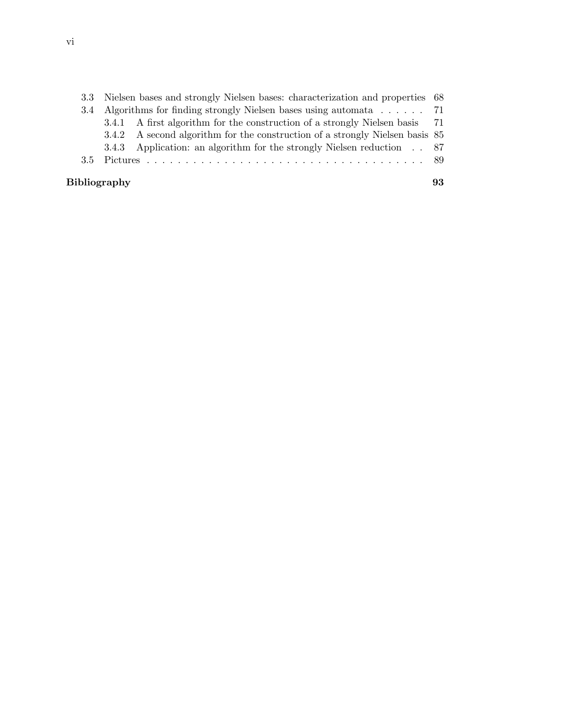3.3 Nielsen bases and strongly Nielsen bases: characterization and properties 68

3.4 Algorithms for finding strongly Nielsen bases using automata . . . . . . 71

  3.4.1 A first algorithm for the construction of a strongly Nielsen basis 71

  3.4.2 A second algorithm for the construction of a strongly Nielsen basis 85

  3.4.3 Application: an algorithm for the strongly Nielsen reduction . . 87

3.5 Pictures . . . . . . . . . . . . . . . . . . . . . . . . . . . . . . . . . . . . 89

**Bibliography** **93**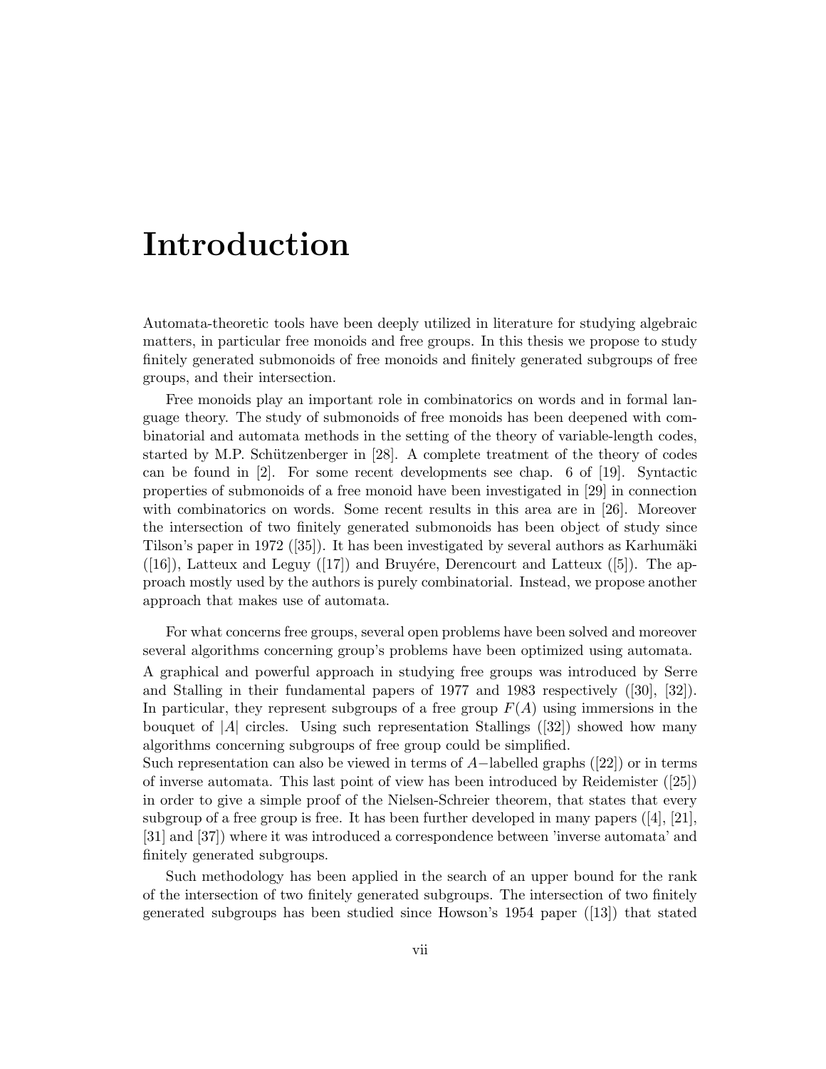# Introduction

Automata-theoretic tools have been deeply utilized in literature for studying algebraic matters, in particular free monoids and free groups. In this thesis we propose to study finitely generated submonoids of free monoids and finitely generated subgroups of free groups, and their intersection.

Free monoids play an important role in combinatorics on words and in formal language theory. The study of submonoids of free monoids has been deepened with combinatorial and automata methods in the setting of the theory of variable-length codes, started by M.P. Schützenberger in [28]. A complete treatment of the theory of codes can be found in [2]. For some recent developments see chap. 6 of [19]. Syntactic properties of submonoids of a free monoid have been investigated in [29] in connection with combinatorics on words. Some recent results in this area are in [26]. Moreover the intersection of two finitely generated submonoids has been object of study since Tilson's paper in 1972 ([35]). It has been investigated by several authors as Karhumäki ([16]), Latteux and Leguy ([17]) and Bruyére, Derencourt and Latteux ([5]). The approach mostly used by the authors is purely combinatorial. Instead, we propose another approach that makes use of automata.

For what concerns free groups, several open problems have been solved and moreover several algorithms concerning group's problems have been optimized using automata. A graphical and powerful approach in studying free groups was introduced by Serre and Stalling in their fundamental papers of 1977 and 1983 respectively ([30], [32]). In particular, they represent subgroups of a free group $F(A)$ using immersions in the bouquet of $|A|$ circles. Using such representation Stallings ([32]) showed how many algorithms concerning subgroups of free group could be simplified.
Such representation can also be viewed in terms of $A-$labelled graphs ([22]) or in terms of inverse automata. This last point of view has been introduced by Reidemister ([25]) in order to give a simple proof of the Nielsen-Schreier theorem, that states that every subgroup of a free group is free. It has been further developed in many papers ([4], [21], [31] and [37]) where it was introduced a correspondence between 'inverse automata' and finitely generated subgroups.

Such methodology has been applied in the search of an upper bound for the rank of the intersection of two finitely generated subgroups. The intersection of two finitely generated subgroups has been studied since Howson's 1954 paper ([13]) that stated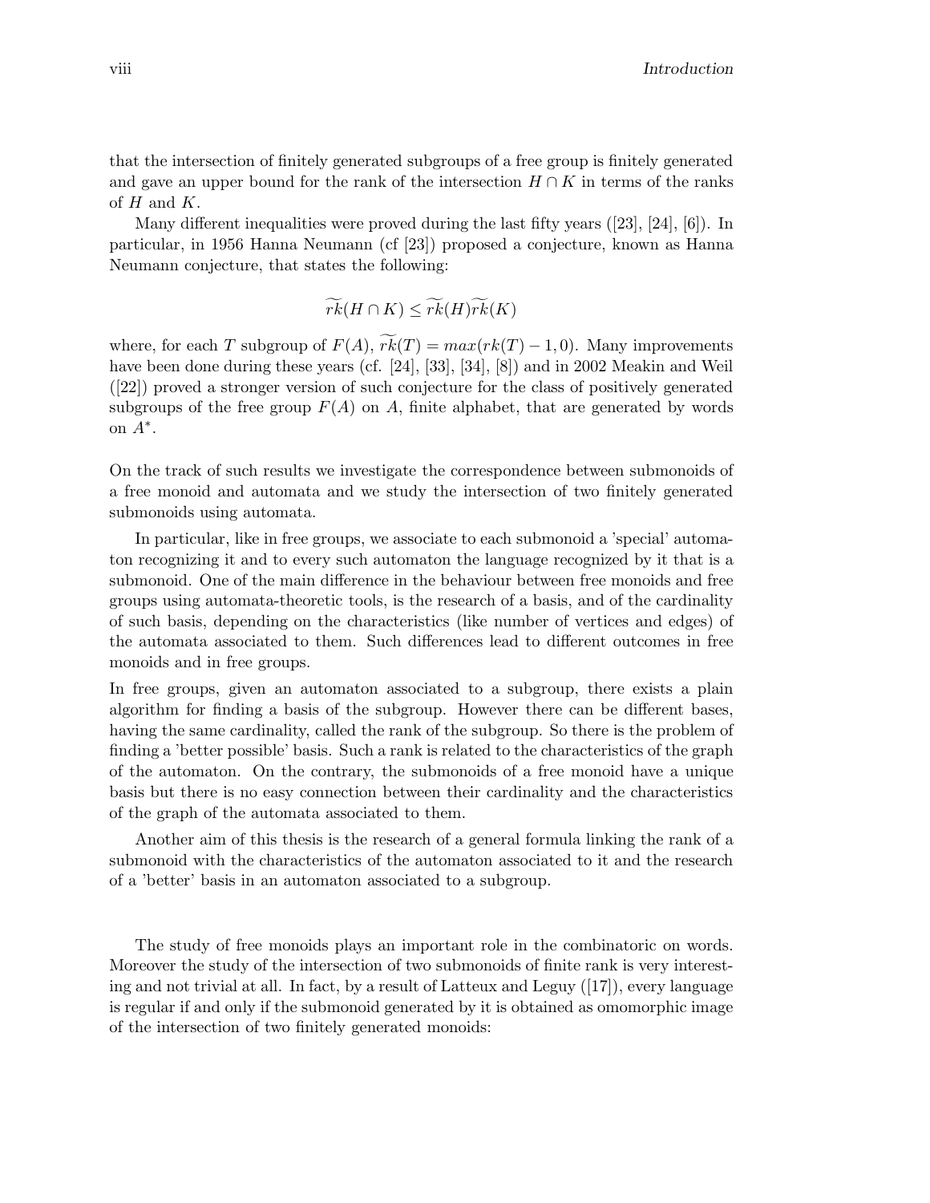that the intersection of finitely generated subgroups of a free group is finitely generated and gave an upper bound for the rank of the intersection $H \cap K$ in terms of the ranks of $H$ and $K$.

Many different inequalities were proved during the last fifty years ([23], [24], [6]). In particular, in 1956 Hanna Neumann (cf [23]) proposed a conjecture, known as Hanna Neumann conjecture, that states the following:

$$\widetilde{rk}(H \cap K) \leq \widetilde{rk}(H)\widetilde{rk}(K)$$

where, for each $T$ subgroup of $F(A)$, $\widetilde{rk}(T) = max(rk(T) - 1, 0)$. Many improvements have been done during these years (cf. [24], [33], [34], [8]) and in 2002 Meakin and Weil ([22]) proved a stronger version of such conjecture for the class of positively generated subgroups of the free group $F(A)$ on $A$, finite alphabet, that are generated by words on $A^*$.

On the track of such results we investigate the correspondence between submonoids of a free monoid and automata and we study the intersection of two finitely generated submonoids using automata.

In particular, like in free groups, we associate to each submonoid a 'special' automaton recognizing it and to every such automaton the language recognized by it that is a submonoid. One of the main difference in the behaviour between free monoids and free groups using automata-theoretic tools, is the research of a basis, and of the cardinality of such basis, depending on the characteristics (like number of vertices and edges) of the automata associated to them. Such differences lead to different outcomes in free monoids and in free groups.

In free groups, given an automaton associated to a subgroup, there exists a plain algorithm for finding a basis of the subgroup. However there can be different bases, having the same cardinality, called the rank of the subgroup. So there is the problem of finding a 'better possible' basis. Such a rank is related to the characteristics of the graph of the automaton. On the contrary, the submonoids of a free monoid have a unique basis but there is no easy connection between their cardinality and the characteristics of the graph of the automata associated to them.

Another aim of this thesis is the research of a general formula linking the rank of a submonoid with the characteristics of the automaton associated to it and the research of a 'better' basis in an automaton associated to a subgroup.

The study of free monoids plays an important role in the combinatoric on words. Moreover the study of the intersection of two submonoids of finite rank is very interesting and not trivial at all. In fact, by a result of Latteux and Leguy ([17]), every language is regular if and only if the submonoid generated by it is obtained as omomorphic image of the intersection of two finitely generated monoids: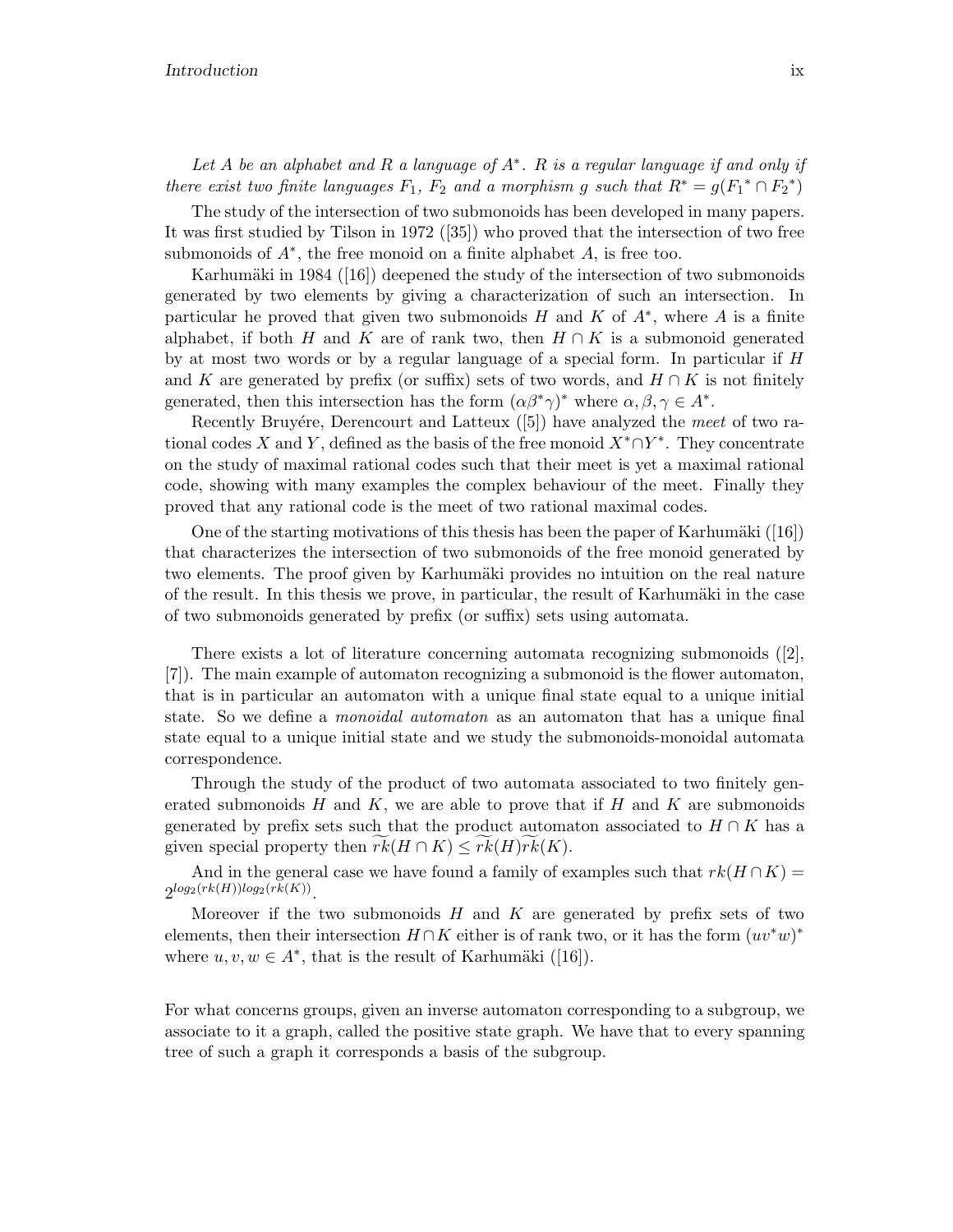*Let $A$ be an alphabet and $R$ a language of $A^*$. $R$ is a regular language if and only if there exist two finite languages $F_1$, $F_2$ and a morphism $g$ such that $R^* = g({F_1}^* \cap {F_2}^*)$*

The study of the intersection of two submonoids has been developed in many papers. It was first studied by Tilson in 1972 ([35]) who proved that the intersection of two free submonoids of $A^*$, the free monoid on a finite alphabet $A$, is free too.

Karhumäki in 1984 ([16]) deepened the study of the intersection of two submonoids generated by two elements by giving a characterization of such an intersection. In particular he proved that given two submonoids $H$ and $K$ of $A^*$, where $A$ is a finite alphabet, if both $H$ and $K$ are of rank two, then $H \cap K$ is a submonoid generated by at most two words or by a regular language of a special form. In particular if $H$ and $K$ are generated by prefix (or suffix) sets of two words, and $H \cap K$ is not finitely generated, then this intersection has the form $(\alpha\beta^*\gamma)^*$ where $\alpha, \beta, \gamma \in A^*$.

Recently Bruyére, Derencourt and Latteux ([5]) have analyzed the *meet* of two rational codes $X$ and $Y$, defined as the basis of the free monoid $X^* \cap Y^*$. They concentrate on the study of maximal rational codes such that their meet is yet a maximal rational code, showing with many examples the complex behaviour of the meet. Finally they proved that any rational code is the meet of two rational maximal codes.

One of the starting motivations of this thesis has been the paper of Karhumäki ([16]) that characterizes the intersection of two submonoids of the free monoid generated by two elements. The proof given by Karhumäki provides no intuition on the real nature of the result. In this thesis we prove, in particular, the result of Karhumäki in the case of two submonoids generated by prefix (or suffix) sets using automata.

There exists a lot of literature concerning automata recognizing submonoids ([2], [7]). The main example of automaton recognizing a submonoid is the flower automaton, that is in particular an automaton with a unique final state equal to a unique initial state. So we define a *monoidal automaton* as an automaton that has a unique final state equal to a unique initial state and we study the submonoids-monoidal automata correspondence.

Through the study of the product of two automata associated to two finitely generated submonoids $H$ and $K$, we are able to prove that if $H$ and $K$ are submonoids generated by prefix sets such that the product automaton associated to $H \cap K$ has a given special property then $\widetilde{rk}(H \cap K) \leq \widetilde{rk}(H)\widetilde{rk}(K)$.

And in the general case we have found a family of examples such that $rk(H \cap K) = 2^{log_2(rk(H))log_2(rk(K))}$.

Moreover if the two submonoids $H$ and $K$ are generated by prefix sets of two elements, then their intersection $H \cap K$ either is of rank two, or it has the form $(uv^*w)^*$ where $u, v, w \in A^*$, that is the result of Karhumäki ([16]).

For what concerns groups, given an inverse automaton corresponding to a subgroup, we associate to it a graph, called the positive state graph. We have that to every spanning tree of such a graph it corresponds a basis of the subgroup.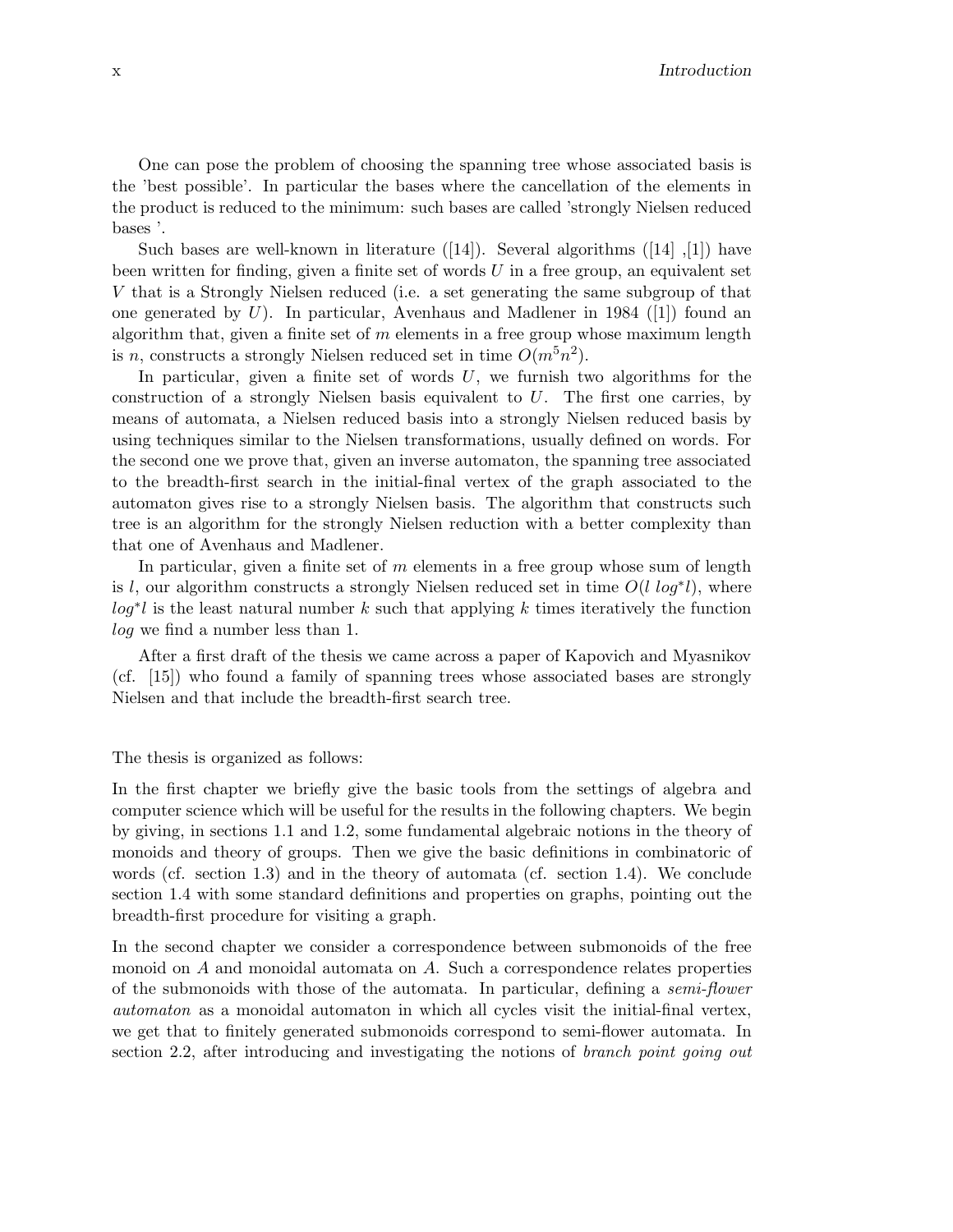One can pose the problem of choosing the spanning tree whose associated basis is the 'best possible'. In particular the bases where the cancellation of the elements in the product is reduced to the minimum: such bases are called 'strongly Nielsen reduced bases '.

Such bases are well-known in literature ([14]). Several algorithms ([14] ,[1]) have been written for finding, given a finite set of words $U$ in a free group, an equivalent set $V$ that is a Strongly Nielsen reduced (i.e. a set generating the same subgroup of that one generated by $U$). In particular, Avenhaus and Madlener in 1984 ([1]) found an algorithm that, given a finite set of $m$ elements in a free group whose maximum length is $n$, constructs a strongly Nielsen reduced set in time $O(m^5n^2)$.

In particular, given a finite set of words $U$, we furnish two algorithms for the construction of a strongly Nielsen basis equivalent to $U$. The first one carries, by means of automata, a Nielsen reduced basis into a strongly Nielsen reduced basis by using techniques similar to the Nielsen transformations, usually defined on words. For the second one we prove that, given an inverse automaton, the spanning tree associated to the breadth-first search in the initial-final vertex of the graph associated to the automaton gives rise to a strongly Nielsen basis. The algorithm that constructs such tree is an algorithm for the strongly Nielsen reduction with a better complexity than that one of Avenhaus and Madlener.

In particular, given a finite set of $m$ elements in a free group whose sum of length is $l$, our algorithm constructs a strongly Nielsen reduced set in time $O(l\ log^*l)$, where $log^*l$ is the least natural number $k$ such that applying $k$ times iteratively the function $log$ we find a number less than 1.

After a first draft of the thesis we came across a paper of Kapovich and Myasnikov (cf. [15]) who found a family of spanning trees whose associated bases are strongly Nielsen and that include the breadth-first search tree.

The thesis is organized as follows:

In the first chapter we briefly give the basic tools from the settings of algebra and computer science which will be useful for the results in the following chapters. We begin by giving, in sections 1.1 and 1.2, some fundamental algebraic notions in the theory of monoids and theory of groups. Then we give the basic definitions in combinatoric of words (cf. section 1.3) and in the theory of automata (cf. section 1.4). We conclude section 1.4 with some standard definitions and properties on graphs, pointing out the breadth-first procedure for visiting a graph.

In the second chapter we consider a correspondence between submonoids of the free monoid on $A$ and monoidal automata on $A$. Such a correspondence relates properties of the submonoids with those of the automata. In particular, defining a *semi-flower automaton* as a monoidal automaton in which all cycles visit the initial-final vertex, we get that to finitely generated submonoids correspond to semi-flower automata. In section 2.2, after introducing and investigating the notions of *branch point going out*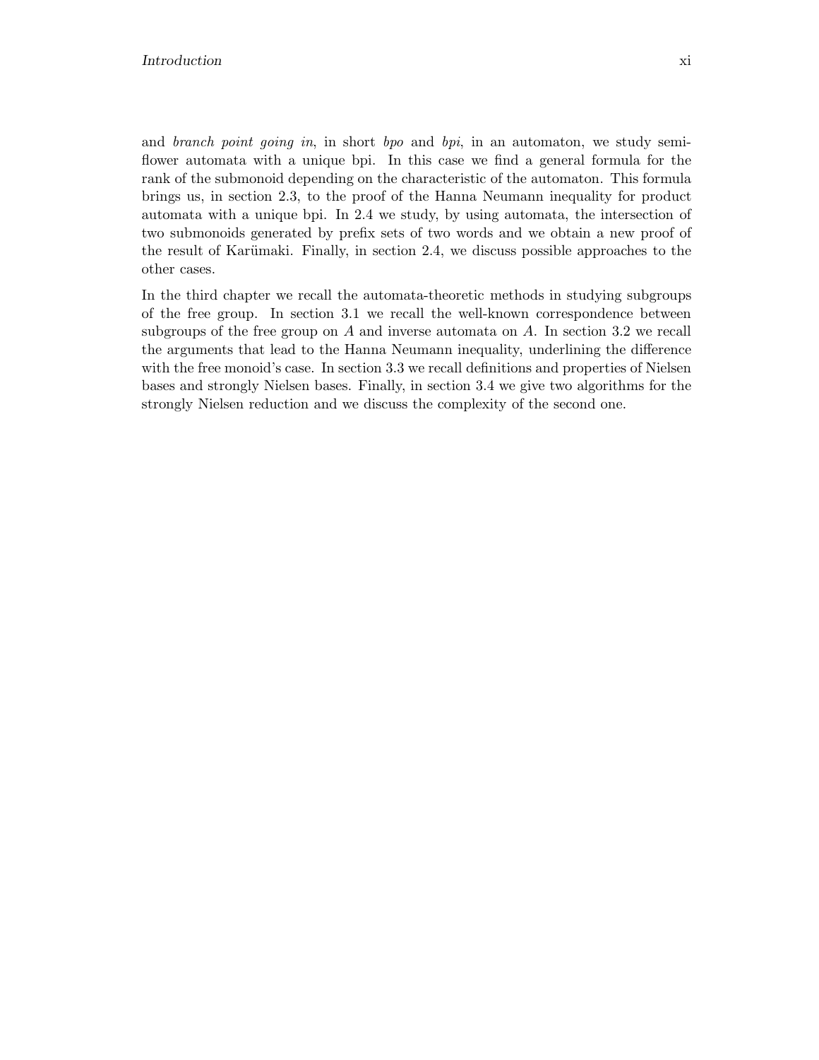and *branch point going in*, in short *bpo* and *bpi*, in an automaton, we study semi-flower automata with a unique bpi. In this case we find a general formula for the rank of the submonoid depending on the characteristic of the automaton. This formula brings us, in section 2.3, to the proof of the Hanna Neumann inequality for product automata with a unique bpi. In 2.4 we study, by using automata, the intersection of two submonoids generated by prefix sets of two words and we obtain a new proof of the result of Karümaki. Finally, in section 2.4, we discuss possible approaches to the other cases.

In the third chapter we recall the automata-theoretic methods in studying subgroups of the free group. In section 3.1 we recall the well-known correspondence between subgroups of the free group on $A$ and inverse automata on $A$. In section 3.2 we recall the arguments that lead to the Hanna Neumann inequality, underlining the difference with the free monoid's case. In section 3.3 we recall definitions and properties of Nielsen bases and strongly Nielsen bases. Finally, in section 3.4 we give two algorithms for the strongly Nielsen reduction and we discuss the complexity of the second one.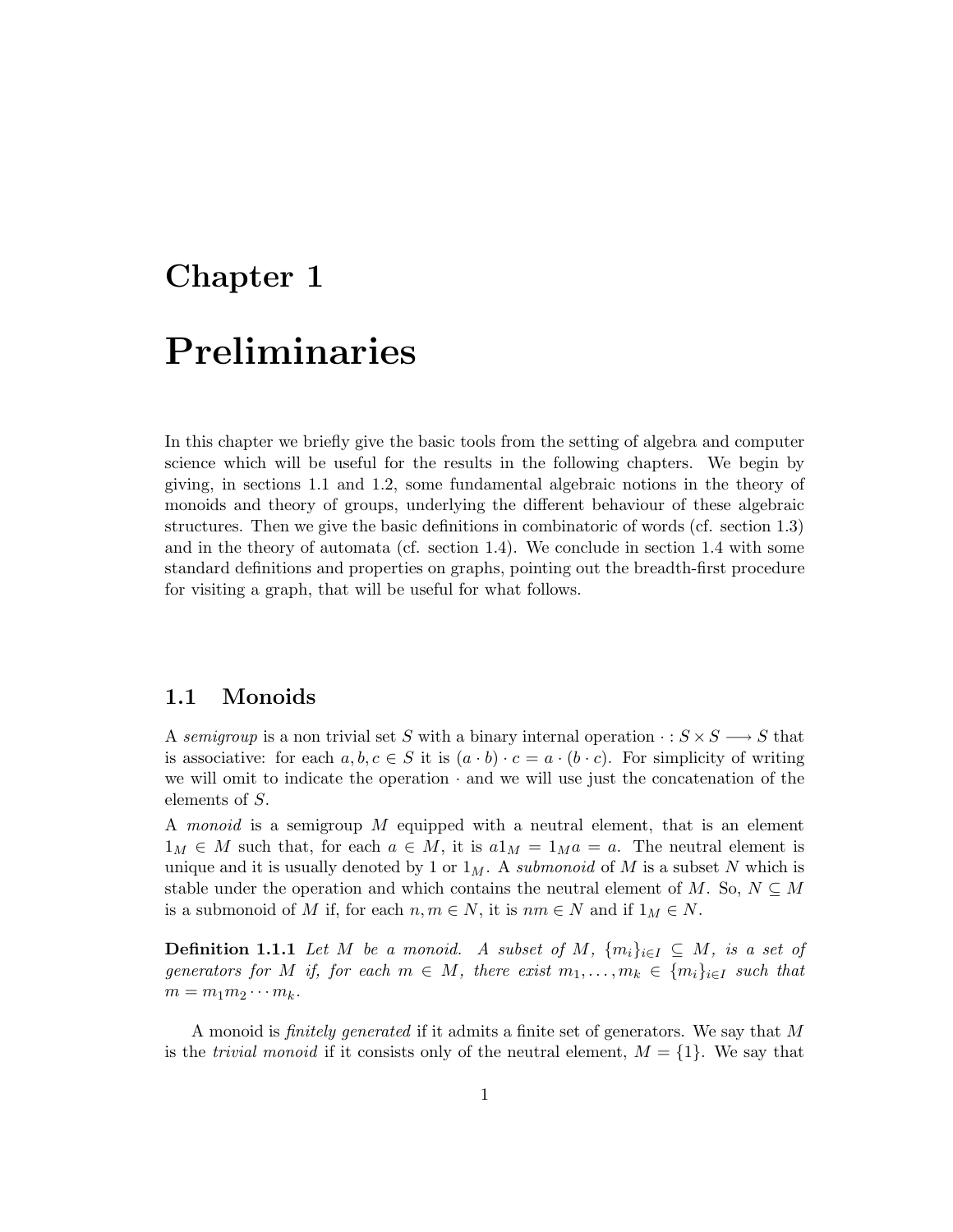# Chapter 1

# Preliminaries

In this chapter we briefly give the basic tools from the setting of algebra and computer science which will be useful for the results in the following chapters. We begin by giving, in sections 1.1 and 1.2, some fundamental algebraic notions in the theory of monoids and theory of groups, underlying the different behaviour of these algebraic structures. Then we give the basic definitions in combinatoric of words (cf. section 1.3) and in the theory of automata (cf. section 1.4). We conclude in section 1.4 with some standard definitions and properties on graphs, pointing out the breadth-first procedure for visiting a graph, that will be useful for what follows.

## 1.1 Monoids

A *semigroup* is a non trivial set $S$ with a binary internal operation $\cdot : S \times S \longrightarrow S$ that is associative: for each $a, b, c \in S$ it is $(a \cdot b) \cdot c = a \cdot (b \cdot c)$. For simplicity of writing we will omit to indicate the operation $\cdot$ and we will use just the concatenation of the elements of $S$.

A *monoid* is a semigroup $M$ equipped with a neutral element, that is an element $1_M \in M$ such that, for each $a \in M$, it is $a 1_M = 1_M a = a$. The neutral element is unique and it is usually denoted by 1 or $1_M$. A *submonoid* of $M$ is a subset $N$ which is stable under the operation and which contains the neutral element of $M$. So, $N \subseteq M$ is a submonoid of $M$ if, for each $n, m \in N$, it is $nm \in N$ and if $1_M \in N$.

**Definition 1.1.1** *Let $M$ be a monoid. A subset of $M$, $\{m_i\}_{i \in I} \subseteq M$, is a set of generators for $M$ if, for each $m \in M$, there exist $m_1, \ldots, m_k \in \{m_i\}_{i \in I}$ such that $m = m_1 m_2 \cdots m_k$.*

A monoid is *finitely generated* if it admits a finite set of generators. We say that $M$ is the *trivial monoid* if it consists only of the neutral element, $M = \{1\}$. We say that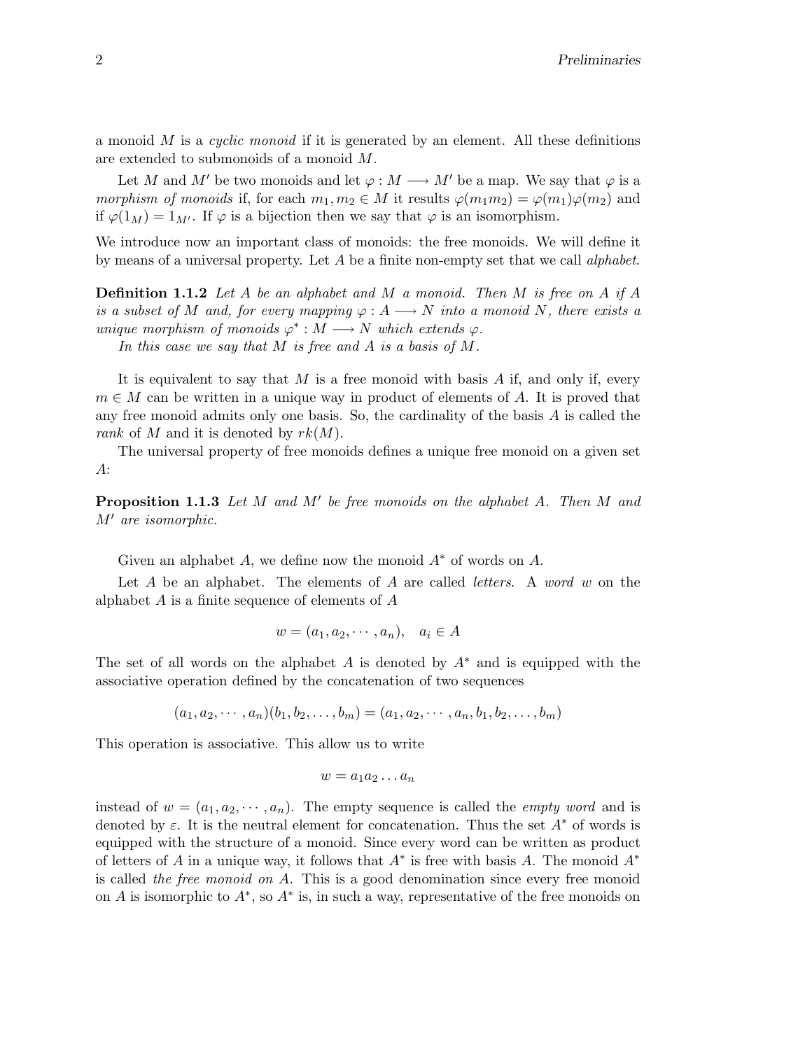a monoid $M$ is a *cyclic monoid* if it is generated by an element. All these definitions are extended to submonoids of a monoid $M$.

Let $M$ and $M'$ be two monoids and let $\varphi : M \longrightarrow M'$ be a map. We say that $\varphi$ is a *morphism of monoids* if, for each $m_1, m_2 \in M$ it results $\varphi(m_1 m_2) = \varphi(m_1)\varphi(m_2)$ and if $\varphi(1_M) = 1_{M'}$. If $\varphi$ is a bijection then we say that $\varphi$ is an isomorphism.

We introduce now an important class of monoids: the free monoids. We will define it by means of a universal property. Let $A$ be a finite non-empty set that we call *alphabet*.

**Definition 1.1.2** *Let $A$ be an alphabet and $M$ a monoid. Then $M$ is free on $A$ if $A$ is a subset of $M$ and, for every mapping $\varphi : A \longrightarrow N$ into a monoid $N$, there exists a unique morphism of monoids $\varphi^* : M \longrightarrow N$ which extends $\varphi$.*

*In this case we say that $M$ is free and $A$ is a basis of $M$.*

It is equivalent to say that $M$ is a free monoid with basis $A$ if, and only if, every $m \in M$ can be written in a unique way in product of elements of $A$. It is proved that any free monoid admits only one basis. So, the cardinality of the basis $A$ is called the *rank* of $M$ and it is denoted by $rk(M)$.

The universal property of free monoids defines a unique free monoid on a given set $A$:

**Proposition 1.1.3** *Let $M$ and $M'$ be free monoids on the alphabet $A$. Then $M$ and $M'$ are isomorphic.*

Given an alphabet $A$, we define now the monoid $A^*$ of words on $A$.

Let $A$ be an alphabet. The elements of $A$ are called *letters*. A *word* $w$ on the alphabet $A$ is a finite sequence of elements of $A$

$$w = (a_1, a_2, \cdots, a_n), \quad a_i \in A$$

The set of all words on the alphabet $A$ is denoted by $A^*$ and is equipped with the associative operation defined by the concatenation of two sequences

$$(a_1, a_2, \cdots, a_n)(b_1, b_2, \ldots, b_m) = (a_1, a_2, \cdots, a_n, b_1, b_2, \ldots, b_m)$$

This operation is associative. This allow us to write

$$w = a_1 a_2 \ldots a_n$$

instead of $w = (a_1, a_2, \cdots, a_n)$. The empty sequence is called the *empty word* and is denoted by $\varepsilon$. It is the neutral element for concatenation. Thus the set $A^*$ of words is equipped with the structure of a monoid. Since every word can be written as product of letters of $A$ in a unique way, it follows that $A^*$ is free with basis $A$. The monoid $A^*$ is called *the free monoid on* $A$. This is a good denomination since every free monoid on $A$ is isomorphic to $A^*$, so $A^*$ is, in such a way, representative of the free monoids on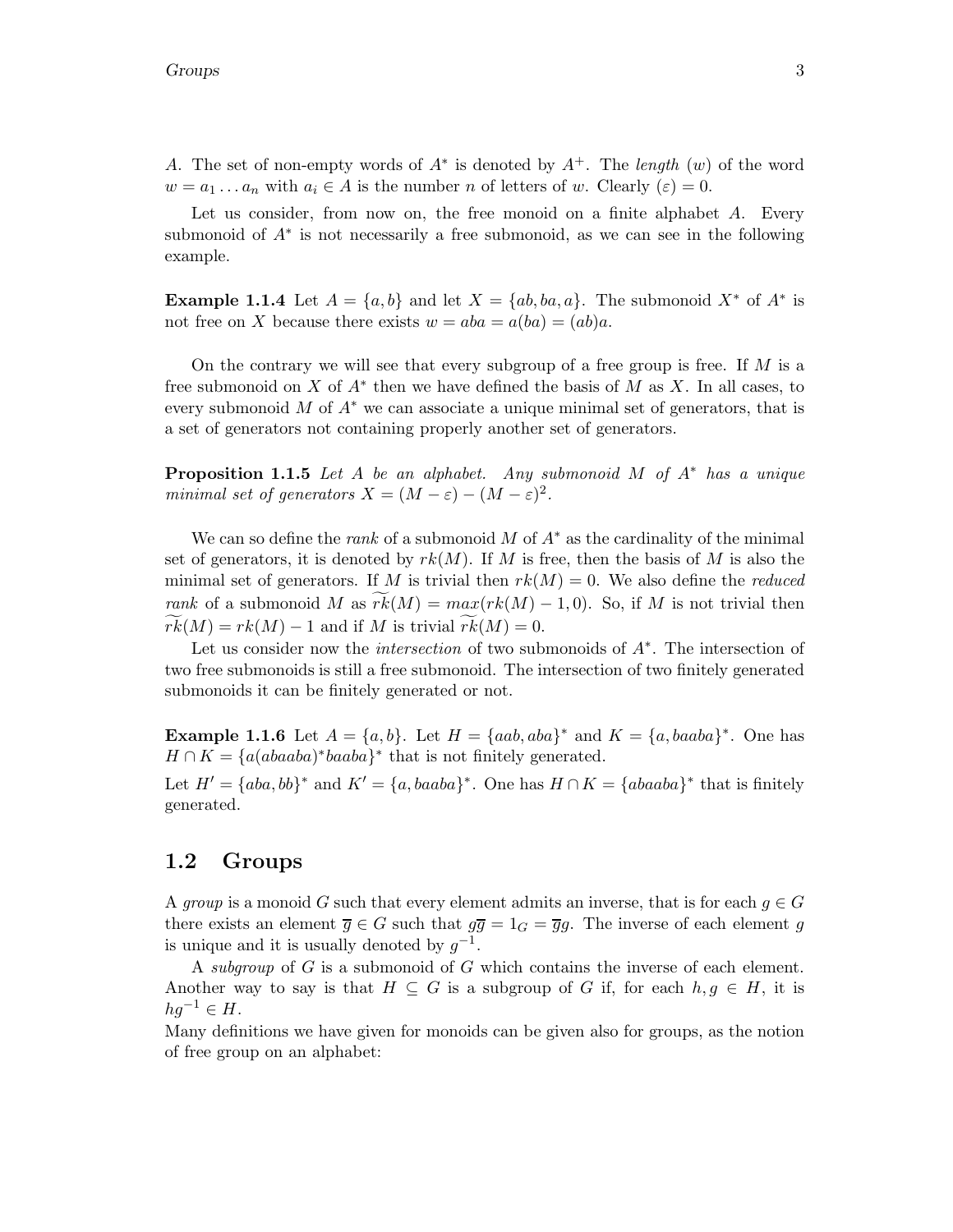$A$. The set of non-empty words of $A^*$ is denoted by $A^+$. The *length* $(w)$ of the word $w = a_1 \dots a_n$ with $a_i \in A$ is the number $n$ of letters of $w$. Clearly $(\varepsilon) = 0$.

Let us consider, from now on, the free monoid on a finite alphabet $A$. Every submonoid of $A^*$ is not necessarily a free submonoid, as we can see in the following example.

**Example 1.1.4** Let $A = \{a, b\}$ and let $X = \{ab, ba, a\}$. The submonoid $X^*$ of $A^*$ is not free on $X$ because there exists $w = aba = a(ba) = (ab)a$.

On the contrary we will see that every subgroup of a free group is free. If $M$ is a free submonoid on $X$ of $A^*$ then we have defined the basis of $M$ as $X$. In all cases, to every submonoid $M$ of $A^*$ we can associate a unique minimal set of generators, that is a set of generators not containing properly another set of generators.

**Proposition 1.1.5** *Let $A$ be an alphabet. Any submonoid $M$ of $A^*$ has a unique minimal set of generators $X = (M - \varepsilon) - (M - \varepsilon)^2$.*

We can so define the *rank* of a submonoid $M$ of $A^*$ as the cardinality of the minimal set of generators, it is denoted by $rk(M)$. If $M$ is free, then the basis of $M$ is also the minimal set of generators. If $M$ is trivial then $rk(M) = 0$. We also define the *reduced rank* of a submonoid $M$ as $\widetilde{rk}(M) = max(rk(M) - 1, 0)$. So, if $M$ is not trivial then $\widetilde{rk}(M) = rk(M) - 1$ and if $M$ is trivial $\widetilde{rk}(M) = 0$.

Let us consider now the *intersection* of two submonoids of $A^*$. The intersection of two free submonoids is still a free submonoid. The intersection of two finitely generated submonoids it can be finitely generated or not.

**Example 1.1.6** Let $A = \{a, b\}$. Let $H = \{aab, aba\}^*$ and $K = \{a, baaba\}^*$. One has $H \cap K = \{a(abaaba)^*baaba\}^*$ that is not finitely generated.
Let $H' = \{aba, bb\}^*$ and $K' = \{a, baaba\}^*$. One has $H \cap K = \{abaaba\}^*$ that is finitely generated.

## 1.2 Groups

A *group* is a monoid $G$ such that every element admits an inverse, that is for each $g \in G$ there exists an element $\overline{g} \in G$ such that $g\overline{g} = 1_G = \overline{g}g$. The inverse of each element $g$ is unique and it is usually denoted by $g^{-1}$.

A *subgroup* of $G$ is a submonoid of $G$ which contains the inverse of each element. Another way to say is that $H \subseteq G$ is a subgroup of $G$ if, for each $h, g \in H$, it is $hg^{-1} \in H$.
Many definitions we have given for monoids can be given also for groups, as the notion of free group on an alphabet: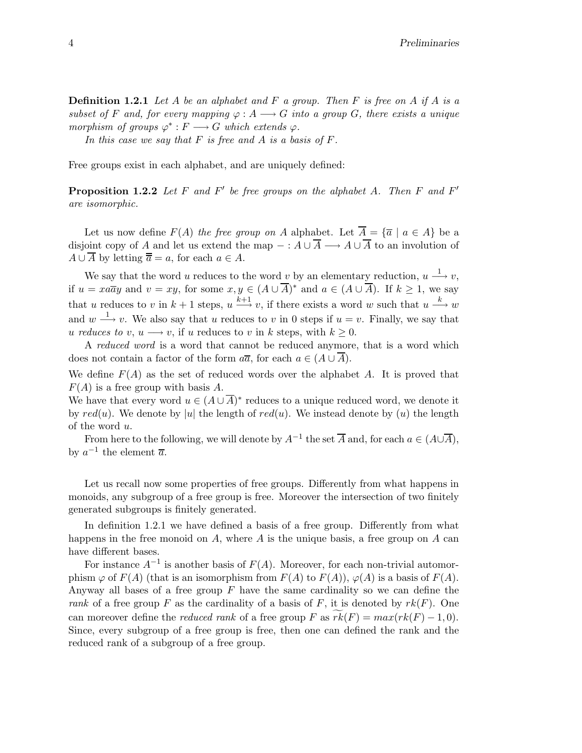**Definition 1.2.1** *Let $A$ be an alphabet and $F$ a group. Then $F$ is free on $A$ if $A$ is a subset of $F$ and, for every mapping $\varphi : A \longrightarrow G$ into a group $G$, there exists a unique morphism of groups $\varphi^* : F \longrightarrow G$ which extends $\varphi$.*

*In this case we say that $F$ is free and $A$ is a basis of $F$.*

Free groups exist in each alphabet, and are uniquely defined:

**Proposition 1.2.2** *Let $F$ and $F'$ be free groups on the alphabet $A$. Then $F$ and $F'$ are isomorphic.*

Let us now define $F(A)$ *the free group on $A$* alphabet. Let $\overline{A} = \{\overline{a} \mid a \in A\}$ be a disjoint copy of $A$ and let us extend the map $- : A \cup \overline{A} \longrightarrow A \cup \overline{A}$ to an involution of $A \cup \overline{A}$ by letting $\overline{\overline{a}} = a$, for each $a \in A$.

We say that the word $u$ reduces to the word $v$ by an elementary reduction, $u \xrightarrow{1} v$, if $u = xa\overline{a}y$ and $v = xy$, for some $x, y \in (A \cup \overline{A})^*$ and $a \in (A \cup \overline{A})$. If $k \geq 1$, we say that $u$ reduces to $v$ in $k+1$ steps, $u \xrightarrow{k+1} v$, if there exists a word $w$ such that $u \xrightarrow{k} w$ and $w \xrightarrow{1} v$. We also say that $u$ reduces to $v$ in 0 steps if $u = v$. Finally, we say that *$u$ reduces to $v$*, $u \longrightarrow v$, if $u$ reduces to $v$ in $k$ steps, with $k \geq 0$.

A *reduced word* is a word that cannot be reduced anymore, that is a word which does not contain a factor of the form $a\overline{a}$, for each $a \in (A \cup \overline{A})$.

We define $F(A)$ as the set of reduced words over the alphabet $A$. It is proved that $F(A)$ is a free group with basis $A$.

We have that every word $u \in (A \cup \overline{A})^*$ reduces to a unique reduced word, we denote it by $red(u)$. We denote by $|u|$ the length of $red(u)$. We instead denote by $(u)$ the length of the word $u$.

From here to the following, we will denote by $A^{-1}$ the set $\overline{A}$ and, for each $a \in (A \cup \overline{A})$, by $a^{-1}$ the element $\overline{a}$.

Let us recall now some properties of free groups. Differently from what happens in monoids, any subgroup of a free group is free. Moreover the intersection of two finitely generated subgroups is finitely generated.

In definition 1.2.1 we have defined a basis of a free group. Differently from what happens in the free monoid on $A$, where $A$ is the unique basis, a free group on $A$ can have different bases.

For instance $A^{-1}$ is another basis of $F(A)$. Moreover, for each non-trivial automorphism $\varphi$ of $F(A)$ (that is an isomorphism from $F(A)$ to $F(A)$), $\varphi(A)$ is a basis of $F(A)$. Anyway all bases of a free group $F$ have the same cardinality so we can define the *rank* of a free group $F$ as the cardinality of a basis of $F$, it is denoted by $rk(F)$. One can moreover define the *reduced rank* of a free group $F$ as $\widetilde{rk}(F) = max(rk(F) - 1, 0)$. Since, every subgroup of a free group is free, then one can defined the rank and the reduced rank of a subgroup of a free group.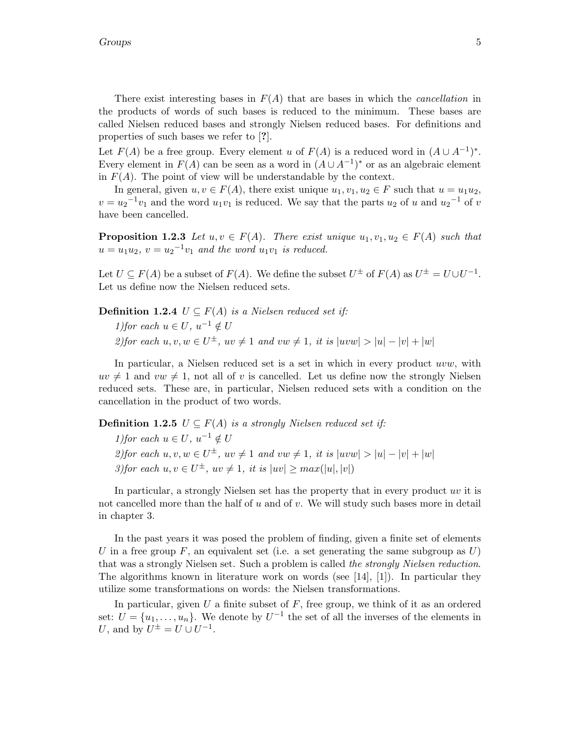There exist interesting bases in $F(A)$ that are bases in which the *cancellation* in the products of words of such bases is reduced to the minimum. These bases are called Nielsen reduced bases and strongly Nielsen reduced bases. For definitions and properties of such bases we refer to [**?**].

Let $F(A)$ be a free group. Every element $u$ of $F(A)$ is a reduced word in $(A \cup A^{-1})^*$. Every element in $F(A)$ can be seen as a word in $(A \cup A^{-1})^*$ or as an algebraic element in $F(A)$. The point of view will be understandable by the context.

In general, given $u, v \in F(A)$, there exist unique $u_1, v_1, u_2 \in F$ such that $u = u_1 u_2$, $v = {u_2}^{-1} v_1$ and the word $u_1 v_1$ is reduced. We say that the parts $u_2$ of $u$ and ${u_2}^{-1}$ of $v$ have been cancelled.

**Proposition 1.2.3** *Let $u, v \in F(A)$. There exist unique $u_1, v_1, u_2 \in F(A)$ such that $u = u_1 u_2$, $v = {u_2}^{-1} v_1$ and the word $u_1 v_1$ is reduced.*

Let $U \subseteq F(A)$ be a subset of $F(A)$. We define the subset $U^{\pm}$ of $F(A)$ as $U^{\pm} = U \cup U^{-1}$. Let us define now the Nielsen reduced sets.

**Definition 1.2.4** *$U \subseteq F(A)$ is a Nielsen reduced set if:*

*1)for each $u \in U$, $u^{-1} \notin U$*

*2)for each $u, v, w \in U^{\pm}$, $uv \neq 1$ and $vw \neq 1$, it is $|uvw| > |u| - |v| + |w|$*

In particular, a Nielsen reduced set is a set in which in every product $uvw$, with $uv \neq 1$ and $vw \neq 1$, not all of $v$ is cancelled. Let us define now the strongly Nielsen reduced sets. These are, in particular, Nielsen reduced sets with a condition on the cancellation in the product of two words.

**Definition 1.2.5** *$U \subseteq F(A)$ is a strongly Nielsen reduced set if:*

*1)for each $u \in U$, $u^{-1} \notin U$*

*2)for each $u, v, w \in U^{\pm}$, $uv \neq 1$ and $vw \neq 1$, it is $|uvw| > |u| - |v| + |w|$*

*3)for each $u, v \in U^{\pm}$, $uv \neq 1$, it is $|uv| \geq max(|u|, |v|)$*

In particular, a strongly Nielsen set has the property that in every product $uv$ it is not cancelled more than the half of $u$ and of $v$. We will study such bases more in detail in chapter 3.

In the past years it was posed the problem of finding, given a finite set of elements $U$ in a free group $F$, an equivalent set (i.e. a set generating the same subgroup as $U$) that was a strongly Nielsen set. Such a problem is called *the strongly Nielsen reduction*. The algorithms known in literature work on words (see [14], [1]). In particular they utilize some transformations on words: the Nielsen transformations.

In particular, given $U$ a finite subset of $F$, free group, we think of it as an ordered set: $U = \{u_1, \ldots, u_n\}$. We denote by $U^{-1}$ the set of all the inverses of the elements in $U$, and by $U^{\pm} = U \cup U^{-1}$.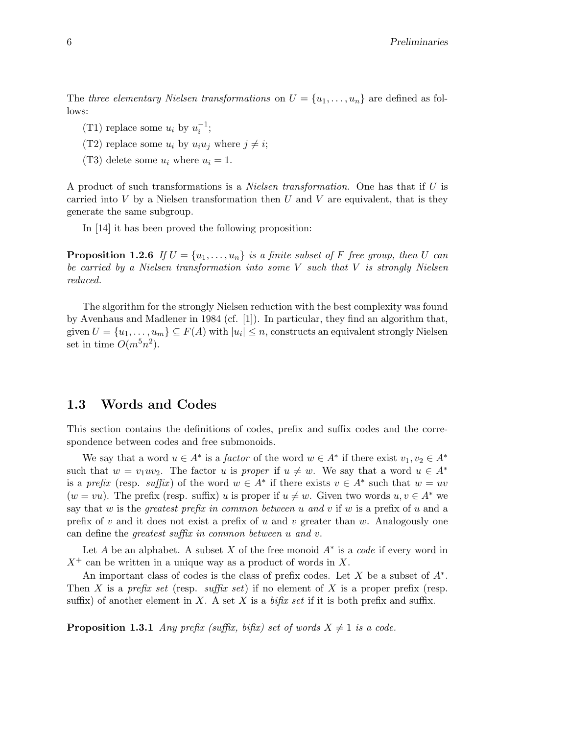The *three elementary Nielsen transformations* on $U = \{u_1, \ldots, u_n\}$ are defined as follows:

(T1) replace some $u_i$ by $u_i^{-1}$;

(T2) replace some $u_i$ by $u_i u_j$ where $j \neq i$;

(T3) delete some $u_i$ where $u_i = 1$.

A product of such transformations is a *Nielsen transformation*. One has that if $U$ is carried into $V$ by a Nielsen transformation then $U$ and $V$ are equivalent, that is they generate the same subgroup.

In [14] it has been proved the following proposition:

**Proposition 1.2.6** *If $U = \{u_1, \ldots, u_n\}$ is a finite subset of $F$ free group, then $U$ can be carried by a Nielsen transformation into some $V$ such that $V$ is strongly Nielsen reduced.*

The algorithm for the strongly Nielsen reduction with the best complexity was found by Avenhaus and Madlener in 1984 (cf. [1]). In particular, they find an algorithm that, given $U = \{u_1, \ldots, u_m\} \subseteq F(A)$ with $|u_i| \leq n$, constructs an equivalent strongly Nielsen set in time $O(m^5 n^2)$.

## 1.3 Words and Codes

This section contains the definitions of codes, prefix and suffix codes and the correspondence between codes and free submonoids.

We say that a word $u \in A^*$ is a *factor* of the word $w \in A^*$ if there exist $v_1, v_2 \in A^*$ such that $w = v_1 u v_2$. The factor $u$ is *proper* if $u \neq w$. We say that a word $u \in A^*$ is a *prefix* (resp. *suffix*) of the word $w \in A^*$ if there exists $v \in A^*$ such that $w = uv$ ($w = vu$). The prefix (resp. suffix) $u$ is proper if $u \neq w$. Given two words $u, v \in A^*$ we say that $w$ is the *greatest prefix in common between $u$ and $v$* if $w$ is a prefix of $u$ and a prefix of $v$ and it does not exist a prefix of $u$ and $v$ greater than $w$. Analogously one can define the *greatest suffix in common between $u$ and $v$*.

Let $A$ be an alphabet. A subset $X$ of the free monoid $A^*$ is a *code* if every word in $X^+$ can be written in a unique way as a product of words in $X$.

An important class of codes is the class of prefix codes. Let $X$ be a subset of $A^*$. Then $X$ is a *prefix set* (resp. *suffix set*) if no element of $X$ is a proper prefix (resp. suffix) of another element in $X$. A set $X$ is a *bifix set* if it is both prefix and suffix.

**Proposition 1.3.1** *Any prefix (suffix, bifix) set of words $X \neq 1$ is a code.*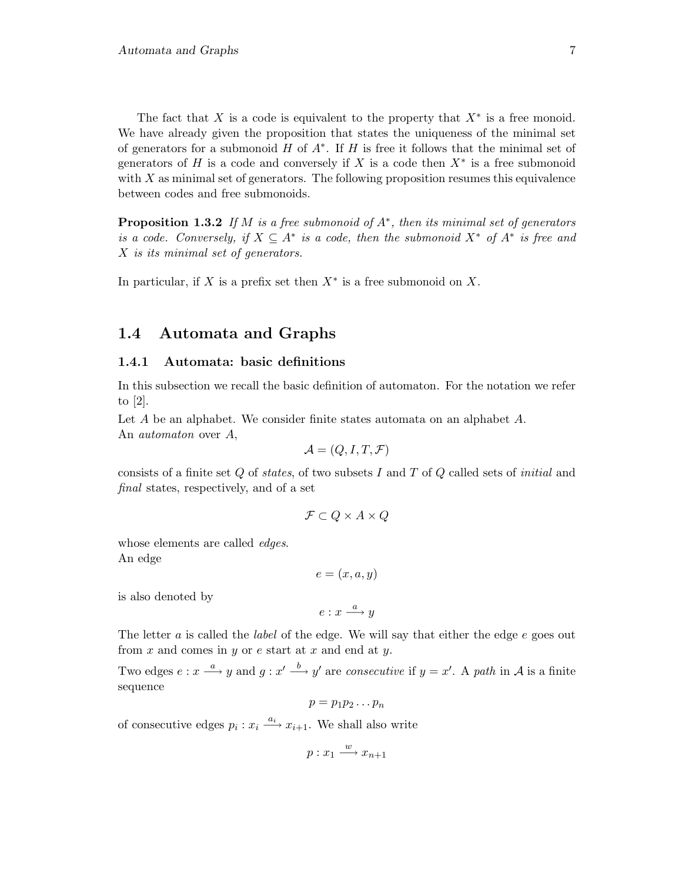The fact that $X$ is a code is equivalent to the property that $X^*$ is a free monoid. We have already given the proposition that states the uniqueness of the minimal set of generators for a submonoid $H$ of $A^*$. If $H$ is free it follows that the minimal set of generators of $H$ is a code and conversely if $X$ is a code then $X^*$ is a free submonoid with $X$ as minimal set of generators. The following proposition resumes this equivalence between codes and free submonoids.

**Proposition 1.3.2** *If $M$ is a free submonoid of $A^*$, then its minimal set of generators is a code. Conversely, if $X \subseteq A^*$ is a code, then the submonoid $X^*$ of $A^*$ is free and $X$ is its minimal set of generators.*

In particular, if $X$ is a prefix set then $X^*$ is a free submonoid on $X$.

## 1.4 Automata and Graphs

### 1.4.1 Automata: basic definitions

In this subsection we recall the basic definition of automaton. For the notation we refer to [2].

Let $A$ be an alphabet. We consider finite states automata on an alphabet $A$.
An *automaton* over $A$,

$$\mathcal{A} = (Q, I, T, \mathcal{F})$$

consists of a finite set $Q$ of *states*, of two subsets $I$ and $T$ of $Q$ called sets of *initial* and *final* states, respectively, and of a set

$$\mathcal{F} \subset Q \times A \times Q$$

whose elements are called *edges*.
An edge

$$e = (x, a, y)$$

is also denoted by

$$e : x \xrightarrow{a} y$$

The letter $a$ is called the *label* of the edge. We will say that either the edge $e$ goes out from $x$ and comes in $y$ or $e$ start at $x$ and end at $y$.

Two edges $e : x \xrightarrow{a} y$ and $g : x' \xrightarrow{b} y'$ are *consecutive* if $y = x'$. A *path* in $\mathcal{A}$ is a finite sequence

$$p = p_1 p_2 \dots p_n$$

of consecutive edges $p_i : x_i \xrightarrow{a_i} x_{i+1}$. We shall also write

$$p : x_1 \xrightarrow{w} x_{n+1}$$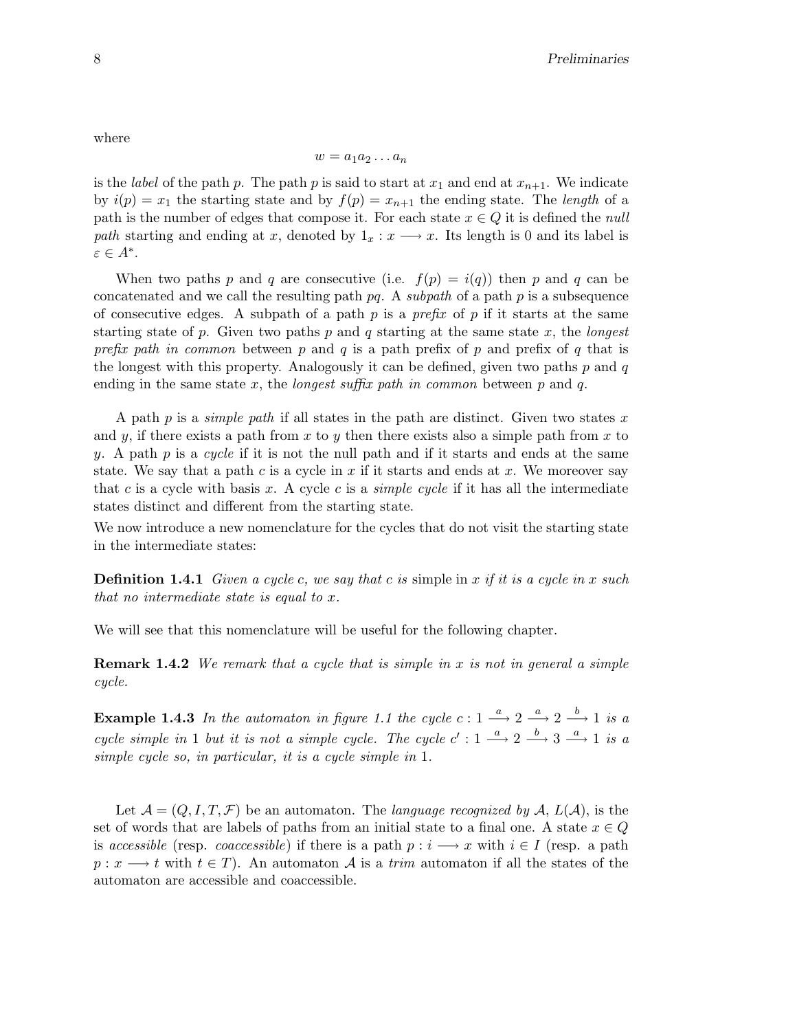where

$$w = a_1 a_2 \dots a_n$$

is the *label* of the path $p$. The path $p$ is said to start at $x_1$ and end at $x_{n+1}$. We indicate by $i(p) = x_1$ the starting state and by $f(p) = x_{n+1}$ the ending state. The *length* of a path is the number of edges that compose it. For each state $x \in Q$ it is defined the *null path* starting and ending at $x$, denoted by $1_x : x \longrightarrow x$. Its length is 0 and its label is $\varepsilon \in A^*$.

When two paths $p$ and $q$ are consecutive (i.e. $f(p) = i(q)$) then $p$ and $q$ can be concatenated and we call the resulting path $pq$. A *subpath* of a path $p$ is a subsequence of consecutive edges. A subpath of a path $p$ is a *prefix* of $p$ if it starts at the same starting state of $p$. Given two paths $p$ and $q$ starting at the same state $x$, the *longest prefix path in common* between $p$ and $q$ is a path prefix of $p$ and prefix of $q$ that is the longest with this property. Analogously it can be defined, given two paths $p$ and $q$ ending in the same state $x$, the *longest suffix path in common* between $p$ and $q$.

A path $p$ is a *simple path* if all states in the path are distinct. Given two states $x$ and $y$, if there exists a path from $x$ to $y$ then there exists also a simple path from $x$ to $y$. A path $p$ is a *cycle* if it is not the null path and if it starts and ends at the same state. We say that a path $c$ is a cycle in $x$ if it starts and ends at $x$. We moreover say that $c$ is a cycle with basis $x$. A cycle $c$ is a *simple cycle* if it has all the intermediate states distinct and different from the starting state.

We now introduce a new nomenclature for the cycles that do not visit the starting state in the intermediate states:

**Definition 1.4.1** *Given a cycle $c$, we say that $c$ is* simple in $x$ *if it is a cycle in $x$ such that no intermediate state is equal to $x$.*

We will see that this nomenclature will be useful for the following chapter.

**Remark 1.4.2** *We remark that a cycle that is simple in $x$ is not in general a simple cycle.*

**Example 1.4.3** *In the automaton in figure 1.1 the cycle $c : 1 \xrightarrow{a} 2 \xrightarrow{a} 2 \xrightarrow{b} 1$ is a cycle simple in 1 but it is not a simple cycle. The cycle $c' : 1 \xrightarrow{a} 2 \xrightarrow{b} 3 \xrightarrow{a} 1$ is a simple cycle so, in particular, it is a cycle simple in 1.*

Let $\mathcal{A} = (Q, I, T, \mathcal{F})$ be an automaton. The *language recognized by* $\mathcal{A}$, $L(\mathcal{A})$, is the set of words that are labels of paths from an initial state to a final one. A state $x \in Q$ is *accessible* (resp. *coaccessible*) if there is a path $p : i \longrightarrow x$ with $i \in I$ (resp. a path $p : x \longrightarrow t$ with $t \in T$). An automaton $\mathcal{A}$ is a *trim* automaton if all the states of the automaton are accessible and coaccessible.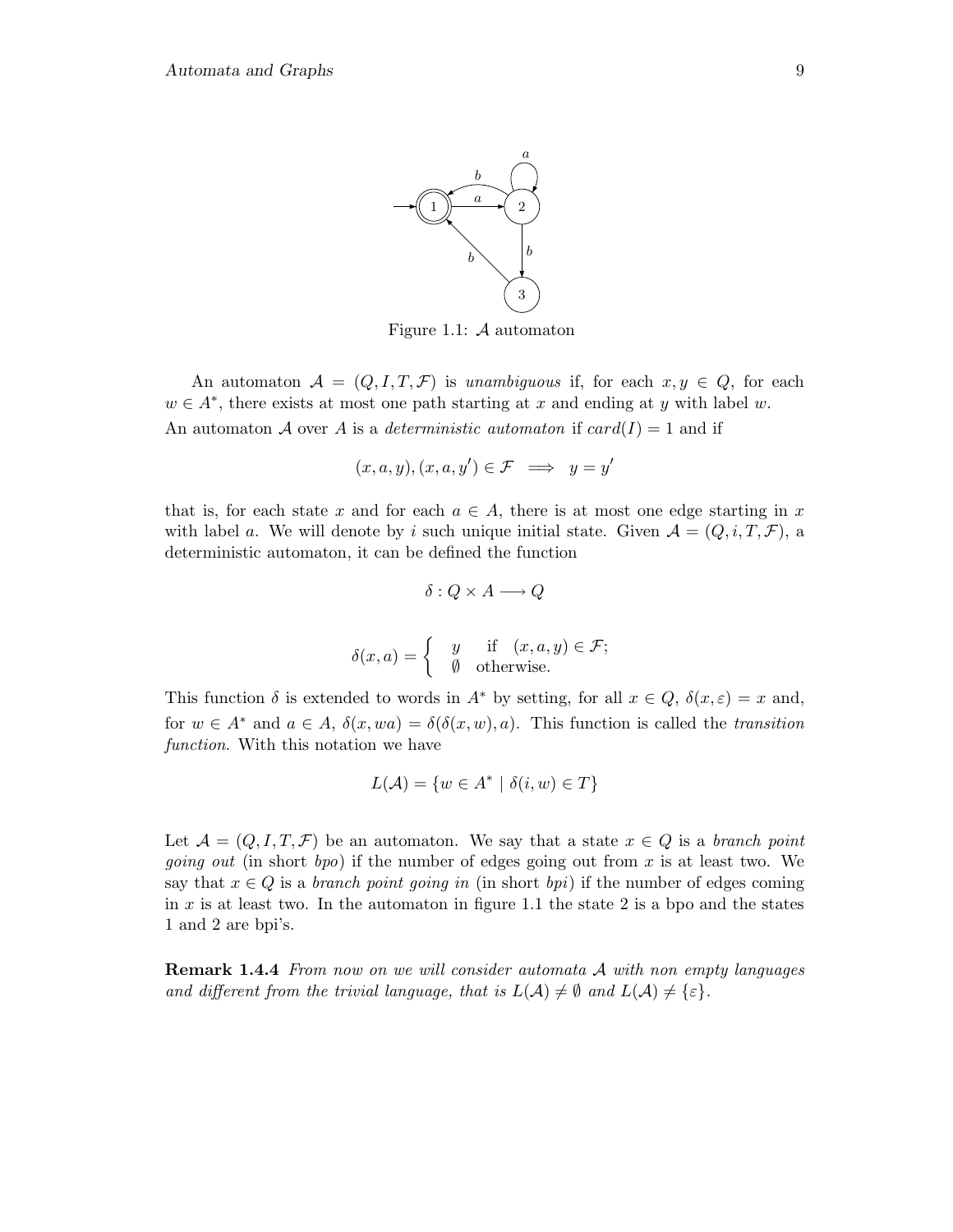Figure 1.1: $\mathcal{A}$ automaton

An automaton $\mathcal{A} = (Q, I, T, \mathcal{F})$ is *unambiguous* if, for each $x, y \in Q$, for each $w \in A^*$, there exists at most one path starting at $x$ and ending at $y$ with label $w$.
An automaton $\mathcal{A}$ over $A$ is a *deterministic automaton* if $card(I) = 1$ and if

$$(x, a, y), (x, a, y') \in \mathcal{F} \implies y = y'$$

that is, for each state $x$ and for each $a \in A$, there is at most one edge starting in $x$ with label $a$. We will denote by $i$ such unique initial state. Given $\mathcal{A} = (Q, i, T, \mathcal{F})$, a deterministic automaton, it can be defined the function

$$\delta : Q \times A \longrightarrow Q$$

$$\delta(x, a) = \begin{cases} y & \text{if } (x, a, y) \in \mathcal{F}; \\ \emptyset & \text{otherwise.} \end{cases}$$

This function $\delta$ is extended to words in $A^*$ by setting, for all $x \in Q$, $\delta(x, \varepsilon) = x$ and, for $w \in A^*$ and $a \in A$, $\delta(x, wa) = \delta(\delta(x, w), a)$. This function is called the *transition function*. With this notation we have

$$L(\mathcal{A}) = \{w \in A^* \mid \delta(i, w) \in T\}$$

Let $\mathcal{A} = (Q, I, T, \mathcal{F})$ be an automaton. We say that a state $x \in Q$ is a *branch point going out* (in short *bpo*) if the number of edges going out from $x$ is at least two. We say that $x \in Q$ is a *branch point going in* (in short *bpi*) if the number of edges coming in $x$ is at least two. In the automaton in figure 1.1 the state 2 is a bpo and the states 1 and 2 are bpi's.

**Remark 1.4.4** *From now on we will consider automata $\mathcal{A}$ with non empty languages and different from the trivial language, that is $L(\mathcal{A}) \neq \emptyset$ and $L(\mathcal{A}) \neq \{\varepsilon\}$.*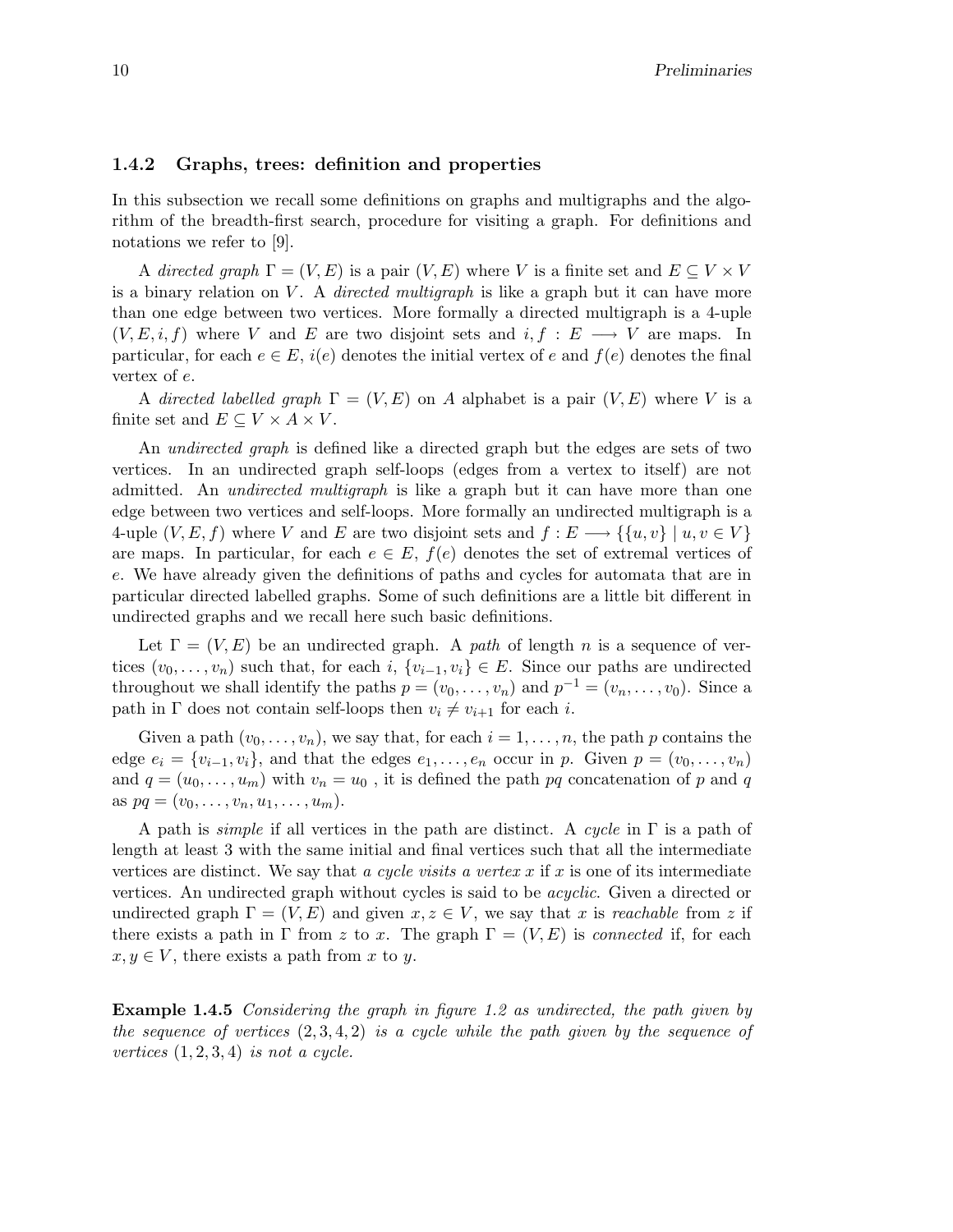### 1.4.2 Graphs, trees: definition and properties

In this subsection we recall some definitions on graphs and multigraphs and the algorithm of the breadth-first search, procedure for visiting a graph. For definitions and notations we refer to [9].

A *directed graph* $\Gamma = (V, E)$ is a pair $(V, E)$ where $V$ is a finite set and $E \subseteq V \times V$ is a binary relation on $V$. A *directed multigraph* is like a graph but it can have more than one edge between two vertices. More formally a directed multigraph is a 4-uple $(V, E, i, f)$ where $V$ and $E$ are two disjoint sets and $i, f : E \longrightarrow V$ are maps. In particular, for each $e \in E$, $i(e)$ denotes the initial vertex of $e$ and $f(e)$ denotes the final vertex of $e$.

A *directed labelled graph* $\Gamma = (V, E)$ on $A$ alphabet is a pair $(V, E)$ where $V$ is a finite set and $E \subseteq V \times A \times V$.

An *undirected graph* is defined like a directed graph but the edges are sets of two vertices. In an undirected graph self-loops (edges from a vertex to itself) are not admitted. An *undirected multigraph* is like a graph but it can have more than one edge between two vertices and self-loops. More formally an undirected multigraph is a 4-uple $(V, E, f)$ where $V$ and $E$ are two disjoint sets and $f : E \longrightarrow \{\{u, v\} \mid u, v \in V\}$ are maps. In particular, for each $e \in E$, $f(e)$ denotes the set of extremal vertices of $e$. We have already given the definitions of paths and cycles for automata that are in particular directed labelled graphs. Some of such definitions are a little bit different in undirected graphs and we recall here such basic definitions.

Let $\Gamma = (V, E)$ be an undirected graph. A *path* of length $n$ is a sequence of vertices $(v_0, \ldots, v_n)$ such that, for each $i$, $\{v_{i-1}, v_i\} \in E$. Since our paths are undirected throughout we shall identify the paths $p = (v_0, \ldots, v_n)$ and $p^{-1} = (v_n, \ldots, v_0)$. Since a path in $\Gamma$ does not contain self-loops then $v_i \neq v_{i+1}$ for each $i$.

Given a path $(v_0, \ldots, v_n)$, we say that, for each $i = 1, \ldots, n$, the path $p$ contains the edge $e_i = \{v_{i-1}, v_i\}$, and that the edges $e_1, \ldots, e_n$ occur in $p$. Given $p = (v_0, \ldots, v_n)$ and $q = (u_0, \ldots, u_m)$ with $v_n = u_0$ , it is defined the path $pq$ concatenation of $p$ and $q$ as $pq = (v_0, \ldots, v_n, u_1, \ldots, u_m)$.

A path is *simple* if all vertices in the path are distinct. A *cycle* in $\Gamma$ is a path of length at least 3 with the same initial and final vertices such that all the intermediate vertices are distinct. We say that *a cycle visits a vertex* $x$ if $x$ is one of its intermediate vertices. An undirected graph without cycles is said to be *acyclic*. Given a directed or undirected graph $\Gamma = (V, E)$ and given $x, z \in V$, we say that $x$ is *reachable* from $z$ if there exists a path in $\Gamma$ from $z$ to $x$. The graph $\Gamma = (V, E)$ is *connected* if, for each $x, y \in V$, there exists a path from $x$ to $y$.

**Example 1.4.5** *Considering the graph in figure 1.2 as undirected, the path given by the sequence of vertices* $(2, 3, 4, 2)$ *is a cycle while the path given by the sequence of vertices* $(1, 2, 3, 4)$ *is not a cycle.*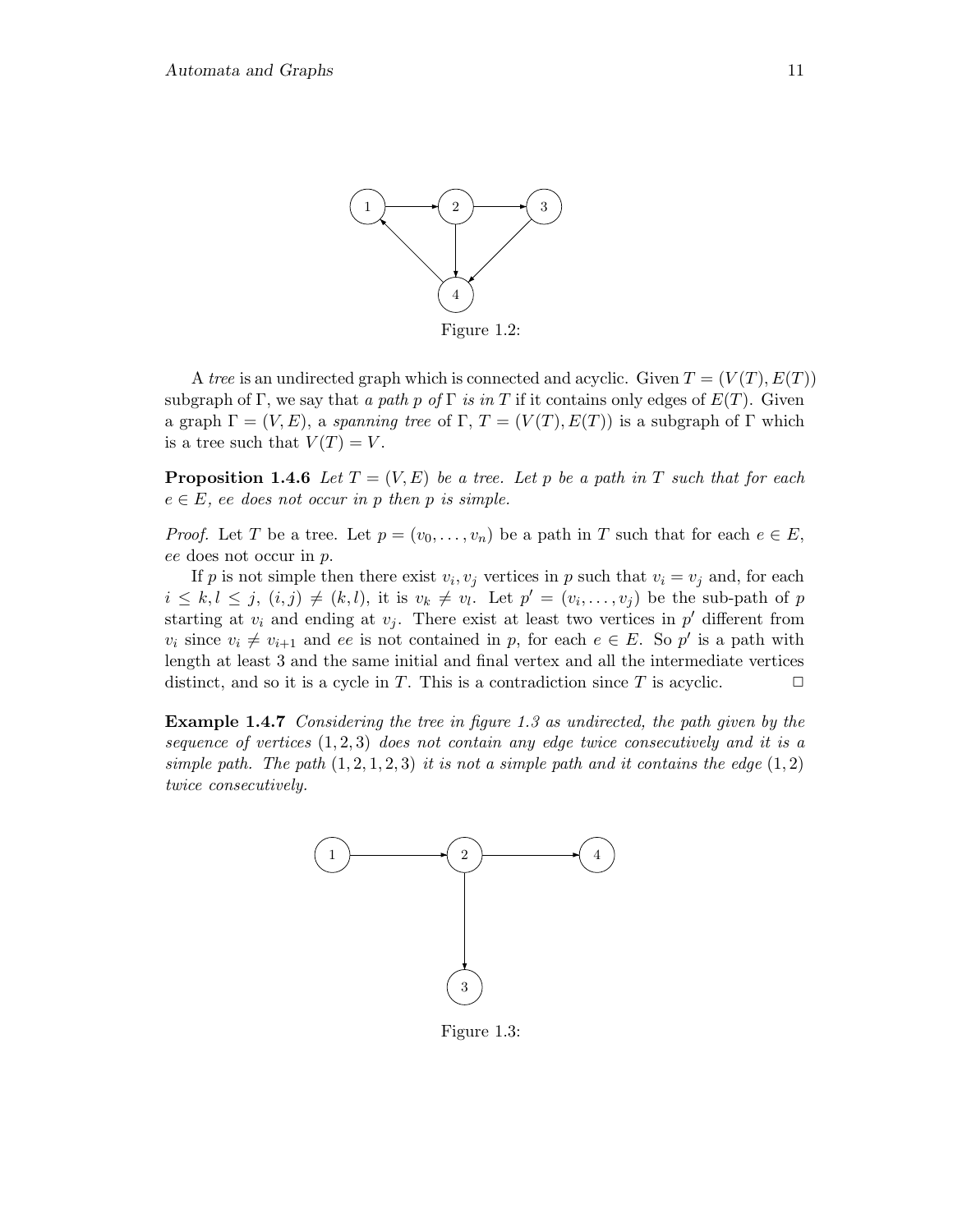Figure 1.2:

A *tree* is an undirected graph which is connected and acyclic. Given $T = (V(T), E(T))$ subgraph of $\Gamma$, we say that *a path $p$ of $\Gamma$ is in $T$* if it contains only edges of $E(T)$. Given a graph $\Gamma = (V, E)$, a *spanning tree* of $\Gamma$, $T = (V(T), E(T))$ is a subgraph of $\Gamma$ which is a tree such that $V(T) = V$.

**Proposition 1.4.6** *Let $T = (V, E)$ be a tree. Let $p$ be a path in $T$ such that for each $e \in E$, $ee$ does not occur in $p$ then $p$ is simple.*

*Proof.* Let $T$ be a tree. Let $p = (v_0, \ldots, v_n)$ be a path in $T$ such that for each $e \in E$, $ee$ does not occur in $p$.

If $p$ is not simple then there exist $v_i, v_j$ vertices in $p$ such that $v_i = v_j$ and, for each $i \leq k, l \leq j$, $(i, j) \neq (k, l)$, it is $v_k \neq v_l$. Let $p' = (v_i, \ldots, v_j)$ be the sub-path of $p$ starting at $v_i$ and ending at $v_j$. There exist at least two vertices in $p'$ different from $v_i$ since $v_i \neq v_{i+1}$ and $ee$ is not contained in $p$, for each $e \in E$. So $p'$ is a path with length at least 3 and the same initial and final vertex and all the intermediate vertices distinct, and so it is a cycle in $T$. This is a contradiction since $T$ is acyclic. □

**Example 1.4.7** *Considering the tree in figure 1.3 as undirected, the path given by the sequence of vertices $(1, 2, 3)$ does not contain any edge twice consecutively and it is a simple path. The path $(1, 2, 1, 2, 3)$ it is not a simple path and it contains the edge $(1, 2)$ twice consecutively.*

Figure 1.3: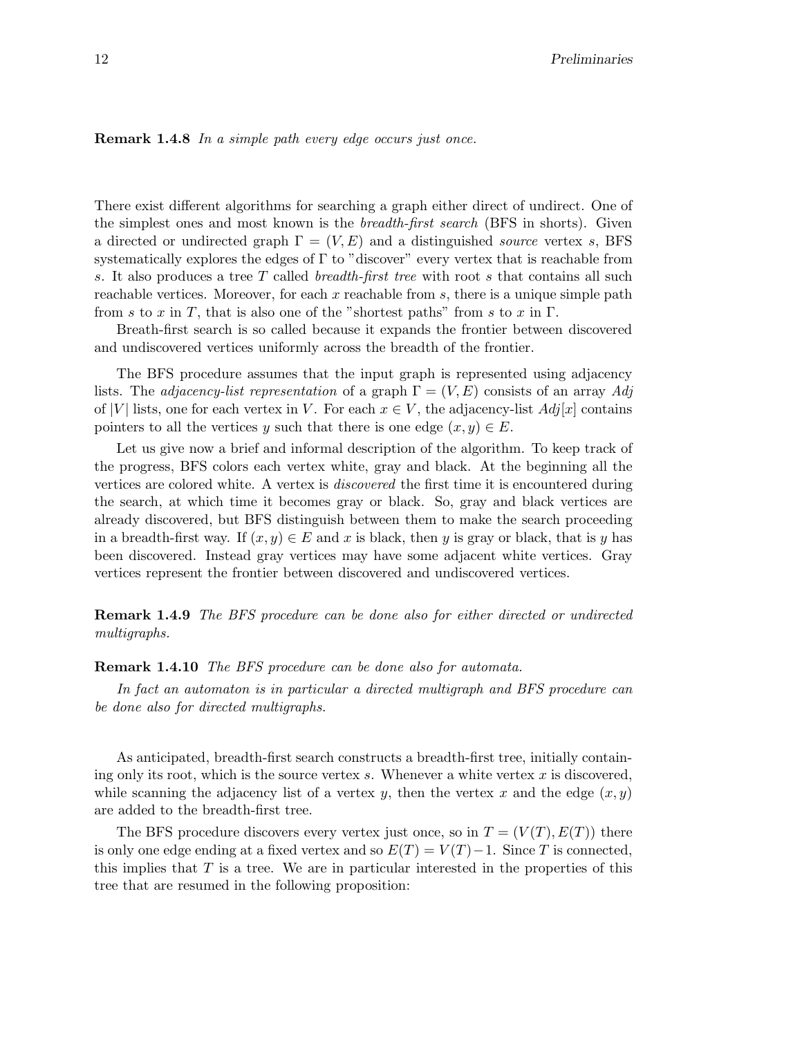**Remark 1.4.8** *In a simple path every edge occurs just once.*

There exist different algorithms for searching a graph either direct of undirect. One of the simplest ones and most known is the *breadth-first search* (BFS in shorts). Given a directed or undirected graph $\Gamma = (V, E)$ and a distinguished *source* vertex $s$, BFS systematically explores the edges of $\Gamma$ to "discover" every vertex that is reachable from $s$. It also produces a tree $T$ called *breadth-first tree* with root $s$ that contains all such reachable vertices. Moreover, for each $x$ reachable from $s$, there is a unique simple path from $s$ to $x$ in $T$, that is also one of the "shortest paths" from $s$ to $x$ in $\Gamma$.

Breath-first search is so called because it expands the frontier between discovered and undiscovered vertices uniformly across the breadth of the frontier.

The BFS procedure assumes that the input graph is represented using adjacency lists. The *adjacency-list representation* of a graph $\Gamma = (V, E)$ consists of an array $Adj$ of $|V|$ lists, one for each vertex in $V$. For each $x \in V$, the adjacency-list $Adj[x]$ contains pointers to all the vertices $y$ such that there is one edge $(x, y) \in E$.

Let us give now a brief and informal description of the algorithm. To keep track of the progress, BFS colors each vertex white, gray and black. At the beginning all the vertices are colored white. A vertex is *discovered* the first time it is encountered during the search, at which time it becomes gray or black. So, gray and black vertices are already discovered, but BFS distinguish between them to make the search proceeding in a breadth-first way. If $(x, y) \in E$ and $x$ is black, then $y$ is gray or black, that is $y$ has been discovered. Instead gray vertices may have some adjacent white vertices. Gray vertices represent the frontier between discovered and undiscovered vertices.

**Remark 1.4.9** *The BFS procedure can be done also for either directed or undirected multigraphs.*

**Remark 1.4.10** *The BFS procedure can be done also for automata.*

*In fact an automaton is in particular a directed multigraph and BFS procedure can be done also for directed multigraphs.*

As anticipated, breadth-first search constructs a breadth-first tree, initially containing only its root, which is the source vertex $s$. Whenever a white vertex $x$ is discovered, while scanning the adjacency list of a vertex $y$, then the vertex $x$ and the edge $(x, y)$ are added to the breadth-first tree.

The BFS procedure discovers every vertex just once, so in $T = (V(T), E(T))$ there is only one edge ending at a fixed vertex and so $E(T) = V(T) - 1$. Since $T$ is connected, this implies that $T$ is a tree. We are in particular interested in the properties of this tree that are resumed in the following proposition: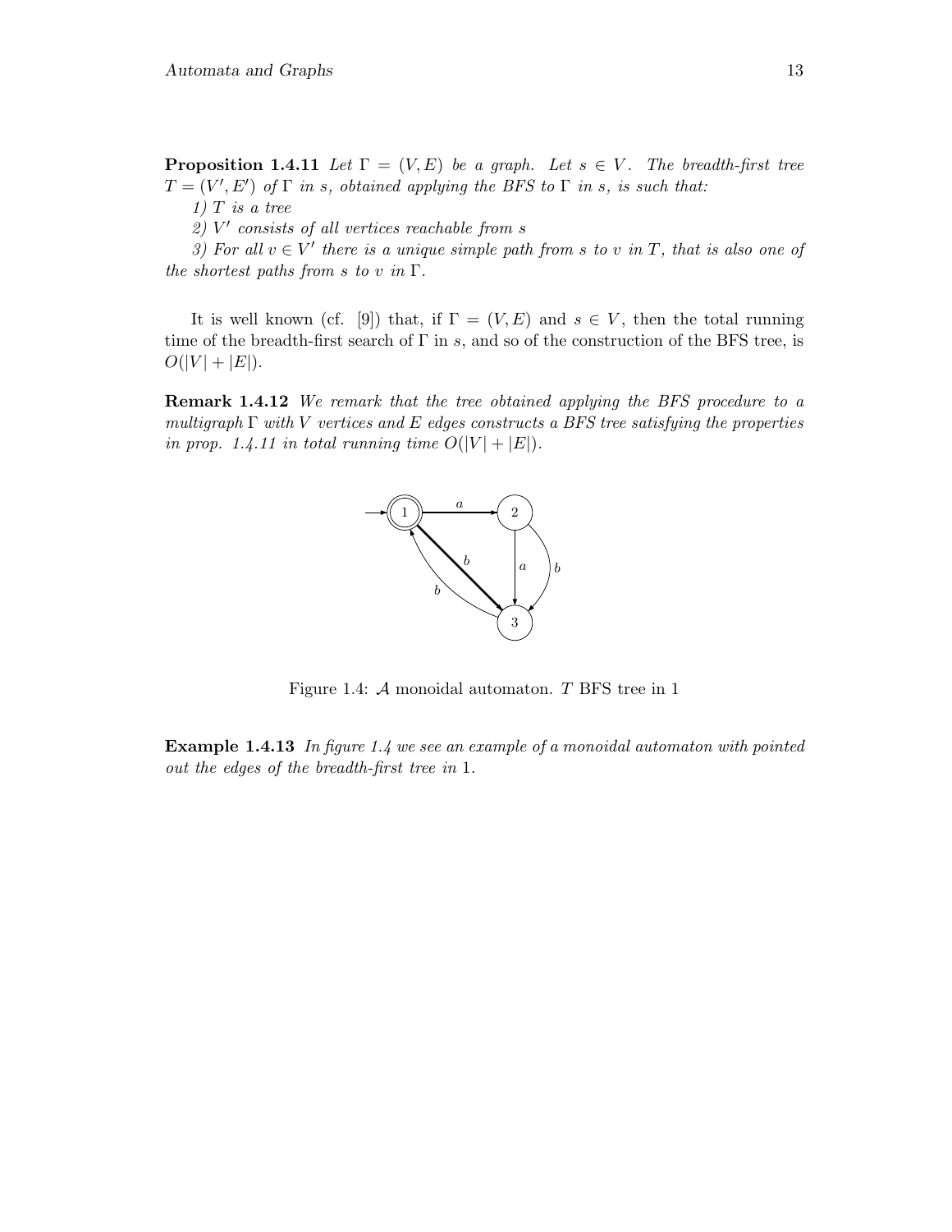**Proposition 1.4.11** *Let $\Gamma = (V, E)$ be a graph. Let $s \in V$. The breadth-first tree $T = (V', E')$ of $\Gamma$ in $s$, obtained applying the BFS to $\Gamma$ in $s$, is such that:*

*1) $T$ is a tree*

*2) $V'$ consists of all vertices reachable from $s$*

*3) For all $v \in V'$ there is a unique simple path from $s$ to $v$ in $T$, that is also one of the shortest paths from $s$ to $v$ in $\Gamma$.*

It is well known (cf. [9]) that, if $\Gamma = (V, E)$ and $s \in V$, then the total running time of the breadth-first search of $\Gamma$ in $s$, and so of the construction of the BFS tree, is $O(|V| + |E|)$.

**Remark 1.4.12** *We remark that the tree obtained applying the BFS procedure to a multigraph $\Gamma$ with $V$ vertices and $E$ edges constructs a BFS tree satisfying the properties in prop. 1.4.11 in total running time $O(|V| + |E|)$.*

Figure 1.4: $\mathcal{A}$ monoidal automaton. $T$ BFS tree in 1

**Example 1.4.13** *In figure 1.4 we see an example of a monoidal automaton with pointed out the edges of the breadth-first tree in* 1.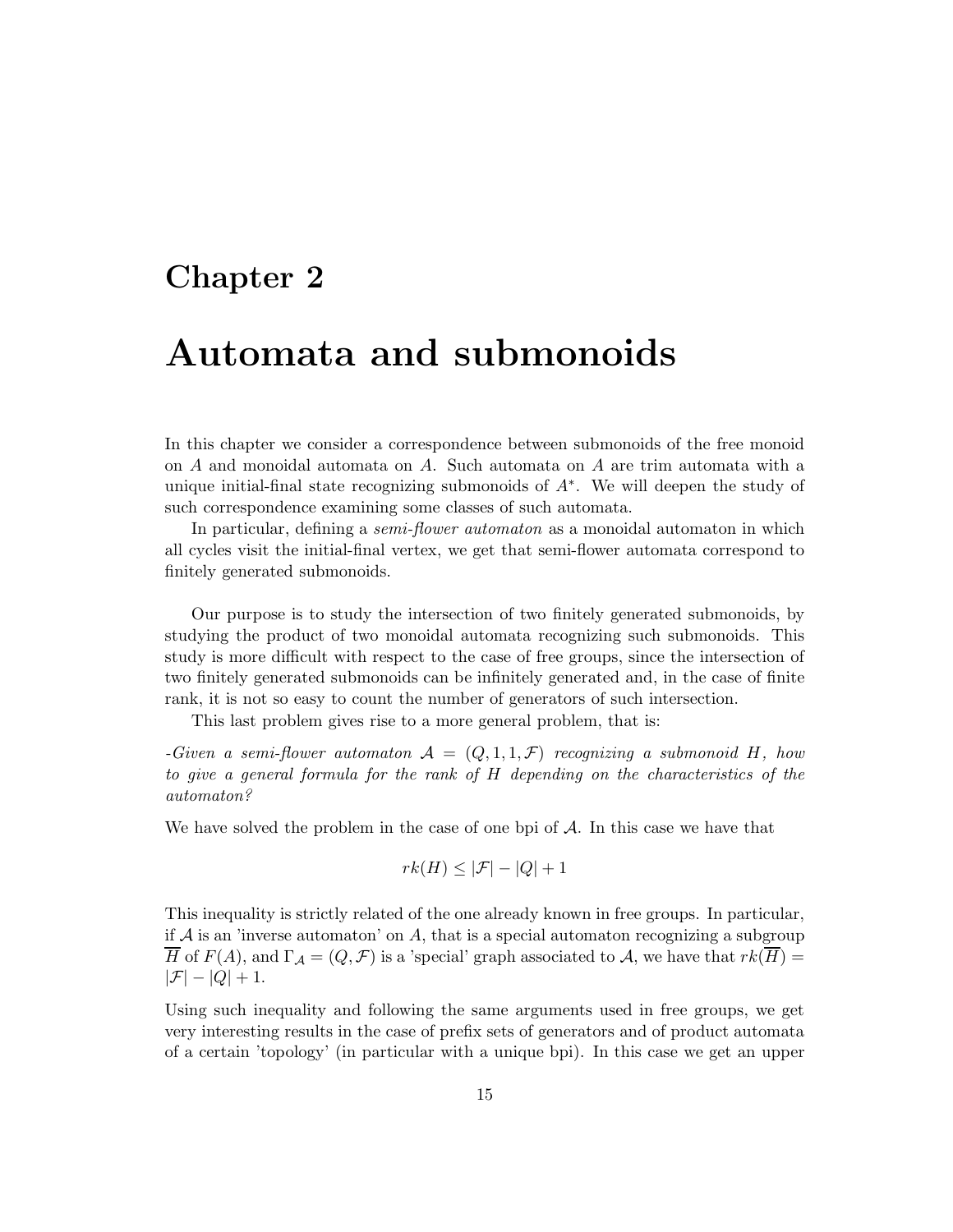# Chapter 2

# Automata and submonoids

In this chapter we consider a correspondence between submonoids of the free monoid on $A$ and monoidal automata on $A$. Such automata on $A$ are trim automata with a unique initial-final state recognizing submonoids of $A^*$. We will deepen the study of such correspondence examining some classes of such automata.

In particular, defining a *semi-flower automaton* as a monoidal automaton in which all cycles visit the initial-final vertex, we get that semi-flower automata correspond to finitely generated submonoids.

Our purpose is to study the intersection of two finitely generated submonoids, by studying the product of two monoidal automata recognizing such submonoids. This study is more difficult with respect to the case of free groups, since the intersection of two finitely generated submonoids can be infinitely generated and, in the case of finite rank, it is not so easy to count the number of generators of such intersection.

This last problem gives rise to a more general problem, that is:

*-Given a semi-flower automaton $\mathcal{A} = (Q, 1, 1, \mathcal{F})$ recognizing a submonoid $H$, how to give a general formula for the rank of $H$ depending on the characteristics of the automaton?*

We have solved the problem in the case of one bpi of $\mathcal{A}$. In this case we have that

$$rk(H) \leq |\mathcal{F}| - |Q| + 1$$

This inequality is strictly related of the one already known in free groups. In particular, if $\mathcal{A}$ is an 'inverse automaton' on $A$, that is a special automaton recognizing a subgroup $\overline{H}$ of $F(A)$, and $\Gamma_{\mathcal{A}} = (Q, \mathcal{F})$ is a 'special' graph associated to $\mathcal{A}$, we have that $rk(\overline{H}) = |\mathcal{F}| - |Q| + 1$.

Using such inequality and following the same arguments used in free groups, we get very interesting results in the case of prefix sets of generators and of product automata of a certain 'topology' (in particular with a unique bpi). In this case we get an upper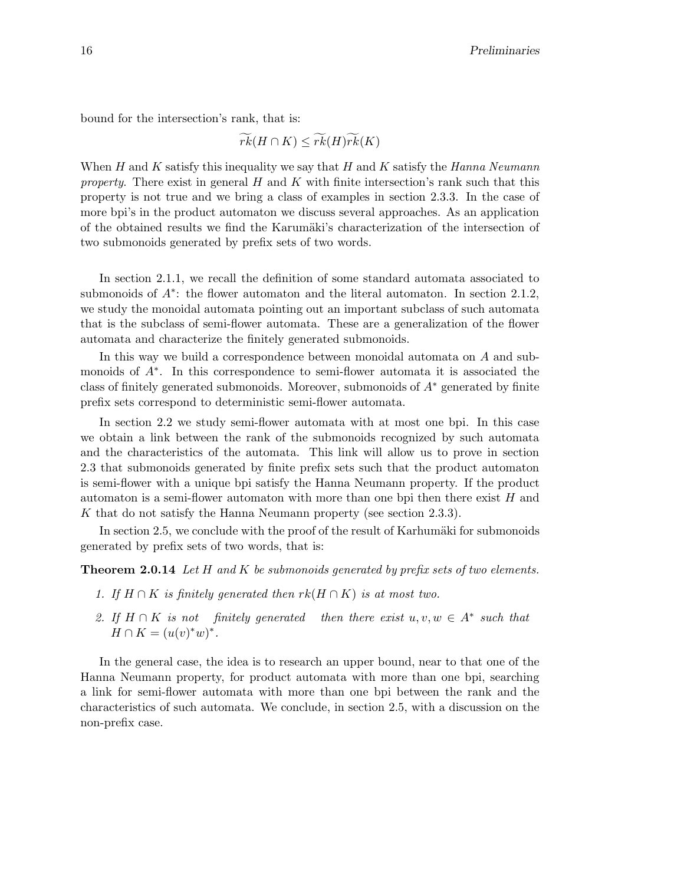bound for the intersection's rank, that is:

$$\widetilde{rk}(H \cap K) \leq \widetilde{rk}(H)\widetilde{rk}(K)$$

When $H$ and $K$ satisfy this inequality we say that $H$ and $K$ satisfy the *Hanna Neumann property*. There exist in general $H$ and $K$ with finite intersection's rank such that this property is not true and we bring a class of examples in section 2.3.3. In the case of more bpi's in the product automaton we discuss several approaches. As an application of the obtained results we find the Karumäki's characterization of the intersection of two submonoids generated by prefix sets of two words.

In section 2.1.1, we recall the definition of some standard automata associated to submonoids of $A^*$: the flower automaton and the literal automaton. In section 2.1.2, we study the monoidal automata pointing out an important subclass of such automata that is the subclass of semi-flower automata. These are a generalization of the flower automata and characterize the finitely generated submonoids.

In this way we build a correspondence between monoidal automata on $A$ and submonoids of $A^*$. In this correspondence to semi-flower automata it is associated the class of finitely generated submonoids. Moreover, submonoids of $A^*$ generated by finite prefix sets correspond to deterministic semi-flower automata.

In section 2.2 we study semi-flower automata with at most one bpi. In this case we obtain a link between the rank of the submonoids recognized by such automata and the characteristics of the automata. This link will allow us to prove in section 2.3 that submonoids generated by finite prefix sets such that the product automaton is semi-flower with a unique bpi satisfy the Hanna Neumann property. If the product automaton is a semi-flower automaton with more than one bpi then there exist $H$ and $K$ that do not satisfy the Hanna Neumann property (see section 2.3.3).

In section 2.5, we conclude with the proof of the result of Karhumäki for submonoids generated by prefix sets of two words, that is:

**Theorem 2.0.14** *Let $H$ and $K$ be submonoids generated by prefix sets of two elements.*

1. *If $H \cap K$ is finitely generated then $rk(H \cap K)$ is at most two.*
2. *If $H \cap K$ is not finitely generated then there exist $u, v, w \in A^*$ such that $H \cap K = (u(v)^*w)^*$.*

In the general case, the idea is to research an upper bound, near to that one of the Hanna Neumann property, for product automata with more than one bpi, searching a link for semi-flower automata with more than one bpi between the rank and the characteristics of such automata. We conclude, in section 2.5, with a discussion on the non-prefix case.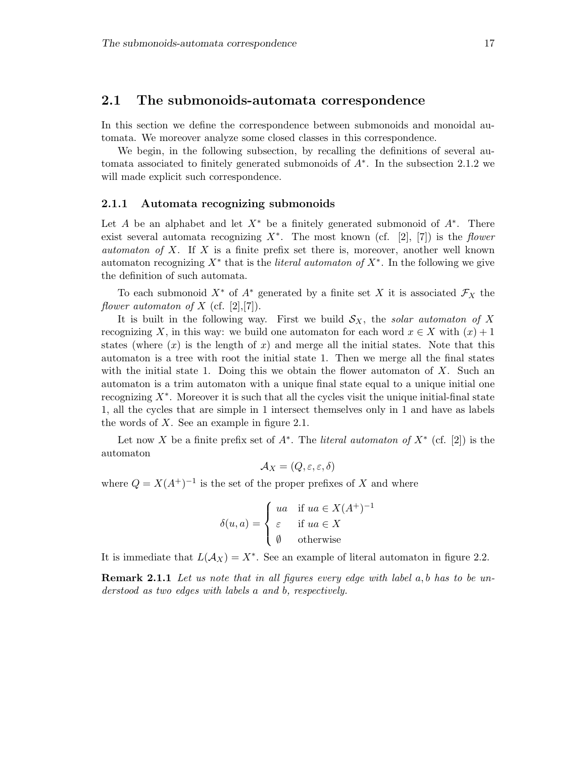## 2.1 The submonoids-automata correspondence

In this section we define the correspondence between submonoids and monoidal automata. We moreover analyze some closed classes in this correspondence.

We begin, in the following subsection, by recalling the definitions of several automata associated to finitely generated submonoids of $A^*$. In the subsection 2.1.2 we will made explicit such correspondence.

### 2.1.1 Automata recognizing submonoids

Let $A$ be an alphabet and let $X^*$ be a finitely generated submonoid of $A^*$. There exist several automata recognizing $X^*$. The most known (cf. [2], [7]) is the *flower automaton of* $X$. If $X$ is a finite prefix set there is, moreover, another well known automaton recognizing $X^*$ that is the *literal automaton of* $X^*$. In the following we give the definition of such automata.

To each submonoid $X^*$ of $A^*$ generated by a finite set $X$ it is associated $\mathcal{F}_X$ the *flower automaton of* $X$ (cf. [2],[7]).

It is built in the following way. First we build $\mathcal{S}_X$, the *solar automaton of* $X$ recognizing $X$, in this way: we build one automaton for each word $x \in X$ with $(x) + 1$ states (where $(x)$ is the length of $x$) and merge all the initial states. Note that this automaton is a tree with root the initial state 1. Then we merge all the final states with the initial state 1. Doing this we obtain the flower automaton of $X$. Such an automaton is a trim automaton with a unique final state equal to a unique initial one recognizing $X^*$. Moreover it is such that all the cycles visit the unique initial-final state 1, all the cycles that are simple in 1 intersect themselves only in 1 and have as labels the words of $X$. See an example in figure 2.1.

Let now $X$ be a finite prefix set of $A^*$. The *literal automaton of* $X^*$ (cf. [2]) is the automaton

$$\mathcal{A}_X = (Q, \varepsilon, \varepsilon, \delta)$$

where $Q = X(A^+)^{-1}$ is the set of the proper prefixes of $X$ and where

$$\delta(u, a) = \begin{cases} ua & \text{if } ua \in X(A^+)^{-1} \\ \varepsilon & \text{if } ua \in X \\ \emptyset & \text{otherwise} \end{cases}$$

It is immediate that $L(\mathcal{A}_X) = X^*$. See an example of literal automaton in figure 2.2.

**Remark 2.1.1** *Let us note that in all figures every edge with label $a, b$ has to be understood as two edges with labels $a$ and $b$, respectively.*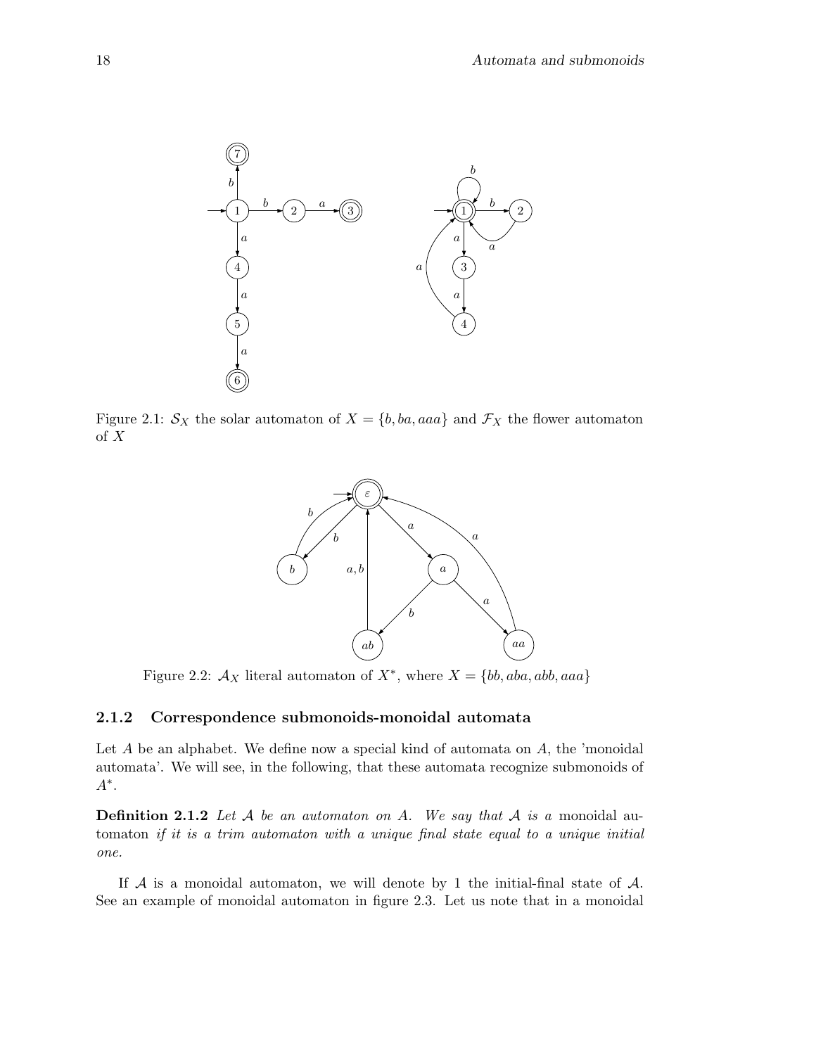Figure 2.1: $\mathcal{S}_X$ the solar automaton of $X = \{b, ba, aaa\}$ and $\mathcal{F}_X$ the flower automaton of $X$

Figure 2.2: $\mathcal{A}_X$ literal automaton of $X^*$, where $X = \{bb, aba, abb, aaa\}$

### 2.1.2 Correspondence submonoids-monoidal automata

Let $A$ be an alphabet. We define now a special kind of automata on $A$, the 'monoidal automata'. We will see, in the following, that these automata recognize submonoids of $A^*$.

**Definition 2.1.2** *Let $\mathcal{A}$ be an automaton on $A$. We say that $\mathcal{A}$ is a* monoidal automaton *if it is a trim automaton with a unique final state equal to a unique initial one.*

If $\mathcal{A}$ is a monoidal automaton, we will denote by 1 the initial-final state of $\mathcal{A}$. See an example of monoidal automaton in figure 2.3. Let us note that in a monoidal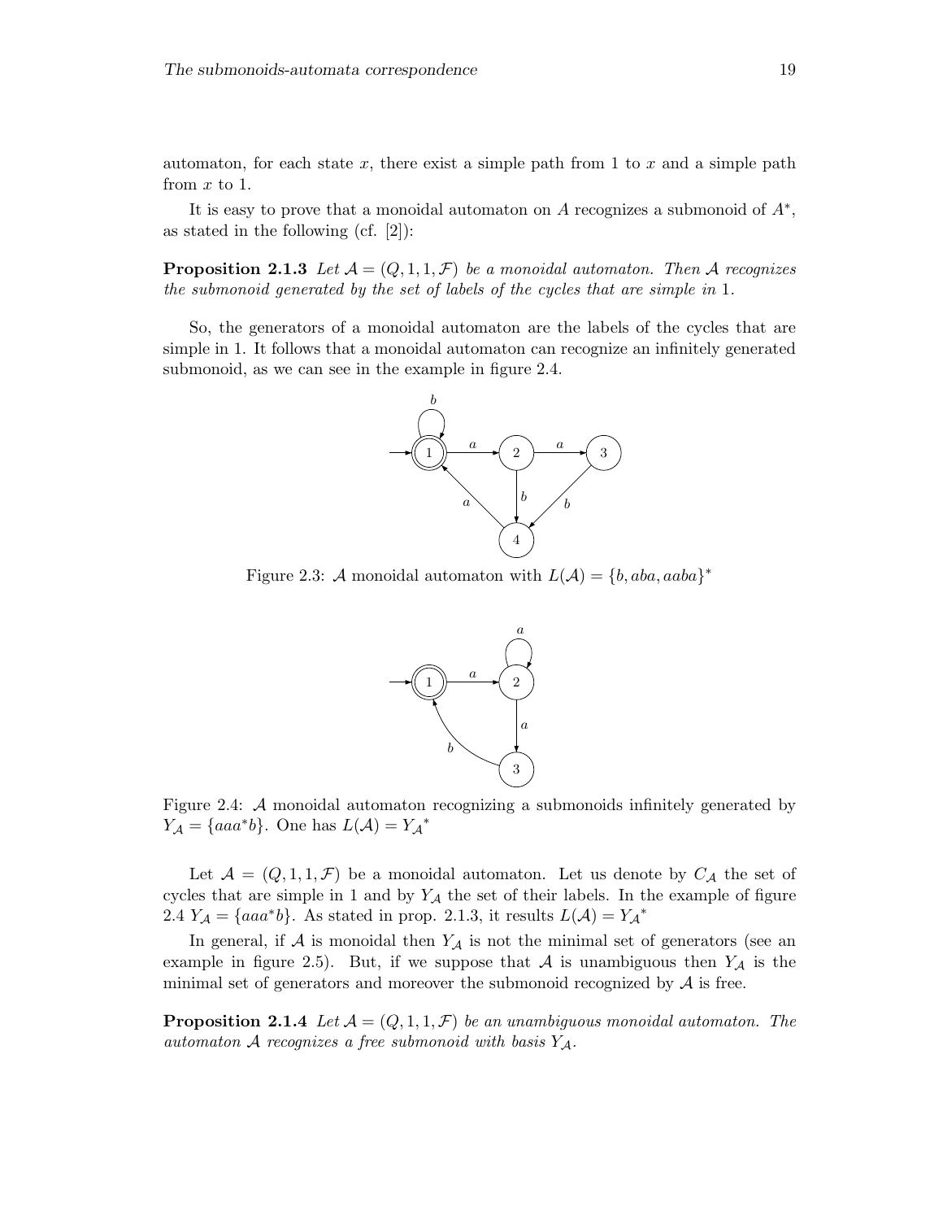automaton, for each state $x$, there exist a simple path from 1 to $x$ and a simple path from $x$ to 1.

It is easy to prove that a monoidal automaton on $A$ recognizes a submonoid of $A^*$, as stated in the following (cf. [2]):

**Proposition 2.1.3** *Let $\mathcal{A} = (Q, 1, 1, \mathcal{F})$ be a monoidal automaton. Then $\mathcal{A}$ recognizes the submonoid generated by the set of labels of the cycles that are simple in* 1.

So, the generators of a monoidal automaton are the labels of the cycles that are simple in 1. It follows that a monoidal automaton can recognize an infinitely generated submonoid, as we can see in the example in figure 2.4.

Figure 2.3: $\mathcal{A}$ monoidal automaton with $L(\mathcal{A}) = \{b, aba, aaba\}^*$

Figure 2.4: $\mathcal{A}$ monoidal automaton recognizing a submonoids infinitely generated by $Y_{\mathcal{A}} = \{aaa^*b\}$. One has $L(\mathcal{A}) = {Y_{\mathcal{A}}}^*$

Let $\mathcal{A} = (Q, 1, 1, \mathcal{F})$ be a monoidal automaton. Let us denote by $C_{\mathcal{A}}$ the set of cycles that are simple in 1 and by $Y_{\mathcal{A}}$ the set of their labels. In the example of figure 2.4 $Y_{\mathcal{A}} = \{aaa^*b\}$. As stated in prop. 2.1.3, it results $L(\mathcal{A}) = {Y_{\mathcal{A}}}^*$

In general, if $\mathcal{A}$ is monoidal then $Y_{\mathcal{A}}$ is not the minimal set of generators (see an example in figure 2.5). But, if we suppose that $\mathcal{A}$ is unambiguous then $Y_{\mathcal{A}}$ is the minimal set of generators and moreover the submonoid recognized by $\mathcal{A}$ is free.

**Proposition 2.1.4** *Let $\mathcal{A} = (Q, 1, 1, \mathcal{F})$ be an unambiguous monoidal automaton. The automaton $\mathcal{A}$ recognizes a free submonoid with basis $Y_{\mathcal{A}}$.*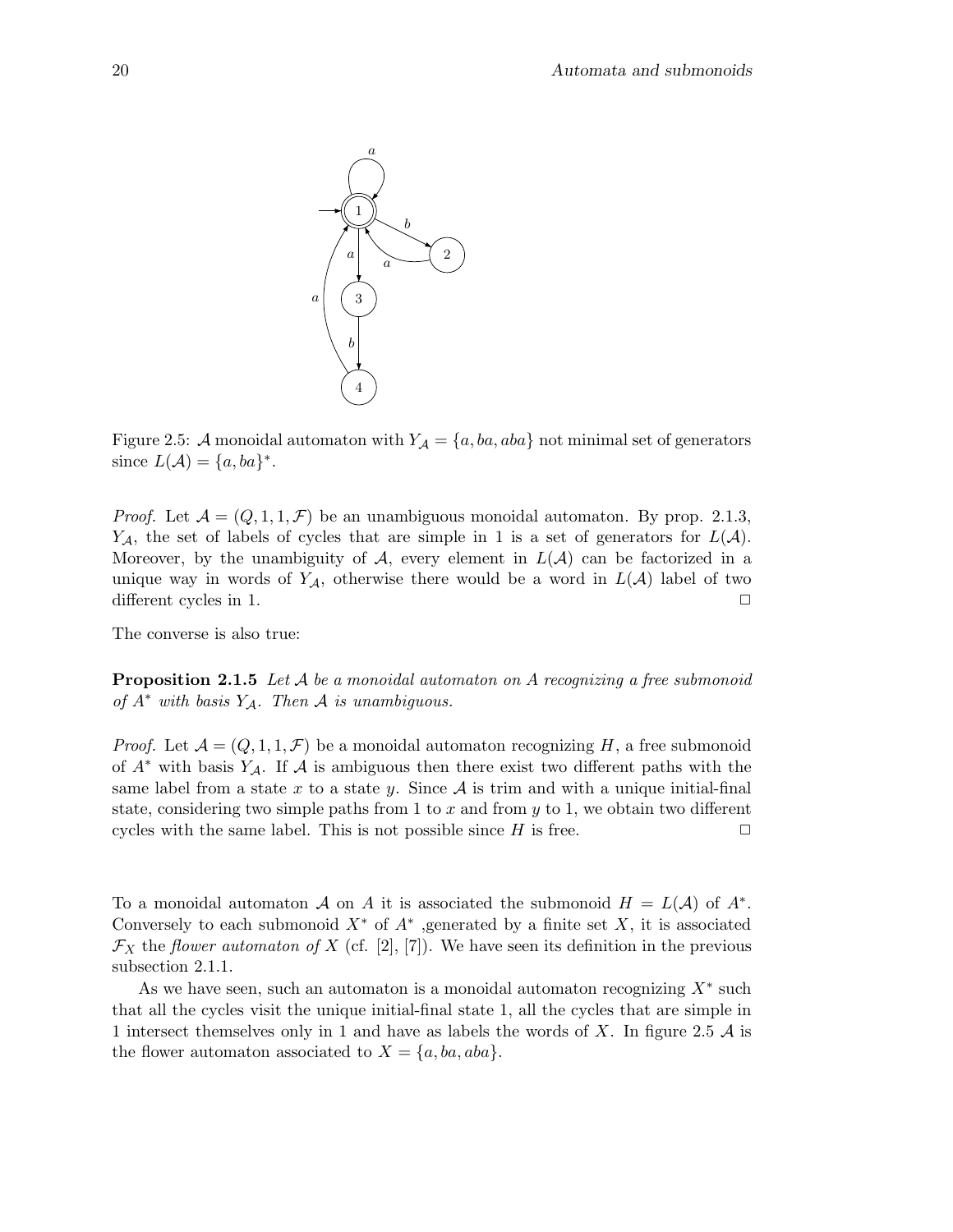Figure 2.5: $\mathcal{A}$ monoidal automaton with $Y_{\mathcal{A}} = \{a, ba, aba\}$ not minimal set of generators since $L(\mathcal{A}) = \{a, ba\}^*$.

*Proof.* Let $\mathcal{A} = (Q, 1, 1, \mathcal{F})$ be an unambiguous monoidal automaton. By prop. 2.1.3, $Y_{\mathcal{A}}$, the set of labels of cycles that are simple in 1 is a set of generators for $L(\mathcal{A})$. Moreover, by the unambiguity of $\mathcal{A}$, every element in $L(\mathcal{A})$ can be factorized in a unique way in words of $Y_{\mathcal{A}}$, otherwise there would be a word in $L(\mathcal{A})$ label of two different cycles in 1. □

The converse is also true:

**Proposition 2.1.5** *Let $\mathcal{A}$ be a monoidal automaton on $A$ recognizing a free submonoid of $A^*$ with basis $Y_{\mathcal{A}}$. Then $\mathcal{A}$ is unambiguous.*

*Proof.* Let $\mathcal{A} = (Q, 1, 1, \mathcal{F})$ be a monoidal automaton recognizing $H$, a free submonoid of $A^*$ with basis $Y_{\mathcal{A}}$. If $\mathcal{A}$ is ambiguous then there exist two different paths with the same label from a state $x$ to a state $y$. Since $\mathcal{A}$ is trim and with a unique initial-final state, considering two simple paths from 1 to $x$ and from $y$ to 1, we obtain two different cycles with the same label. This is not possible since $H$ is free. □

To a monoidal automaton $\mathcal{A}$ on $A$ it is associated the submonoid $H = L(\mathcal{A})$ of $A^*$. Conversely to each submonoid $X^*$ of $A^*$ ,generated by a finite set $X$, it is associated $\mathcal{F}_X$ the *flower automaton of* $X$ (cf. [2], [7]). We have seen its definition in the previous subsection 2.1.1.

As we have seen, such an automaton is a monoidal automaton recognizing $X^*$ such that all the cycles visit the unique initial-final state 1, all the cycles that are simple in 1 intersect themselves only in 1 and have as labels the words of $X$. In figure 2.5 $\mathcal{A}$ is the flower automaton associated to $X = \{a, ba, aba\}$.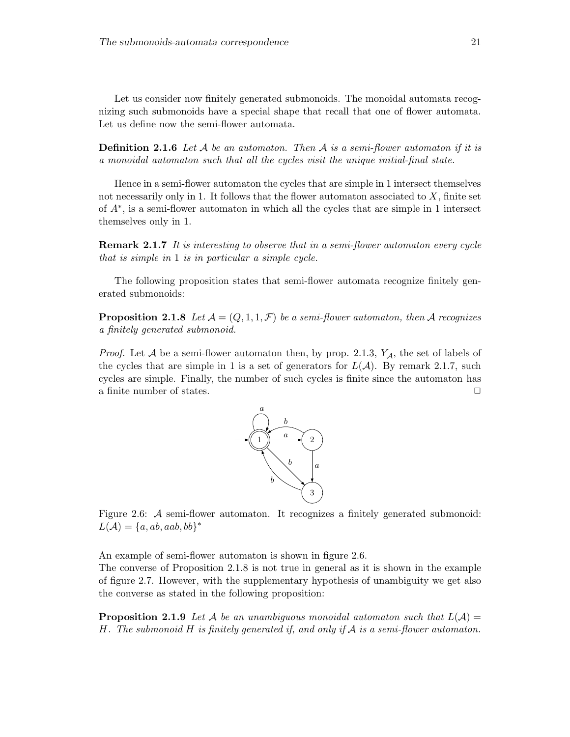Let us consider now finitely generated submonoids. The monoidal automata recognizing such submonoids have a special shape that recall that one of flower automata. Let us define now the semi-flower automata.

**Definition 2.1.6** *Let $\mathcal{A}$ be an automaton. Then $\mathcal{A}$ is a semi-flower automaton if it is a monoidal automaton such that all the cycles visit the unique initial-final state.*

Hence in a semi-flower automaton the cycles that are simple in 1 intersect themselves not necessarily only in 1. It follows that the flower automaton associated to $X$, finite set of $A^*$, is a semi-flower automaton in which all the cycles that are simple in 1 intersect themselves only in 1.

**Remark 2.1.7** *It is interesting to observe that in a semi-flower automaton every cycle that is simple in* 1 *is in particular a simple cycle.*

The following proposition states that semi-flower automata recognize finitely generated submonoids:

**Proposition 2.1.8** *Let $\mathcal{A} = (Q, 1, 1, \mathcal{F})$ be a semi-flower automaton, then $\mathcal{A}$ recognizes a finitely generated submonoid.*

*Proof.* Let $\mathcal{A}$ be a semi-flower automaton then, by prop. 2.1.3, $Y_{\mathcal{A}}$, the set of labels of the cycles that are simple in 1 is a set of generators for $L(\mathcal{A})$. By remark 2.1.7, such cycles are simple. Finally, the number of such cycles is finite since the automaton has a finite number of states. □

Figure 2.6: $\mathcal{A}$ semi-flower automaton. It recognizes a finitely generated submonoid: $L(\mathcal{A}) = \{a, ab, aab, bb\}^*$

An example of semi-flower automaton is shown in figure 2.6.
The converse of Proposition 2.1.8 is not true in general as it is shown in the example of figure 2.7. However, with the supplementary hypothesis of unambiguity we get also the converse as stated in the following proposition:

**Proposition 2.1.9** *Let $\mathcal{A}$ be an unambiguous monoidal automaton such that $L(\mathcal{A}) = H$. The submonoid $H$ is finitely generated if, and only if $\mathcal{A}$ is a semi-flower automaton.*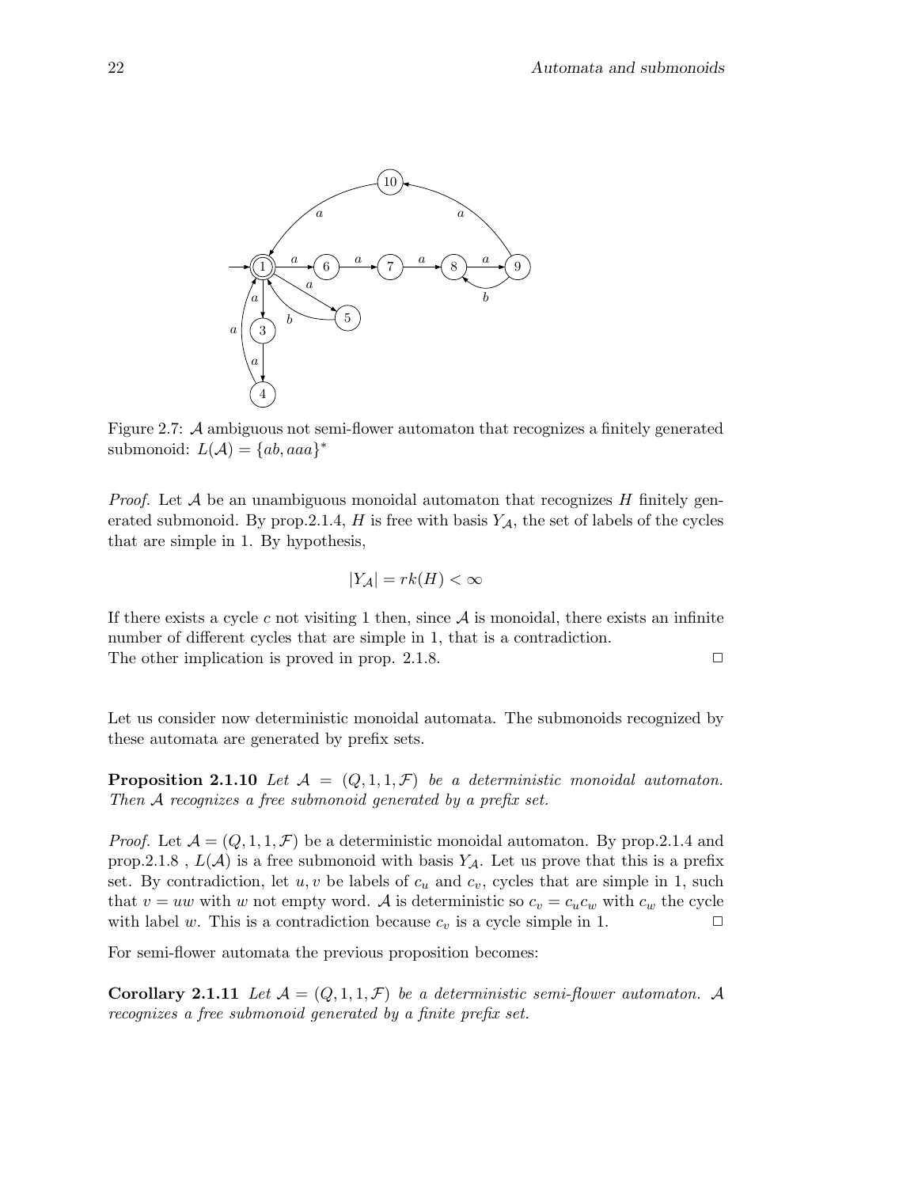Figure 2.7: $\mathcal{A}$ ambiguous not semi-flower automaton that recognizes a finitely generated submonoid: $L(\mathcal{A}) = \{ab, aaa\}^*$

*Proof.* Let $\mathcal{A}$ be an unambiguous monoidal automaton that recognizes $H$ finitely generated submonoid. By prop.2.1.4, $H$ is free with basis $Y_{\mathcal{A}}$, the set of labels of the cycles that are simple in 1. By hypothesis,

$$|Y_{\mathcal{A}}| = rk(H) < \infty$$

If there exists a cycle $c$ not visiting 1 then, since $\mathcal{A}$ is monoidal, there exists an infinite number of different cycles that are simple in 1, that is a contradiction.
The other implication is proved in prop. 2.1.8. □

Let us consider now deterministic monoidal automata. The submonoids recognized by these automata are generated by prefix sets.

**Proposition 2.1.10** *Let $\mathcal{A} = (Q, 1, 1, \mathcal{F})$ be a deterministic monoidal automaton. Then $\mathcal{A}$ recognizes a free submonoid generated by a prefix set.*

*Proof.* Let $\mathcal{A} = (Q, 1, 1, \mathcal{F})$ be a deterministic monoidal automaton. By prop.2.1.4 and prop.2.1.8 , $L(\mathcal{A})$ is a free submonoid with basis $Y_{\mathcal{A}}$. Let us prove that this is a prefix set. By contradiction, let $u, v$ be labels of $c_u$ and $c_v$, cycles that are simple in 1, such that $v = uw$ with $w$ not empty word. $\mathcal{A}$ is deterministic so $c_v = c_u c_w$ with $c_w$ the cycle with label $w$. This is a contradiction because $c_v$ is a cycle simple in 1. □

For semi-flower automata the previous proposition becomes:

**Corollary 2.1.11** *Let $\mathcal{A} = (Q, 1, 1, \mathcal{F})$ be a deterministic semi-flower automaton. $\mathcal{A}$ recognizes a free submonoid generated by a finite prefix set.*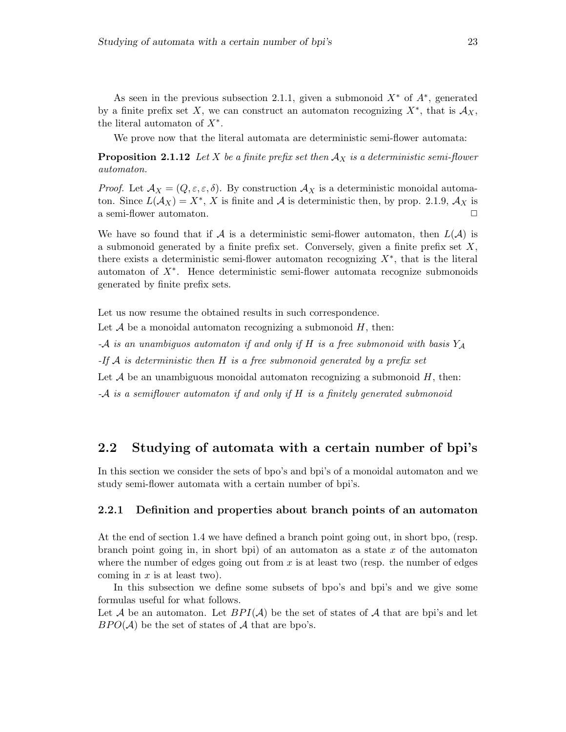As seen in the previous subsection 2.1.1, given a submonoid $X^*$ of $A^*$, generated by a finite prefix set $X$, we can construct an automaton recognizing $X^*$, that is $\mathcal{A}_X$, the literal automaton of $X^*$.

We prove now that the literal automata are deterministic semi-flower automata:

**Proposition 2.1.12** *Let $X$ be a finite prefix set then $\mathcal{A}_X$ is a deterministic semi-flower automaton.*

*Proof.* Let $\mathcal{A}_X = (Q, \varepsilon, \varepsilon, \delta)$. By construction $\mathcal{A}_X$ is a deterministic monoidal automaton. Since $L(\mathcal{A}_X) = X^*$, $X$ is finite and $\mathcal{A}$ is deterministic then, by prop. 2.1.9, $\mathcal{A}_X$ is a semi-flower automaton. □

We have so found that if $\mathcal{A}$ is a deterministic semi-flower automaton, then $L(\mathcal{A})$ is a submonoid generated by a finite prefix set. Conversely, given a finite prefix set $X$, there exists a deterministic semi-flower automaton recognizing $X^*$, that is the literal automaton of $X^*$. Hence deterministic semi-flower automata recognize submonoids generated by finite prefix sets.

Let us now resume the obtained results in such correspondence.

Let $\mathcal{A}$ be a monoidal automaton recognizing a submonoid $H$, then:

-*$\mathcal{A}$ is an unambiguos automaton if and only if $H$ is a free submonoid with basis $Y_{\mathcal{A}}$*

-*If $\mathcal{A}$ is deterministic then $H$ is a free submonoid generated by a prefix set*

Let $\mathcal{A}$ be an unambiguous monoidal automaton recognizing a submonoid $H$, then:

-*$\mathcal{A}$ is a semiflower automaton if and only if $H$ is a finitely generated submonoid*

## 2.2 Studying of automata with a certain number of bpi's

In this section we consider the sets of bpo's and bpi's of a monoidal automaton and we study semi-flower automata with a certain number of bpi's.

### 2.2.1 Definition and properties about branch points of an automaton

At the end of section 1.4 we have defined a branch point going out, in short bpo, (resp. branch point going in, in short bpi) of an automaton as a state $x$ of the automaton where the number of edges going out from $x$ is at least two (resp. the number of edges coming in $x$ is at least two).

In this subsection we define some subsets of bpo's and bpi's and we give some formulas useful for what follows.

Let $\mathcal{A}$ be an automaton. Let $BPI(\mathcal{A})$ be the set of states of $\mathcal{A}$ that are bpi's and let $BPO(\mathcal{A})$ be the set of states of $\mathcal{A}$ that are bpo's.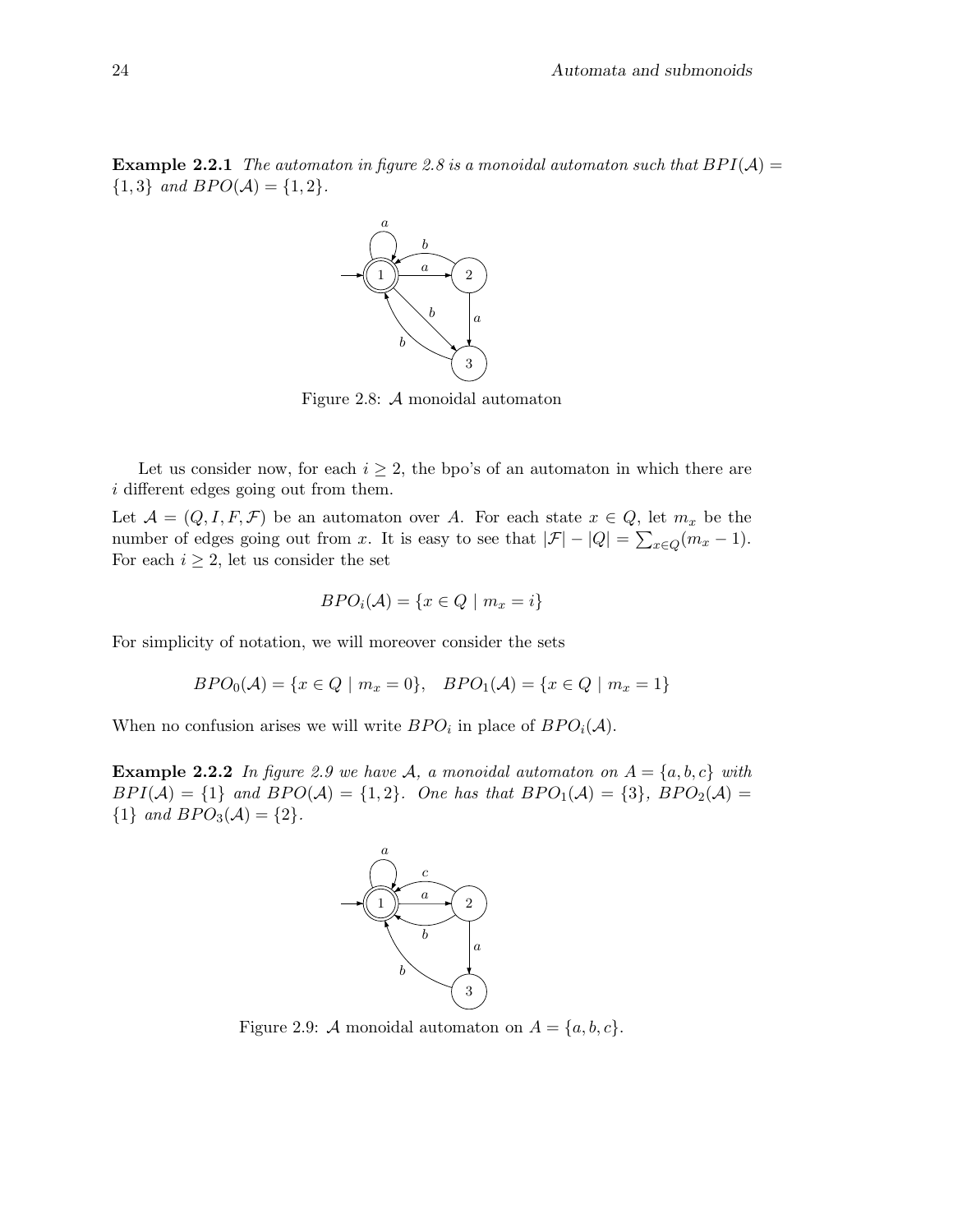**Example 2.2.1** *The automaton in figure 2.8 is a monoidal automaton such that $BPI(\mathcal{A}) = \{1, 3\}$ and $BPO(\mathcal{A}) = \{1, 2\}$.*

Figure 2.8: $\mathcal{A}$ monoidal automaton

Let us consider now, for each $i \geq 2$, the bpo's of an automaton in which there are $i$ different edges going out from them.

Let $\mathcal{A} = (Q, I, F, \mathcal{F})$ be an automaton over $A$. For each state $x \in Q$, let $m_x$ be the number of edges going out from $x$. It is easy to see that $|\mathcal{F}| - |Q| = \sum_{x \in Q}(m_x - 1)$. For each $i \geq 2$, let us consider the set

$$BPO_i(\mathcal{A}) = \{x \in Q \mid m_x = i\}$$

For simplicity of notation, we will moreover consider the sets

$$BPO_0(\mathcal{A}) = \{x \in Q \mid m_x = 0\}, \quad BPO_1(\mathcal{A}) = \{x \in Q \mid m_x = 1\}$$

When no confusion arises we will write $BPO_i$ in place of $BPO_i(\mathcal{A})$.

**Example 2.2.2** *In figure 2.9 we have $\mathcal{A}$, a monoidal automaton on $A = \{a, b, c\}$ with $BPI(\mathcal{A}) = \{1\}$ and $BPO(\mathcal{A}) = \{1, 2\}$. One has that $BPO_1(\mathcal{A}) = \{3\}$, $BPO_2(\mathcal{A}) = \{1\}$ and $BPO_3(\mathcal{A}) = \{2\}$.*

Figure 2.9: $\mathcal{A}$ monoidal automaton on $A = \{a, b, c\}$.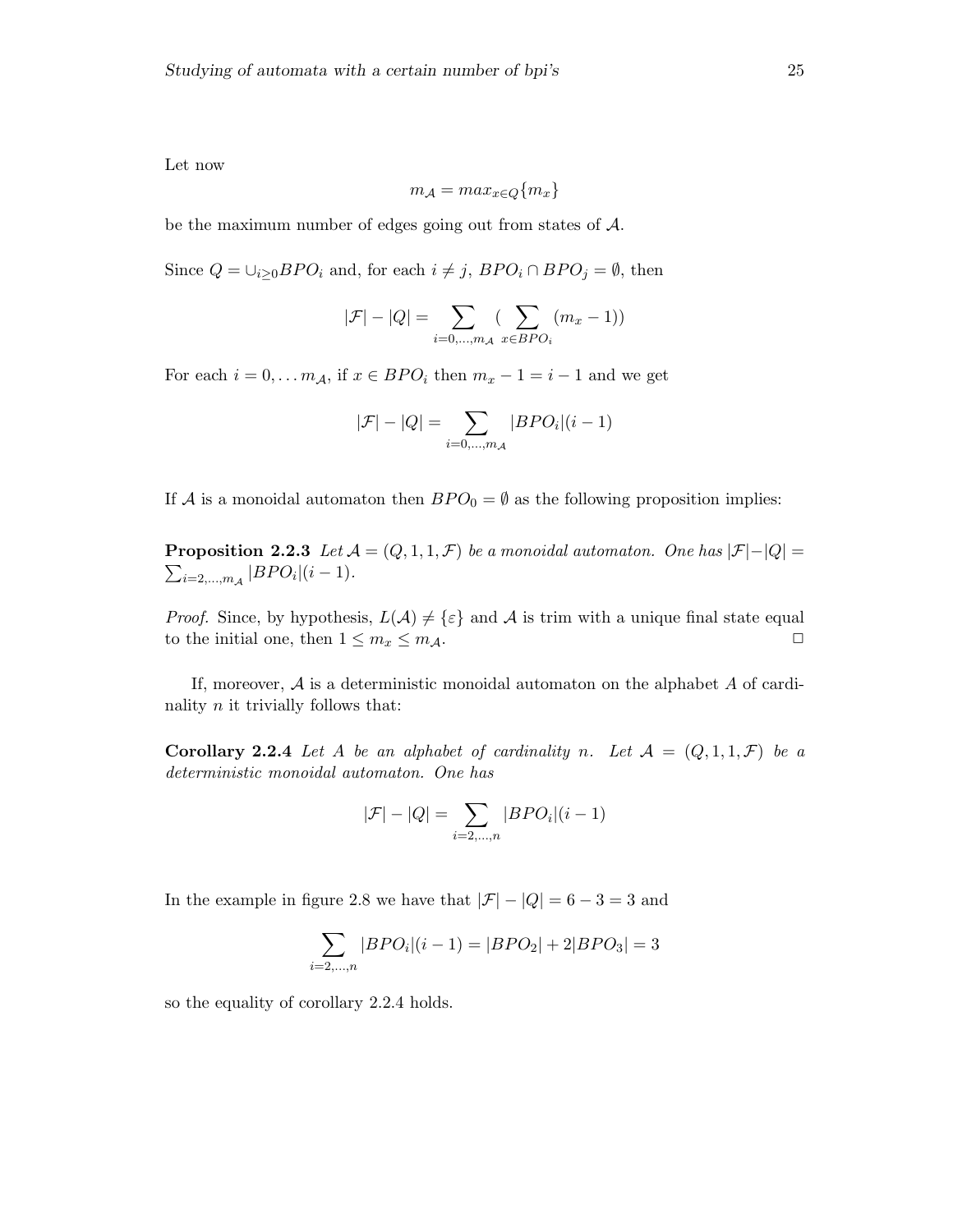Let now

$$m_{\mathcal{A}} = max_{x \in Q}\{m_x\}$$

be the maximum number of edges going out from states of $\mathcal{A}$.

Since $Q = \cup_{i \geq 0} BPO_i$ and, for each $i \neq j$, $BPO_i \cap BPO_j = \emptyset$, then

$$|\mathcal{F}| - |Q| = \sum_{i=0,\ldots,m_{\mathcal{A}}} \left( \sum_{x \in BPO_i} (m_x - 1) \right)$$

For each $i = 0, \ldots m_{\mathcal{A}}$, if $x \in BPO_i$ then $m_x - 1 = i - 1$ and we get

$$|\mathcal{F}| - |Q| = \sum_{i=0,\ldots,m_{\mathcal{A}}} |BPO_i|(i-1)$$

If $\mathcal{A}$ is a monoidal automaton then $BPO_0 = \emptyset$ as the following proposition implies:

**Proposition 2.2.3** *Let $\mathcal{A} = (Q, 1, 1, \mathcal{F})$ be a monoidal automaton. One has $|\mathcal{F}| - |Q| = \sum_{i=2,\ldots,m_{\mathcal{A}}} |BPO_i|(i-1)$.*

*Proof.* Since, by hypothesis, $L(\mathcal{A}) \neq \{\varepsilon\}$ and $\mathcal{A}$ is trim with a unique final state equal to the initial one, then $1 \leq m_x \leq m_{\mathcal{A}}$. □

If, moreover, $\mathcal{A}$ is a deterministic monoidal automaton on the alphabet $A$ of cardinality $n$ it trivially follows that:

**Corollary 2.2.4** *Let $A$ be an alphabet of cardinality $n$. Let $\mathcal{A} = (Q, 1, 1, \mathcal{F})$ be a deterministic monoidal automaton. One has*

$$|\mathcal{F}| - |Q| = \sum_{i=2,\ldots,n} |BPO_i|(i-1)$$

In the example in figure 2.8 we have that $|\mathcal{F}| - |Q| = 6 - 3 = 3$ and

$$\sum_{i=2,\ldots,n} |BPO_i|(i-1) = |BPO_2| + 2|BPO_3| = 3$$

so the equality of corollary 2.2.4 holds.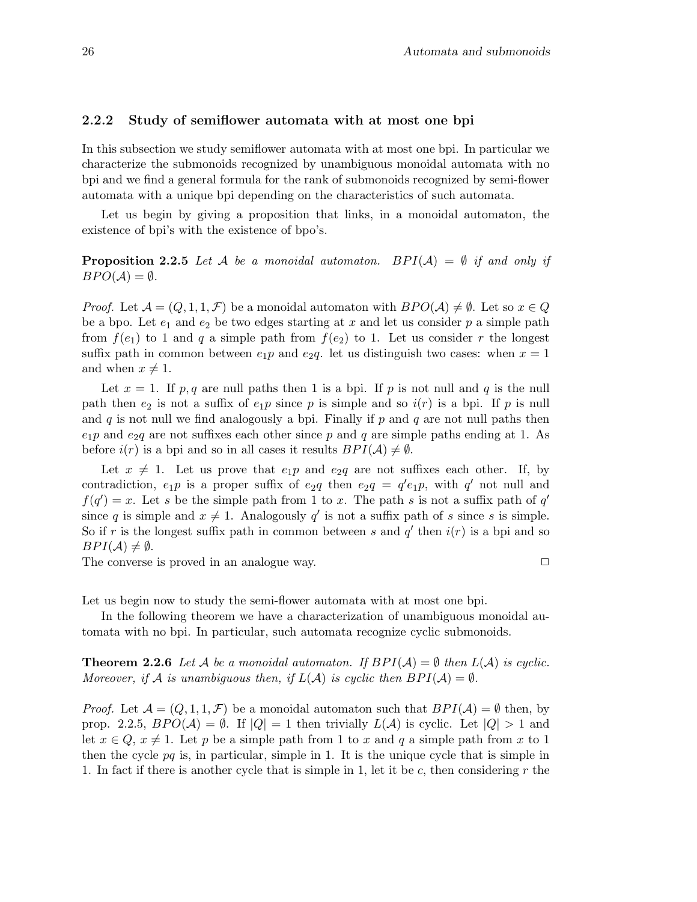### 2.2.2 Study of semiflower automata with at most one bpi

In this subsection we study semiflower automata with at most one bpi. In particular we characterize the submonoids recognized by unambiguous monoidal automata with no bpi and we find a general formula for the rank of submonoids recognized by semi-flower automata with a unique bpi depending on the characteristics of such automata.

Let us begin by giving a proposition that links, in a monoidal automaton, the existence of bpi's with the existence of bpo's.

**Proposition 2.2.5** *Let $\mathcal{A}$ be a monoidal automaton. $BPI(\mathcal{A}) = \emptyset$ if and only if $BPO(\mathcal{A}) = \emptyset$.*

*Proof.* Let $\mathcal{A} = (Q, 1, 1, \mathcal{F})$ be a monoidal automaton with $BPO(\mathcal{A}) \neq \emptyset$. Let so $x \in Q$ be a bpo. Let $e_1$ and $e_2$ be two edges starting at $x$ and let us consider $p$ a simple path from $f(e_1)$ to 1 and $q$ a simple path from $f(e_2)$ to 1. Let us consider $r$ the longest suffix path in common between $e_1p$ and $e_2q$. let us distinguish two cases: when $x = 1$ and when $x \neq 1$.

Let $x = 1$. If $p, q$ are null paths then 1 is a bpi. If $p$ is not null and $q$ is the null path then $e_2$ is not a suffix of $e_1p$ since $p$ is simple and so $i(r)$ is a bpi. If $p$ is null and $q$ is not null we find analogously a bpi. Finally if $p$ and $q$ are not null paths then $e_1p$ and $e_2q$ are not suffixes each other since $p$ and $q$ are simple paths ending at 1. As before $i(r)$ is a bpi and so in all cases it results $BPI(\mathcal{A}) \neq \emptyset$.

Let $x \neq 1$. Let us prove that $e_1p$ and $e_2q$ are not suffixes each other. If, by contradiction, $e_1p$ is a proper suffix of $e_2q$ then $e_2q = q'e_1p$, with $q'$ not null and $f(q') = x$. Let $s$ be the simple path from 1 to $x$. The path $s$ is not a suffix path of $q'$ since $q$ is simple and $x \neq 1$. Analogously $q'$ is not a suffix path of $s$ since $s$ is simple. So if $r$ is the longest suffix path in common between $s$ and $q'$ then $i(r)$ is a bpi and so $BPI(\mathcal{A}) \neq \emptyset$.
The converse is proved in an analogue way. □

Let us begin now to study the semi-flower automata with at most one bpi.

In the following theorem we have a characterization of unambiguous monoidal automata with no bpi. In particular, such automata recognize cyclic submonoids.

**Theorem 2.2.6** *Let $\mathcal{A}$ be a monoidal automaton. If $BPI(\mathcal{A}) = \emptyset$ then $L(\mathcal{A})$ is cyclic. Moreover, if $\mathcal{A}$ is unambiguous then, if $L(\mathcal{A})$ is cyclic then $BPI(\mathcal{A}) = \emptyset$.*

*Proof.* Let $\mathcal{A} = (Q, 1, 1, \mathcal{F})$ be a monoidal automaton such that $BPI(\mathcal{A}) = \emptyset$ then, by prop. 2.2.5, $BPO(\mathcal{A}) = \emptyset$. If $|Q| = 1$ then trivially $L(\mathcal{A})$ is cyclic. Let $|Q| > 1$ and let $x \in Q$, $x \neq 1$. Let $p$ be a simple path from 1 to $x$ and $q$ a simple path from $x$ to 1 then the cycle $pq$ is, in particular, simple in 1. It is the unique cycle that is simple in 1. In fact if there is another cycle that is simple in 1, let it be $c$, then considering $r$ the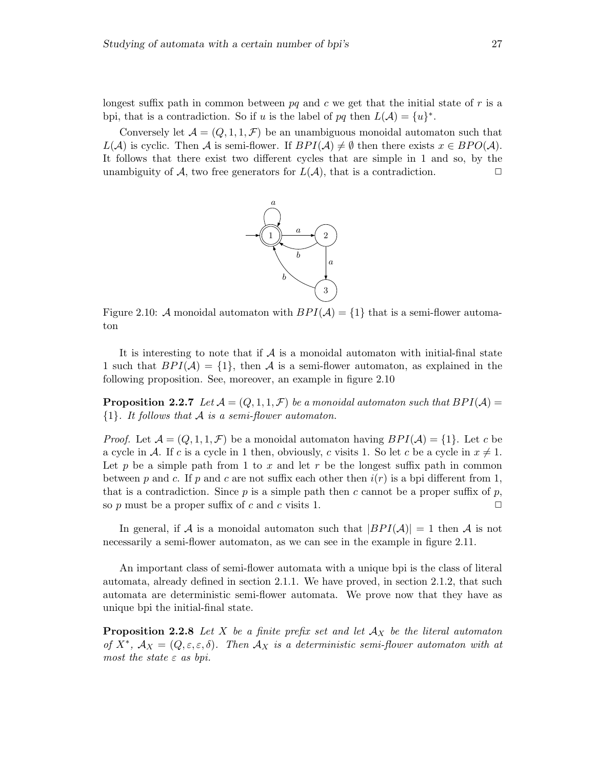longest suffix path in common between $pq$ and $c$ we get that the initial state of $r$ is a bpi, that is a contradiction. So if $u$ is the label of $pq$ then $L(\mathcal{A}) = \{u\}^*$.

Conversely let $\mathcal{A} = (Q, 1, 1, \mathcal{F})$ be an unambiguous monoidal automaton such that $L(\mathcal{A})$ is cyclic. Then $\mathcal{A}$ is semi-flower. If $BPI(\mathcal{A}) \neq \emptyset$ then there exists $x \in BPO(\mathcal{A})$. It follows that there exist two different cycles that are simple in 1 and so, by the unambiguity of $\mathcal{A}$, two free generators for $L(\mathcal{A})$, that is a contradiction. □

Figure 2.10: $\mathcal{A}$ monoidal automaton with $BPI(\mathcal{A}) = \{1\}$ that is a semi-flower automaton

It is interesting to note that if $\mathcal{A}$ is a monoidal automaton with initial-final state 1 such that $BPI(\mathcal{A}) = \{1\}$, then $\mathcal{A}$ is a semi-flower automaton, as explained in the following proposition. See, moreover, an example in figure 2.10

**Proposition 2.2.7** *Let $\mathcal{A} = (Q, 1, 1, \mathcal{F})$ be a monoidal automaton such that $BPI(\mathcal{A}) = \{1\}$. It follows that $\mathcal{A}$ is a semi-flower automaton.*

*Proof.* Let $\mathcal{A} = (Q, 1, 1, \mathcal{F})$ be a monoidal automaton having $BPI(\mathcal{A}) = \{1\}$. Let $c$ be a cycle in $\mathcal{A}$. If $c$ is a cycle in 1 then, obviously, $c$ visits 1. So let $c$ be a cycle in $x \neq 1$. Let $p$ be a simple path from 1 to $x$ and let $r$ be the longest suffix path in common between $p$ and $c$. If $p$ and $c$ are not suffix each other then $i(r)$ is a bpi different from 1, that is a contradiction. Since $p$ is a simple path then $c$ cannot be a proper suffix of $p$, so $p$ must be a proper suffix of $c$ and $c$ visits 1. □

In general, if $\mathcal{A}$ is a monoidal automaton such that $|BPI(\mathcal{A})| = 1$ then $\mathcal{A}$ is not necessarily a semi-flower automaton, as we can see in the example in figure 2.11.

An important class of semi-flower automata with a unique bpi is the class of literal automata, already defined in section 2.1.1. We have proved, in section 2.1.2, that such automata are deterministic semi-flower automata. We prove now that they have as unique bpi the initial-final state.

**Proposition 2.2.8** *Let $X$ be a finite prefix set and let $\mathcal{A}_X$ be the literal automaton of $X^*$, $\mathcal{A}_X = (Q, \varepsilon, \varepsilon, \delta)$. Then $\mathcal{A}_X$ is a deterministic semi-flower automaton with at most the state $\varepsilon$ as bpi.*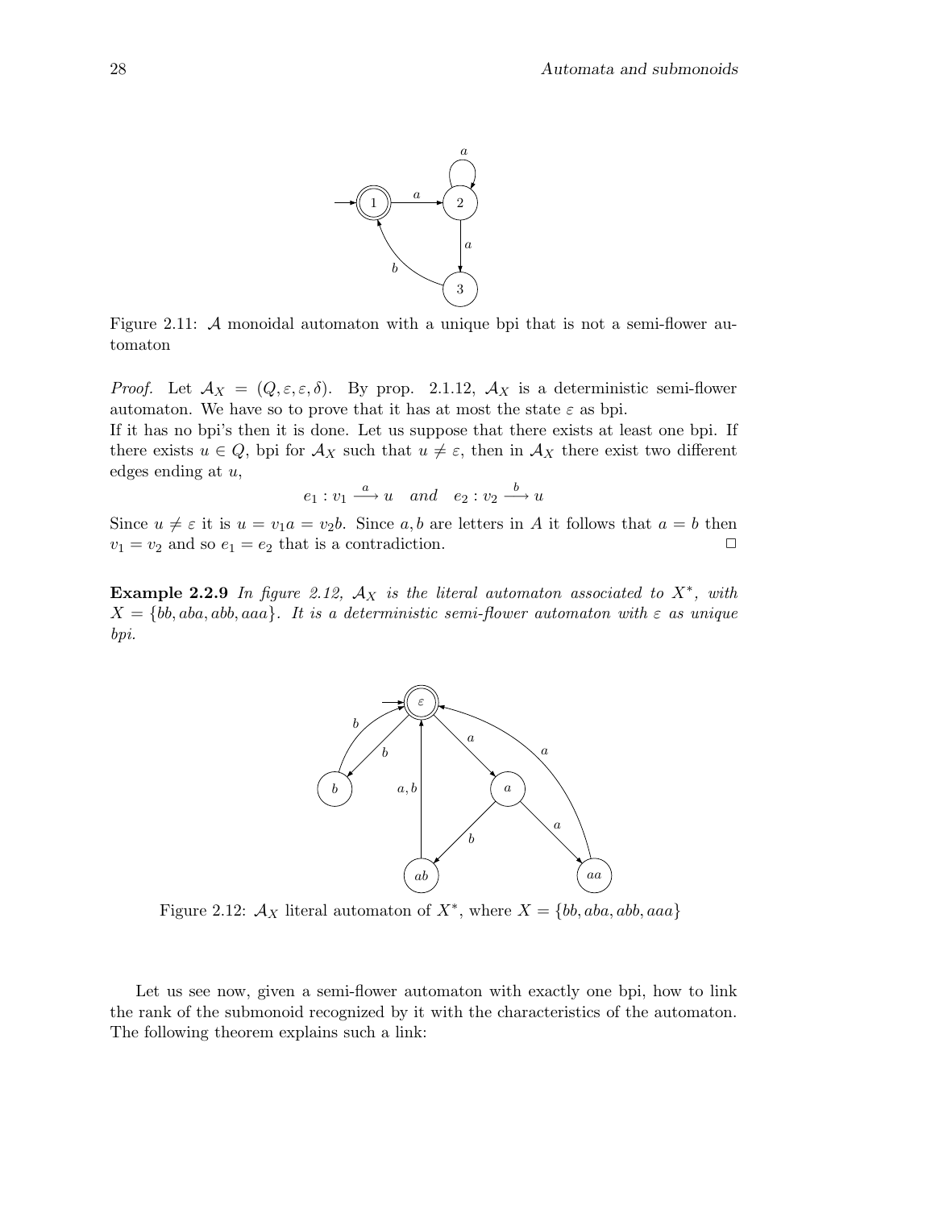Figure 2.11: $\mathcal{A}$ monoidal automaton with a unique bpi that is not a semi-flower automaton

*Proof.* Let $\mathcal{A}_X = (Q, \varepsilon, \varepsilon, \delta)$. By prop. 2.1.12, $\mathcal{A}_X$ is a deterministic semi-flower automaton. We have so to prove that it has at most the state $\varepsilon$ as bpi.
If it has no bpi's then it is done. Let us suppose that there exists at least one bpi. If there exists $u \in Q$, bpi for $\mathcal{A}_X$ such that $u \neq \varepsilon$, then in $\mathcal{A}_X$ there exist two different edges ending at $u$,

$$e_1 : v_1 \xrightarrow{a} u \quad and \quad e_2 : v_2 \xrightarrow{b} u$$

Since $u \neq \varepsilon$ it is $u = v_1 a = v_2 b$. Since $a, b$ are letters in $A$ it follows that $a = b$ then $v_1 = v_2$ and so $e_1 = e_2$ that is a contradiction. $\square$

**Example 2.2.9** *In figure 2.12, $\mathcal{A}_X$ is the literal automaton associated to $X^*$, with $X = \{bb, aba, abb, aaa\}$. It is a deterministic semi-flower automaton with $\varepsilon$ as unique bpi.*

Figure 2.12: $\mathcal{A}_X$ literal automaton of $X^*$, where $X = \{bb, aba, abb, aaa\}$

Let us see now, given a semi-flower automaton with exactly one bpi, how to link the rank of the submonoid recognized by it with the characteristics of the automaton. The following theorem explains such a link: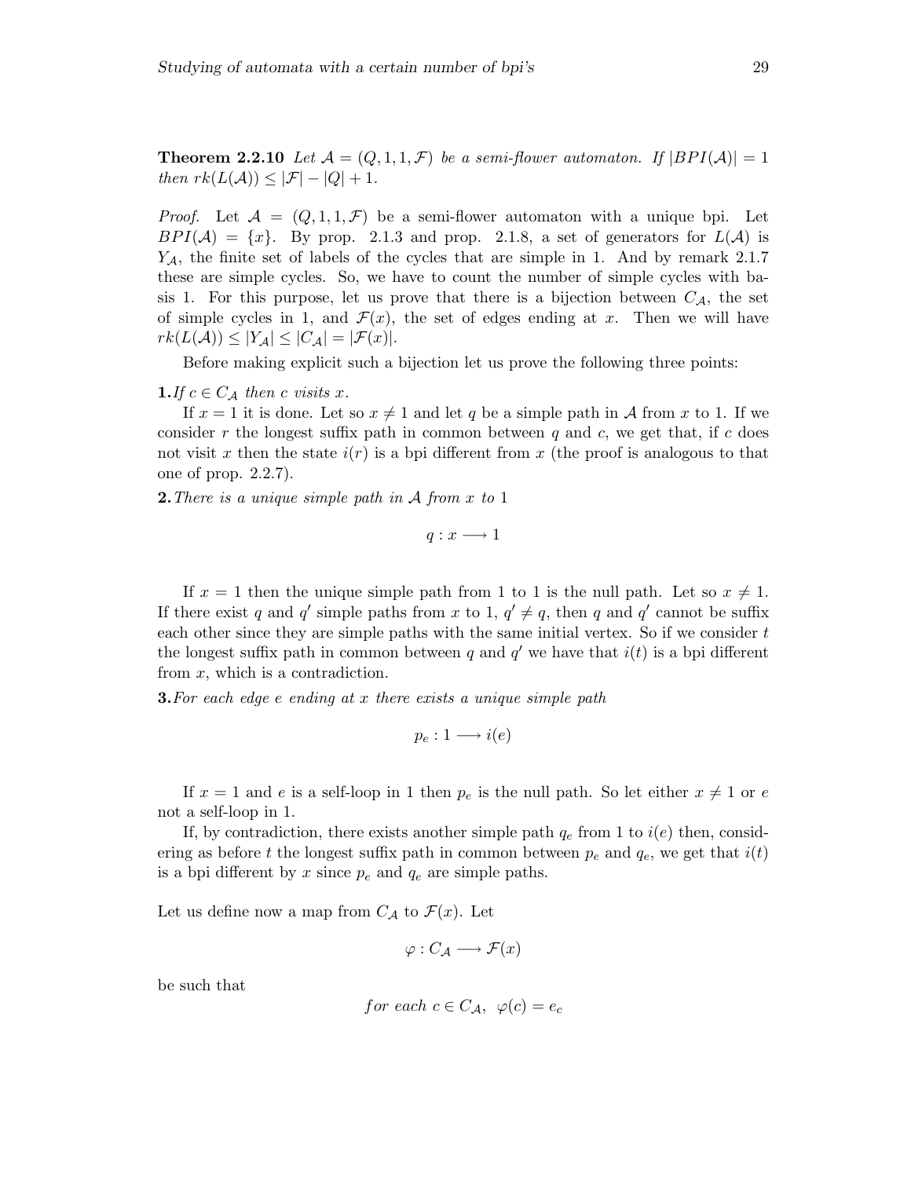**Theorem 2.2.10** *Let $\mathcal{A} = (Q, 1, 1, \mathcal{F})$ be a semi-flower automaton. If $|BPI(\mathcal{A})| = 1$ then $rk(L(\mathcal{A})) \leq |\mathcal{F}| - |Q| + 1$.*

*Proof.* Let $\mathcal{A} = (Q, 1, 1, \mathcal{F})$ be a semi-flower automaton with a unique bpi. Let $BPI(\mathcal{A}) = \{x\}$. By prop. 2.1.3 and prop. 2.1.8, a set of generators for $L(\mathcal{A})$ is $Y_{\mathcal{A}}$, the finite set of labels of the cycles that are simple in 1. And by remark 2.1.7 these are simple cycles. So, we have to count the number of simple cycles with basis 1. For this purpose, let us prove that there is a bijection between $C_{\mathcal{A}}$, the set of simple cycles in 1, and $\mathcal{F}(x)$, the set of edges ending at $x$. Then we will have $rk(L(\mathcal{A})) \leq |Y_{\mathcal{A}}| \leq |C_{\mathcal{A}}| = |\mathcal{F}(x)|$.

Before making explicit such a bijection let us prove the following three points:

**1.** *If $c \in C_{\mathcal{A}}$ then $c$ visits $x$.*

If $x = 1$ it is done. Let so $x \neq 1$ and let $q$ be a simple path in $\mathcal{A}$ from $x$ to 1. If we consider $r$ the longest suffix path in common between $q$ and $c$, we get that, if $c$ does not visit $x$ then the state $i(r)$ is a bpi different from $x$ (the proof is analogous to that one of prop. 2.2.7).

**2.** *There is a unique simple path in $\mathcal{A}$ from $x$ to 1*

$$q : x \longrightarrow 1$$

If $x = 1$ then the unique simple path from 1 to 1 is the null path. Let so $x \neq 1$. If there exist $q$ and $q'$ simple paths from $x$ to 1, $q' \neq q$, then $q$ and $q'$ cannot be suffix each other since they are simple paths with the same initial vertex. So if we consider $t$ the longest suffix path in common between $q$ and $q'$ we have that $i(t)$ is a bpi different from $x$, which is a contradiction.

**3.** *For each edge $e$ ending at $x$ there exists a unique simple path*

$$p_e : 1 \longrightarrow i(e)$$

If $x = 1$ and $e$ is a self-loop in 1 then $p_e$ is the null path. So let either $x \neq 1$ or $e$ not a self-loop in 1.

If, by contradiction, there exists another simple path $q_e$ from 1 to $i(e)$ then, considering as before $t$ the longest suffix path in common between $p_e$ and $q_e$, we get that $i(t)$ is a bpi different by $x$ since $p_e$ and $q_e$ are simple paths.

Let us define now a map from $C_{\mathcal{A}}$ to $\mathcal{F}(x)$. Let

$$\varphi : C_{\mathcal{A}} \longrightarrow \mathcal{F}(x)$$

be such that

$$for\ each\ c \in C_{\mathcal{A}},\ \ \varphi(c) = e_c$$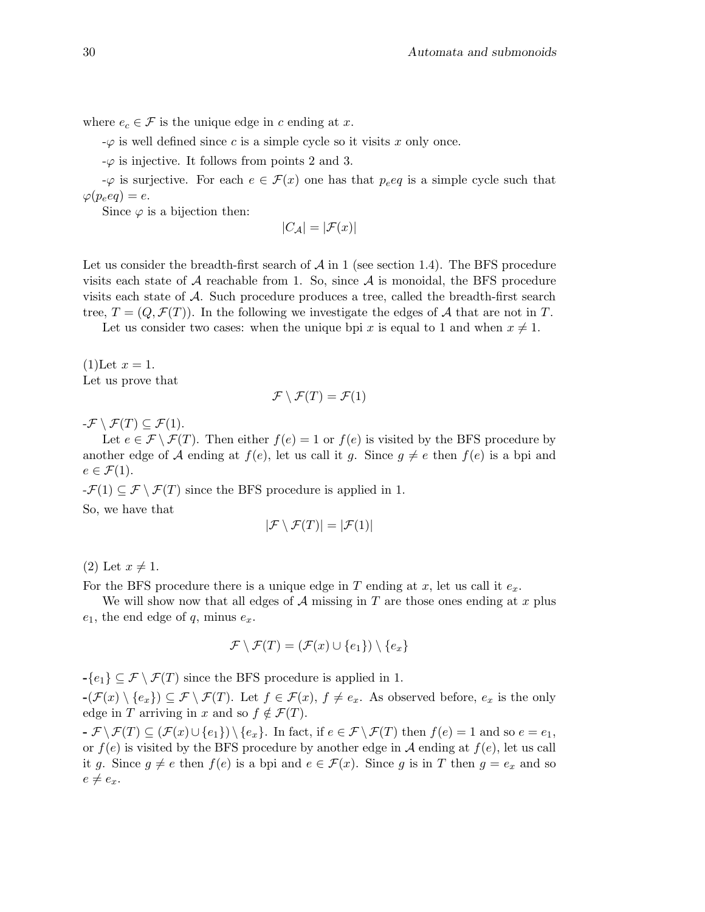where $e_c \in \mathcal{F}$ is the unique edge in $c$ ending at $x$.

-$\varphi$ is well defined since $c$ is a simple cycle so it visits $x$ only once.

-$\varphi$ is injective. It follows from points 2 and 3.

-$\varphi$ is surjective. For each $e \in \mathcal{F}(x)$ one has that $p_e e q$ is a simple cycle such that $\varphi(p_e e q) = e$.

Since $\varphi$ is a bijection then:

$$|C_{\mathcal{A}}| = |\mathcal{F}(x)|$$

Let us consider the breadth-first search of $\mathcal{A}$ in 1 (see section 1.4). The BFS procedure visits each state of $\mathcal{A}$ reachable from 1. So, since $\mathcal{A}$ is monoidal, the BFS procedure visits each state of $\mathcal{A}$. Such procedure produces a tree, called the breadth-first search tree, $T = (Q, \mathcal{F}(T))$. In the following we investigate the edges of $\mathcal{A}$ that are not in $T$.

Let us consider two cases: when the unique bpi $x$ is equal to 1 and when $x \neq 1$.

(1)Let $x = 1$.
Let us prove that

$$\mathcal{F} \setminus \mathcal{F}(T) = \mathcal{F}(1)$$

-$\mathcal{F} \setminus \mathcal{F}(T) \subseteq \mathcal{F}(1)$.

Let $e \in \mathcal{F} \setminus \mathcal{F}(T)$. Then either $f(e) = 1$ or $f(e)$ is visited by the BFS procedure by another edge of $\mathcal{A}$ ending at $f(e)$, let us call it $g$. Since $g \neq e$ then $f(e)$ is a bpi and $e \in \mathcal{F}(1)$.

-$\mathcal{F}(1) \subseteq \mathcal{F} \setminus \mathcal{F}(T)$ since the BFS procedure is applied in 1.

So, we have that

$$|\mathcal{F} \setminus \mathcal{F}(T)| = |\mathcal{F}(1)|$$

(2) Let $x \neq 1$.
For the BFS procedure there is a unique edge in $T$ ending at $x$, let us call it $e_x$.

We will show now that all edges of $\mathcal{A}$ missing in $T$ are those ones ending at $x$ plus $e_1$, the end edge of $q$, minus $e_x$.

$$\mathcal{F} \setminus \mathcal{F}(T) = (\mathcal{F}(x) \cup \{e_1\}) \setminus \{e_x\}$$

-$\{e_1\} \subseteq \mathcal{F} \setminus \mathcal{F}(T)$ since the BFS procedure is applied in 1.

-$(\mathcal{F}(x) \setminus \{e_x\}) \subseteq \mathcal{F} \setminus \mathcal{F}(T)$. Let $f \in \mathcal{F}(x)$, $f \neq e_x$. As observed before, $e_x$ is the only edge in $T$ arriving in $x$ and so $f \notin \mathcal{F}(T)$.

- $\mathcal{F} \setminus \mathcal{F}(T) \subseteq (\mathcal{F}(x) \cup \{e_1\}) \setminus \{e_x\}$. In fact, if $e \in \mathcal{F} \setminus \mathcal{F}(T)$ then $f(e) = 1$ and so $e = e_1$, or $f(e)$ is visited by the BFS procedure by another edge in $\mathcal{A}$ ending at $f(e)$, let us call it $g$. Since $g \neq e$ then $f(e)$ is a bpi and $e \in \mathcal{F}(x)$. Since $g$ is in $T$ then $g = e_x$ and so $e \neq e_x$.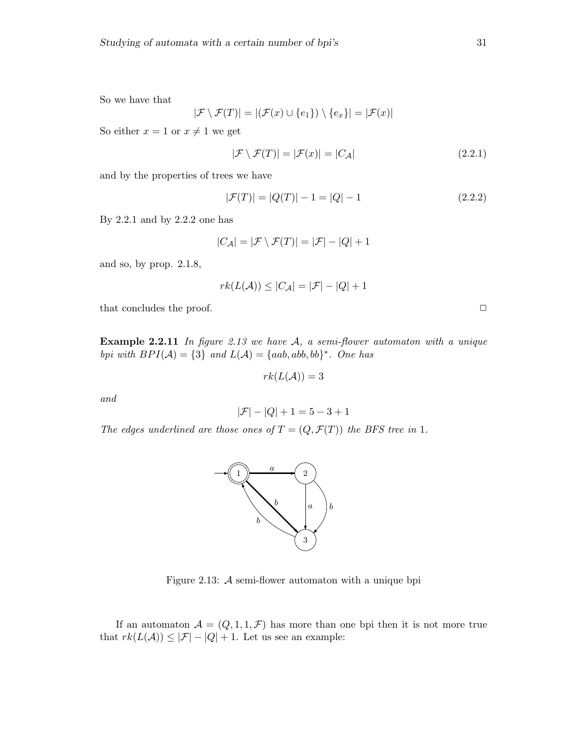So we have that

$$|\mathcal{F} \setminus \mathcal{F}(T)| = |(\mathcal{F}(x) \cup \{e_1\}) \setminus \{e_x\}| = |\mathcal{F}(x)|$$

So either $x = 1$ or $x \neq 1$ we get

$$|\mathcal{F} \setminus \mathcal{F}(T)| = |\mathcal{F}(x)| = |C_{\mathcal{A}}| \tag{2.2.1}$$

and by the properties of trees we have

$$|\mathcal{F}(T)| = |Q(T)| - 1 = |Q| - 1 \tag{2.2.2}$$

By 2.2.1 and by 2.2.2 one has

$$|C_{\mathcal{A}}| = |\mathcal{F} \setminus \mathcal{F}(T)| = |\mathcal{F}| - |Q| + 1$$

and so, by prop. 2.1.8,

$$rk(L(\mathcal{A})) \leq |C_{\mathcal{A}}| = |\mathcal{F}| - |Q| + 1$$

that concludes the proof. □

**Example 2.2.11** *In figure 2.13 we have $\mathcal{A}$, a semi-flower automaton with a unique bpi with $BPI(\mathcal{A}) = \{3\}$ and $L(\mathcal{A}) = \{aab, abb, bb\}^*$. One has*

$$rk(L(\mathcal{A})) = 3$$

*and*

$$|\mathcal{F}| - |Q| + 1 = 5 - 3 + 1$$

*The edges underlined are those ones of $T = (Q, \mathcal{F}(T))$ the BFS tree in 1.*

Figure 2.13: $\mathcal{A}$ semi-flower automaton with a unique bpi

If an automaton $\mathcal{A} = (Q, 1, 1, \mathcal{F})$ has more than one bpi then it is not more true that $rk(L(\mathcal{A})) \leq |\mathcal{F}| - |Q| + 1$. Let us see an example: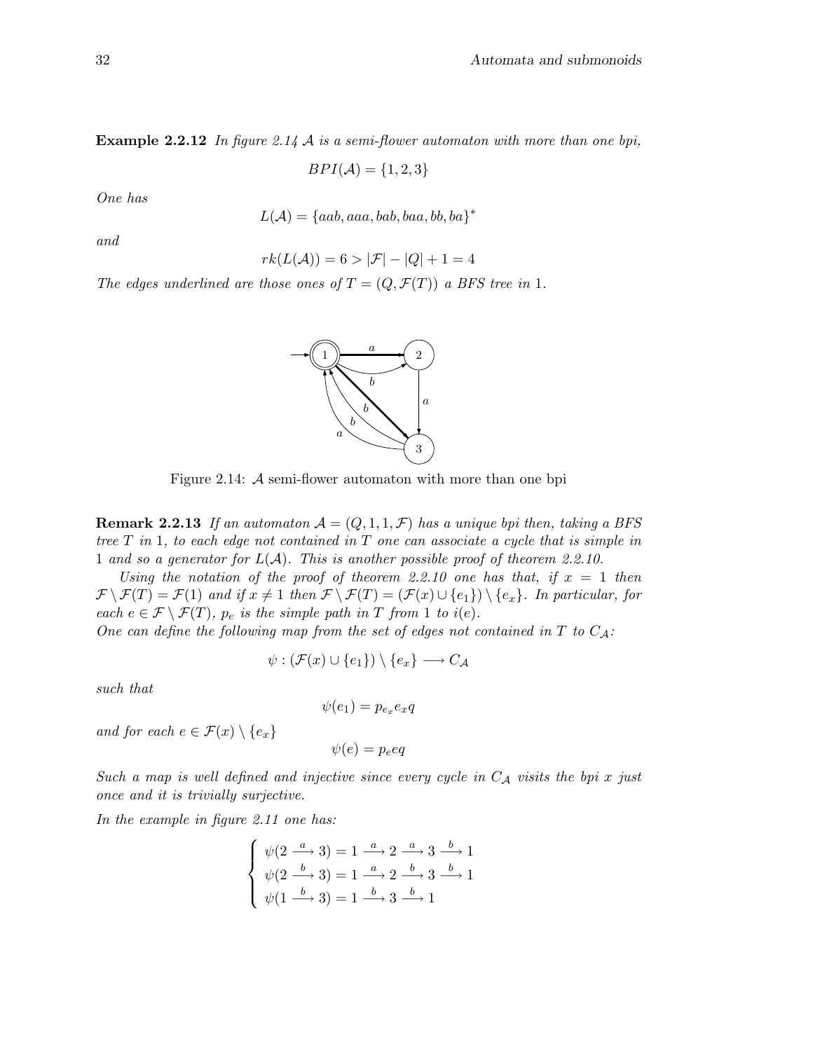**Example 2.2.12** *In figure 2.14 $\mathcal{A}$ is a semi-flower automaton with more than one bpi,*

$$BPI(\mathcal{A}) = \{1, 2, 3\}$$

*One has*

$$L(\mathcal{A}) = \{aab, aaa, bab, baa, bb, ba\}^*$$

*and*

$$rk(L(\mathcal{A})) = 6 > |\mathcal{F}| - |Q| + 1 = 4$$

*The edges underlined are those ones of $T = (Q, \mathcal{F}(T))$ a BFS tree in 1.*

Figure 2.14: $\mathcal{A}$ semi-flower automaton with more than one bpi

**Remark 2.2.13** *If an automaton $\mathcal{A} = (Q, 1, 1, \mathcal{F})$ has a unique bpi then, taking a BFS tree $T$ in 1, to each edge not contained in $T$ one can associate a cycle that is simple in 1 and so a generator for $L(\mathcal{A})$. This is another possible proof of theorem 2.2.10.*

*Using the notation of the proof of theorem 2.2.10 one has that, if $x = 1$ then $\mathcal{F} \setminus \mathcal{F}(T) = \mathcal{F}(1)$ and if $x \neq 1$ then $\mathcal{F} \setminus \mathcal{F}(T) = (\mathcal{F}(x) \cup \{e_1\}) \setminus \{e_x\}$. In particular, for each $e \in \mathcal{F} \setminus \mathcal{F}(T)$, $p_e$ is the simple path in $T$ from 1 to $i(e)$.*
*One can define the following map from the set of edges not contained in $T$ to $C_{\mathcal{A}}$:*

$$\psi : (\mathcal{F}(x) \cup \{e_1\}) \setminus \{e_x\} \longrightarrow C_{\mathcal{A}}$$

*such that*

$$\psi(e_1) = p_{e_x} e_x q$$

*and for each $e \in \mathcal{F}(x) \setminus \{e_x\}$*

$$\psi(e) = p_e e q$$

*Such a map is well defined and injective since every cycle in $C_{\mathcal{A}}$ visits the bpi $x$ just once and it is trivially surjective.*
*In the example in figure 2.11 one has:*

$$\begin{cases} \psi(2 \xrightarrow{a} 3) = 1 \xrightarrow{a} 2 \xrightarrow{a} 3 \xrightarrow{b} 1 \\ \psi(2 \xrightarrow{b} 3) = 1 \xrightarrow{a} 2 \xrightarrow{b} 3 \xrightarrow{b} 1 \\ \psi(1 \xrightarrow{b} 3) = 1 \xrightarrow{b} 3 \xrightarrow{b} 1 \end{cases}$$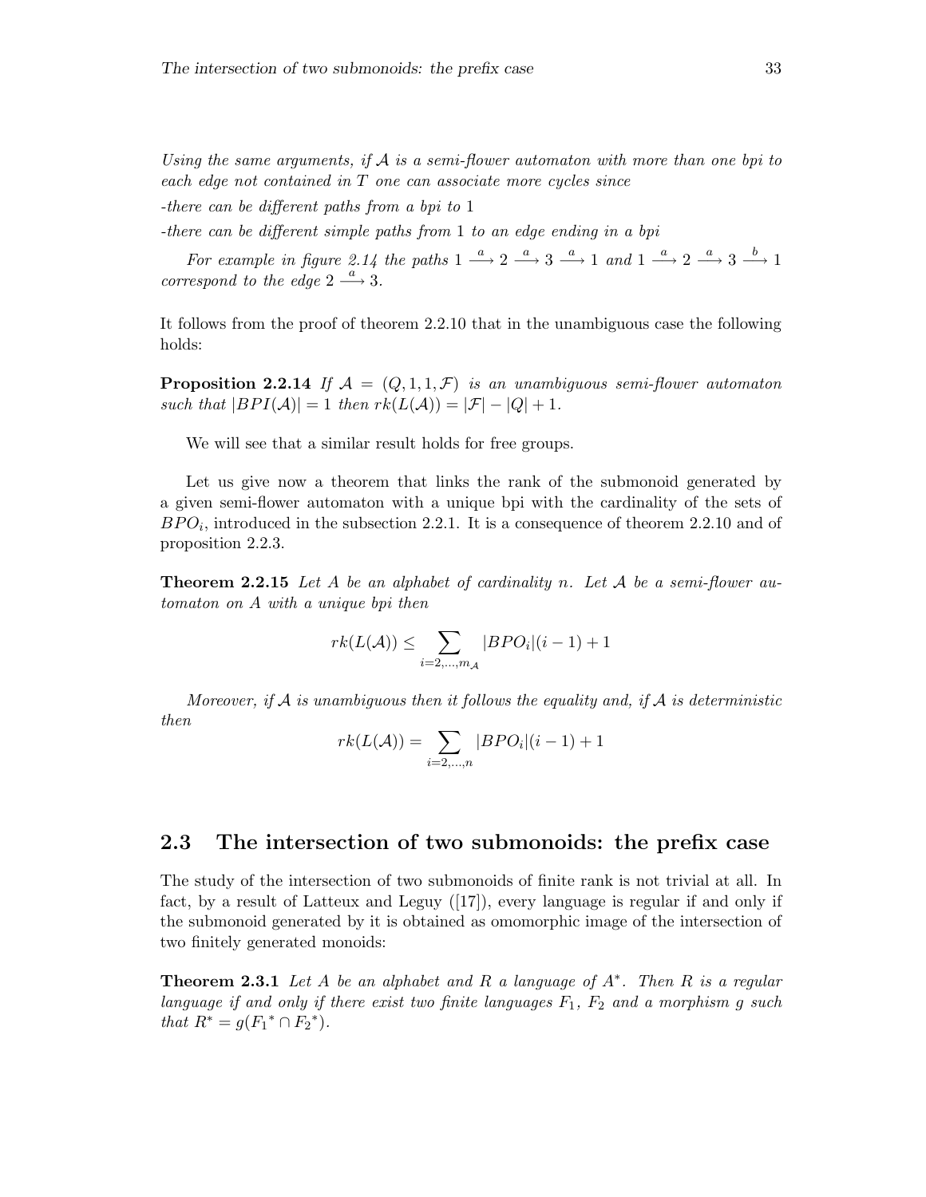*Using the same arguments, if $\mathcal{A}$ is a semi-flower automaton with more than one bpi to each edge not contained in $T$ one can associate more cycles since*

*-there can be different paths from a bpi to* 1

*-there can be different simple paths from* 1 *to an edge ending in a bpi*

*For example in figure 2.14 the paths* $1 \xrightarrow{a} 2 \xrightarrow{a} 3 \xrightarrow{a} 1$ *and* $1 \xrightarrow{a} 2 \xrightarrow{a} 3 \xrightarrow{b} 1$ *correspond to the edge* $2 \xrightarrow{a} 3$.

It follows from the proof of theorem 2.2.10 that in the unambiguous case the following holds:

**Proposition 2.2.14** *If* $\mathcal{A} = (Q, 1, 1, \mathcal{F})$ *is an unambiguous semi-flower automaton such that* $|BPI(\mathcal{A})| = 1$ *then* $rk(L(\mathcal{A})) = |\mathcal{F}| - |Q| + 1$.

We will see that a similar result holds for free groups.

Let us give now a theorem that links the rank of the submonoid generated by a given semi-flower automaton with a unique bpi with the cardinality of the sets of $BPO_i$, introduced in the subsection 2.2.1. It is a consequence of theorem 2.2.10 and of proposition 2.2.3.

**Theorem 2.2.15** *Let $A$ be an alphabet of cardinality $n$. Let $\mathcal{A}$ be a semi-flower automaton on $A$ with a unique bpi then*

$$rk(L(\mathcal{A})) \leq \sum_{i=2,\ldots,m_{\mathcal{A}}} |BPO_i|(i-1) + 1$$

*Moreover, if $\mathcal{A}$ is unambiguous then it follows the equality and, if $\mathcal{A}$ is deterministic then*

$$rk(L(\mathcal{A})) = \sum_{i=2,\ldots,n} |BPO_i|(i-1) + 1$$

## 2.3 The intersection of two submonoids: the prefix case

The study of the intersection of two submonoids of finite rank is not trivial at all. In fact, by a result of Latteux and Leguy ([17]), every language is regular if and only if the submonoid generated by it is obtained as omomorphic image of the intersection of two finitely generated monoids:

**Theorem 2.3.1** *Let $A$ be an alphabet and $R$ a language of $A^*$. Then $R$ is a regular language if and only if there exist two finite languages $F_1$, $F_2$ and a morphism $g$ such that* $R^* = g({F_1}^* \cap {F_2}^*)$.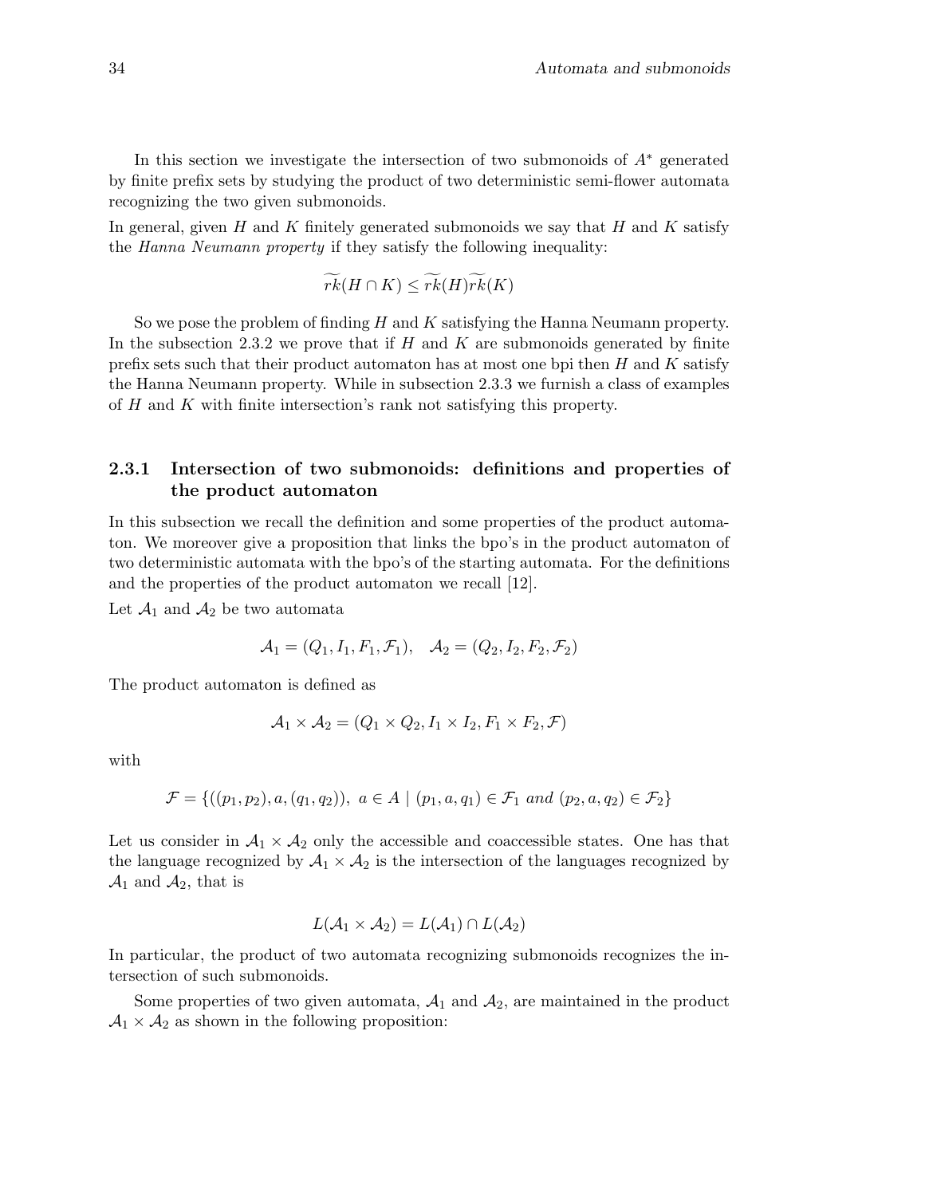In this section we investigate the intersection of two submonoids of $A^*$ generated by finite prefix sets by studying the product of two deterministic semi-flower automata recognizing the two given submonoids.

In general, given $H$ and $K$ finitely generated submonoids we say that $H$ and $K$ satisfy the *Hanna Neumann property* if they satisfy the following inequality:

$$\widetilde{rk}(H \cap K) \leq \widetilde{rk}(H)\widetilde{rk}(K)$$

So we pose the problem of finding $H$ and $K$ satisfying the Hanna Neumann property. In the subsection 2.3.2 we prove that if $H$ and $K$ are submonoids generated by finite prefix sets such that their product automaton has at most one bpi then $H$ and $K$ satisfy the Hanna Neumann property. While in subsection 2.3.3 we furnish a class of examples of $H$ and $K$ with finite intersection's rank not satisfying this property.

### 2.3.1 Intersection of two submonoids: definitions and properties of the product automaton

In this subsection we recall the definition and some properties of the product automaton. We moreover give a proposition that links the bpo's in the product automaton of two deterministic automata with the bpo's of the starting automata. For the definitions and the properties of the product automaton we recall [12].

Let $\mathcal{A}_1$ and $\mathcal{A}_2$ be two automata

$$\mathcal{A}_1 = (Q_1, I_1, F_1, \mathcal{F}_1), \quad \mathcal{A}_2 = (Q_2, I_2, F_2, \mathcal{F}_2)$$

The product automaton is defined as

$$\mathcal{A}_1 \times \mathcal{A}_2 = (Q_1 \times Q_2, I_1 \times I_2, F_1 \times F_2, \mathcal{F})$$

with

$$\mathcal{F} = \{((p_1, p_2), a, (q_1, q_2)),\ a \in A \mid (p_1, a, q_1) \in \mathcal{F}_1 \textit{ and } (p_2, a, q_2) \in \mathcal{F}_2\}$$

Let us consider in $\mathcal{A}_1 \times \mathcal{A}_2$ only the accessible and coaccessible states. One has that the language recognized by $\mathcal{A}_1 \times \mathcal{A}_2$ is the intersection of the languages recognized by $\mathcal{A}_1$ and $\mathcal{A}_2$, that is

$$L(\mathcal{A}_1 \times \mathcal{A}_2) = L(\mathcal{A}_1) \cap L(\mathcal{A}_2)$$

In particular, the product of two automata recognizing submonoids recognizes the intersection of such submonoids.

Some properties of two given automata, $\mathcal{A}_1$ and $\mathcal{A}_2$, are maintained in the product $\mathcal{A}_1 \times \mathcal{A}_2$ as shown in the following proposition: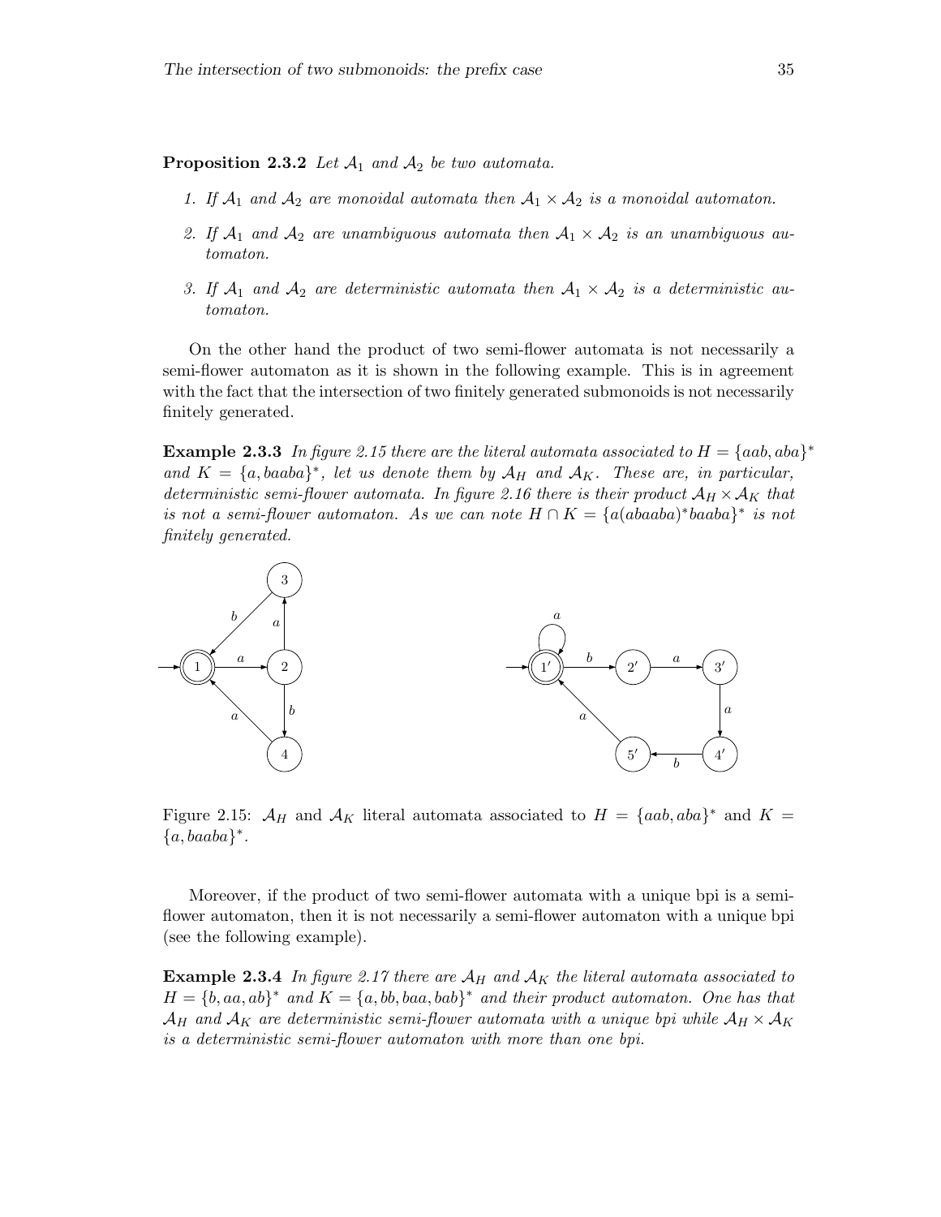**Proposition 2.3.2** *Let $\mathcal{A}_1$ and $\mathcal{A}_2$ be two automata.*

1. *If $\mathcal{A}_1$ and $\mathcal{A}_2$ are monoidal automata then $\mathcal{A}_1 \times \mathcal{A}_2$ is a monoidal automaton.*
2. *If $\mathcal{A}_1$ and $\mathcal{A}_2$ are unambiguous automata then $\mathcal{A}_1 \times \mathcal{A}_2$ is an unambiguous automaton.*
3. *If $\mathcal{A}_1$ and $\mathcal{A}_2$ are deterministic automata then $\mathcal{A}_1 \times \mathcal{A}_2$ is a deterministic automaton.*

On the other hand the product of two semi-flower automata is not necessarily a semi-flower automaton as it is shown in the following example. This is in agreement with the fact that the intersection of two finitely generated submonoids is not necessarily finitely generated.

**Example 2.3.3** *In figure 2.15 there are the literal automata associated to $H = \{aab, aba\}^*$ and $K = \{a, baaba\}^*$, let us denote them by $\mathcal{A}_H$ and $\mathcal{A}_K$. These are, in particular, deterministic semi-flower automata. In figure 2.16 there is their product $\mathcal{A}_H \times \mathcal{A}_K$ that is not a semi-flower automaton. As we can note $H \cap K = \{a(abaaba)^* baaba\}^*$ is not finitely generated.*

Figure 2.15: $\mathcal{A}_H$ and $\mathcal{A}_K$ literal automata associated to $H = \{aab, aba\}^*$ and $K = \{a, baaba\}^*$.

Moreover, if the product of two semi-flower automata with a unique bpi is a semi-flower automaton, then it is not necessarily a semi-flower automaton with a unique bpi (see the following example).

**Example 2.3.4** *In figure 2.17 there are $\mathcal{A}_H$ and $\mathcal{A}_K$ the literal automata associated to $H = \{b, aa, ab\}^*$ and $K = \{a, bb, baa, bab\}^*$ and their product automaton. One has that $\mathcal{A}_H$ and $\mathcal{A}_K$ are deterministic semi-flower automata with a unique bpi while $\mathcal{A}_H \times \mathcal{A}_K$ is a deterministic semi-flower automaton with more than one bpi.*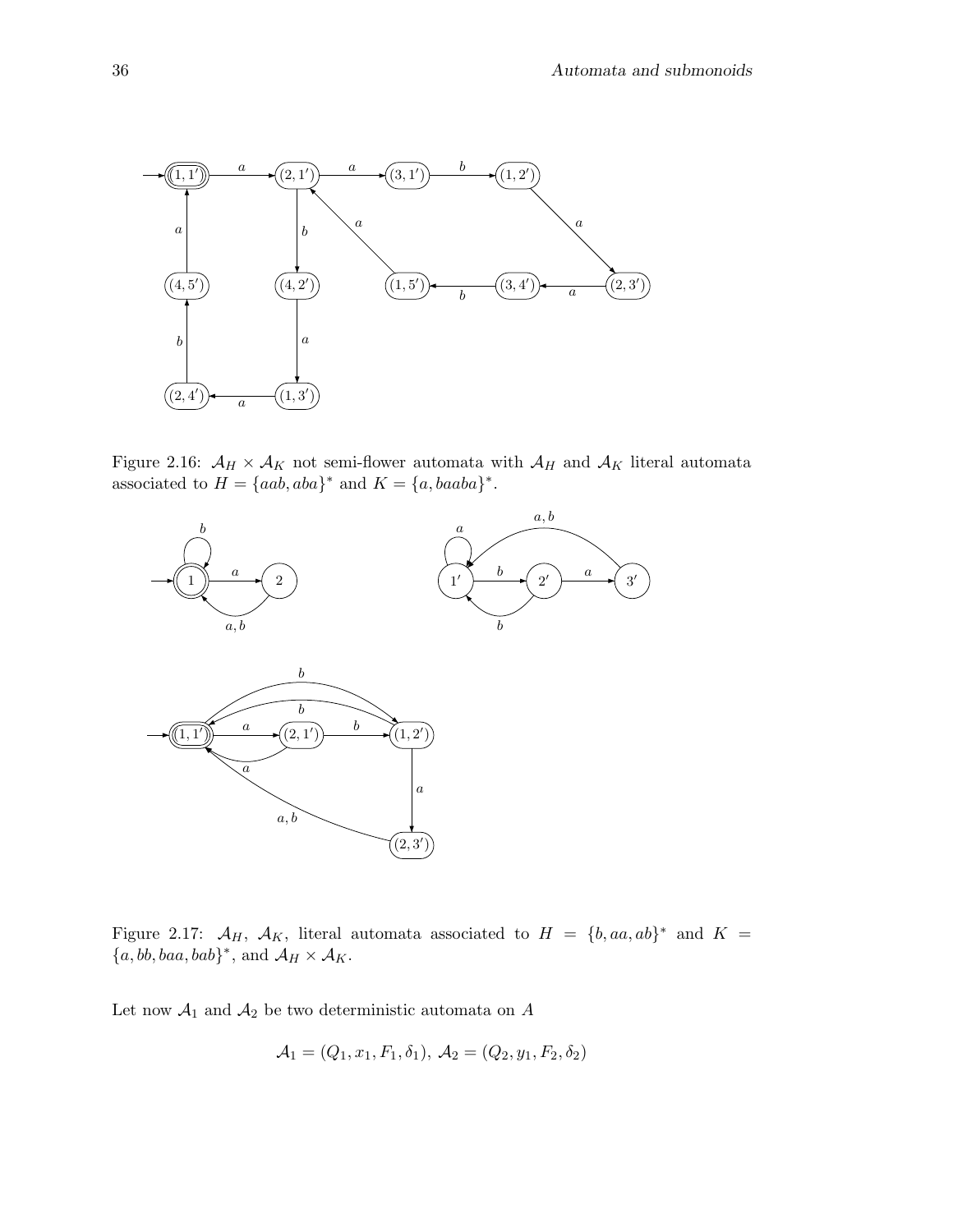Figure 2.16: $\mathcal{A}_H \times \mathcal{A}_K$ not semi-flower automata with $\mathcal{A}_H$ and $\mathcal{A}_K$ literal automata associated to $H = \{aab, aba\}^*$ and $K = \{a, baaba\}^*$.

Figure 2.17: $\mathcal{A}_H$, $\mathcal{A}_K$, literal automata associated to $H = \{b, aa, ab\}^*$ and $K = \{a, bb, baa, bab\}^*$, and $\mathcal{A}_H \times \mathcal{A}_K$.

Let now $\mathcal{A}_1$ and $\mathcal{A}_2$ be two deterministic automata on $A$

$$\mathcal{A}_1 = (Q_1, x_1, F_1, \delta_1),\ \mathcal{A}_2 = (Q_2, y_1, F_2, \delta_2)$$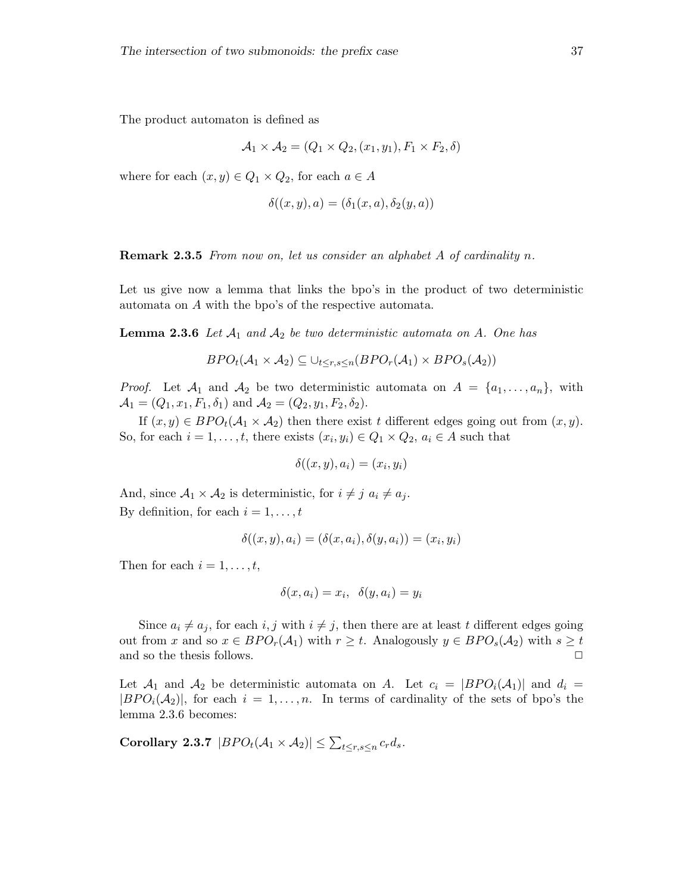The product automaton is defined as

$$\mathcal{A}_1 \times \mathcal{A}_2 = (Q_1 \times Q_2, (x_1, y_1), F_1 \times F_2, \delta)$$

where for each $(x, y) \in Q_1 \times Q_2$, for each $a \in A$

$$\delta((x, y), a) = (\delta_1(x, a), \delta_2(y, a))$$

**Remark 2.3.5** *From now on, let us consider an alphabet $A$ of cardinality $n$.*

Let us give now a lemma that links the bpo's in the product of two deterministic automata on $A$ with the bpo's of the respective automata.

**Lemma 2.3.6** *Let $\mathcal{A}_1$ and $\mathcal{A}_2$ be two deterministic automata on $A$. One has*

$$BPO_t(\mathcal{A}_1 \times \mathcal{A}_2) \subseteq \cup_{t \leq r,s \leq n}(BPO_r(\mathcal{A}_1) \times BPO_s(\mathcal{A}_2))$$

*Proof.* Let $\mathcal{A}_1$ and $\mathcal{A}_2$ be two deterministic automata on $A = \{a_1, \ldots, a_n\}$, with $\mathcal{A}_1 = (Q_1, x_1, F_1, \delta_1)$ and $\mathcal{A}_2 = (Q_2, y_1, F_2, \delta_2)$.

If $(x, y) \in BPO_t(\mathcal{A}_1 \times \mathcal{A}_2)$ then there exist $t$ different edges going out from $(x, y)$. So, for each $i = 1, \ldots, t$, there exists $(x_i, y_i) \in Q_1 \times Q_2$, $a_i \in A$ such that

$$\delta((x, y), a_i) = (x_i, y_i)$$

And, since $\mathcal{A}_1 \times \mathcal{A}_2$ is deterministic, for $i \neq j$ $a_i \neq a_j$.
By definition, for each $i = 1, \ldots, t$

$$\delta((x, y), a_i) = (\delta(x, a_i), \delta(y, a_i)) = (x_i, y_i)$$

Then for each $i = 1, \ldots, t$,

$$\delta(x, a_i) = x_i, \ \ \delta(y, a_i) = y_i$$

Since $a_i \neq a_j$, for each $i, j$ with $i \neq j$, then there are at least $t$ different edges going out from $x$ and so $x \in BPO_r(\mathcal{A}_1)$ with $r \geq t$. Analogously $y \in BPO_s(\mathcal{A}_2)$ with $s \geq t$ and so the thesis follows. □

Let $\mathcal{A}_1$ and $\mathcal{A}_2$ be deterministic automata on $A$. Let $c_i = |BPO_i(\mathcal{A}_1)|$ and $d_i = |BPO_i(\mathcal{A}_2)|$, for each $i = 1, \ldots, n$. In terms of cardinality of the sets of bpo's the lemma 2.3.6 becomes:

**Corollary 2.3.7** $|BPO_t(\mathcal{A}_1 \times \mathcal{A}_2)| \leq \sum_{t \leq r,s \leq n} c_r d_s$.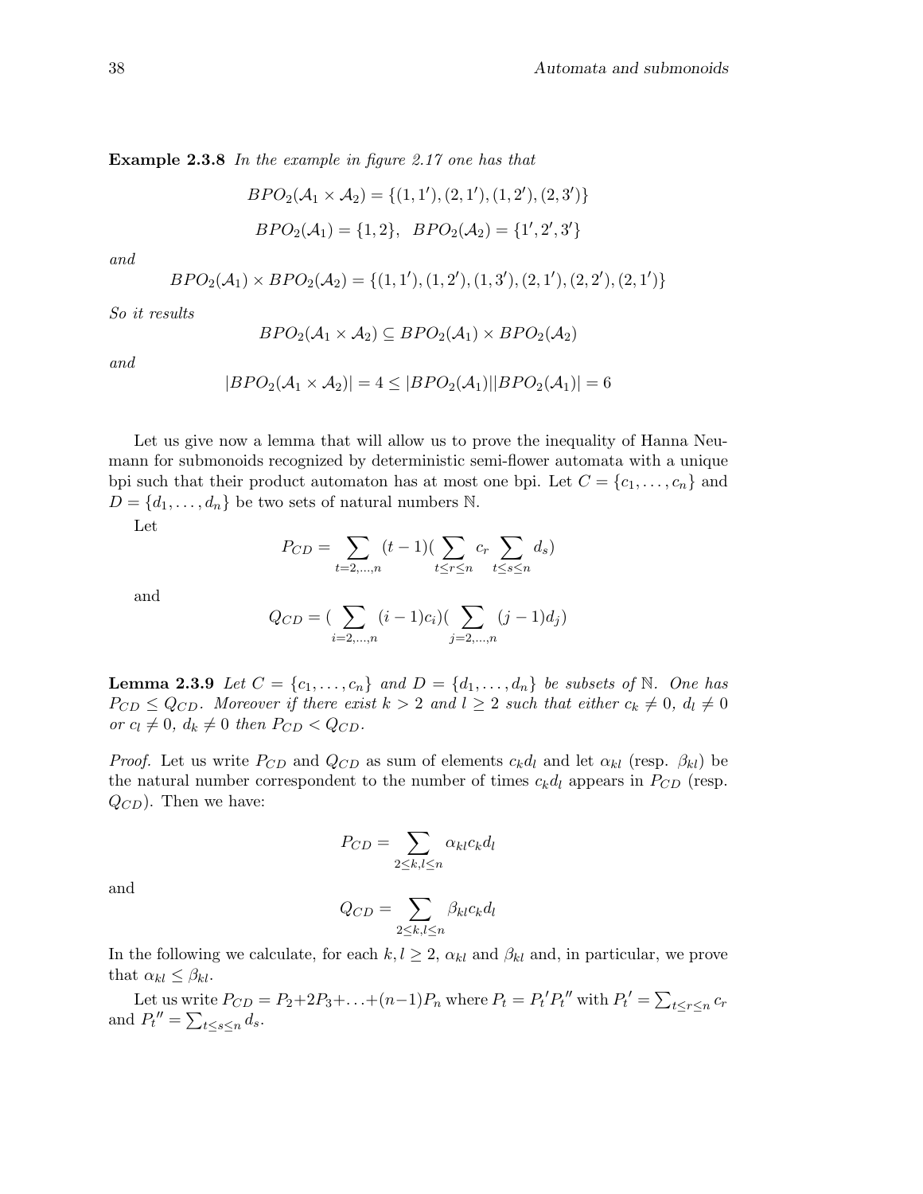**Example 2.3.8** *In the example in figure 2.17 one has that*

$$BPO_2(\mathcal{A}_1 \times \mathcal{A}_2) = \{(1,1'),(2,1'),(1,2'),(2,3')\}$$

$$BPO_2(\mathcal{A}_1) = \{1,2\}, \quad BPO_2(\mathcal{A}_2) = \{1',2',3'\}$$

*and*

$$BPO_2(\mathcal{A}_1) \times BPO_2(\mathcal{A}_2) = \{(1,1'),(1,2'),(1,3'),(2,1'),(2,2'),(2,1')\}$$

*So it results*

$$BPO_2(\mathcal{A}_1 \times \mathcal{A}_2) \subseteq BPO_2(\mathcal{A}_1) \times BPO_2(\mathcal{A}_2)$$

*and*

$$|BPO_2(\mathcal{A}_1 \times \mathcal{A}_2)| = 4 \leq |BPO_2(\mathcal{A}_1)||BPO_2(\mathcal{A}_1)| = 6$$

Let us give now a lemma that will allow us to prove the inequality of Hanna Neumann for submonoids recognized by deterministic semi-flower automata with a unique bpi such that their product automaton has at most one bpi. Let $C = \{c_1, \ldots, c_n\}$ and $D = \{d_1, \ldots, d_n\}$ be two sets of natural numbers $\mathbb{N}$.

Let

$$P_{CD} = \sum_{t=2,\ldots,n} (t-1)(\sum_{t \leq r \leq n} c_r \sum_{t \leq s \leq n} d_s)$$

and

$$Q_{CD} = (\sum_{i=2,\ldots,n} (i-1)c_i)(\sum_{j=2,\ldots,n} (j-1)d_j)$$

**Lemma 2.3.9** *Let $C = \{c_1, \ldots, c_n\}$ and $D = \{d_1, \ldots, d_n\}$ be subsets of $\mathbb{N}$. One has $P_{CD} \leq Q_{CD}$. Moreover if there exist $k > 2$ and $l \geq 2$ such that either $c_k \neq 0$, $d_l \neq 0$ or $c_l \neq 0$, $d_k \neq 0$ then $P_{CD} < Q_{CD}$.*

*Proof.* Let us write $P_{CD}$ and $Q_{CD}$ as sum of elements $c_k d_l$ and let $\alpha_{kl}$ (resp. $\beta_{kl}$) be the natural number correspondent to the number of times $c_k d_l$ appears in $P_{CD}$ (resp. $Q_{CD}$). Then we have:

$$P_{CD} = \sum_{2 \leq k,l \leq n} \alpha_{kl} c_k d_l$$

and

$$Q_{CD} = \sum_{2 \leq k,l \leq n} \beta_{kl} c_k d_l$$

In the following we calculate, for each $k, l \geq 2$, $\alpha_{kl}$ and $\beta_{kl}$ and, in particular, we prove that $\alpha_{kl} \leq \beta_{kl}$.

Let us write $P_{CD} = P_2 + 2P_3 + \ldots + (n-1)P_n$ where $P_t = P_t{}' P_t{}''$ with $P_t{}' = \sum_{t \leq r \leq n} c_r$ and $P_t{}'' = \sum_{t \leq s \leq n} d_s$.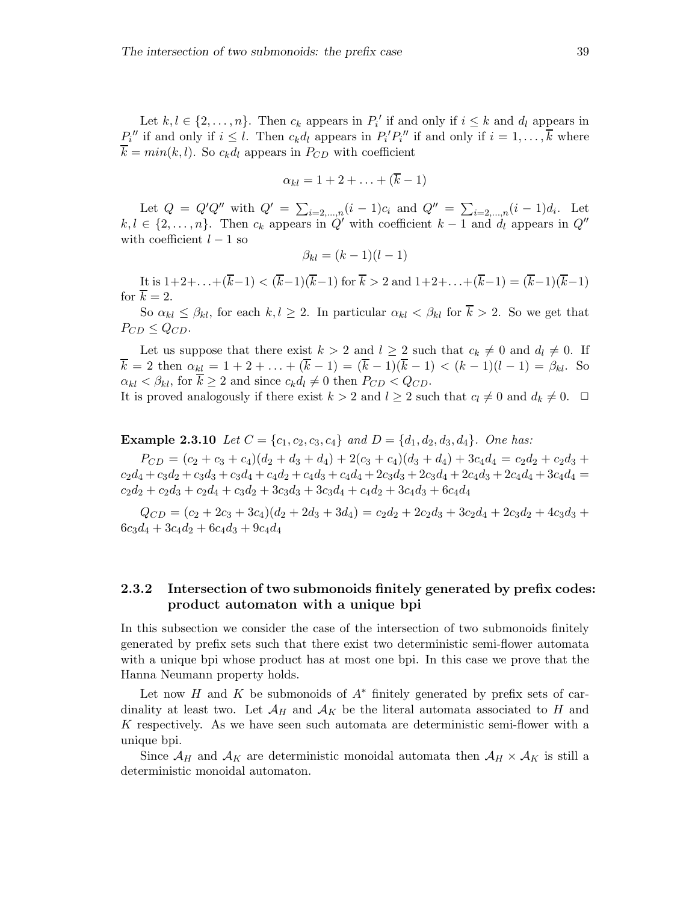Let $k, l \in \{2, \ldots, n\}$. Then $c_k$ appears in $P_i'$ if and only if $i \leq k$ and $d_l$ appears in $P_i''$ if and only if $i \leq l$. Then $c_k d_l$ appears in $P_i' P_i''$ if and only if $i = 1, \ldots, \overline{k}$ where $\overline{k} = min(k, l)$. So $c_k d_l$ appears in $P_{CD}$ with coefficient

$$\alpha_{kl} = 1 + 2 + \ldots + (\overline{k} - 1)$$

Let $Q = Q'Q''$ with $Q' = \sum_{i=2,\ldots,n}(i-1)c_i$ and $Q'' = \sum_{i=2,\ldots,n}(i-1)d_i$. Let $k, l \in \{2, \ldots, n\}$. Then $c_k$ appears in $Q'$ with coefficient $k-1$ and $d_l$ appears in $Q''$ with coefficient $l-1$ so

$$\beta_{kl} = (k-1)(l-1)$$

It is $1+2+\ldots+(\overline{k}-1) < (\overline{k}-1)(\overline{k}-1)$ for $\overline{k} > 2$ and $1+2+\ldots+(\overline{k}-1) = (\overline{k}-1)(\overline{k}-1)$ for $\overline{k} = 2$.

So $\alpha_{kl} \leq \beta_{kl}$, for each $k, l \geq 2$. In particular $\alpha_{kl} < \beta_{kl}$ for $\overline{k} > 2$. So we get that $P_{CD} \leq Q_{CD}$.

Let us suppose that there exist $k > 2$ and $l \geq 2$ such that $c_k \neq 0$ and $d_l \neq 0$. If $\overline{k} = 2$ then $\alpha_{kl} = 1 + 2 + \ldots + (\overline{k} - 1) = (\overline{k} - 1)(\overline{k} - 1) < (k-1)(l-1) = \beta_{kl}$. So $\alpha_{kl} < \beta_{kl}$, for $\overline{k} \geq 2$ and since $c_k d_l \neq 0$ then $P_{CD} < Q_{CD}$.
It is proved analogously if there exist $k > 2$ and $l \geq 2$ such that $c_l \neq 0$ and $d_k \neq 0$. $\Box$

**Example 2.3.10** *Let $C = \{c_1, c_2, c_3, c_4\}$ and $D = \{d_1, d_2, d_3, d_4\}$. One has:*

$P_{CD} = (c_2 + c_3 + c_4)(d_2 + d_3 + d_4) + 2(c_3 + c_4)(d_3 + d_4) + 3c_4 d_4 = c_2 d_2 + c_2 d_3 + c_2 d_4 + c_3 d_2 + c_3 d_3 + c_3 d_4 + c_4 d_2 + c_4 d_3 + c_4 d_4 + 2c_3 d_3 + 2c_3 d_4 + 2c_4 d_3 + 2c_4 d_4 + 3c_4 d_4 = c_2 d_2 + c_2 d_3 + c_2 d_4 + c_3 d_2 + 3c_3 d_3 + 3c_3 d_4 + c_4 d_2 + 3c_4 d_3 + 6c_4 d_4$

$Q_{CD} = (c_2 + 2c_3 + 3c_4)(d_2 + 2d_3 + 3d_4) = c_2 d_2 + 2c_2 d_3 + 3c_2 d_4 + 2c_3 d_2 + 4c_3 d_3 + 6c_3 d_4 + 3c_4 d_2 + 6c_4 d_3 + 9c_4 d_4$

### 2.3.2 Intersection of two submonoids finitely generated by prefix codes: product automaton with a unique bpi

In this subsection we consider the case of the intersection of two submonoids finitely generated by prefix sets such that there exist two deterministic semi-flower automata with a unique bpi whose product has at most one bpi. In this case we prove that the Hanna Neumann property holds.

Let now $H$ and $K$ be submonoids of $A^*$ finitely generated by prefix sets of cardinality at least two. Let $\mathcal{A}_H$ and $\mathcal{A}_K$ be the literal automata associated to $H$ and $K$ respectively. As we have seen such automata are deterministic semi-flower with a unique bpi.

Since $\mathcal{A}_H$ and $\mathcal{A}_K$ are deterministic monoidal automata then $\mathcal{A}_H \times \mathcal{A}_K$ is still a deterministic monoidal automaton.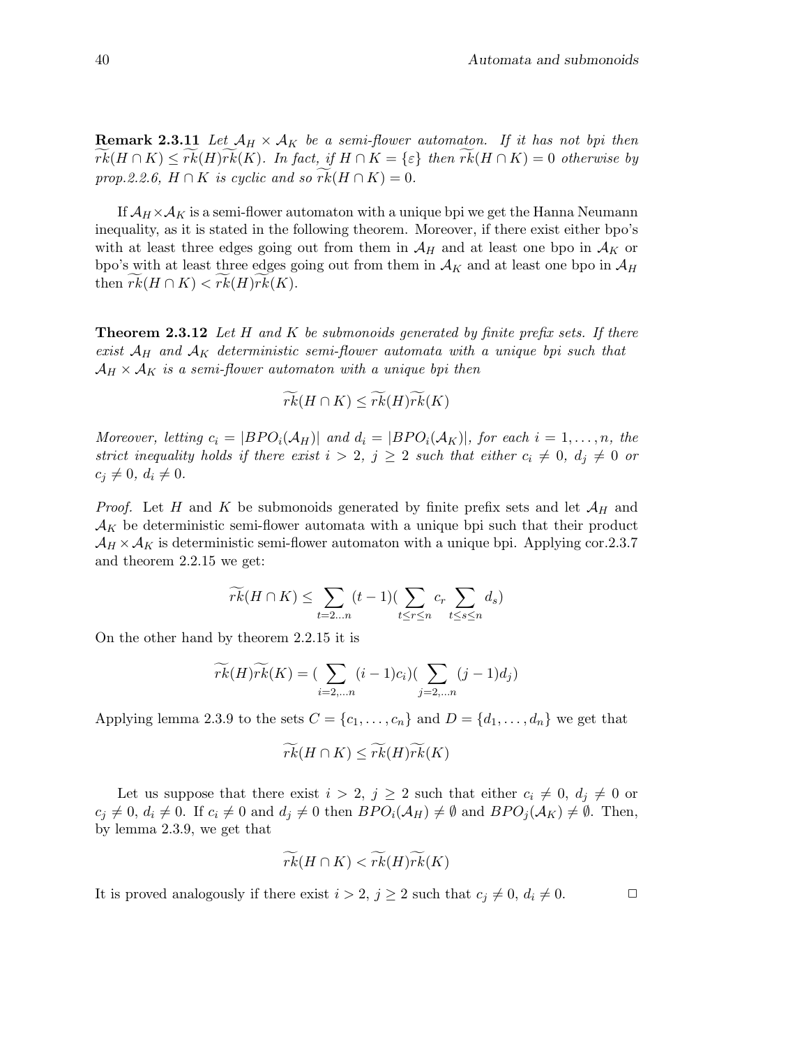**Remark 2.3.11** *Let $\mathcal{A}_H \times \mathcal{A}_K$ be a semi-flower automaton. If it has not bpi then $\widetilde{rk}(H \cap K) \leq \widetilde{rk}(H)\widetilde{rk}(K)$. In fact, if $H \cap K = \{\varepsilon\}$ then $\widetilde{rk}(H \cap K) = 0$ otherwise by prop.2.2.6, $H \cap K$ is cyclic and so $\widetilde{rk}(H \cap K) = 0$.*

If $\mathcal{A}_H \times \mathcal{A}_K$ is a semi-flower automaton with a unique bpi we get the Hanna Neumann inequality, as it is stated in the following theorem. Moreover, if there exist either bpo's with at least three edges going out from them in $\mathcal{A}_H$ and at least one bpo in $\mathcal{A}_K$ or bpo's with at least three edges going out from them in $\mathcal{A}_K$ and at least one bpo in $\mathcal{A}_H$ then $\widetilde{rk}(H \cap K) < \widetilde{rk}(H)\widetilde{rk}(K)$.

**Theorem 2.3.12** *Let $H$ and $K$ be submonoids generated by finite prefix sets. If there exist $\mathcal{A}_H$ and $\mathcal{A}_K$ deterministic semi-flower automata with a unique bpi such that $\mathcal{A}_H \times \mathcal{A}_K$ is a semi-flower automaton with a unique bpi then*

$$\widetilde{rk}(H \cap K) \leq \widetilde{rk}(H)\widetilde{rk}(K)$$

*Moreover, letting $c_i = |BPO_i(\mathcal{A}_H)|$ and $d_i = |BPO_i(\mathcal{A}_K)|$, for each $i = 1, \ldots, n$, the strict inequality holds if there exist $i > 2$, $j \geq 2$ such that either $c_i \neq 0$, $d_j \neq 0$ or $c_j \neq 0$, $d_i \neq 0$.*

*Proof.* Let $H$ and $K$ be submonoids generated by finite prefix sets and let $\mathcal{A}_H$ and $\mathcal{A}_K$ be deterministic semi-flower automata with a unique bpi such that their product $\mathcal{A}_H \times \mathcal{A}_K$ is deterministic semi-flower automaton with a unique bpi. Applying cor.2.3.7 and theorem 2.2.15 we get:

$$\widetilde{rk}(H \cap K) \leq \sum_{t=2\ldots n} (t-1)\left(\sum_{t \leq r \leq n} c_r \sum_{t \leq s \leq n} d_s\right)$$

On the other hand by theorem 2.2.15 it is

$$\widetilde{rk}(H)\widetilde{rk}(K) = \left(\sum_{i=2,\ldots n} (i-1)c_i\right)\left(\sum_{j=2,\ldots n} (j-1)d_j\right)$$

Applying lemma 2.3.9 to the sets $C = \{c_1, \ldots, c_n\}$ and $D = \{d_1, \ldots, d_n\}$ we get that

$$\widetilde{rk}(H \cap K) \leq \widetilde{rk}(H)\widetilde{rk}(K)$$

Let us suppose that there exist $i > 2$, $j \geq 2$ such that either $c_i \neq 0$, $d_j \neq 0$ or $c_j \neq 0$, $d_i \neq 0$. If $c_i \neq 0$ and $d_j \neq 0$ then $BPO_i(\mathcal{A}_H) \neq \emptyset$ and $BPO_j(\mathcal{A}_K) \neq \emptyset$. Then, by lemma 2.3.9, we get that

$$\widetilde{rk}(H \cap K) < \widetilde{rk}(H)\widetilde{rk}(K)$$

It is proved analogously if there exist $i > 2$, $j \geq 2$ such that $c_j \neq 0$, $d_i \neq 0$. □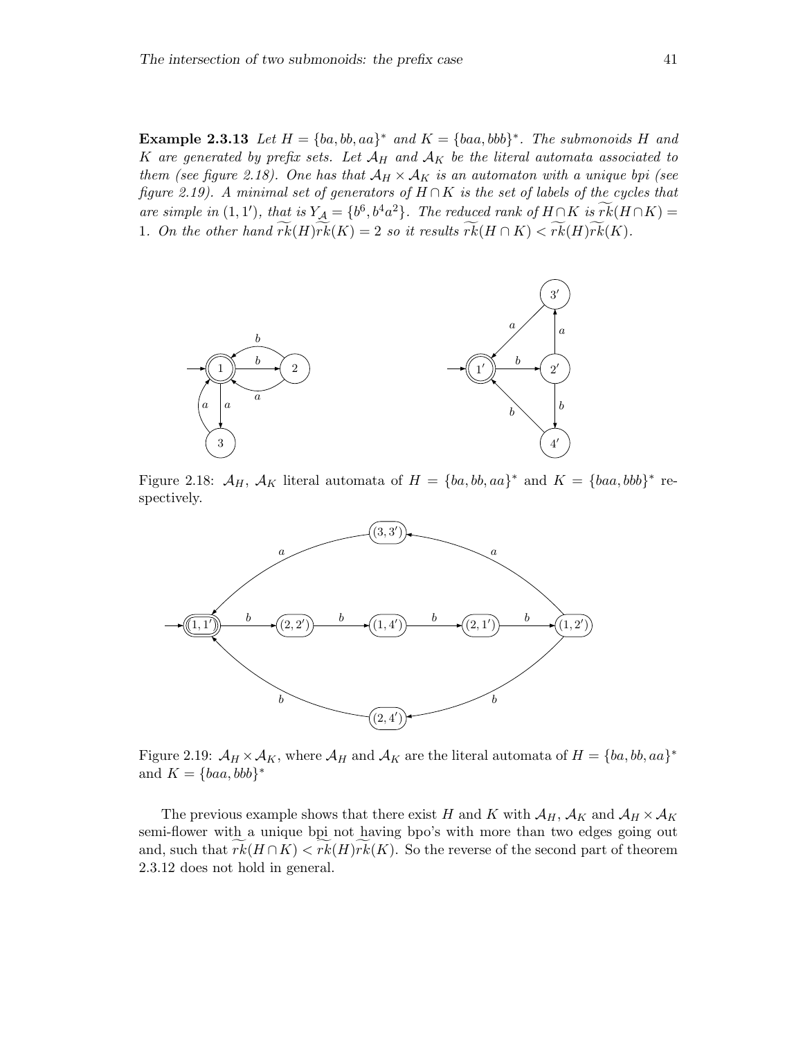**Example 2.3.13** *Let $H = \{ba, bb, aa\}^*$ and $K = \{baa, bbb\}^*$. The submonoids $H$ and $K$ are generated by prefix sets. Let $\mathcal{A}_H$ and $\mathcal{A}_K$ be the literal automata associated to them (see figure 2.18). One has that $\mathcal{A}_H \times \mathcal{A}_K$ is an automaton with a unique bpi (see figure 2.19). A minimal set of generators of $H \cap K$ is the set of labels of the cycles that are simple in $(1, 1')$, that is $Y_{\mathcal{A}} = \{b^6, b^4a^2\}$. The reduced rank of $H \cap K$ is $\widetilde{rk}(H \cap K) = 1$. On the other hand $\widetilde{rk}(H)\widetilde{rk}(K) = 2$ so it results $\widetilde{rk}(H \cap K) < \widetilde{rk}(H)\widetilde{rk}(K)$.*

Figure 2.18: $\mathcal{A}_H$, $\mathcal{A}_K$ literal automata of $H = \{ba, bb, aa\}^*$ and $K = \{baa, bbb\}^*$ respectively.

Figure 2.19: $\mathcal{A}_H \times \mathcal{A}_K$, where $\mathcal{A}_H$ and $\mathcal{A}_K$ are the literal automata of $H = \{ba, bb, aa\}^*$ and $K = \{baa, bbb\}^*$

The previous example shows that there exist $H$ and $K$ with $\mathcal{A}_H$, $\mathcal{A}_K$ and $\mathcal{A}_H \times \mathcal{A}_K$ semi-flower with a unique bpi not having bpo's with more than two edges going out and, such that $\widetilde{rk}(H \cap K) < \widetilde{rk}(H)\widetilde{rk}(K)$. So the reverse of the second part of theorem 2.3.12 does not hold in general.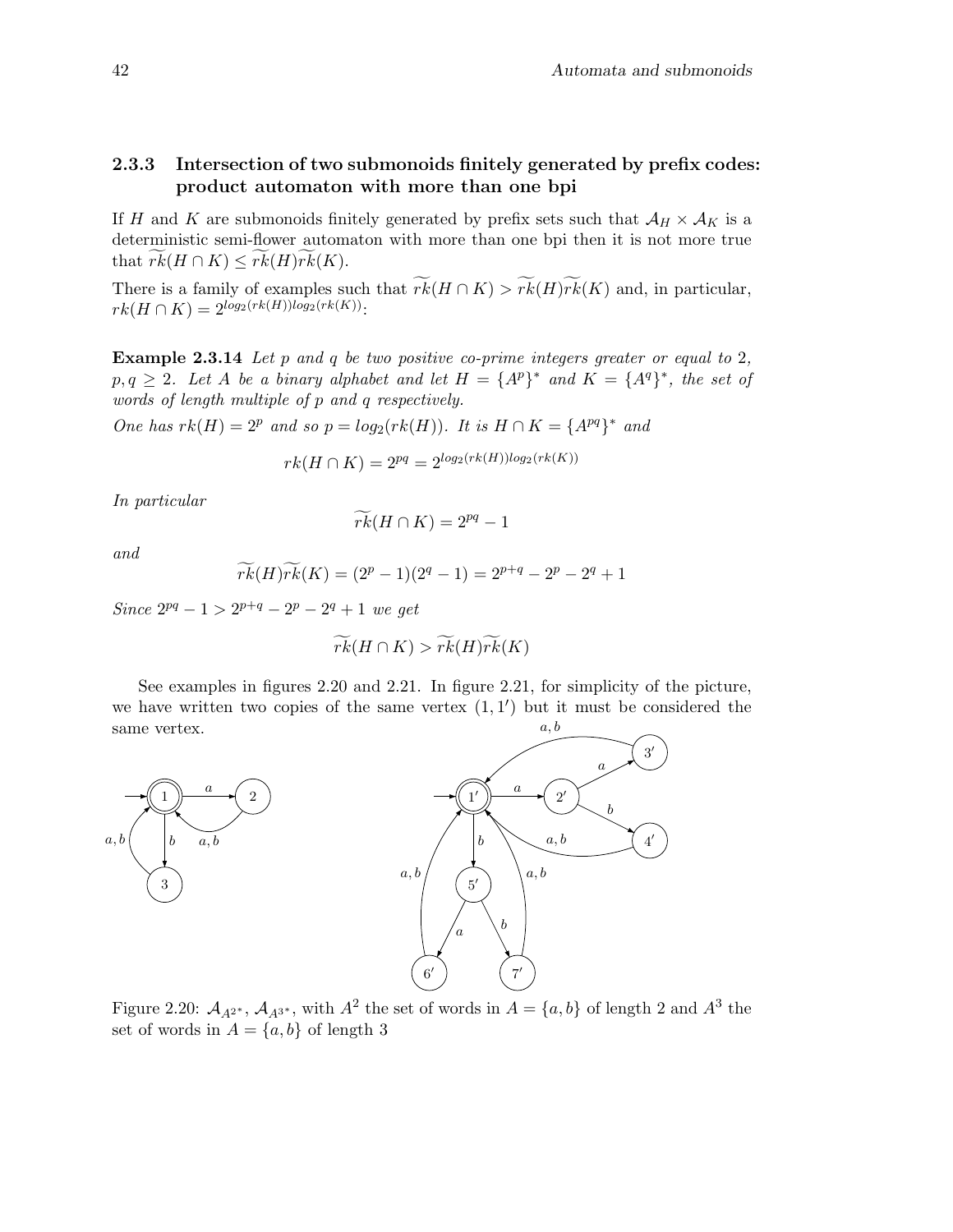### 2.3.3 Intersection of two submonoids finitely generated by prefix codes: product automaton with more than one bpi

If $H$ and $K$ are submonoids finitely generated by prefix sets such that $\mathcal{A}_H \times \mathcal{A}_K$ is a deterministic semi-flower automaton with more than one bpi then it is not more true that $\widetilde{rk}(H \cap K) \leq \widetilde{rk}(H)\widetilde{rk}(K)$.

There is a family of examples such that $\widetilde{rk}(H \cap K) > \widetilde{rk}(H)\widetilde{rk}(K)$ and, in particular, $rk(H \cap K) = 2^{log_2(rk(H))log_2(rk(K))}$:

**Example 2.3.14** *Let $p$ and $q$ be two positive co-prime integers greater or equal to 2, $p, q \geq 2$. Let $A$ be a binary alphabet and let $H = \{A^p\}^*$ and $K = \{A^q\}^*$, the set of words of length multiple of $p$ and $q$ respectively.*

*One has $rk(H) = 2^p$ and so $p = log_2(rk(H))$. It is $H \cap K = \{A^{pq}\}^*$ and*

$$rk(H \cap K) = 2^{pq} = 2^{log_2(rk(H))log_2(rk(K))}$$

*In particular*

$$\widetilde{rk}(H \cap K) = 2^{pq} - 1$$

*and*

$$\widetilde{rk}(H)\widetilde{rk}(K) = (2^p - 1)(2^q - 1) = 2^{p+q} - 2^p - 2^q + 1$$

*Since $2^{pq} - 1 > 2^{p+q} - 2^p - 2^q + 1$ we get*

$$\widetilde{rk}(H \cap K) > \widetilde{rk}(H)\widetilde{rk}(K)$$

See examples in figures 2.20 and 2.21. In figure 2.21, for simplicity of the picture, we have written two copies of the same vertex $(1, 1')$ but it must be considered the same vertex.

Figure 2.20: $\mathcal{A}_{A^{2*}}$, $\mathcal{A}_{A^{3*}}$, with $A^2$ the set of words in $A = \{a, b\}$ of length 2 and $A^3$ the set of words in $A = \{a, b\}$ of length 3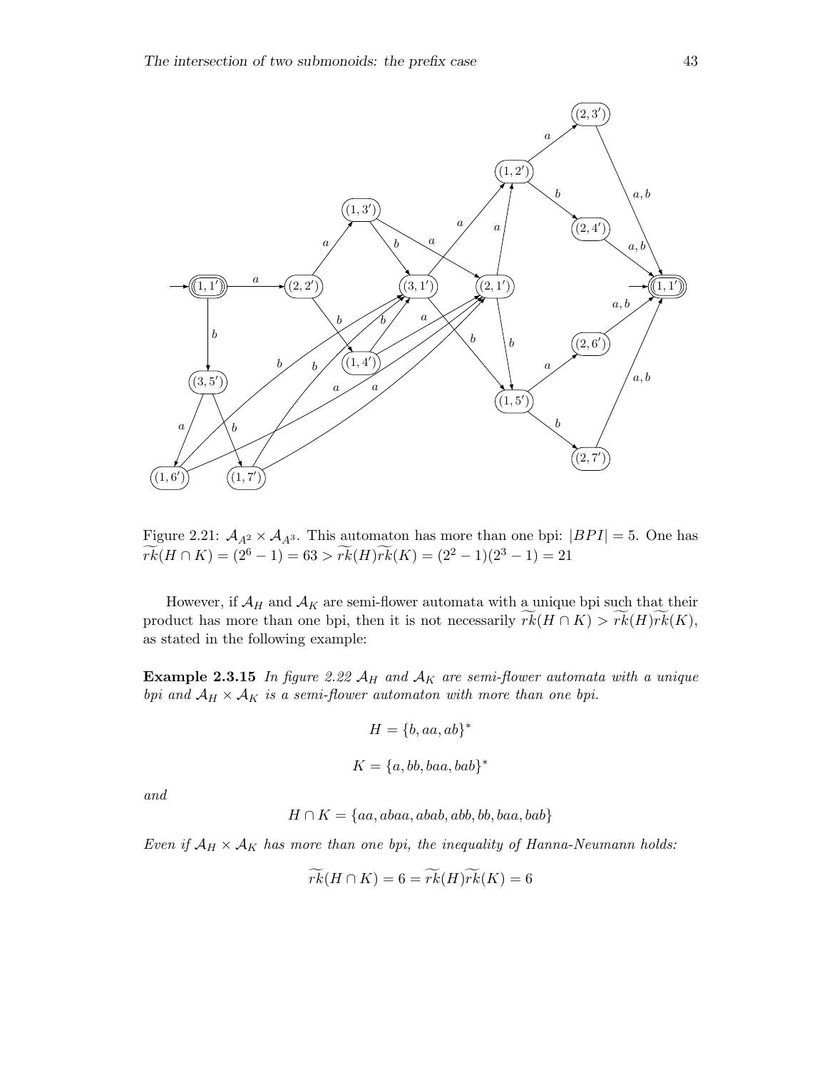Figure 2.21: $\mathcal{A}_{A^2} \times \mathcal{A}_{A^3}$. This automaton has more than one bpi: $|BPI| = 5$. One has $\widetilde{rk}(H \cap K) = (2^6 - 1) = 63 > \widetilde{rk}(H)\widetilde{rk}(K) = (2^2 - 1)(2^3 - 1) = 21$

However, if $\mathcal{A}_H$ and $\mathcal{A}_K$ are semi-flower automata with a unique bpi such that their product has more than one bpi, then it is not necessarily $\widetilde{rk}(H \cap K) > \widetilde{rk}(H)\widetilde{rk}(K)$, as stated in the following example:

**Example 2.3.15** *In figure 2.22 $\mathcal{A}_H$ and $\mathcal{A}_K$ are semi-flower automata with a unique bpi and $\mathcal{A}_H \times \mathcal{A}_K$ is a semi-flower automaton with more than one bpi.*

$$H = \{b, aa, ab\}^*$$

$$K = \{a, bb, baa, bab\}^*$$

*and*

$$H \cap K = \{aa, abaa, abab, abb, bb, baa, bab\}$$

*Even if $\mathcal{A}_H \times \mathcal{A}_K$ has more than one bpi, the inequality of Hanna-Neumann holds:*

$$\widetilde{rk}(H \cap K) = 6 = \widetilde{rk}(H)\widetilde{rk}(K) = 6$$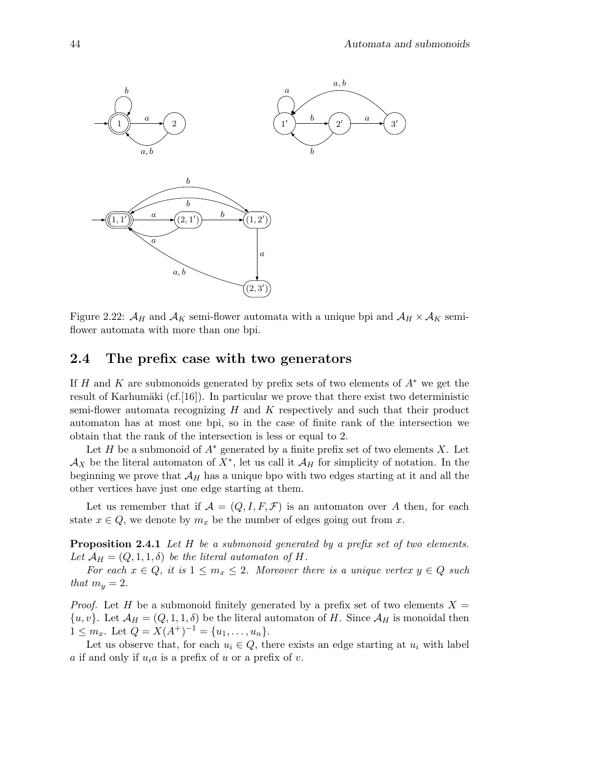Figure 2.22: $\mathcal{A}_H$ and $\mathcal{A}_K$ semi-flower automata with a unique bpi and $\mathcal{A}_H \times \mathcal{A}_K$ semi-flower automata with more than one bpi.

## 2.4 The prefix case with two generators

If $H$ and $K$ are submonoids generated by prefix sets of two elements of $A^*$ we get the result of Karhumäki (cf.[16]). In particular we prove that there exist two deterministic semi-flower automata recognizing $H$ and $K$ respectively and such that their product automaton has at most one bpi, so in the case of finite rank of the intersection we obtain that the rank of the intersection is less or equal to 2.

Let $H$ be a submonoid of $A^*$ generated by a finite prefix set of two elements $X$. Let $\mathcal{A}_X$ be the literal automaton of $X^*$, let us call it $\mathcal{A}_H$ for simplicity of notation. In the beginning we prove that $\mathcal{A}_H$ has a unique bpo with two edges starting at it and all the other vertices have just one edge starting at them.

Let us remember that if $\mathcal{A} = (Q, I, F, \mathcal{F})$ is an automaton over $A$ then, for each state $x \in Q$, we denote by $m_x$ be the number of edges going out from $x$.

**Proposition 2.4.1** *Let $H$ be a submonoid generated by a prefix set of two elements. Let $\mathcal{A}_H = (Q, 1, 1, \delta)$ be the literal automaton of $H$.*

*For each $x \in Q$, it is $1 \leq m_x \leq 2$. Moreover there is a unique vertex $y \in Q$ such that $m_y = 2$.*

*Proof.* Let $H$ be a submonoid finitely generated by a prefix set of two elements $X = \{u, v\}$. Let $\mathcal{A}_H = (Q, 1, 1, \delta)$ be the literal automaton of $H$. Since $\mathcal{A}_H$ is monoidal then $1 \leq m_x$. Let $Q = X(A^+)^{-1} = \{u_1, \ldots, u_n\}$.

Let us observe that, for each $u_i \in Q$, there exists an edge starting at $u_i$ with label $a$ if and only if $u_i a$ is a prefix of $u$ or a prefix of $v$.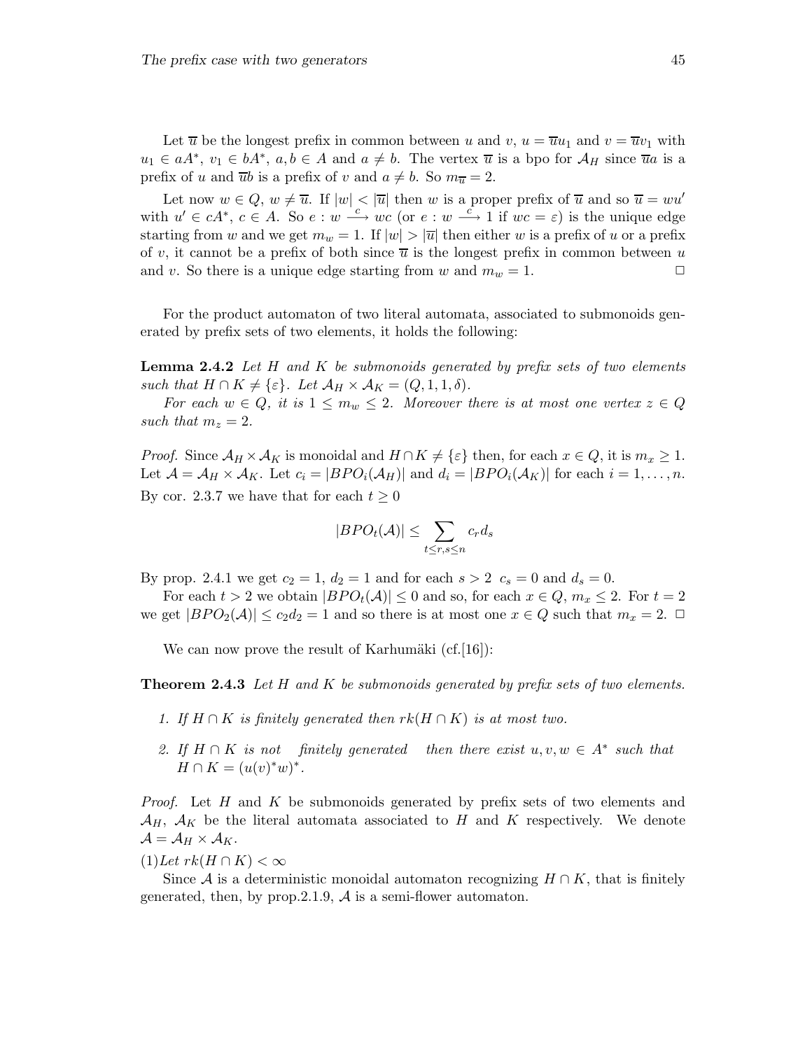Let $\overline{u}$ be the longest prefix in common between $u$ and $v$, $u = \overline{u}u_1$ and $v = \overline{u}v_1$ with $u_1 \in aA^*$, $v_1 \in bA^*$, $a, b \in A$ and $a \neq b$. The vertex $\overline{u}$ is a bpo for $\mathcal{A}_H$ since $\overline{u}a$ is a prefix of $u$ and $\overline{u}b$ is a prefix of $v$ and $a \neq b$. So $m_{\overline{u}} = 2$.

Let now $w \in Q$, $w \neq \overline{u}$. If $|w| < |\overline{u}|$ then $w$ is a proper prefix of $\overline{u}$ and so $\overline{u} = wu'$ with $u' \in cA^*$, $c \in A$. So $e : w \xrightarrow{c} wc$ (or $e : w \xrightarrow{c} 1$ if $wc = \varepsilon$) is the unique edge starting from $w$ and we get $m_w = 1$. If $|w| > |\overline{u}|$ then either $w$ is a prefix of $u$ or a prefix of $v$, it cannot be a prefix of both since $\overline{u}$ is the longest prefix in common between $u$ and $v$. So there is a unique edge starting from $w$ and $m_w = 1$. □

For the product automaton of two literal automata, associated to submonoids generated by prefix sets of two elements, it holds the following:

**Lemma 2.4.2** *Let $H$ and $K$ be submonoids generated by prefix sets of two elements such that $H \cap K \neq \{\varepsilon\}$. Let $\mathcal{A}_H \times \mathcal{A}_K = (Q, 1, 1, \delta)$.*

*For each $w \in Q$, it is $1 \leq m_w \leq 2$. Moreover there is at most one vertex $z \in Q$ such that $m_z = 2$.*

*Proof.* Since $\mathcal{A}_H \times \mathcal{A}_K$ is monoidal and $H \cap K \neq \{\varepsilon\}$ then, for each $x \in Q$, it is $m_x \geq 1$. Let $\mathcal{A} = \mathcal{A}_H \times \mathcal{A}_K$. Let $c_i = |BPO_i(\mathcal{A}_H)|$ and $d_i = |BPO_i(\mathcal{A}_K)|$ for each $i = 1, \ldots, n$. By cor. 2.3.7 we have that for each $t \geq 0$

$$|BPO_t(\mathcal{A})| \leq \sum_{t \leq r, s \leq n} c_r d_s$$

By prop. 2.4.1 we get $c_2 = 1$, $d_2 = 1$ and for each $s > 2$ $c_s = 0$ and $d_s = 0$.

For each $t > 2$ we obtain $|BPO_t(\mathcal{A})| \leq 0$ and so, for each $x \in Q$, $m_x \leq 2$. For $t = 2$ we get $|BPO_2(\mathcal{A})| \leq c_2 d_2 = 1$ and so there is at most one $x \in Q$ such that $m_x = 2$. □

We can now prove the result of Karhumäki (cf.[16]):

**Theorem 2.4.3** *Let $H$ and $K$ be submonoids generated by prefix sets of two elements.*

1. *If $H \cap K$ is finitely generated then $rk(H \cap K)$ is at most two.*
2. *If $H \cap K$ is not finitely generated then there exist $u, v, w \in A^*$ such that $H \cap K = (u(v)^*w)^*$.*

*Proof.* Let $H$ and $K$ be submonoids generated by prefix sets of two elements and $\mathcal{A}_H$, $\mathcal{A}_K$ be the literal automata associated to $H$ and $K$ respectively. We denote $\mathcal{A} = \mathcal{A}_H \times \mathcal{A}_K$.

(1)*Let $rk(H \cap K) < \infty$*

Since $\mathcal{A}$ is a deterministic monoidal automaton recognizing $H \cap K$, that is finitely generated, then, by prop.2.1.9, $\mathcal{A}$ is a semi-flower automaton.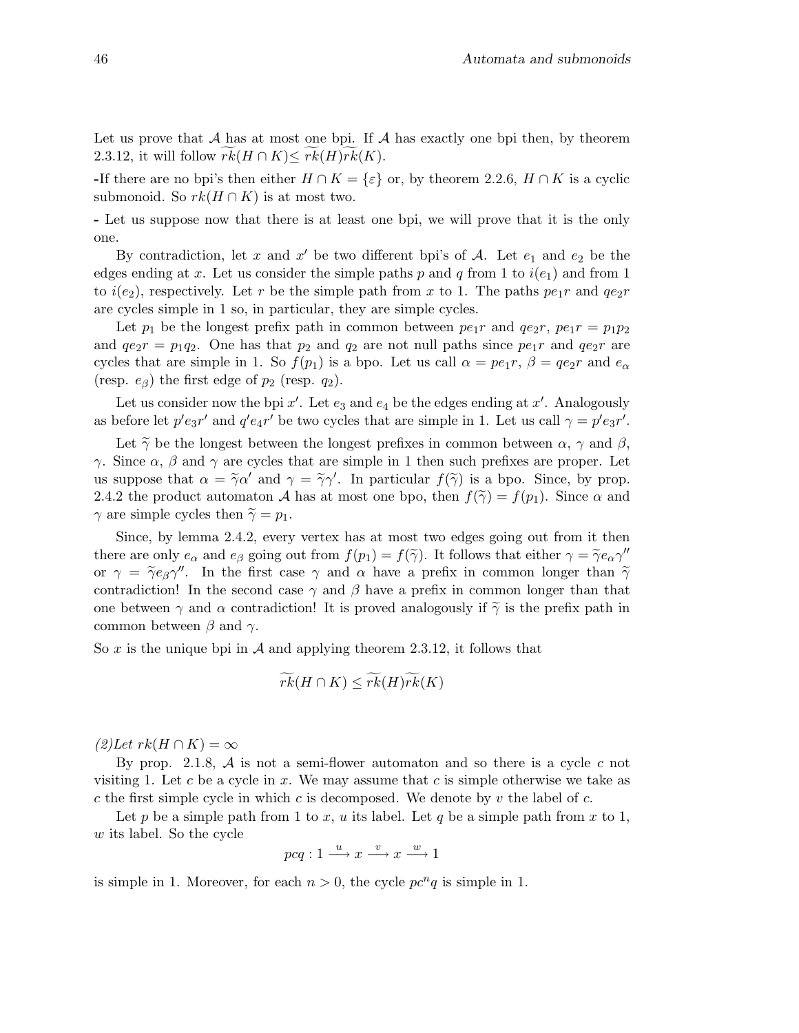Let us prove that $\mathcal{A}$ has at most one bpi. If $\mathcal{A}$ has exactly one bpi then, by theorem 2.3.12, it will follow $\widetilde{rk}(H \cap K) \leq \widetilde{rk}(H)\widetilde{rk}(K)$.

-If there are no bpi's then either $H \cap K = \{\varepsilon\}$ or, by theorem 2.2.6, $H \cap K$ is a cyclic submonoid. So $rk(H \cap K)$ is at most two.

- Let us suppose now that there is at least one bpi, we will prove that it is the only one.

By contradiction, let $x$ and $x'$ be two different bpi's of $\mathcal{A}$. Let $e_1$ and $e_2$ be the edges ending at $x$. Let us consider the simple paths $p$ and $q$ from 1 to $i(e_1)$ and from 1 to $i(e_2)$, respectively. Let $r$ be the simple path from $x$ to 1. The paths $pe_1r$ and $qe_2r$ are cycles simple in 1 so, in particular, they are simple cycles.

Let $p_1$ be the longest prefix path in common between $pe_1r$ and $qe_2r$, $pe_1r = p_1p_2$ and $qe_2r = p_1q_2$. One has that $p_2$ and $q_2$ are not null paths since $pe_1r$ and $qe_2r$ are cycles that are simple in 1. So $f(p_1)$ is a bpo. Let us call $\alpha = pe_1r$, $\beta = qe_2r$ and $e_\alpha$ (resp. $e_\beta$) the first edge of $p_2$ (resp. $q_2$).

Let us consider now the bpi $x'$. Let $e_3$ and $e_4$ be the edges ending at $x'$. Analogously as before let $p'e_3r'$ and $q'e_4r'$ be two cycles that are simple in 1. Let us call $\gamma = p'e_3r'$.

Let $\widetilde{\gamma}$ be the longest between the longest prefixes in common between $\alpha$, $\gamma$ and $\beta$, $\gamma$. Since $\alpha$, $\beta$ and $\gamma$ are cycles that are simple in 1 then such prefixes are proper. Let us suppose that $\alpha = \widetilde{\gamma}\alpha'$ and $\gamma = \widetilde{\gamma}\gamma'$. In particular $f(\widetilde{\gamma})$ is a bpo. Since, by prop. 2.4.2 the product automaton $\mathcal{A}$ has at most one bpo, then $f(\widetilde{\gamma}) = f(p_1)$. Since $\alpha$ and $\gamma$ are simple cycles then $\widetilde{\gamma} = p_1$.

Since, by lemma 2.4.2, every vertex has at most two edges going out from it then there are only $e_\alpha$ and $e_\beta$ going out from $f(p_1) = f(\widetilde{\gamma})$. It follows that either $\gamma = \widetilde{\gamma}e_\alpha\gamma''$ or $\gamma = \widetilde{\gamma}e_\beta\gamma''$. In the first case $\gamma$ and $\alpha$ have a prefix in common longer than $\widetilde{\gamma}$ contradiction! In the second case $\gamma$ and $\beta$ have a prefix in common longer than that one between $\gamma$ and $\alpha$ contradiction! It is proved analogously if $\widetilde{\gamma}$ is the prefix path in common between $\beta$ and $\gamma$.

So $x$ is the unique bpi in $\mathcal{A}$ and applying theorem 2.3.12, it follows that

$$\widetilde{rk}(H \cap K) \leq \widetilde{rk}(H)\widetilde{rk}(K)$$

*(2)Let* $rk(H \cap K) = \infty$

By prop. 2.1.8, $\mathcal{A}$ is not a semi-flower automaton and so there is a cycle $c$ not visiting 1. Let $c$ be a cycle in $x$. We may assume that $c$ is simple otherwise we take as $c$ the first simple cycle in which $c$ is decomposed. We denote by $v$ the label of $c$.

Let $p$ be a simple path from 1 to $x$, $u$ its label. Let $q$ be a simple path from $x$ to 1, $w$ its label. So the cycle

$$pcq : 1 \xrightarrow{u} x \xrightarrow{v} x \xrightarrow{w} 1$$

is simple in 1. Moreover, for each $n > 0$, the cycle $pc^nq$ is simple in 1.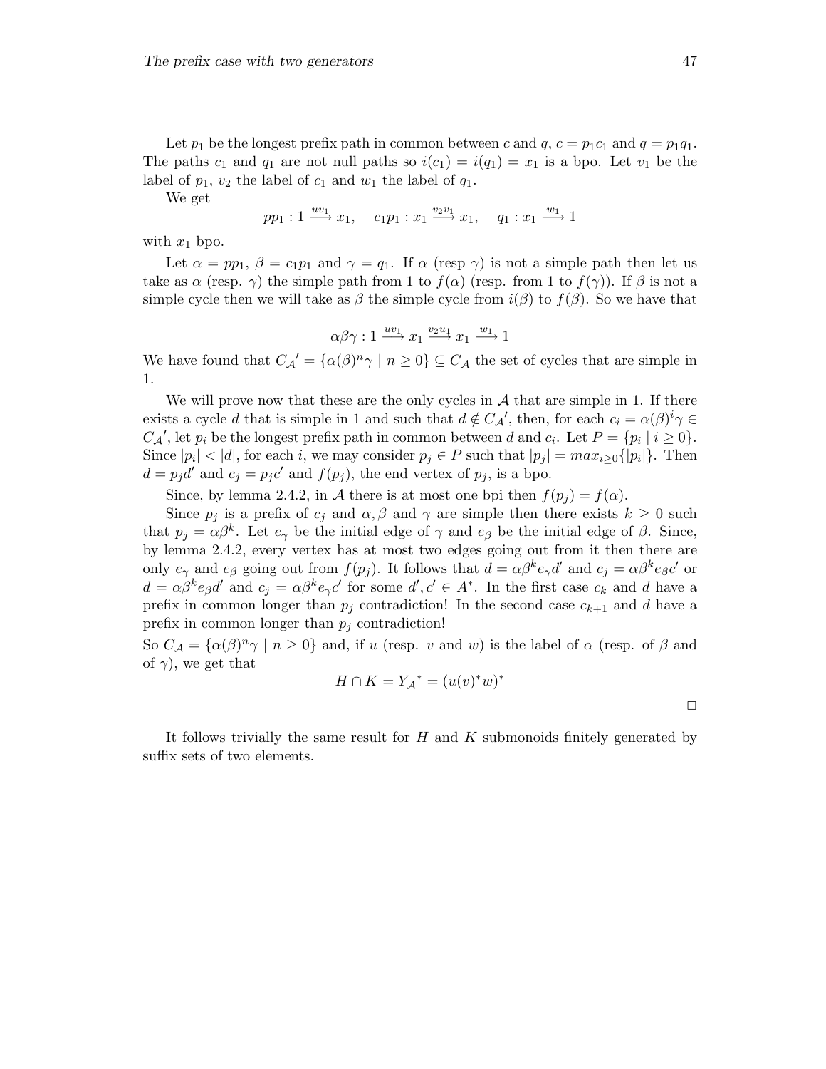Let $p_1$ be the longest prefix path in common between $c$ and $q$, $c = p_1c_1$ and $q = p_1q_1$. The paths $c_1$ and $q_1$ are not null paths so $i(c_1) = i(q_1) = x_1$ is a bpo. Let $v_1$ be the label of $p_1$, $v_2$ the label of $c_1$ and $w_1$ the label of $q_1$.

We get

$$pp_1 : 1 \xrightarrow{uv_1} x_1, \quad c_1p_1 : x_1 \xrightarrow{v_2v_1} x_1, \quad q_1 : x_1 \xrightarrow{w_1} 1$$

with $x_1$ bpo.

Let $\alpha = pp_1$, $\beta = c_1p_1$ and $\gamma = q_1$. If $\alpha$ (resp $\gamma$) is not a simple path then let us take as $\alpha$ (resp. $\gamma$) the simple path from 1 to $f(\alpha)$ (resp. from 1 to $f(\gamma)$). If $\beta$ is not a simple cycle then we will take as $\beta$ the simple cycle from $i(\beta)$ to $f(\beta)$. So we have that

$$\alpha\beta\gamma : 1 \xrightarrow{uv_1} x_1 \xrightarrow{v_2u_1} x_1 \xrightarrow{w_1} 1$$

We have found that $C_{\mathcal{A}}' = \{\alpha(\beta)^n\gamma \mid n \geq 0\} \subseteq C_{\mathcal{A}}$ the set of cycles that are simple in 1.

We will prove now that these are the only cycles in $\mathcal{A}$ that are simple in 1. If there exists a cycle $d$ that is simple in 1 and such that $d \notin C_{\mathcal{A}}'$, then, for each $c_i = \alpha(\beta)^i\gamma \in C_{\mathcal{A}}'$, let $p_i$ be the longest prefix path in common between $d$ and $c_i$. Let $P = \{p_i \mid i \geq 0\}$. Since $|p_i| < |d|$, for each $i$, we may consider $p_j \in P$ such that $|p_j| = max_{i\geq 0}\{|p_i|\}$. Then $d = p_jd'$ and $c_j = p_jc'$ and $f(p_j)$, the end vertex of $p_j$, is a bpo.

Since, by lemma 2.4.2, in $\mathcal{A}$ there is at most one bpi then $f(p_j) = f(\alpha)$.

Since $p_j$ is a prefix of $c_j$ and $\alpha, \beta$ and $\gamma$ are simple then there exists $k \geq 0$ such that $p_j = \alpha\beta^k$. Let $e_\gamma$ be the initial edge of $\gamma$ and $e_\beta$ be the initial edge of $\beta$. Since, by lemma 2.4.2, every vertex has at most two edges going out from it then there are only $e_\gamma$ and $e_\beta$ going out from $f(p_j)$. It follows that $d = \alpha\beta^k e_\gamma d'$ and $c_j = \alpha\beta^k e_\beta c'$ or $d = \alpha\beta^k e_\beta d'$ and $c_j = \alpha\beta^k e_\gamma c'$ for some $d', c' \in A^*$. In the first case $c_k$ and $d$ have a prefix in common longer than $p_j$ contradiction! In the second case $c_{k+1}$ and $d$ have a prefix in common longer than $p_j$ contradiction!

So $C_{\mathcal{A}} = \{\alpha(\beta)^n\gamma \mid n \geq 0\}$ and, if $u$ (resp. $v$ and $w$) is the label of $\alpha$ (resp. of $\beta$ and of $\gamma$), we get that

$$H \cap K = Y_{\mathcal{A}}^* = (u(v)^*w)^*$$

□

It follows trivially the same result for $H$ and $K$ submonoids finitely generated by suffix sets of two elements.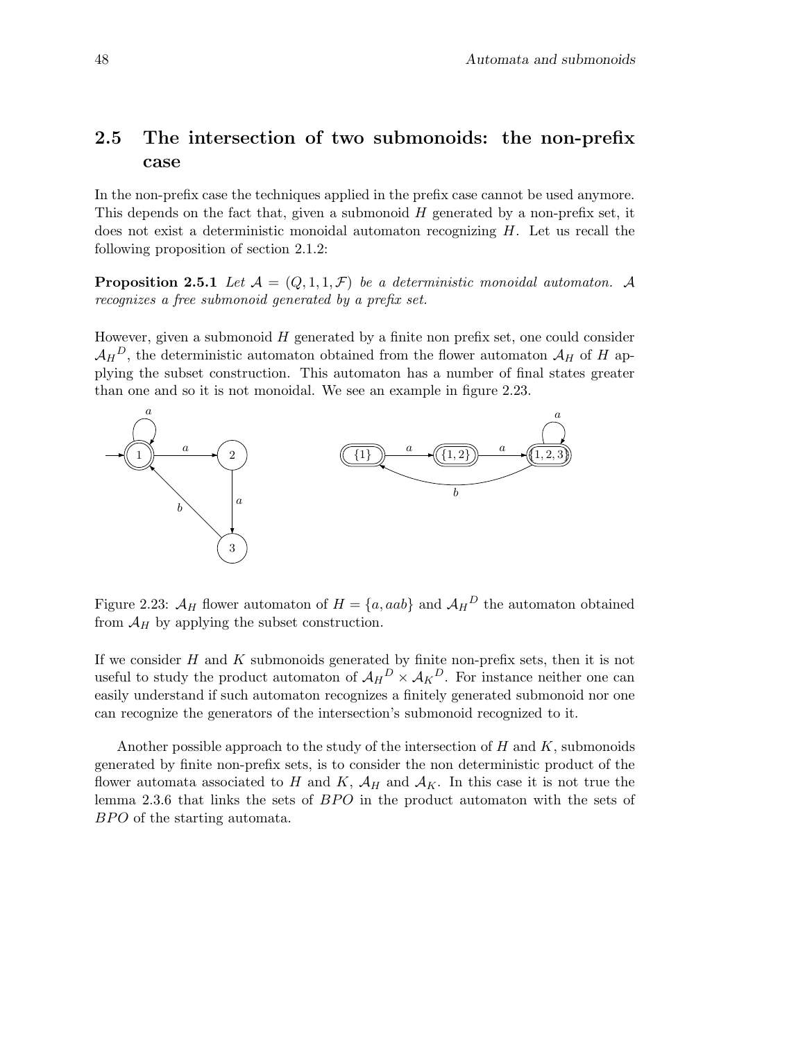## 2.5 The intersection of two submonoids: the non-prefix case

In the non-prefix case the techniques applied in the prefix case cannot be used anymore. This depends on the fact that, given a submonoid $H$ generated by a non-prefix set, it does not exist a deterministic monoidal automaton recognizing $H$. Let us recall the following proposition of section 2.1.2:

**Proposition 2.5.1** *Let $\mathcal{A} = (Q, 1, 1, \mathcal{F})$ be a deterministic monoidal automaton. $\mathcal{A}$ recognizes a free submonoid generated by a prefix set.*

However, given a submonoid $H$ generated by a finite non prefix set, one could consider ${\mathcal{A}_H}^D$, the deterministic automaton obtained from the flower automaton $\mathcal{A}_H$ of $H$ applying the subset construction. This automaton has a number of final states greater than one and so it is not monoidal. We see an example in figure 2.23.

Figure 2.23: $\mathcal{A}_H$ flower automaton of $H = \{a, aab\}$ and ${\mathcal{A}_H}^D$ the automaton obtained from $\mathcal{A}_H$ by applying the subset construction.

If we consider $H$ and $K$ submonoids generated by finite non-prefix sets, then it is not useful to study the product automaton of ${\mathcal{A}_H}^D \times {\mathcal{A}_K}^D$. For instance neither one can easily understand if such automaton recognizes a finitely generated submonoid nor one can recognize the generators of the intersection's submonoid recognized to it.

Another possible approach to the study of the intersection of $H$ and $K$, submonoids generated by finite non-prefix sets, is to consider the non deterministic product of the flower automata associated to $H$ and $K$, $\mathcal{A}_H$ and $\mathcal{A}_K$. In this case it is not true the lemma 2.3.6 that links the sets of $BPO$ in the product automaton with the sets of $BPO$ of the starting automata.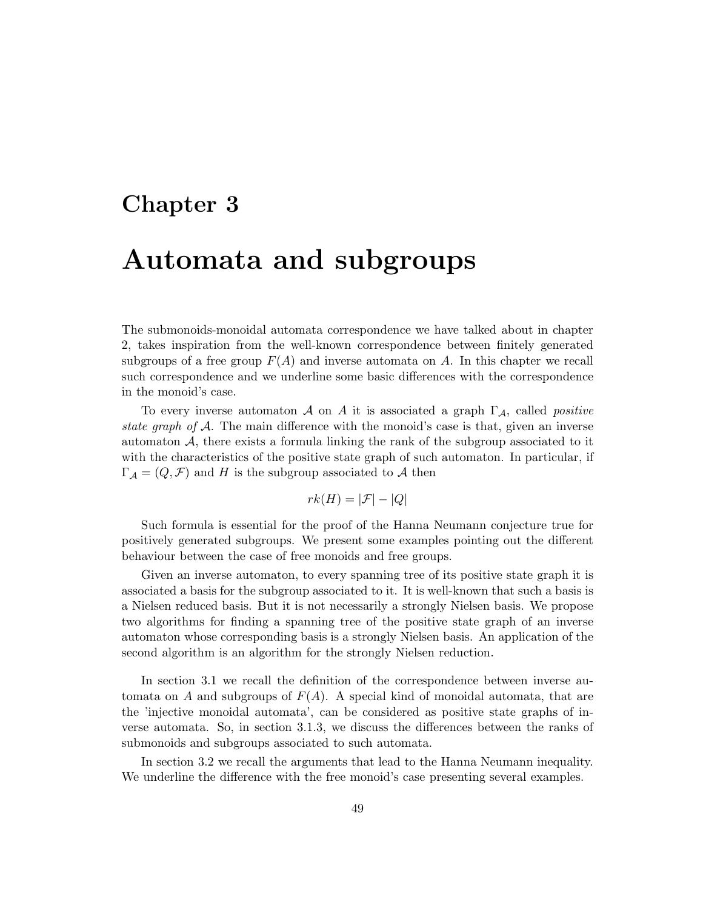# Chapter 3

# Automata and subgroups

The submonoids-monoidal automata correspondence we have talked about in chapter 2, takes inspiration from the well-known correspondence between finitely generated subgroups of a free group $F(A)$ and inverse automata on $A$. In this chapter we recall such correspondence and we underline some basic differences with the correspondence in the monoid's case.

To every inverse automaton $\mathcal{A}$ on $A$ it is associated a graph $\Gamma_{\mathcal{A}}$, called *positive state graph of* $\mathcal{A}$. The main difference with the monoid's case is that, given an inverse automaton $\mathcal{A}$, there exists a formula linking the rank of the subgroup associated to it with the characteristics of the positive state graph of such automaton. In particular, if $\Gamma_{\mathcal{A}} = (Q, \mathcal{F})$ and $H$ is the subgroup associated to $\mathcal{A}$ then

$$rk(H) = |\mathcal{F}| - |Q|$$

Such formula is essential for the proof of the Hanna Neumann conjecture true for positively generated subgroups. We present some examples pointing out the different behaviour between the case of free monoids and free groups.

Given an inverse automaton, to every spanning tree of its positive state graph it is associated a basis for the subgroup associated to it. It is well-known that such a basis is a Nielsen reduced basis. But it is not necessarily a strongly Nielsen basis. We propose two algorithms for finding a spanning tree of the positive state graph of an inverse automaton whose corresponding basis is a strongly Nielsen basis. An application of the second algorithm is an algorithm for the strongly Nielsen reduction.

In section 3.1 we recall the definition of the correspondence between inverse automata on $A$ and subgroups of $F(A)$. A special kind of monoidal automata, that are the 'injective monoidal automata', can be considered as positive state graphs of inverse automata. So, in section 3.1.3, we discuss the differences between the ranks of submonoids and subgroups associated to such automata.

In section 3.2 we recall the arguments that lead to the Hanna Neumann inequality. We underline the difference with the free monoid's case presenting several examples.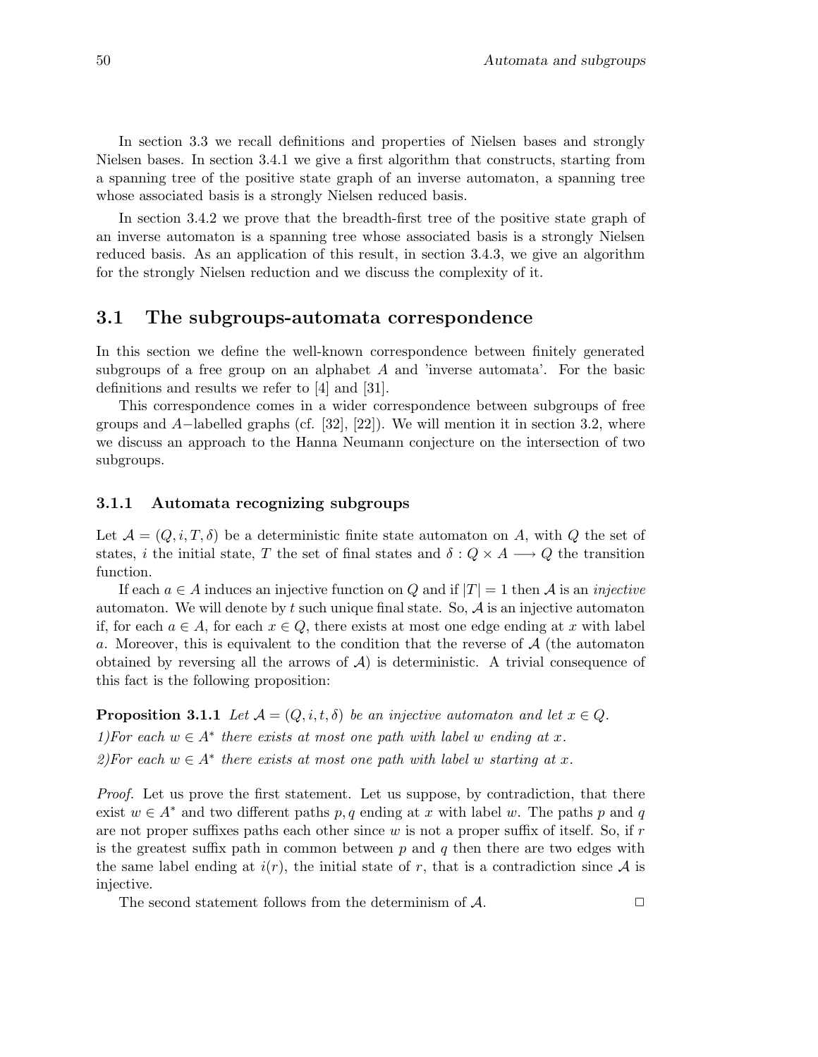In section 3.3 we recall definitions and properties of Nielsen bases and strongly Nielsen bases. In section 3.4.1 we give a first algorithm that constructs, starting from a spanning tree of the positive state graph of an inverse automaton, a spanning tree whose associated basis is a strongly Nielsen reduced basis.

In section 3.4.2 we prove that the breadth-first tree of the positive state graph of an inverse automaton is a spanning tree whose associated basis is a strongly Nielsen reduced basis. As an application of this result, in section 3.4.3, we give an algorithm for the strongly Nielsen reduction and we discuss the complexity of it.

## 3.1 The subgroups-automata correspondence

In this section we define the well-known correspondence between finitely generated subgroups of a free group on an alphabet $A$ and 'inverse automata'. For the basic definitions and results we refer to [4] and [31].

This correspondence comes in a wider correspondence between subgroups of free groups and $A-$labelled graphs (cf. [32], [22]). We will mention it in section 3.2, where we discuss an approach to the Hanna Neumann conjecture on the intersection of two subgroups.

### 3.1.1 Automata recognizing subgroups

Let $\mathcal{A} = (Q, i, T, \delta)$ be a deterministic finite state automaton on $A$, with $Q$ the set of states, $i$ the initial state, $T$ the set of final states and $\delta : Q \times A \longrightarrow Q$ the transition function.

If each $a \in A$ induces an injective function on $Q$ and if $|T| = 1$ then $\mathcal{A}$ is an *injective* automaton. We will denote by $t$ such unique final state. So, $\mathcal{A}$ is an injective automaton if, for each $a \in A$, for each $x \in Q$, there exists at most one edge ending at $x$ with label $a$. Moreover, this is equivalent to the condition that the reverse of $\mathcal{A}$ (the automaton obtained by reversing all the arrows of $\mathcal{A}$) is deterministic. A trivial consequence of this fact is the following proposition:

**Proposition 3.1.1** *Let $\mathcal{A} = (Q, i, t, \delta)$ be an injective automaton and let $x \in Q$.*
*1)For each $w \in A^*$ there exists at most one path with label $w$ ending at $x$.*
*2)For each $w \in A^*$ there exists at most one path with label $w$ starting at $x$.*

*Proof.* Let us prove the first statement. Let us suppose, by contradiction, that there exist $w \in A^*$ and two different paths $p, q$ ending at $x$ with label $w$. The paths $p$ and $q$ are not proper suffixes paths each other since $w$ is not a proper suffix of itself. So, if $r$ is the greatest suffix path in common between $p$ and $q$ then there are two edges with the same label ending at $i(r)$, the initial state of $r$, that is a contradiction since $\mathcal{A}$ is injective.

The second statement follows from the determinism of $\mathcal{A}$. $\square$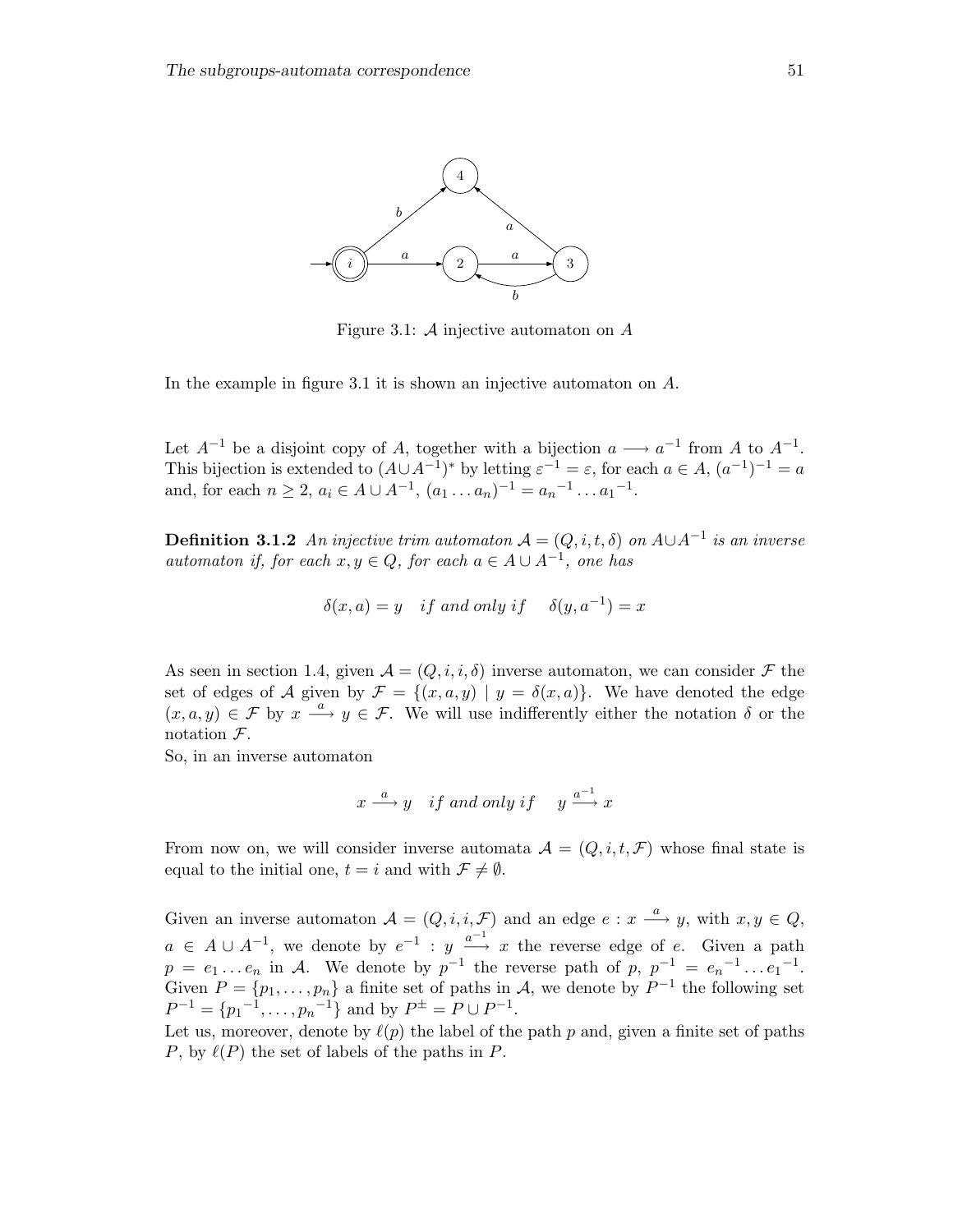Figure 3.1: $\mathcal{A}$ injective automaton on $A$

In the example in figure 3.1 it is shown an injective automaton on $A$.

Let $A^{-1}$ be a disjoint copy of $A$, together with a bijection $a \longrightarrow a^{-1}$ from $A$ to $A^{-1}$. This bijection is extended to $(A \cup A^{-1})^*$ by letting $\varepsilon^{-1} = \varepsilon$, for each $a \in A$, $(a^{-1})^{-1} = a$ and, for each $n \geq 2$, $a_i \in A \cup A^{-1}$, $(a_1 \ldots a_n)^{-1} = {a_n}^{-1} \ldots {a_1}^{-1}$.

**Definition 3.1.2** *An injective trim automaton $\mathcal{A} = (Q, i, t, \delta)$ on $A \cup A^{-1}$ is an inverse automaton if, for each $x, y \in Q$, for each $a \in A \cup A^{-1}$, one has*

$$\delta(x, a) = y \quad \textit{if and only if} \quad \delta(y, a^{-1}) = x$$

As seen in section 1.4, given $\mathcal{A} = (Q, i, i, \delta)$ inverse automaton, we can consider $\mathcal{F}$ the set of edges of $\mathcal{A}$ given by $\mathcal{F} = \{(x, a, y) \mid y = \delta(x, a)\}$. We have denoted the edge $(x, a, y) \in \mathcal{F}$ by $x \xrightarrow{a} y \in \mathcal{F}$. We will use indifferently either the notation $\delta$ or the notation $\mathcal{F}$.
So, in an inverse automaton

$$x \xrightarrow{a} y \quad \textit{if and only if} \quad y \xrightarrow{a^{-1}} x$$

From now on, we will consider inverse automata $\mathcal{A} = (Q, i, t, \mathcal{F})$ whose final state is equal to the initial one, $t = i$ and with $\mathcal{F} \neq \emptyset$.

Given an inverse automaton $\mathcal{A} = (Q, i, i, \mathcal{F})$ and an edge $e : x \xrightarrow{a} y$, with $x, y \in Q$, $a \in A \cup A^{-1}$, we denote by $e^{-1} : y \xrightarrow{a^{-1}} x$ the reverse edge of $e$. Given a path $p = e_1 \ldots e_n$ in $\mathcal{A}$. We denote by $p^{-1}$ the reverse path of $p$, $p^{-1} = {e_n}^{-1} \ldots {e_1}^{-1}$. Given $P = \{p_1, \ldots, p_n\}$ a finite set of paths in $\mathcal{A}$, we denote by $P^{-1}$ the following set $P^{-1} = \{{p_1}^{-1}, \ldots, {p_n}^{-1}\}$ and by $P^{\pm} = P \cup P^{-1}$.
Let us, moreover, denote by $\ell(p)$ the label of the path $p$ and, given a finite set of paths $P$, by $\ell(P)$ the set of labels of the paths in $P$.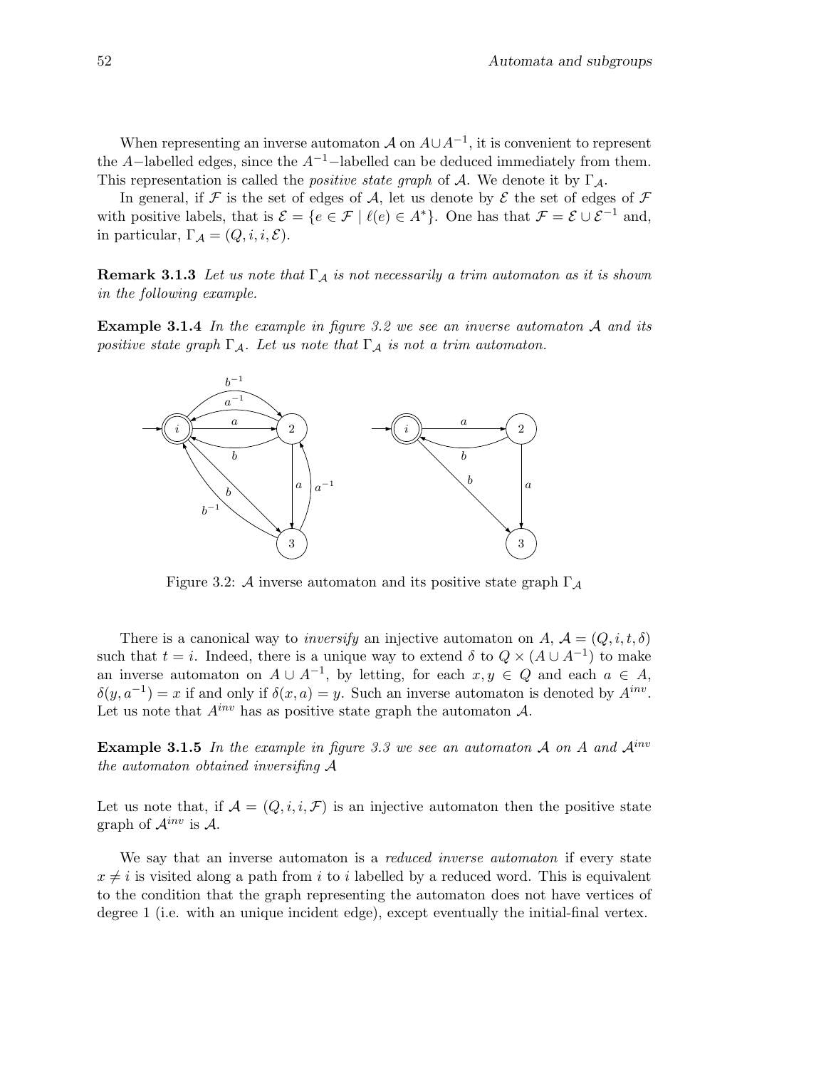When representing an inverse automaton $\mathcal{A}$ on $A \cup A^{-1}$, it is convenient to represent the $A-$labelled edges, since the $A^{-1}-$labelled can be deduced immediately from them. This representation is called the *positive state graph* of $\mathcal{A}$. We denote it by $\Gamma_{\mathcal{A}}$.

In general, if $\mathcal{F}$ is the set of edges of $\mathcal{A}$, let us denote by $\mathcal{E}$ the set of edges of $\mathcal{F}$ with positive labels, that is $\mathcal{E} = \{e \in \mathcal{F} \mid \ell(e) \in A^*\}$. One has that $\mathcal{F} = \mathcal{E} \cup \mathcal{E}^{-1}$ and, in particular, $\Gamma_{\mathcal{A}} = (Q, i, i, \mathcal{E})$.

**Remark 3.1.3** *Let us note that $\Gamma_{\mathcal{A}}$ is not necessarily a trim automaton as it is shown in the following example.*

**Example 3.1.4** *In the example in figure 3.2 we see an inverse automaton $\mathcal{A}$ and its positive state graph $\Gamma_{\mathcal{A}}$. Let us note that $\Gamma_{\mathcal{A}}$ is not a trim automaton.*

Figure 3.2: $\mathcal{A}$ inverse automaton and its positive state graph $\Gamma_{\mathcal{A}}$

There is a canonical way to *inversify* an injective automaton on $A$, $\mathcal{A} = (Q, i, t, \delta)$ such that $t = i$. Indeed, there is a unique way to extend $\delta$ to $Q \times (A \cup A^{-1})$ to make an inverse automaton on $A \cup A^{-1}$, by letting, for each $x, y \in Q$ and each $a \in A$, $\delta(y, a^{-1}) = x$ if and only if $\delta(x, a) = y$. Such an inverse automaton is denoted by $A^{inv}$. Let us note that $A^{inv}$ has as positive state graph the automaton $\mathcal{A}$.

**Example 3.1.5** *In the example in figure 3.3 we see an automaton $\mathcal{A}$ on $A$ and $\mathcal{A}^{inv}$ the automaton obtained inversifing $\mathcal{A}$*

Let us note that, if $\mathcal{A} = (Q, i, i, \mathcal{F})$ is an injective automaton then the positive state graph of $\mathcal{A}^{inv}$ is $\mathcal{A}$.

We say that an inverse automaton is a *reduced inverse automaton* if every state $x \neq i$ is visited along a path from $i$ to $i$ labelled by a reduced word. This is equivalent to the condition that the graph representing the automaton does not have vertices of degree 1 (i.e. with an unique incident edge), except eventually the initial-final vertex.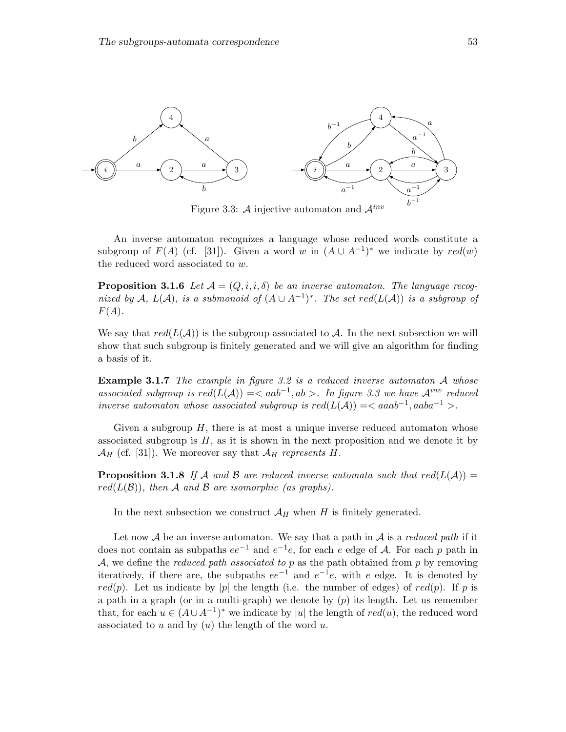Figure 3.3: $\mathcal{A}$ injective automaton and $\mathcal{A}^{inv}$

An inverse automaton recognizes a language whose reduced words constitute a subgroup of $F(A)$ (cf. [31]). Given a word $w$ in $(A \cup A^{-1})^*$ we indicate by $red(w)$ the reduced word associated to $w$.

**Proposition 3.1.6** *Let $\mathcal{A} = (Q, i, i, \delta)$ be an inverse automaton. The language recognized by $\mathcal{A}$, $L(\mathcal{A})$, is a submonoid of $(A \cup A^{-1})^*$. The set $red(L(\mathcal{A}))$ is a subgroup of $F(A)$.*

We say that $red(L(\mathcal{A}))$ is the subgroup associated to $\mathcal{A}$. In the next subsection we will show that such subgroup is finitely generated and we will give an algorithm for finding a basis of it.

**Example 3.1.7** *The example in figure 3.2 is a reduced inverse automaton $\mathcal{A}$ whose associated subgroup is $red(L(\mathcal{A})) = < aab^{-1}, ab >$. In figure 3.3 we have $\mathcal{A}^{inv}$ reduced inverse automaton whose associated subgroup is $red(L(\mathcal{A})) = < aaab^{-1}, aaba^{-1} >$.*

Given a subgroup $H$, there is at most a unique inverse reduced automaton whose associated subgroup is $H$, as it is shown in the next proposition and we denote it by $\mathcal{A}_H$ (cf. [31]). We moreover say that $\mathcal{A}_H$ *represents* $H$.

**Proposition 3.1.8** *If $\mathcal{A}$ and $\mathcal{B}$ are reduced inverse automata such that $red(L(\mathcal{A})) = red(L(\mathcal{B}))$, then $\mathcal{A}$ and $\mathcal{B}$ are isomorphic (as graphs).*

In the next subsection we construct $\mathcal{A}_H$ when $H$ is finitely generated.

Let now $\mathcal{A}$ be an inverse automaton. We say that a path in $\mathcal{A}$ is a *reduced path* if it does not contain as subpaths $ee^{-1}$ and $e^{-1}e$, for each $e$ edge of $\mathcal{A}$. For each $p$ path in $\mathcal{A}$, we define the *reduced path associated to* $p$ as the path obtained from $p$ by removing iteratively, if there are, the subpaths $ee^{-1}$ and $e^{-1}e$, with $e$ edge. It is denoted by $red(p)$. Let us indicate by $|p|$ the length (i.e. the number of edges) of $red(p)$. If $p$ is a path in a graph (or in a multi-graph) we denote by $(p)$ its length. Let us remember that, for each $u \in (A \cup A^{-1})^*$ we indicate by $|u|$ the length of $red(u)$, the reduced word associated to $u$ and by $(u)$ the length of the word $u$.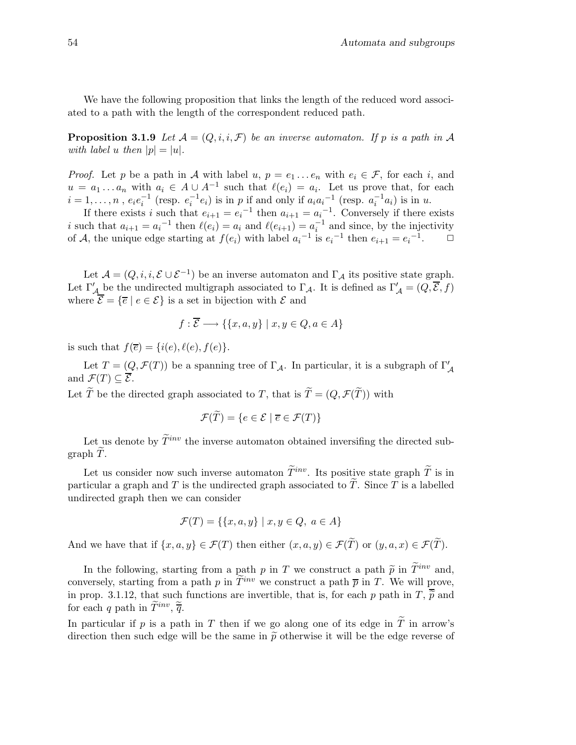We have the following proposition that links the length of the reduced word associated to a path with the length of the correspondent reduced path.

**Proposition 3.1.9** *Let $\mathcal{A} = (Q, i, i, \mathcal{F})$ be an inverse automaton. If $p$ is a path in $\mathcal{A}$ with label $u$ then $|p| = |u|$.*

*Proof.* Let $p$ be a path in $\mathcal{A}$ with label $u$, $p = e_1 \dots e_n$ with $e_i \in \mathcal{F}$, for each $i$, and $u = a_1 \dots a_n$ with $a_i \in A \cup A^{-1}$ such that $\ell(e_i) = a_i$. Let us prove that, for each $i = 1, \dots, n$ , $e_i e_i^{-1}$ (resp. $e_i^{-1} e_i$) is in $p$ if and only if $a_i {a_i}^{-1}$ (resp. $a_i^{-1} a_i$) is in $u$.

If there exists $i$ such that $e_{i+1} = {e_i}^{-1}$ then $a_{i+1} = {a_i}^{-1}$. Conversely if there exists $i$ such that $a_{i+1} = {a_i}^{-1}$ then $\ell(e_i) = a_i$ and $\ell(e_{i+1}) = a_i^{-1}$ and since, by the injectivity of $\mathcal{A}$, the unique edge starting at $f(e_i)$ with label ${a_i}^{-1}$ is ${e_i}^{-1}$ then $e_{i+1} = {e_i}^{-1}$. $\square$

Let $\mathcal{A} = (Q, i, i, \mathcal{E} \cup \mathcal{E}^{-1})$ be an inverse automaton and $\Gamma_{\mathcal{A}}$ its positive state graph. Let $\Gamma'_{\mathcal{A}}$ be the undirected multigraph associated to $\Gamma_{\mathcal{A}}$. It is defined as $\Gamma'_{\mathcal{A}} = (Q, \overline{\mathcal{E}}, f)$ where $\overline{\mathcal{E}} = \{\overline{e} \mid e \in \mathcal{E}\}$ is a set in bijection with $\mathcal{E}$ and

$$f : \overline{\mathcal{E}} \longrightarrow \{\{x, a, y\} \mid x, y \in Q, a \in A\}$$

is such that $f(\overline{e}) = \{i(e), \ell(e), f(e)\}$.

Let $T = (Q, \mathcal{F}(T))$ be a spanning tree of $\Gamma_{\mathcal{A}}$. In particular, it is a subgraph of $\Gamma'_{\mathcal{A}}$ and $\mathcal{F}(T) \subseteq \overline{\mathcal{E}}$.

Let $\widetilde{T}$ be the directed graph associated to $T$, that is $\widetilde{T} = (Q, \mathcal{F}(\widetilde{T}))$ with

$$\mathcal{F}(\widetilde{T}) = \{e \in \mathcal{E} \mid \overline{e} \in \mathcal{F}(T)\}$$

Let us denote by $\widetilde{T}^{inv}$ the inverse automaton obtained inversifing the directed subgraph $\widetilde{T}$.

Let us consider now such inverse automaton $\widetilde{T}^{inv}$. Its positive state graph $\widetilde{T}$ is in particular a graph and $T$ is the undirected graph associated to $\widetilde{T}$. Since $T$ is a labelled undirected graph then we can consider

$$\mathcal{F}(T) = \{\{x, a, y\} \mid x, y \in Q,\ a \in A\}$$

And we have that if $\{x, a, y\} \in \mathcal{F}(T)$ then either $(x, a, y) \in \mathcal{F}(\widetilde{T})$ or $(y, a, x) \in \mathcal{F}(\widetilde{T})$.

In the following, starting from a path $p$ in $T$ we construct a path $\widetilde{p}$ in $\widetilde{T}^{inv}$ and, conversely, starting from a path $p$ in $\widetilde{T}^{inv}$ we construct a path $\overline{p}$ in $T$. We will prove, in prop. 3.1.12, that such functions are invertible, that is, for each $p$ path in $T$, $\overline{\widetilde{p}}$ and for each $q$ path in $\widetilde{T}^{inv}$, $\widetilde{\overline{q}}$.

In particular if $p$ is a path in $T$ then if we go along one of its edge in $\widetilde{T}$ in arrow's direction then such edge will be the same in $\widetilde{p}$ otherwise it will be the edge reverse of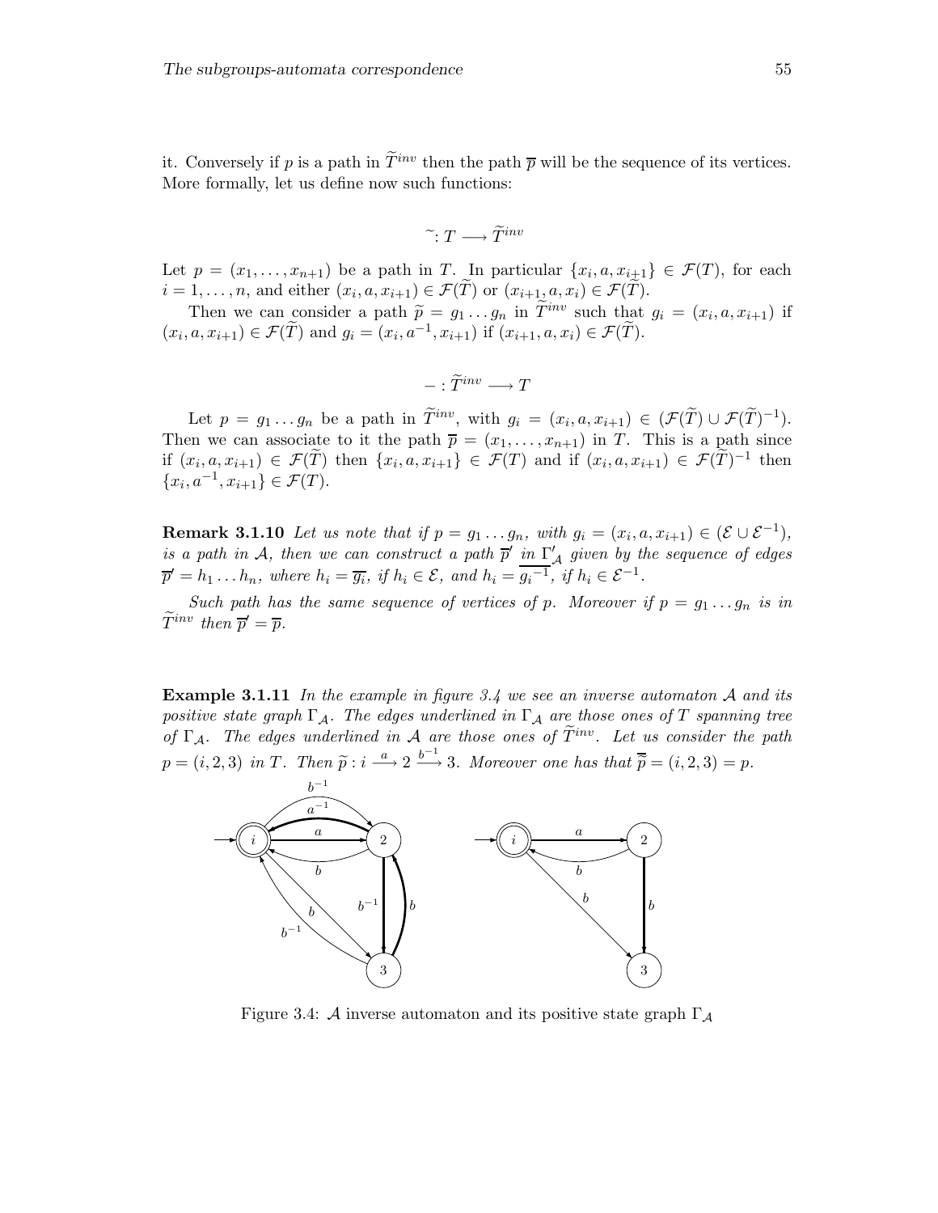it. Conversely if $p$ is a path in $\widetilde{T}^{inv}$ then the path $\overline{p}$ will be the sequence of its vertices. More formally, let us define now such functions:

$$\widetilde{\ }: T \longrightarrow \widetilde{T}^{inv}$$

Let $p = (x_1, \ldots, x_{n+1})$ be a path in $T$. In particular $\{x_i, a, x_{i+1}\} \in \mathcal{F}(T)$, for each $i = 1, \ldots, n$, and either $(x_i, a, x_{i+1}) \in \mathcal{F}(\widetilde{T})$ or $(x_{i+1}, a, x_i) \in \mathcal{F}(\widetilde{T})$.

Then we can consider a path $\widetilde{p} = g_1 \ldots g_n$ in $\widetilde{T}^{inv}$ such that $g_i = (x_i, a, x_{i+1})$ if $(x_i, a, x_{i+1}) \in \mathcal{F}(\widetilde{T})$ and $g_i = (x_i, a^{-1}, x_{i+1})$ if $(x_{i+1}, a, x_i) \in \mathcal{F}(\widetilde{T})$.

$$- : \widetilde{T}^{inv} \longrightarrow T$$

Let $p = g_1 \ldots g_n$ be a path in $\widetilde{T}^{inv}$, with $g_i = (x_i, a, x_{i+1}) \in (\mathcal{F}(\widetilde{T}) \cup \mathcal{F}(\widetilde{T})^{-1})$. Then we can associate to it the path $\overline{p} = (x_1, \ldots, x_{n+1})$ in $T$. This is a path since if $(x_i, a, x_{i+1}) \in \mathcal{F}(\widetilde{T})$ then $\{x_i, a, x_{i+1}\} \in \mathcal{F}(T)$ and if $(x_i, a, x_{i+1}) \in \mathcal{F}(\widetilde{T})^{-1}$ then $\{x_i, a^{-1}, x_{i+1}\} \in \mathcal{F}(T)$.

**Remark 3.1.10** *Let us note that if $p = g_1 \ldots g_n$, with $g_i = (x_i, a, x_{i+1}) \in (\mathcal{E} \cup \mathcal{E}^{-1})$, is a path in $\mathcal{A}$, then we can construct a path $\overline{p}'$ in $\Gamma'_{\mathcal{A}}$ given by the sequence of edges $\overline{p}' = h_1 \ldots h_n$, where $h_i = \overline{g_i}$, if $h_i \in \mathcal{E}$, and $h_i = \overline{g_i^{-1}}$, if $h_i \in \mathcal{E}^{-1}$.*

*Such path has the same sequence of vertices of $p$. Moreover if $p = g_1 \ldots g_n$ is in $\widetilde{T}^{inv}$ then $\overline{p}' = \overline{p}$.*

**Example 3.1.11** *In the example in figure 3.4 we see an inverse automaton $\mathcal{A}$ and its positive state graph $\Gamma_{\mathcal{A}}$. The edges underlined in $\Gamma_{\mathcal{A}}$ are those ones of $T$ spanning tree of $\Gamma_{\mathcal{A}}$. The edges underlined in $\mathcal{A}$ are those ones of $\widetilde{T}^{inv}$. Let us consider the path $p = (i, 2, 3)$ in $T$. Then $\widetilde{p} : i \xrightarrow{a} 2 \xrightarrow{b^{-1}} 3$. Moreover one has that $\overline{\widetilde{p}} = (i, 2, 3) = p$.*

Figure 3.4: $\mathcal{A}$ inverse automaton and its positive state graph $\Gamma_{\mathcal{A}}$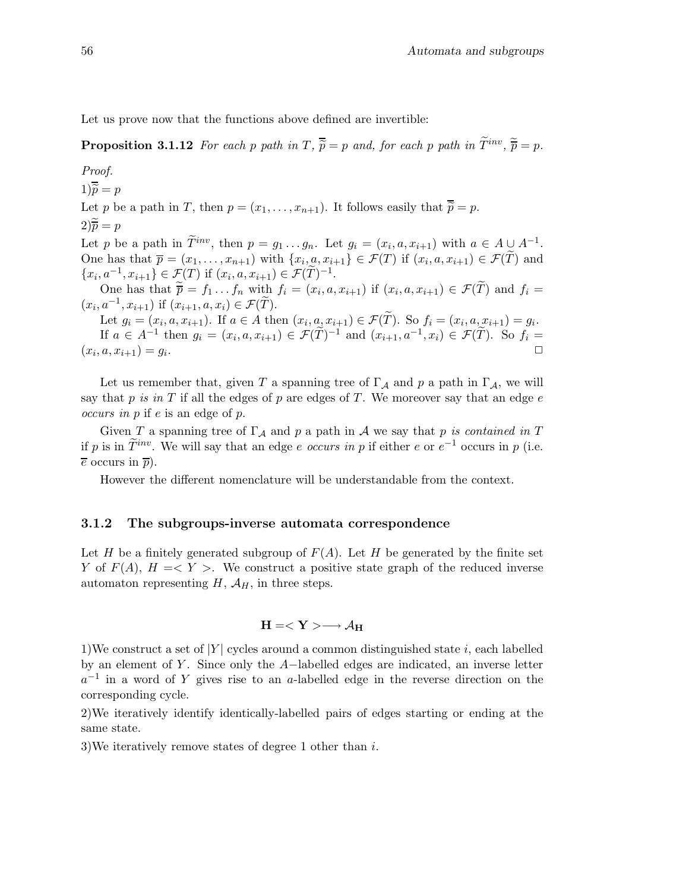Let us prove now that the functions above defined are invertible:

**Proposition 3.1.12** *For each $p$ path in $T$, $\overline{\widetilde{p}} = p$ and, for each $p$ path in $\widetilde{T}^{inv}$, $\widetilde{\overline{p}} = p$.*

*Proof.*

1) $\overline{\widetilde{p}} = p$

Let $p$ be a path in $T$, then $p = (x_1, \ldots, x_{n+1})$. It follows easily that $\overline{\widetilde{p}} = p$.

2) $\widetilde{\overline{p}} = p$

Let $p$ be a path in $\widetilde{T}^{inv}$, then $p = g_1 \ldots g_n$. Let $g_i = (x_i, a, x_{i+1})$ with $a \in A \cup A^{-1}$. One has that $\overline{p} = (x_1, \ldots, x_{n+1})$ with $\{x_i, a, x_{i+1}\} \in \mathcal{F}(T)$ if $(x_i, a, x_{i+1}) \in \mathcal{F}(\widetilde{T})$ and $\{x_i, a^{-1}, x_{i+1}\} \in \mathcal{F}(T)$ if $(x_i, a, x_{i+1}) \in \mathcal{F}(\widetilde{T})^{-1}$.

One has that $\widetilde{\overline{p}} = f_1 \ldots f_n$ with $f_i = (x_i, a, x_{i+1})$ if $(x_i, a, x_{i+1}) \in \mathcal{F}(\widetilde{T})$ and $f_i = (x_i, a^{-1}, x_{i+1})$ if $(x_{i+1}, a, x_i) \in \mathcal{F}(\widetilde{T})$.

Let $g_i = (x_i, a, x_{i+1})$. If $a \in A$ then $(x_i, a, x_{i+1}) \in \mathcal{F}(\widetilde{T})$. So $f_i = (x_i, a, x_{i+1}) = g_i$.

If $a \in A^{-1}$ then $g_i = (x_i, a, x_{i+1}) \in \mathcal{F}(\widetilde{T})^{-1}$ and $(x_{i+1}, a^{-1}, x_i) \in \mathcal{F}(\widetilde{T})$. So $f_i = (x_i, a, x_{i+1}) = g_i$. □

Let us remember that, given $T$ a spanning tree of $\Gamma_{\mathcal{A}}$ and $p$ a path in $\Gamma_{\mathcal{A}}$, we will say that $p$ *is in* $T$ if all the edges of $p$ are edges of $T$. We moreover say that an edge $e$ *occurs in* $p$ if $e$ is an edge of $p$.

Given $T$ a spanning tree of $\Gamma_{\mathcal{A}}$ and $p$ a path in $\mathcal{A}$ we say that $p$ *is contained in* $T$ if $p$ is in $\widetilde{T}^{inv}$. We will say that an edge $e$ *occurs in* $p$ if either $e$ or $e^{-1}$ occurs in $p$ (i.e. $\overline{e}$ occurs in $\overline{p}$).

However the different nomenclature will be understandable from the context.

### 3.1.2 The subgroups-inverse automata correspondence

Let $H$ be a finitely generated subgroup of $F(A)$. Let $H$ be generated by the finite set $Y$ of $F(A)$, $H = < Y >$. We construct a positive state graph of the reduced inverse automaton representing $H$, $\mathcal{A}_H$, in three steps.

$$\mathbf{H} = < \mathbf{Y} > \longrightarrow \mathcal{A}_{\mathbf{H}}$$

1) We construct a set of $|Y|$ cycles around a common distinguished state $i$, each labelled by an element of $Y$. Since only the $A-$labelled edges are indicated, an inverse letter $a^{-1}$ in a word of $Y$ gives rise to an $a$-labelled edge in the reverse direction on the corresponding cycle.

2) We iteratively identify identically-labelled pairs of edges starting or ending at the same state.

3) We iteratively remove states of degree 1 other than $i$.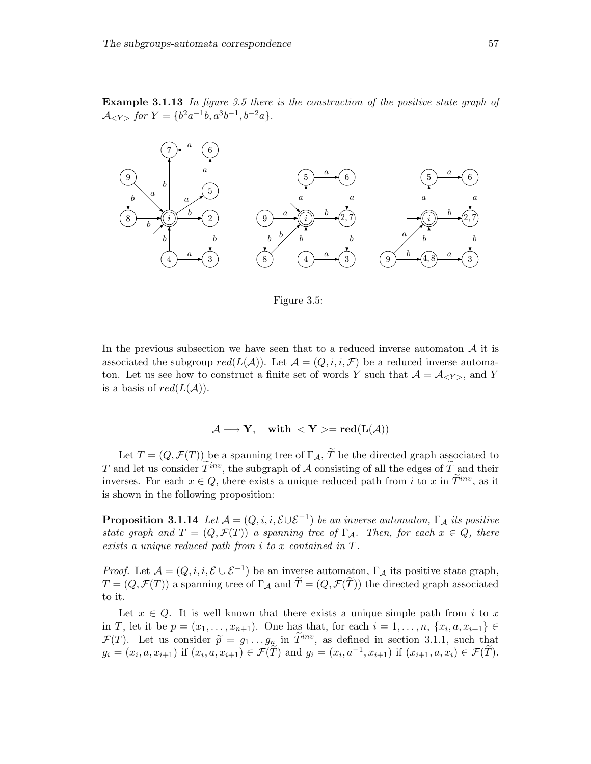**Example 3.1.13** *In figure 3.5 there is the construction of the positive state graph of* $\mathcal{A}_{<Y>}$ *for* $Y = \{b^2a^{-1}b, a^3b^{-1}, b^{-2}a\}$.

Figure 3.5:

In the previous subsection we have seen that to a reduced inverse automaton $\mathcal{A}$ it is associated the subgroup $red(L(\mathcal{A}))$. Let $\mathcal{A} = (Q, i, i, \mathcal{F})$ be a reduced inverse automaton. Let us see how to construct a finite set of words $Y$ such that $\mathcal{A} = \mathcal{A}_{<Y>}$, and $Y$ is a basis of $red(L(\mathcal{A}))$.

$$\mathcal{A} \longrightarrow \mathbf{Y}, \quad \textbf{with } <\mathbf{Y}>= \mathbf{red}(\mathbf{L}(\mathcal{A}))$$

Let $T = (Q, \mathcal{F}(T))$ be a spanning tree of $\Gamma_{\mathcal{A}}$, $\widetilde{T}$ be the directed graph associated to $T$ and let us consider $\widetilde{T}^{inv}$, the subgraph of $\mathcal{A}$ consisting of all the edges of $\widetilde{T}$ and their inverses. For each $x \in Q$, there exists a unique reduced path from $i$ to $x$ in $\widetilde{T}^{inv}$, as it is shown in the following proposition:

**Proposition 3.1.14** *Let* $\mathcal{A} = (Q, i, i, \mathcal{E} \cup \mathcal{E}^{-1})$ *be an inverse automaton,* $\Gamma_{\mathcal{A}}$ *its positive state graph and* $T = (Q, \mathcal{F}(T))$ *a spanning tree of* $\Gamma_{\mathcal{A}}$. *Then, for each* $x \in Q$, *there exists a unique reduced path from* $i$ *to* $x$ *contained in* $T$.

*Proof.* Let $\mathcal{A} = (Q, i, i, \mathcal{E} \cup \mathcal{E}^{-1})$ be an inverse automaton, $\Gamma_{\mathcal{A}}$ its positive state graph, $T = (Q, \mathcal{F}(T))$ a spanning tree of $\Gamma_{\mathcal{A}}$ and $\widetilde{T} = (Q, \mathcal{F}(\widetilde{T}))$ the directed graph associated to it.

Let $x \in Q$. It is well known that there exists a unique simple path from $i$ to $x$ in $T$, let it be $p = (x_1, \ldots, x_{n+1})$. One has that, for each $i = 1, \ldots, n$, $\{x_i, a, x_{i+1}\} \in \mathcal{F}(T)$. Let us consider $\widetilde{p} = g_1 \ldots g_n$ in $\widetilde{T}^{inv}$, as defined in section 3.1.1, such that $g_i = (x_i, a, x_{i+1})$ if $(x_i, a, x_{i+1}) \in \mathcal{F}(\widetilde{T})$ and $g_i = (x_i, a^{-1}, x_{i+1})$ if $(x_{i+1}, a, x_i) \in \mathcal{F}(\widetilde{T})$.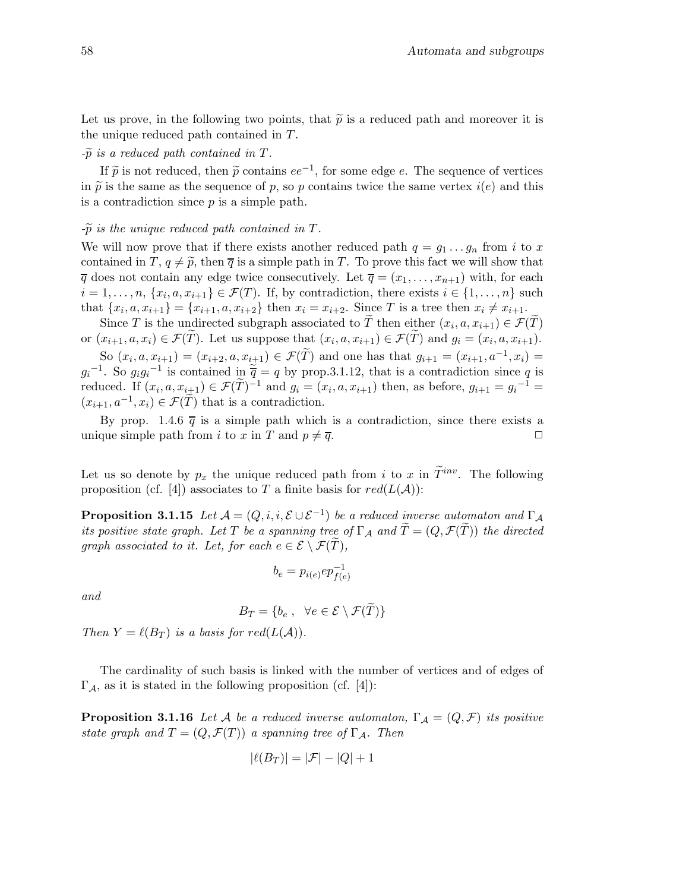Let us prove, in the following two points, that $\widetilde{p}$ is a reduced path and moreover it is the unique reduced path contained in $T$.

*-$\widetilde{p}$ is a reduced path contained in $T$.*

If $\widetilde{p}$ is not reduced, then $\widetilde{p}$ contains $ee^{-1}$, for some edge $e$. The sequence of vertices in $\widetilde{p}$ is the same as the sequence of $p$, so $p$ contains twice the same vertex $i(e)$ and this is a contradiction since $p$ is a simple path.

*-$\widetilde{p}$ is the unique reduced path contained in $T$.*

We will now prove that if there exists another reduced path $q = g_1 \dots g_n$ from $i$ to $x$ contained in $T$, $q \neq \widetilde{p}$, then $\overline{q}$ is a simple path in $T$. To prove this fact we will show that $\overline{q}$ does not contain any edge twice consecutively. Let $\overline{q} = (x_1, \dots, x_{n+1})$ with, for each $i = 1, \dots, n$, $\{x_i, a, x_{i+1}\} \in \mathcal{F}(T)$. If, by contradiction, there exists $i \in \{1, \dots, n\}$ such that $\{x_i, a, x_{i+1}\} = \{x_{i+1}, a, x_{i+2}\}$ then $x_i = x_{i+2}$. Since $T$ is a tree then $x_i \neq x_{i+1}$.

Since $T$ is the undirected subgraph associated to $\widetilde{T}$ then either $(x_i, a, x_{i+1}) \in \mathcal{F}(\widetilde{T})$ or $(x_{i+1}, a, x_i) \in \mathcal{F}(\widetilde{T})$. Let us suppose that $(x_i, a, x_{i+1}) \in \mathcal{F}(\widetilde{T})$ and $g_i = (x_i, a, x_{i+1})$.

So $(x_i, a, x_{i+1}) = (x_{i+2}, a, x_{i+1}) \in \mathcal{F}(\widetilde{T})$ and one has that $g_{i+1} = (x_{i+1}, a^{-1}, x_i) = {g_i}^{-1}$. So $g_i {g_i}^{-1}$ is contained in $\widetilde{\overline{q}} = q$ by prop.3.1.12, that is a contradiction since $q$ is reduced. If $(x_i, a, x_{i+1}) \in \mathcal{F}(\widetilde{T})^{-1}$ and $g_i = (x_i, a, x_{i+1})$ then, as before, $g_{i+1} = {g_i}^{-1} = (x_{i+1}, a^{-1}, x_i) \in \mathcal{F}(\widetilde{T})$ that is a contradiction.

By prop. 1.4.6 $\overline{q}$ is a simple path which is a contradiction, since there exists a unique simple path from $i$ to $x$ in $T$ and $p \neq \overline{q}$. □

Let us so denote by $p_x$ the unique reduced path from $i$ to $x$ in $\widetilde{T}^{inv}$. The following proposition (cf. [4]) associates to $T$ a finite basis for $red(L(\mathcal{A}))$:

**Proposition 3.1.15** *Let $\mathcal{A} = (Q, i, i, \mathcal{E} \cup \mathcal{E}^{-1})$ be a reduced inverse automaton and $\Gamma_{\mathcal{A}}$ its positive state graph. Let $T$ be a spanning tree of $\Gamma_{\mathcal{A}}$ and $\widetilde{T} = (Q, \mathcal{F}(\widetilde{T}))$ the directed graph associated to it. Let, for each $e \in \mathcal{E} \setminus \mathcal{F}(\widetilde{T})$,*

$$b_e = p_{i(e)} e p_{f(e)}^{-1}$$

*and*

$$B_T = \{b_e \ , \ \ \forall e \in \mathcal{E} \setminus \mathcal{F}(\widetilde{T})\}$$

*Then $Y = \ell(B_T)$ is a basis for $red(L(\mathcal{A}))$.*

The cardinality of such basis is linked with the number of vertices and of edges of $\Gamma_{\mathcal{A}}$, as it is stated in the following proposition (cf. [4]):

**Proposition 3.1.16** *Let $\mathcal{A}$ be a reduced inverse automaton, $\Gamma_{\mathcal{A}} = (Q, \mathcal{F})$ its positive state graph and $T = (Q, \mathcal{F}(T))$ a spanning tree of $\Gamma_{\mathcal{A}}$. Then*

$$|\ell(B_T)| = |\mathcal{F}| - |Q| + 1$$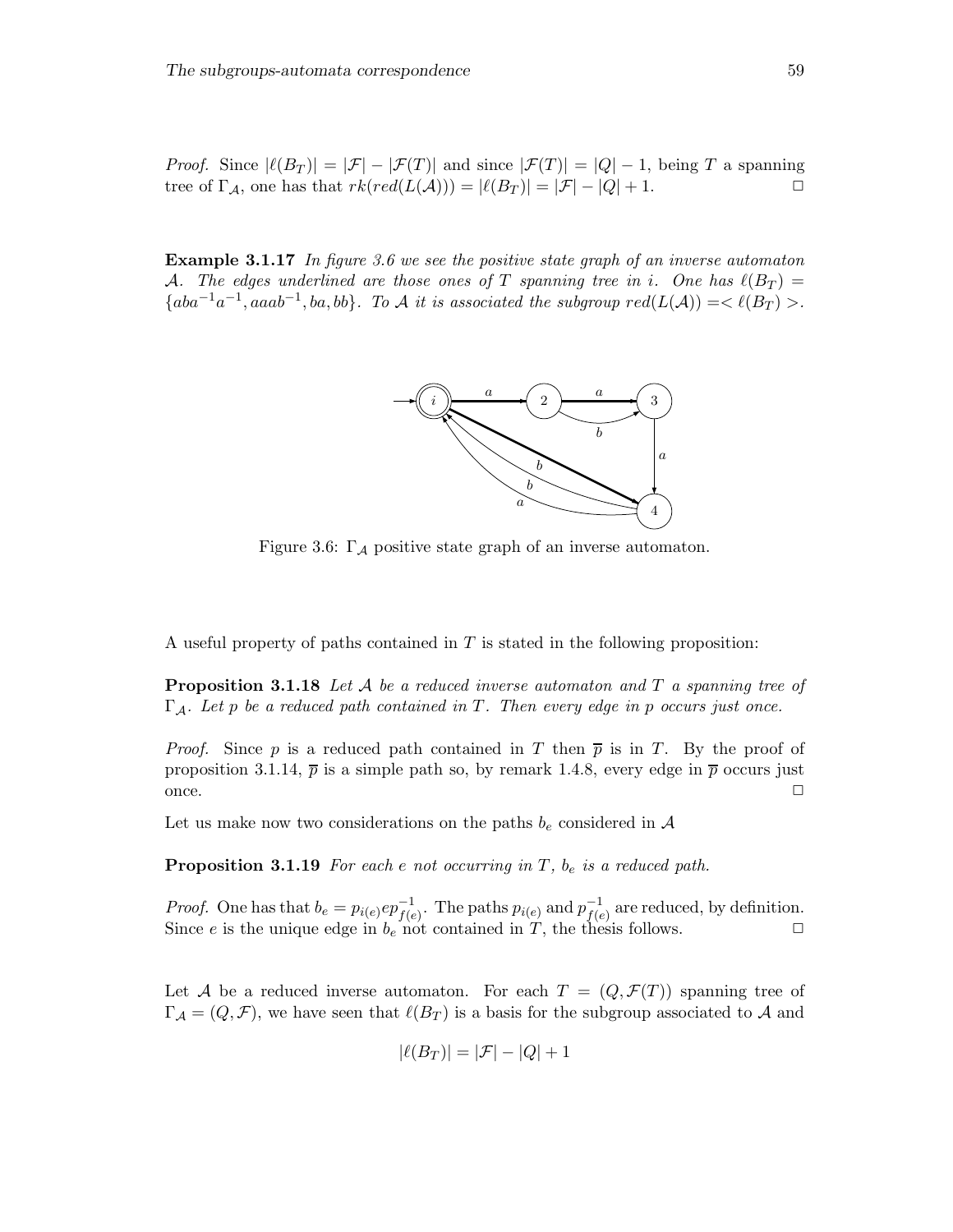*Proof.* Since $|\ell(B_T)| = |\mathcal{F}| - |\mathcal{F}(T)|$ and since $|\mathcal{F}(T)| = |Q| - 1$, being $T$ a spanning tree of $\Gamma_{\mathcal{A}}$, one has that $rk(red(L(\mathcal{A}))) = |\ell(B_T)| = |\mathcal{F}| - |Q| + 1$. □

**Example 3.1.17** *In figure 3.6 we see the positive state graph of an inverse automaton $\mathcal{A}$. The edges underlined are those ones of $T$ spanning tree in $i$. One has $\ell(B_T) = \{aba^{-1}a^{-1}, aaab^{-1}, ba, bb\}$. To $\mathcal{A}$ it is associated the subgroup $red(L(\mathcal{A})) = <\ell(B_T)>$.*

Figure 3.6: $\Gamma_{\mathcal{A}}$ positive state graph of an inverse automaton.

A useful property of paths contained in $T$ is stated in the following proposition:

**Proposition 3.1.18** *Let $\mathcal{A}$ be a reduced inverse automaton and $T$ a spanning tree of $\Gamma_{\mathcal{A}}$. Let $p$ be a reduced path contained in $T$. Then every edge in $p$ occurs just once.*

*Proof.* Since $p$ is a reduced path contained in $T$ then $\overline{p}$ is in $T$. By the proof of proposition 3.1.14, $\overline{p}$ is a simple path so, by remark 1.4.8, every edge in $\overline{p}$ occurs just once. □

Let us make now two considerations on the paths $b_e$ considered in $\mathcal{A}$

**Proposition 3.1.19** *For each $e$ not occurring in $T$, $b_e$ is a reduced path.*

*Proof.* One has that $b_e = p_{i(e)} e p_{f(e)}^{-1}$. The paths $p_{i(e)}$ and $p_{f(e)}^{-1}$ are reduced, by definition. Since $e$ is the unique edge in $b_e$ not contained in $T$, the thesis follows. □

Let $\mathcal{A}$ be a reduced inverse automaton. For each $T = (Q, \mathcal{F}(T))$ spanning tree of $\Gamma_{\mathcal{A}} = (Q, \mathcal{F})$, we have seen that $\ell(B_T)$ is a basis for the subgroup associated to $\mathcal{A}$ and

$$|\ell(B_T)| = |\mathcal{F}| - |Q| + 1$$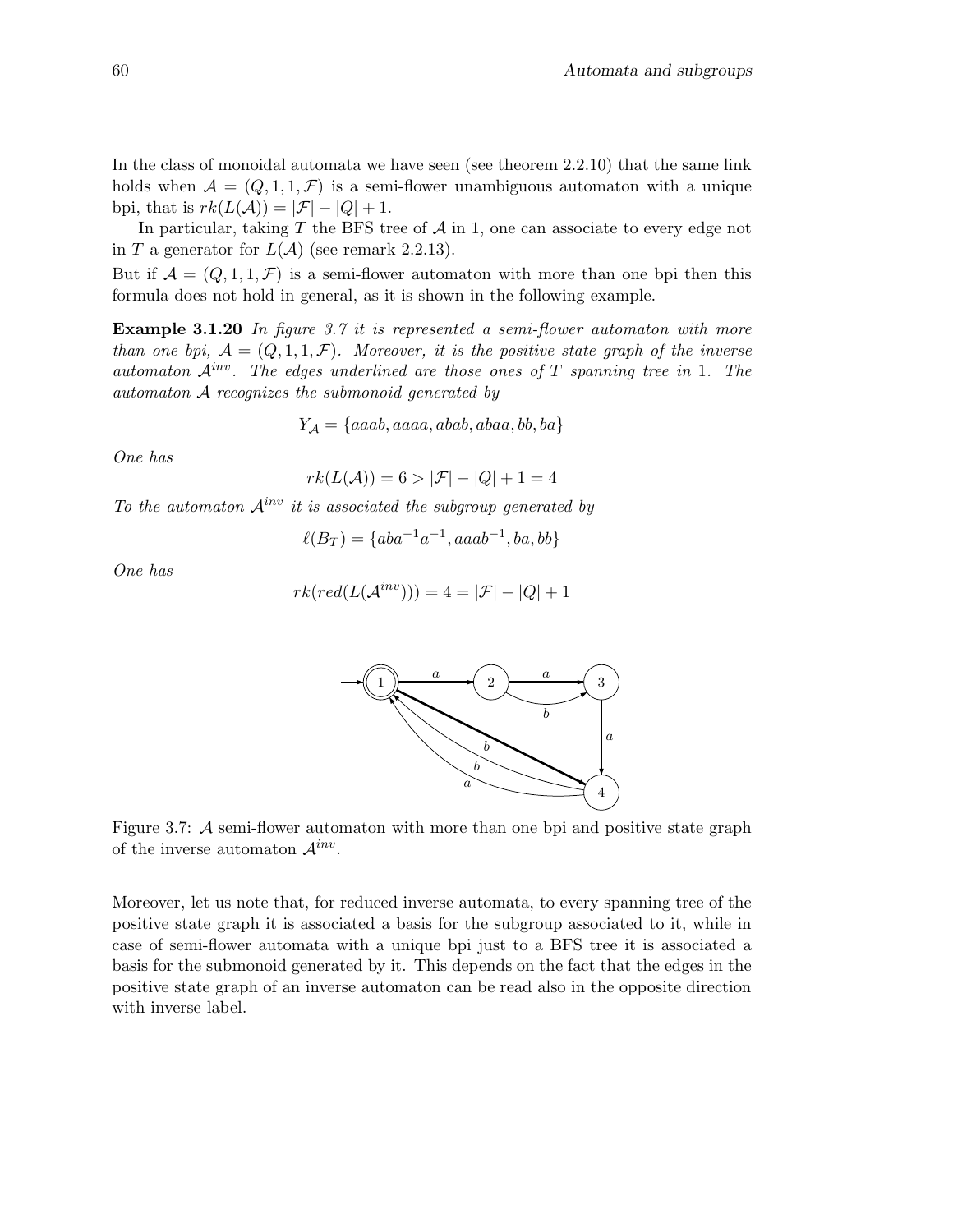In the class of monoidal automata we have seen (see theorem 2.2.10) that the same link holds when $\mathcal{A} = (Q, 1, 1, \mathcal{F})$ is a semi-flower unambiguous automaton with a unique bpi, that is $rk(L(\mathcal{A})) = |\mathcal{F}| - |Q| + 1$.

In particular, taking $T$ the BFS tree of $\mathcal{A}$ in 1, one can associate to every edge not in $T$ a generator for $L(\mathcal{A})$ (see remark 2.2.13).

But if $\mathcal{A} = (Q, 1, 1, \mathcal{F})$ is a semi-flower automaton with more than one bpi then this formula does not hold in general, as it is shown in the following example.

**Example 3.1.20** *In figure 3.7 it is represented a semi-flower automaton with more than one bpi, $\mathcal{A} = (Q, 1, 1, \mathcal{F})$. Moreover, it is the positive state graph of the inverse automaton $\mathcal{A}^{inv}$. The edges underlined are those ones of $T$ spanning tree in 1. The automaton $\mathcal{A}$ recognizes the submonoid generated by*

$$Y_{\mathcal{A}} = \{aaab, aaaa, abab, abaa, bb, ba\}$$

*One has*

$$rk(L(\mathcal{A})) = 6 > |\mathcal{F}| - |Q| + 1 = 4$$

*To the automaton $\mathcal{A}^{inv}$ it is associated the subgroup generated by*

$$\ell(B_T) = \{aba^{-1}a^{-1}, aaab^{-1}, ba, bb\}$$

*One has*

$$rk(red(L(\mathcal{A}^{inv}))) = 4 = |\mathcal{F}| - |Q| + 1$$

Figure 3.7: $\mathcal{A}$ semi-flower automaton with more than one bpi and positive state graph of the inverse automaton $\mathcal{A}^{inv}$.

Moreover, let us note that, for reduced inverse automata, to every spanning tree of the positive state graph it is associated a basis for the subgroup associated to it, while in case of semi-flower automata with a unique bpi just to a BFS tree it is associated a basis for the submonoid generated by it. This depends on the fact that the edges in the positive state graph of an inverse automaton can be read also in the opposite direction with inverse label.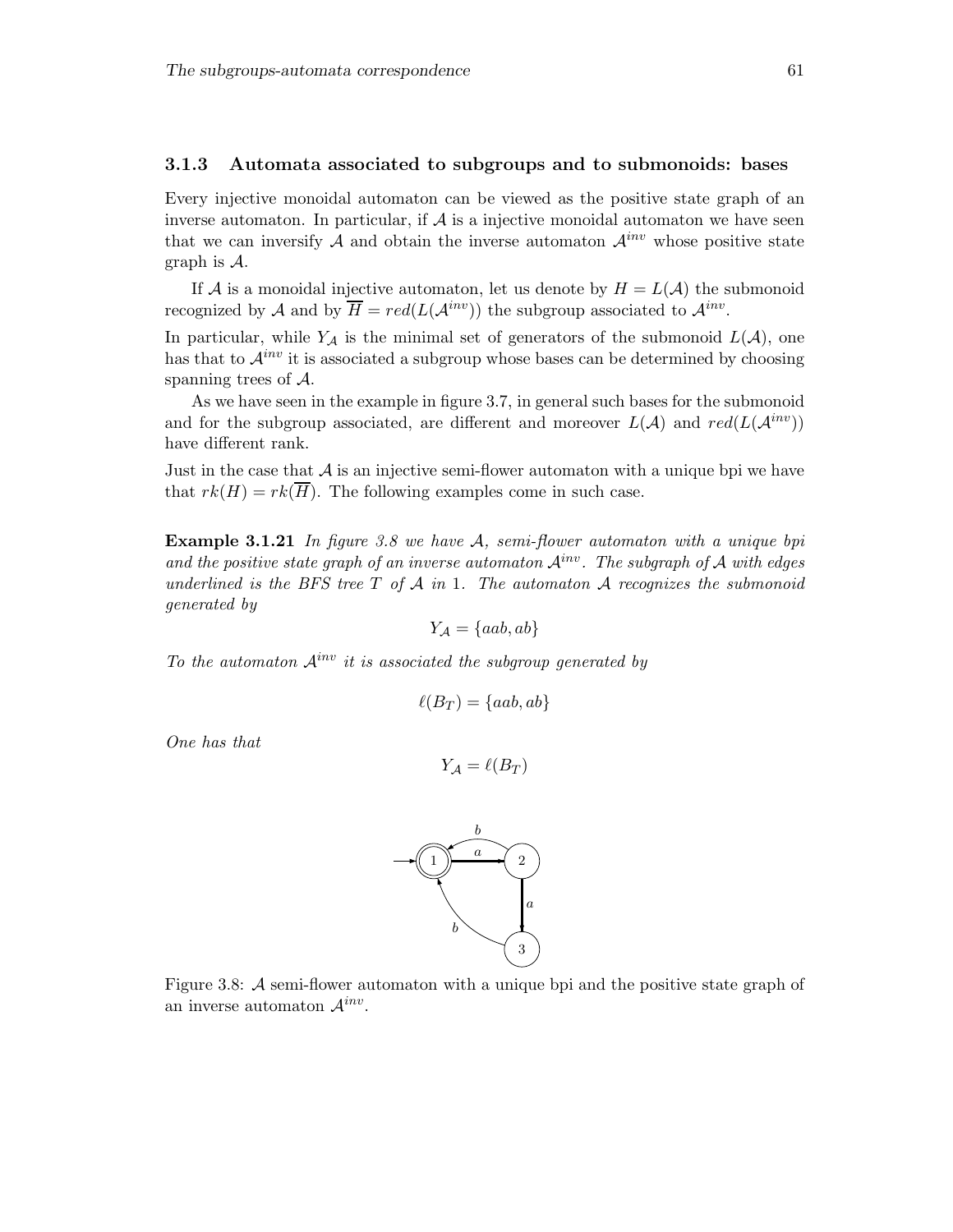### 3.1.3 Automata associated to subgroups and to submonoids: bases

Every injective monoidal automaton can be viewed as the positive state graph of an inverse automaton. In particular, if $\mathcal{A}$ is a injective monoidal automaton we have seen that we can inversify $\mathcal{A}$ and obtain the inverse automaton $\mathcal{A}^{inv}$ whose positive state graph is $\mathcal{A}$.

If $\mathcal{A}$ is a monoidal injective automaton, let us denote by $H = L(\mathcal{A})$ the submonoid recognized by $\mathcal{A}$ and by $\overline{H} = red(L(\mathcal{A}^{inv}))$ the subgroup associated to $\mathcal{A}^{inv}$.

In particular, while $Y_{\mathcal{A}}$ is the minimal set of generators of the submonoid $L(\mathcal{A})$, one has that to $\mathcal{A}^{inv}$ it is associated a subgroup whose bases can be determined by choosing spanning trees of $\mathcal{A}$.

As we have seen in the example in figure 3.7, in general such bases for the submonoid and for the subgroup associated, are different and moreover $L(\mathcal{A})$ and $red(L(\mathcal{A}^{inv}))$ have different rank.

Just in the case that $\mathcal{A}$ is an injective semi-flower automaton with a unique bpi we have that $rk(H) = rk(\overline{H})$. The following examples come in such case.

**Example 3.1.21** *In figure 3.8 we have $\mathcal{A}$, semi-flower automaton with a unique bpi and the positive state graph of an inverse automaton $\mathcal{A}^{inv}$. The subgraph of $\mathcal{A}$ with edges underlined is the BFS tree $T$ of $\mathcal{A}$ in* 1. *The automaton $\mathcal{A}$ recognizes the submonoid generated by*

$$Y_{\mathcal{A}} = \{aab, ab\}$$

*To the automaton $\mathcal{A}^{inv}$ it is associated the subgroup generated by*

$$\ell(B_T) = \{aab, ab\}$$

*One has that*

$$Y_{\mathcal{A}} = \ell(B_T)$$

Figure 3.8: $\mathcal{A}$ semi-flower automaton with a unique bpi and the positive state graph of an inverse automaton $\mathcal{A}^{inv}$.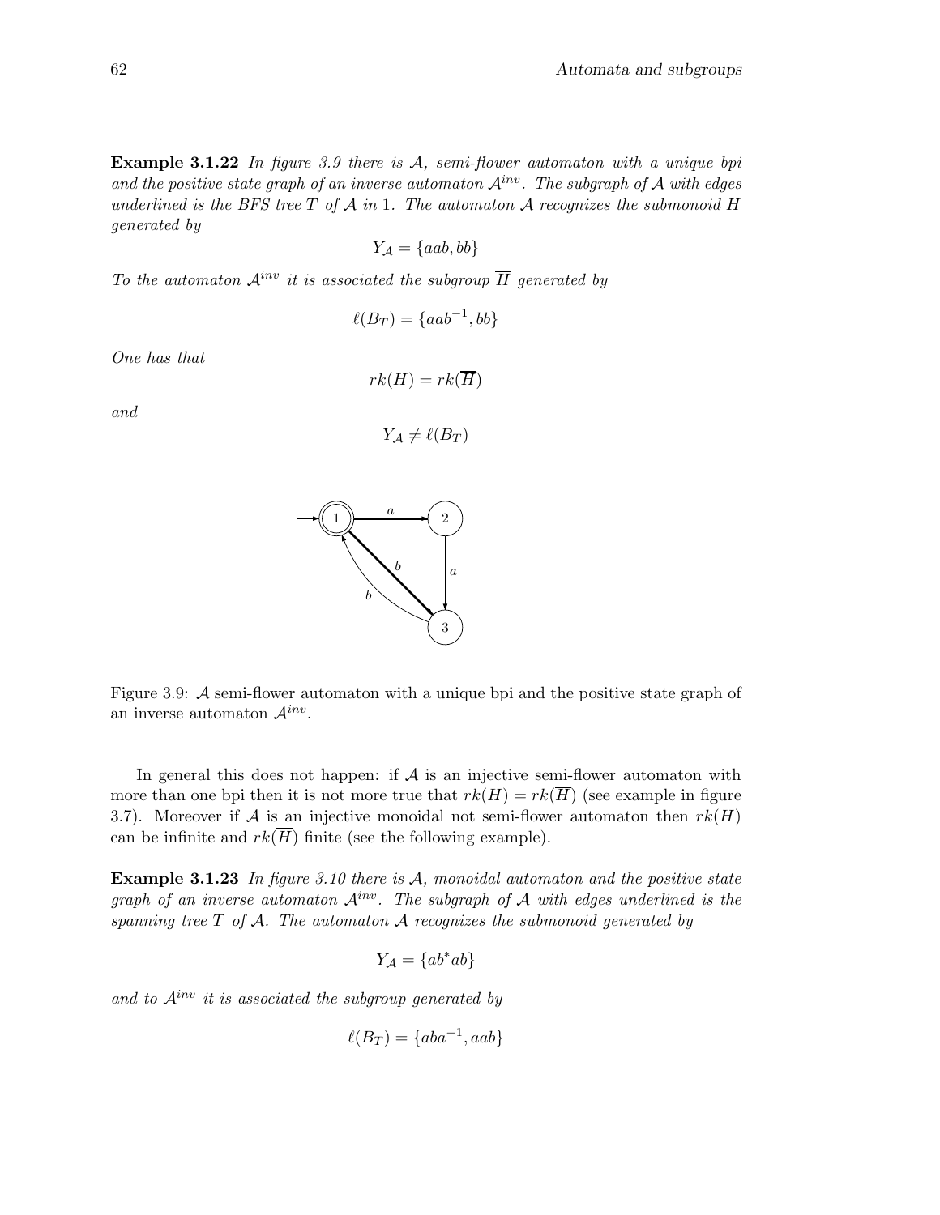**Example 3.1.22** *In figure 3.9 there is $\mathcal{A}$, semi-flower automaton with a unique bpi and the positive state graph of an inverse automaton $\mathcal{A}^{inv}$. The subgraph of $\mathcal{A}$ with edges underlined is the BFS tree $T$ of $\mathcal{A}$ in 1. The automaton $\mathcal{A}$ recognizes the submonoid $H$ generated by*

$$Y_{\mathcal{A}} = \{aab, bb\}$$

*To the automaton $\mathcal{A}^{inv}$ it is associated the subgroup $\overline{H}$ generated by*

$$\ell(B_T) = \{aab^{-1}, bb\}$$

*One has that*

$$rk(H) = rk(\overline{H})$$

*and*

$$Y_{\mathcal{A}} \neq \ell(B_T)$$

Figure 3.9: $\mathcal{A}$ semi-flower automaton with a unique bpi and the positive state graph of an inverse automaton $\mathcal{A}^{inv}$.

In general this does not happen: if $\mathcal{A}$ is an injective semi-flower automaton with more than one bpi then it is not more true that $rk(H) = rk(\overline{H})$ (see example in figure 3.7). Moreover if $\mathcal{A}$ is an injective monoidal not semi-flower automaton then $rk(H)$ can be infinite and $rk(\overline{H})$ finite (see the following example).

**Example 3.1.23** *In figure 3.10 there is $\mathcal{A}$, monoidal automaton and the positive state graph of an inverse automaton $\mathcal{A}^{inv}$. The subgraph of $\mathcal{A}$ with edges underlined is the spanning tree $T$ of $\mathcal{A}$. The automaton $\mathcal{A}$ recognizes the submonoid generated by*

$$Y_{\mathcal{A}} = \{ab^*ab\}$$

*and to $\mathcal{A}^{inv}$ it is associated the subgroup generated by*

$$\ell(B_T) = \{aba^{-1}, aab\}$$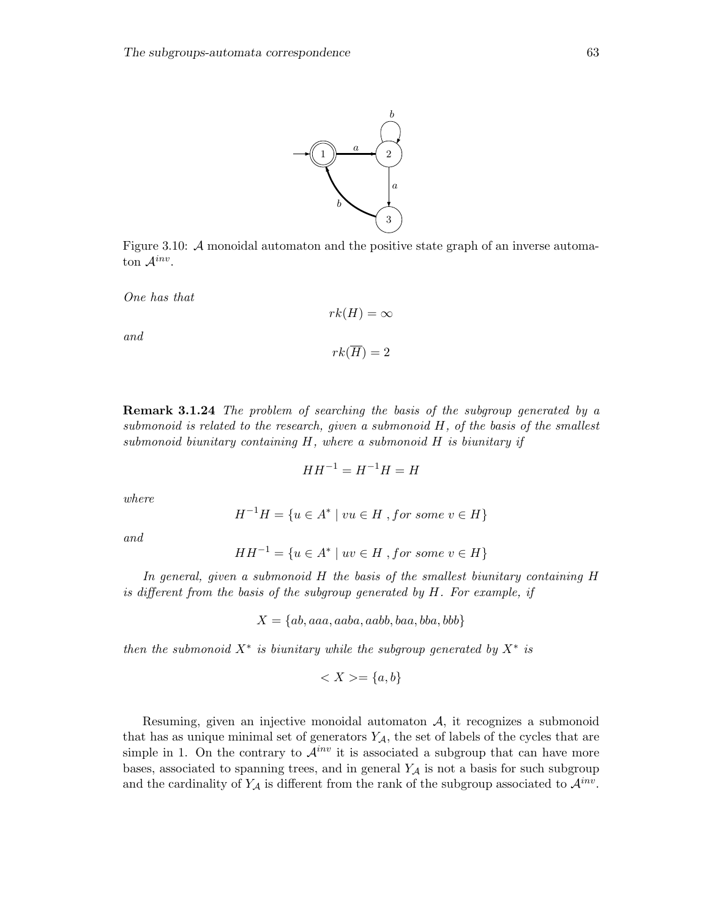Figure 3.10: $\mathcal{A}$ monoidal automaton and the positive state graph of an inverse automaton $\mathcal{A}^{inv}$.

*One has that*

$$rk(H) = \infty$$

*and*

$$rk(\overline{H}) = 2$$

**Remark 3.1.24** *The problem of searching the basis of the subgroup generated by a submonoid is related to the research, given a submonoid $H$, of the basis of the smallest submonoid biunitary containing $H$, where a submonoid $H$ is biunitary if*

$$HH^{-1} = H^{-1}H = H$$

*where*

$$H^{-1}H = \{u \in A^* \mid vu \in H \text{ , } for \text{ } some \text{ } v \in H\}$$

*and*

$$HH^{-1} = \{u \in A^* \mid uv \in H \text{ , } for \text{ } some \text{ } v \in H\}$$

*In general, given a submonoid $H$ the basis of the smallest biunitary containing $H$ is different from the basis of the subgroup generated by $H$. For example, if*

$$X = \{ab, aaa, aaba, aabb, baa, bba, bbb\}$$

*then the submonoid $X^*$ is biunitary while the subgroup generated by $X^*$ is*

$$< X >= \{a, b\}$$

Resuming, given an injective monoidal automaton $\mathcal{A}$, it recognizes a submonoid that has as unique minimal set of generators $Y_{\mathcal{A}}$, the set of labels of the cycles that are simple in 1. On the contrary to $\mathcal{A}^{inv}$ it is associated a subgroup that can have more bases, associated to spanning trees, and in general $Y_{\mathcal{A}}$ is not a basis for such subgroup and the cardinality of $Y_{\mathcal{A}}$ is different from the rank of the subgroup associated to $\mathcal{A}^{inv}$.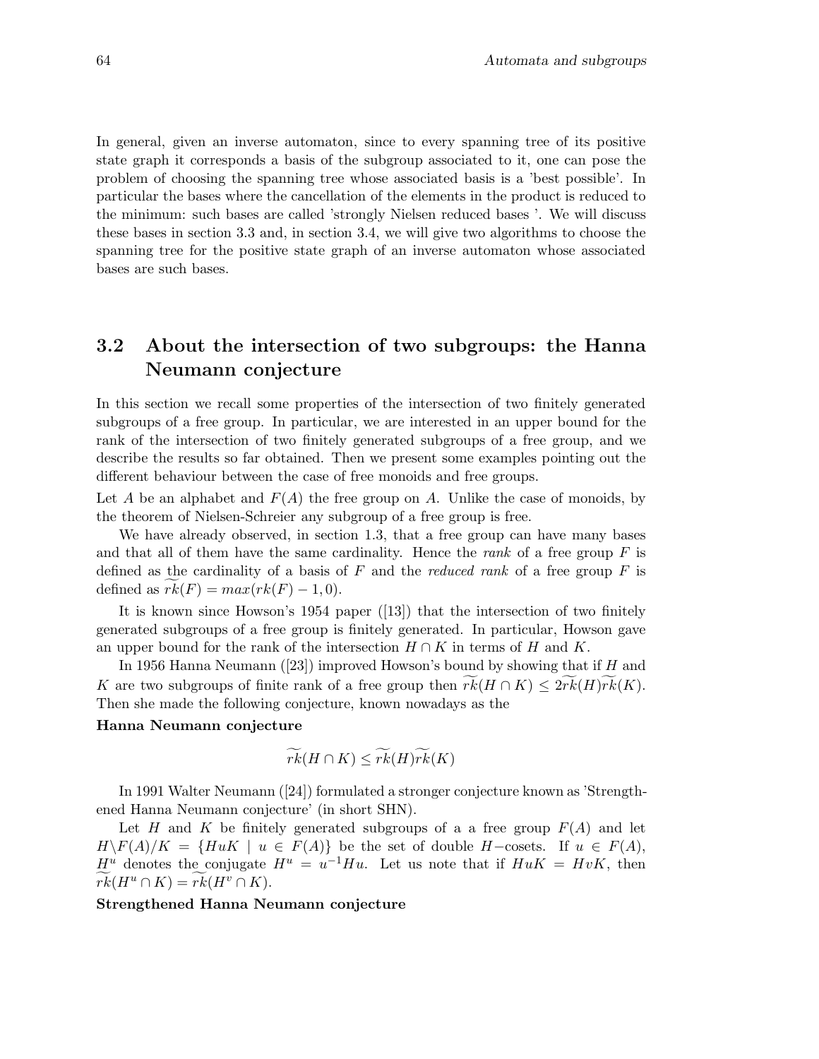In general, given an inverse automaton, since to every spanning tree of its positive state graph it corresponds a basis of the subgroup associated to it, one can pose the problem of choosing the spanning tree whose associated basis is a 'best possible'. In particular the bases where the cancellation of the elements in the product is reduced to the minimum: such bases are called 'strongly Nielsen reduced bases '. We will discuss these bases in section 3.3 and, in section 3.4, we will give two algorithms to choose the spanning tree for the positive state graph of an inverse automaton whose associated bases are such bases.

## 3.2 About the intersection of two subgroups: the Hanna Neumann conjecture

In this section we recall some properties of the intersection of two finitely generated subgroups of a free group. In particular, we are interested in an upper bound for the rank of the intersection of two finitely generated subgroups of a free group, and we describe the results so far obtained. Then we present some examples pointing out the different behaviour between the case of free monoids and free groups.

Let $A$ be an alphabet and $F(A)$ the free group on $A$. Unlike the case of monoids, by the theorem of Nielsen-Schreier any subgroup of a free group is free.

We have already observed, in section 1.3, that a free group can have many bases and that all of them have the same cardinality. Hence the *rank* of a free group $F$ is defined as the cardinality of a basis of $F$ and the *reduced rank* of a free group $F$ is defined as $\widetilde{rk}(F) = max(rk(F) - 1, 0)$.

It is known since Howson's 1954 paper ([13]) that the intersection of two finitely generated subgroups of a free group is finitely generated. In particular, Howson gave an upper bound for the rank of the intersection $H \cap K$ in terms of $H$ and $K$.

In 1956 Hanna Neumann ([23]) improved Howson's bound by showing that if $H$ and $K$ are two subgroups of finite rank of a free group then $\widetilde{rk}(H \cap K) \leq 2\widetilde{rk}(H)\widetilde{rk}(K)$. Then she made the following conjecture, known nowadays as the

**Hanna Neumann conjecture**

$$\widetilde{rk}(H \cap K) \leq \widetilde{rk}(H)\widetilde{rk}(K)$$

In 1991 Walter Neumann ([24]) formulated a stronger conjecture known as 'Strengthened Hanna Neumann conjecture' (in short SHN).

Let $H$ and $K$ be finitely generated subgroups of a a free group $F(A)$ and let $H\backslash F(A)/K = \{HuK \mid u \in F(A)\}$ be the set of double $H-$cosets. If $u \in F(A)$, $H^u$ denotes the conjugate $H^u = u^{-1}Hu$. Let us note that if $HuK = HvK$, then $\widetilde{rk}(H^u \cap K) = \widetilde{rk}(H^v \cap K)$.

**Strengthened Hanna Neumann conjecture**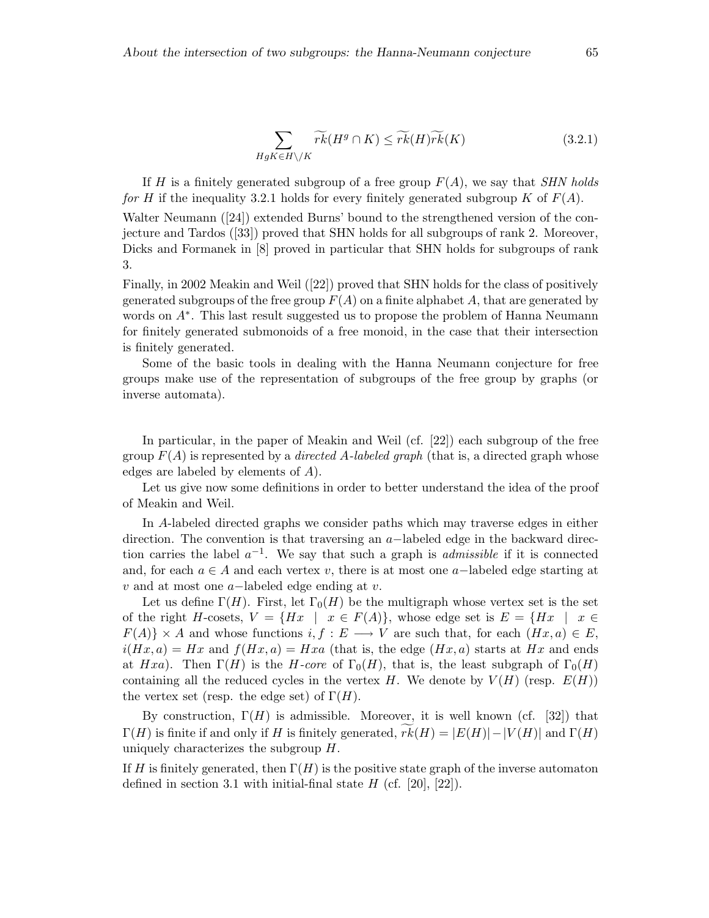$$\sum_{HgK \in H\backslash/K} \widetilde{rk}(H^g \cap K) \leq \widetilde{rk}(H)\widetilde{rk}(K) \tag{3.2.1}$$

If $H$ is a finitely generated subgroup of a free group $F(A)$, we say that *SHN holds for $H$* if the inequality 3.2.1 holds for every finitely generated subgroup $K$ of $F(A)$.

Walter Neumann ([24]) extended Burns' bound to the strengthened version of the conjecture and Tardos ([33]) proved that SHN holds for all subgroups of rank 2. Moreover, Dicks and Formanek in [8] proved in particular that SHN holds for subgroups of rank 3.

Finally, in 2002 Meakin and Weil ([22]) proved that SHN holds for the class of positively generated subgroups of the free group $F(A)$ on a finite alphabet $A$, that are generated by words on $A^*$. This last result suggested us to propose the problem of Hanna Neumann for finitely generated submonoids of a free monoid, in the case that their intersection is finitely generated.

Some of the basic tools in dealing with the Hanna Neumann conjecture for free groups make use of the representation of subgroups of the free group by graphs (or inverse automata).

In particular, in the paper of Meakin and Weil (cf. [22]) each subgroup of the free group $F(A)$ is represented by a *directed $A$-labeled graph* (that is, a directed graph whose edges are labeled by elements of $A$).

Let us give now some definitions in order to better understand the idea of the proof of Meakin and Weil.

In $A$-labeled directed graphs we consider paths which may traverse edges in either direction. The convention is that traversing an $a-$labeled edge in the backward direction carries the label $a^{-1}$. We say that such a graph is *admissible* if it is connected and, for each $a \in A$ and each vertex $v$, there is at most one $a-$labeled edge starting at $v$ and at most one $a-$labeled edge ending at $v$.

Let us define $\Gamma(H)$. First, let $\Gamma_0(H)$ be the multigraph whose vertex set is the set of the right $H$-cosets, $V = \{Hx \mid x \in F(A)\}$, whose edge set is $E = \{Hx \mid x \in F(A)\} \times A$ and whose functions $i, f : E \longrightarrow V$ are such that, for each $(Hx, a) \in E$, $i(Hx, a) = Hx$ and $f(Hx, a) = Hxa$ (that is, the edge $(Hx, a)$ starts at $Hx$ and ends at $Hxa$). Then $\Gamma(H)$ is the *$H$-core* of $\Gamma_0(H)$, that is, the least subgraph of $\Gamma_0(H)$ containing all the reduced cycles in the vertex $H$. We denote by $V(H)$ (resp. $E(H)$) the vertex set (resp. the edge set) of $\Gamma(H)$.

By construction, $\Gamma(H)$ is admissible. Moreover, it is well known (cf. [32]) that $\Gamma(H)$ is finite if and only if $H$ is finitely generated, $\widetilde{rk}(H) = |E(H)| - |V(H)|$ and $\Gamma(H)$ uniquely characterizes the subgroup $H$.

If $H$ is finitely generated, then $\Gamma(H)$ is the positive state graph of the inverse automaton defined in section 3.1 with initial-final state $H$ (cf. [20], [22]).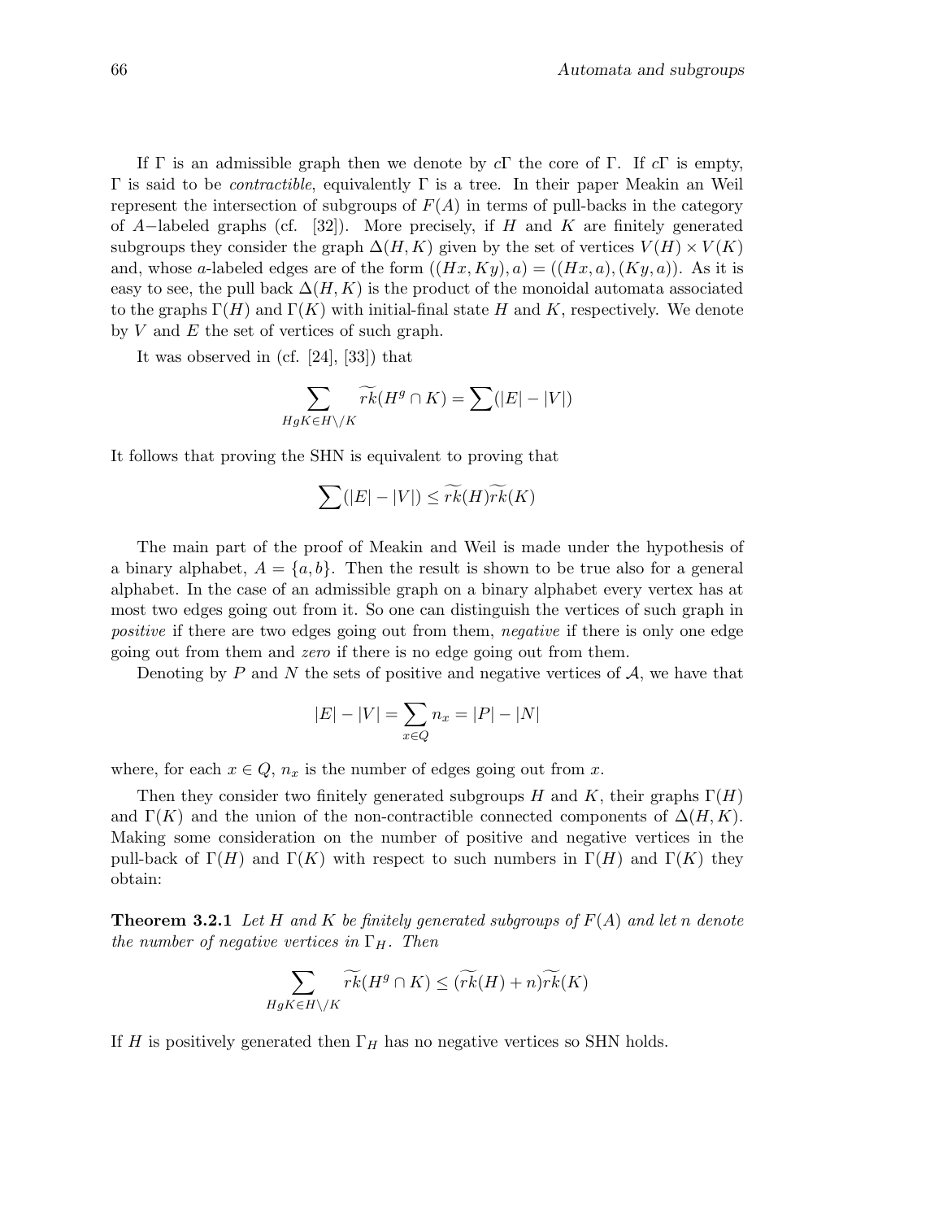If $\Gamma$ is an admissible graph then we denote by $c\Gamma$ the core of $\Gamma$. If $c\Gamma$ is empty, $\Gamma$ is said to be *contractible*, equivalently $\Gamma$ is a tree. In their paper Meakin an Weil represent the intersection of subgroups of $F(A)$ in terms of pull-backs in the category of $A-$labeled graphs (cf. [32]). More precisely, if $H$ and $K$ are finitely generated subgroups they consider the graph $\Delta(H, K)$ given by the set of vertices $V(H) \times V(K)$ and, whose $a$-labeled edges are of the form $((Hx, Ky), a) = ((Hx, a), (Ky, a))$. As it is easy to see, the pull back $\Delta(H, K)$ is the product of the monoidal automata associated to the graphs $\Gamma(H)$ and $\Gamma(K)$ with initial-final state $H$ and $K$, respectively. We denote by $V$ and $E$ the set of vertices of such graph.

It was observed in (cf. [24], [33]) that

$$\sum_{HgK \in H \backslash / K} \widetilde{rk}(H^g \cap K) = \sum (|E| - |V|)$$

It follows that proving the SHN is equivalent to proving that

$$\sum (|E| - |V|) \leq \widetilde{rk}(H)\widetilde{rk}(K)$$

The main part of the proof of Meakin and Weil is made under the hypothesis of a binary alphabet, $A = \{a, b\}$. Then the result is shown to be true also for a general alphabet. In the case of an admissible graph on a binary alphabet every vertex has at most two edges going out from it. So one can distinguish the vertices of such graph in *positive* if there are two edges going out from them, *negative* if there is only one edge going out from them and *zero* if there is no edge going out from them.

Denoting by $P$ and $N$ the sets of positive and negative vertices of $\mathcal{A}$, we have that

$$|E| - |V| = \sum_{x \in Q} n_x = |P| - |N|$$

where, for each $x \in Q$, $n_x$ is the number of edges going out from $x$.

Then they consider two finitely generated subgroups $H$ and $K$, their graphs $\Gamma(H)$ and $\Gamma(K)$ and the union of the non-contractible connected components of $\Delta(H, K)$. Making some consideration on the number of positive and negative vertices in the pull-back of $\Gamma(H)$ and $\Gamma(K)$ with respect to such numbers in $\Gamma(H)$ and $\Gamma(K)$ they obtain:

**Theorem 3.2.1** *Let $H$ and $K$ be finitely generated subgroups of $F(A)$ and let $n$ denote the number of negative vertices in $\Gamma_H$. Then*

$$\sum_{HgK \in H \backslash / K} \widetilde{rk}(H^g \cap K) \leq (\widetilde{rk}(H) + n)\widetilde{rk}(K)$$

If $H$ is positively generated then $\Gamma_H$ has no negative vertices so SHN holds.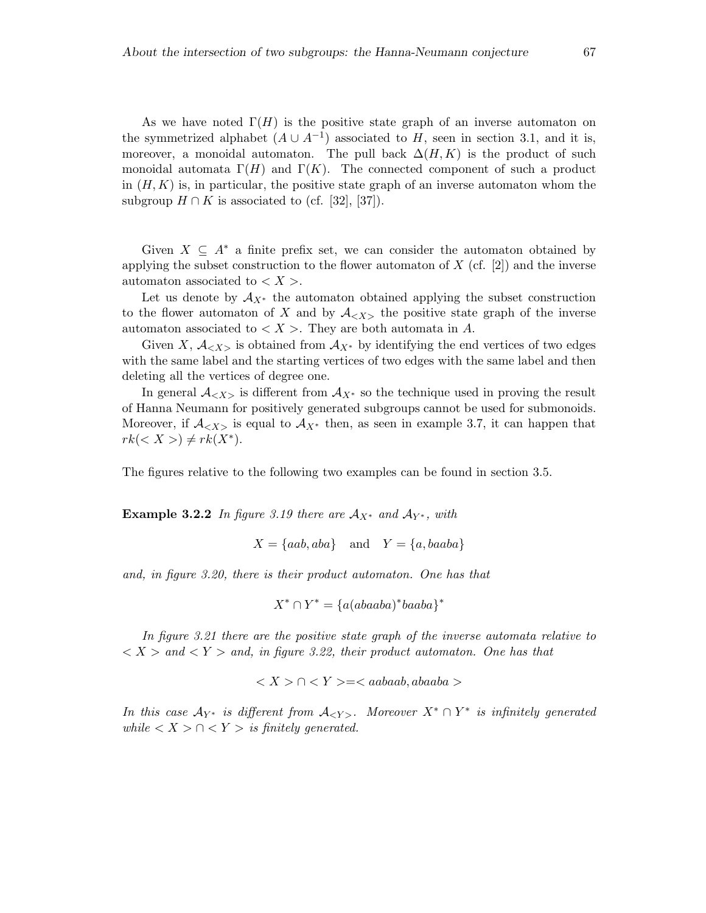As we have noted $\Gamma(H)$ is the positive state graph of an inverse automaton on the symmetrized alphabet $(A \cup A^{-1})$ associated to $H$, seen in section 3.1, and it is, moreover, a monoidal automaton. The pull back $\Delta(H, K)$ is the product of such monoidal automata $\Gamma(H)$ and $\Gamma(K)$. The connected component of such a product in $(H, K)$ is, in particular, the positive state graph of an inverse automaton whom the subgroup $H \cap K$ is associated to (cf. [32], [37]).

Given $X \subseteq A^*$ a finite prefix set, we can consider the automaton obtained by applying the subset construction to the flower automaton of $X$ (cf. [2]) and the inverse automaton associated to $< X >$.

Let us denote by $\mathcal{A}_{X^*}$ the automaton obtained applying the subset construction to the flower automaton of $X$ and by $\mathcal{A}_{<X>}$ the positive state graph of the inverse automaton associated to $< X >$. They are both automata in $A$.

Given $X$, $\mathcal{A}_{<X>}$ is obtained from $\mathcal{A}_{X^*}$ by identifying the end vertices of two edges with the same label and the starting vertices of two edges with the same label and then deleting all the vertices of degree one.

In general $\mathcal{A}_{<X>}$ is different from $\mathcal{A}_{X^*}$ so the technique used in proving the result of Hanna Neumann for positively generated subgroups cannot be used for submonoids. Moreover, if $\mathcal{A}_{<X>}$ is equal to $\mathcal{A}_{X^*}$ then, as seen in example 3.7, it can happen that $rk(< X >) \neq rk(X^*)$.

The figures relative to the following two examples can be found in section 3.5.

**Example 3.2.2** *In figure 3.19 there are $\mathcal{A}_{X^*}$ and $\mathcal{A}_{Y^*}$, with*

$$X = \{aab, aba\} \quad \text{and} \quad Y = \{a, baaba\}$$

*and, in figure 3.20, there is their product automaton. One has that*

$$X^* \cap Y^* = \{a(abaaba)^* baaba\}^*$$

*In figure 3.21 there are the positive state graph of the inverse automata relative to $< X >$ and $< Y >$ and, in figure 3.22, their product automaton. One has that*

$$< X > \cap < Y > = < aabaab, abaaba >$$

*In this case $\mathcal{A}_{Y^*}$ is different from $\mathcal{A}_{<Y>}$. Moreover $X^* \cap Y^*$ is infinitely generated while $< X > \cap < Y >$ is finitely generated.*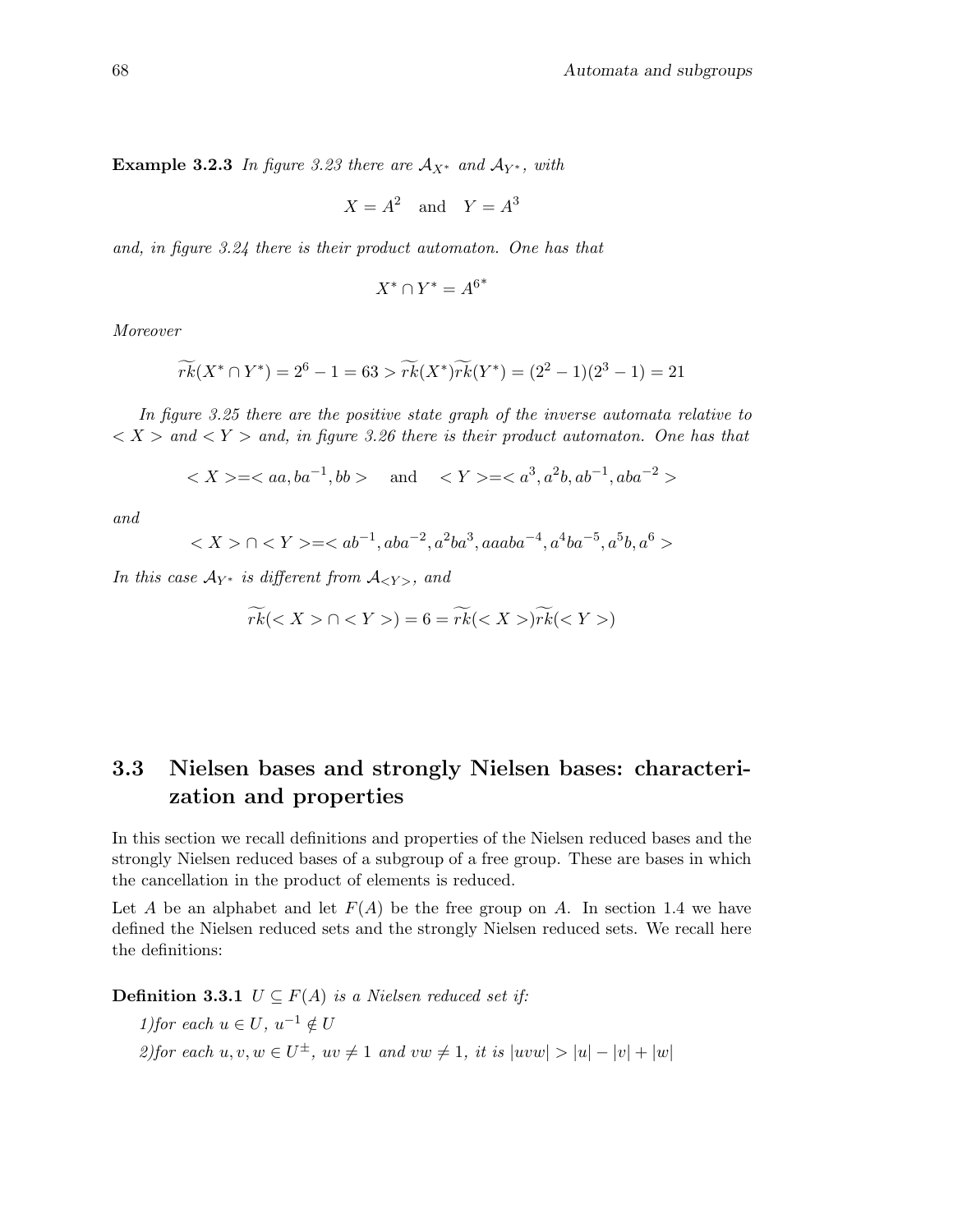**Example 3.2.3** *In figure 3.23 there are $\mathcal{A}_{X^*}$ and $\mathcal{A}_{Y^*}$, with*

$$X = A^2 \quad \text{and} \quad Y = A^3$$

*and, in figure 3.24 there is their product automaton. One has that*

$$X^* \cap Y^* = A^{6^*}$$

*Moreover*

$$\widetilde{rk}(X^* \cap Y^*) = 2^6 - 1 = 63 > \widetilde{rk}(X^*)\widetilde{rk}(Y^*) = (2^2 - 1)(2^3 - 1) = 21$$

*In figure 3.25 there are the positive state graph of the inverse automata relative to $< X >$ and $< Y >$ and, in figure 3.26 there is their product automaton. One has that*

$$< X > = < aa, ba^{-1}, bb > \quad \text{and} \quad < Y > = < a^3, a^2b, ab^{-1}, aba^{-2} >$$

*and*

$$< X > \cap < Y > = < ab^{-1}, aba^{-2}, a^2ba^3, aaaba^{-4}, a^4ba^{-5}, a^5b, a^6 >$$

*In this case $\mathcal{A}_{Y^*}$ is different from $\mathcal{A}_{<Y>}$, and*

$$\widetilde{rk}(< X > \cap < Y >) = 6 = \widetilde{rk}(< X >)\widetilde{rk}(< Y >)$$

## 3.3 Nielsen bases and strongly Nielsen bases: characterization and properties

In this section we recall definitions and properties of the Nielsen reduced bases and the strongly Nielsen reduced bases of a subgroup of a free group. These are bases in which the cancellation in the product of elements is reduced.

Let $A$ be an alphabet and let $F(A)$ be the free group on $A$. In section 1.4 we have defined the Nielsen reduced sets and the strongly Nielsen reduced sets. We recall here the definitions:

**Definition 3.3.1** *$U \subseteq F(A)$ is a Nielsen reduced set if:*

*1)for each $u \in U$, $u^{-1} \notin U$*

*2)for each $u, v, w \in U^{\pm}$, $uv \neq 1$ and $vw \neq 1$, it is $|uvw| > |u| - |v| + |w|$*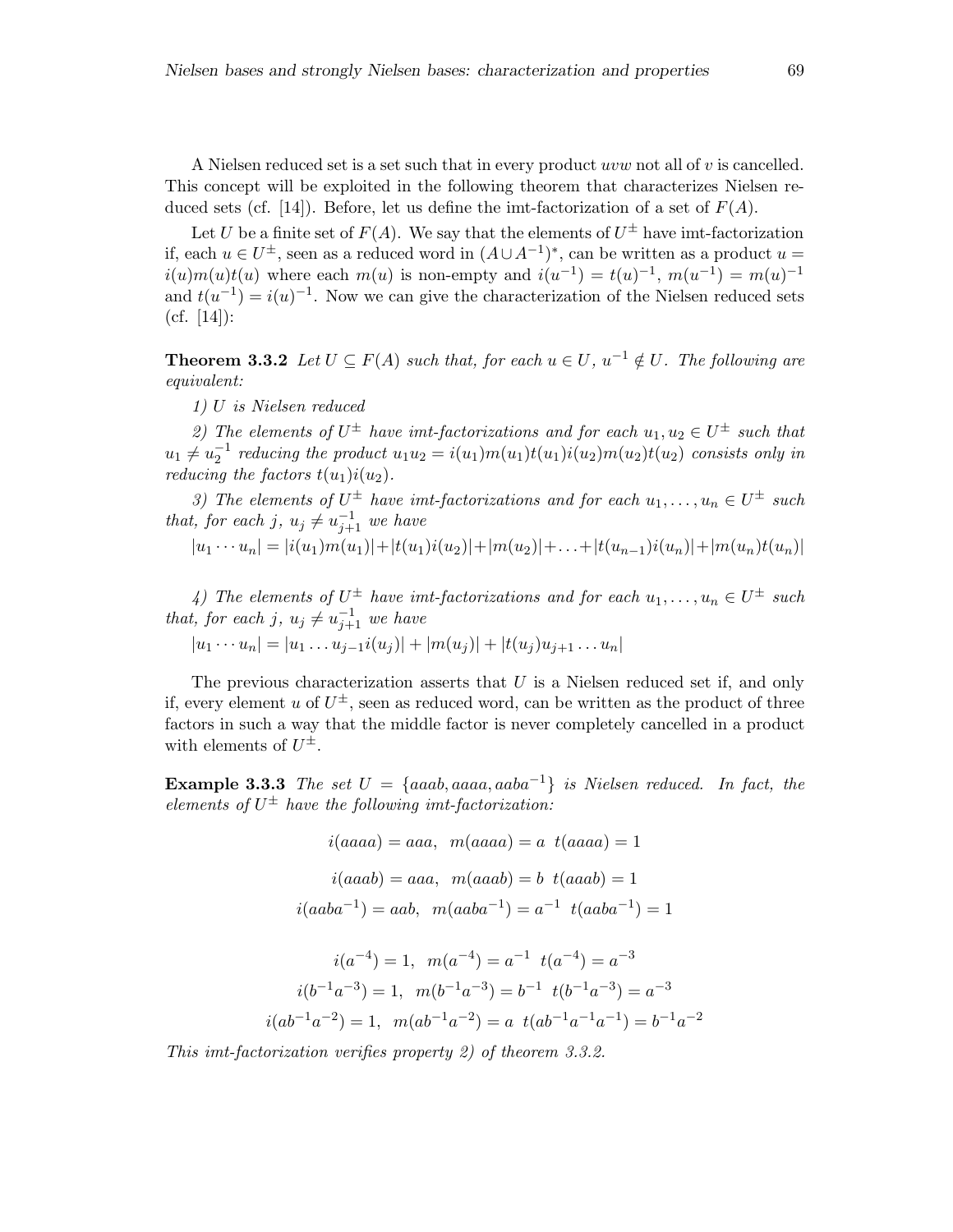A Nielsen reduced set is a set such that in every product $uvw$ not all of $v$ is cancelled. This concept will be exploited in the following theorem that characterizes Nielsen reduced sets (cf. [14]). Before, let us define the imt-factorization of a set of $F(A)$.

Let $U$ be a finite set of $F(A)$. We say that the elements of $U^{\pm}$ have imt-factorization if, each $u \in U^{\pm}$, seen as a reduced word in $(A \cup A^{-1})^*$, can be written as a product $u = i(u)m(u)t(u)$ where each $m(u)$ is non-empty and $i(u^{-1}) = t(u)^{-1}$, $m(u^{-1}) = m(u)^{-1}$ and $t(u^{-1}) = i(u)^{-1}$. Now we can give the characterization of the Nielsen reduced sets (cf. [14]):

**Theorem 3.3.2** *Let $U \subseteq F(A)$ such that, for each $u \in U$, $u^{-1} \notin U$. The following are equivalent:*

*1) $U$ is Nielsen reduced*

*2) The elements of $U^{\pm}$ have imt-factorizations and for each $u_1, u_2 \in U^{\pm}$ such that $u_1 \neq u_2^{-1}$ reducing the product $u_1u_2 = i(u_1)m(u_1)t(u_1)i(u_2)m(u_2)t(u_2)$ consists only in reducing the factors $t(u_1)i(u_2)$.*

*3) The elements of $U^{\pm}$ have imt-factorizations and for each $u_1, \ldots, u_n \in U^{\pm}$ such that, for each $j$, $u_j \neq u_{j+1}^{-1}$ we have*

$$|u_1 \cdots u_n| = |i(u_1)m(u_1)| + |t(u_1)i(u_2)| + |m(u_2)| + \ldots + |t(u_{n-1})i(u_n)| + |m(u_n)t(u_n)|$$

*4) The elements of $U^{\pm}$ have imt-factorizations and for each $u_1, \ldots, u_n \in U^{\pm}$ such that, for each $j$, $u_j \neq u_{j+1}^{-1}$ we have*

$$|u_1 \cdots u_n| = |u_1 \ldots u_{j-1} i(u_j)| + |m(u_j)| + |t(u_j)u_{j+1} \ldots u_n|$$

The previous characterization asserts that $U$ is a Nielsen reduced set if, and only if, every element $u$ of $U^{\pm}$, seen as reduced word, can be written as the product of three factors in such a way that the middle factor is never completely cancelled in a product with elements of $U^{\pm}$.

**Example 3.3.3** *The set $U = \{aaab, aaaa, aaba^{-1}\}$ is Nielsen reduced. In fact, the elements of $U^{\pm}$ have the following imt-factorization:*

$$i(aaaa) = aaa, \quad m(aaaa) = a \quad t(aaaa) = 1$$

$$i(aaab) = aaa, \quad m(aaab) = b \quad t(aaab) = 1$$

$$i(aaba^{-1}) = aab, \quad m(aaba^{-1}) = a^{-1} \quad t(aaba^{-1}) = 1$$

$$i(a^{-4}) = 1, \quad m(a^{-4}) = a^{-1} \quad t(a^{-4}) = a^{-3}$$

$$i(b^{-1}a^{-3}) = 1, \quad m(b^{-1}a^{-3}) = b^{-1} \quad t(b^{-1}a^{-3}) = a^{-3}$$

$$i(ab^{-1}a^{-2}) = 1, \quad m(ab^{-1}a^{-2}) = a \quad t(ab^{-1}a^{-1}a^{-1}) = b^{-1}a^{-2}$$

*This imt-factorization verifies property 2) of theorem 3.3.2.*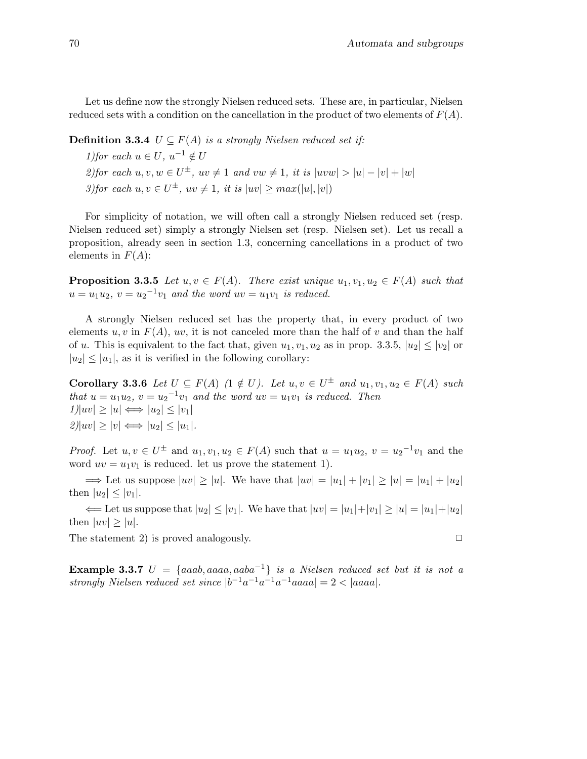Let us define now the strongly Nielsen reduced sets. These are, in particular, Nielsen reduced sets with a condition on the cancellation in the product of two elements of $F(A)$.

**Definition 3.3.4** *$U \subseteq F(A)$ is a strongly Nielsen reduced set if:*

*1)for each $u \in U$, $u^{-1} \notin U$*

*2)for each $u, v, w \in U^{\pm}$, $uv \neq 1$ and $vw \neq 1$, it is $|uvw| > |u| - |v| + |w|$*

*3)for each $u, v \in U^{\pm}$, $uv \neq 1$, it is $|uv| \geq max(|u|, |v|)$*

For simplicity of notation, we will often call a strongly Nielsen reduced set (resp. Nielsen reduced set) simply a strongly Nielsen set (resp. Nielsen set). Let us recall a proposition, already seen in section 1.3, concerning cancellations in a product of two elements in $F(A)$:

**Proposition 3.3.5** *Let $u, v \in F(A)$. There exist unique $u_1, v_1, u_2 \in F(A)$ such that $u = u_1 u_2$, $v = {u_2}^{-1} v_1$ and the word $uv = u_1 v_1$ is reduced.*

A strongly Nielsen reduced set has the property that, in every product of two elements $u, v$ in $F(A)$, $uv$, it is not canceled more than the half of $v$ and than the half of $u$. This is equivalent to the fact that, given $u_1, v_1, u_2$ as in prop. 3.3.5, $|u_2| \leq |v_2|$ or $|u_2| \leq |u_1|$, as it is verified in the following corollary:

**Corollary 3.3.6** *Let $U \subseteq F(A)$ ($1 \notin U$). Let $u, v \in U^{\pm}$ and $u_1, v_1, u_2 \in F(A)$ such that $u = u_1 u_2$, $v = {u_2}^{-1} v_1$ and the word $uv = u_1 v_1$ is reduced. Then*
*1)$|uv| \geq |u| \iff |u_2| \leq |v_1|$*
*2)$|uv| \geq |v| \iff |u_2| \leq |u_1|$.*

*Proof.* Let $u, v \in U^{\pm}$ and $u_1, v_1, u_2 \in F(A)$ such that $u = u_1 u_2$, $v = {u_2}^{-1} v_1$ and the word $uv = u_1 v_1$ is reduced. let us prove the statement 1).

$\Longrightarrow$ Let us suppose $|uv| \geq |u|$. We have that $|uv| = |u_1| + |v_1| \geq |u| = |u_1| + |u_2|$ then $|u_2| \leq |v_1|$.

$\Longleftarrow$ Let us suppose that $|u_2| \leq |v_1|$. We have that $|uv| = |u_1| + |v_1| \geq |u| = |u_1| + |u_2|$ then $|uv| \geq |u|$.

The statement 2) is proved analogously. $\square$

**Example 3.3.7** *$U = \{aaab, aaaa, aaba^{-1}\}$ is a Nielsen reduced set but it is not a strongly Nielsen reduced set since $|b^{-1}a^{-1}a^{-1}a^{-1}aaaa| = 2 < |aaaa|$.*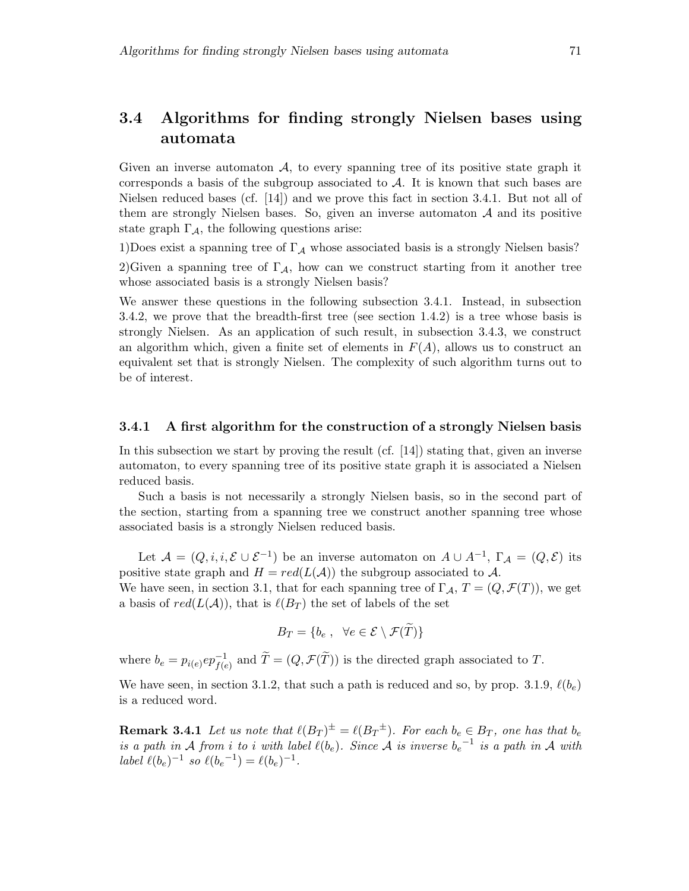## 3.4 Algorithms for finding strongly Nielsen bases using automata

Given an inverse automaton $\mathcal{A}$, to every spanning tree of its positive state graph it corresponds a basis of the subgroup associated to $\mathcal{A}$. It is known that such bases are Nielsen reduced bases (cf. [14]) and we prove this fact in section 3.4.1. But not all of them are strongly Nielsen bases. So, given an inverse automaton $\mathcal{A}$ and its positive state graph $\Gamma_{\mathcal{A}}$, the following questions arise:

1)Does exist a spanning tree of $\Gamma_{\mathcal{A}}$ whose associated basis is a strongly Nielsen basis?

2)Given a spanning tree of $\Gamma_{\mathcal{A}}$, how can we construct starting from it another tree whose associated basis is a strongly Nielsen basis?

We answer these questions in the following subsection 3.4.1. Instead, in subsection 3.4.2, we prove that the breadth-first tree (see section 1.4.2) is a tree whose basis is strongly Nielsen. As an application of such result, in subsection 3.4.3, we construct an algorithm which, given a finite set of elements in $F(A)$, allows us to construct an equivalent set that is strongly Nielsen. The complexity of such algorithm turns out to be of interest.

### 3.4.1 A first algorithm for the construction of a strongly Nielsen basis

In this subsection we start by proving the result (cf. [14]) stating that, given an inverse automaton, to every spanning tree of its positive state graph it is associated a Nielsen reduced basis.

Such a basis is not necessarily a strongly Nielsen basis, so in the second part of the section, starting from a spanning tree we construct another spanning tree whose associated basis is a strongly Nielsen reduced basis.

Let $\mathcal{A} = (Q, i, i, \mathcal{E} \cup \mathcal{E}^{-1})$ be an inverse automaton on $A \cup A^{-1}$, $\Gamma_{\mathcal{A}} = (Q, \mathcal{E})$ its positive state graph and $H = red(L(\mathcal{A}))$ the subgroup associated to $\mathcal{A}$.
We have seen, in section 3.1, that for each spanning tree of $\Gamma_{\mathcal{A}}$, $T = (Q, \mathcal{F}(T))$, we get a basis of $red(L(\mathcal{A}))$, that is $\ell(B_T)$ the set of labels of the set

$$B_T = \{b_e \ , \ \ \forall e \in \mathcal{E} \setminus \mathcal{F}(\widetilde{T})\}$$

where $b_e = p_{i(e)} e p_{f(e)}^{-1}$ and $\widetilde{T} = (Q, \mathcal{F}(\widetilde{T}))$ is the directed graph associated to $T$.

We have seen, in section 3.1.2, that such a path is reduced and so, by prop. 3.1.9, $\ell(b_e)$ is a reduced word.

**Remark 3.4.1** *Let us note that $\ell(B_T)^{\pm} = \ell(B_T{}^{\pm})$. For each $b_e \in B_T$, one has that $b_e$ is a path in $\mathcal{A}$ from $i$ to $i$ with label $\ell(b_e)$. Since $\mathcal{A}$ is inverse ${b_e}^{-1}$ is a path in $\mathcal{A}$ with label $\ell(b_e)^{-1}$ so $\ell({b_e}^{-1}) = \ell(b_e)^{-1}$.*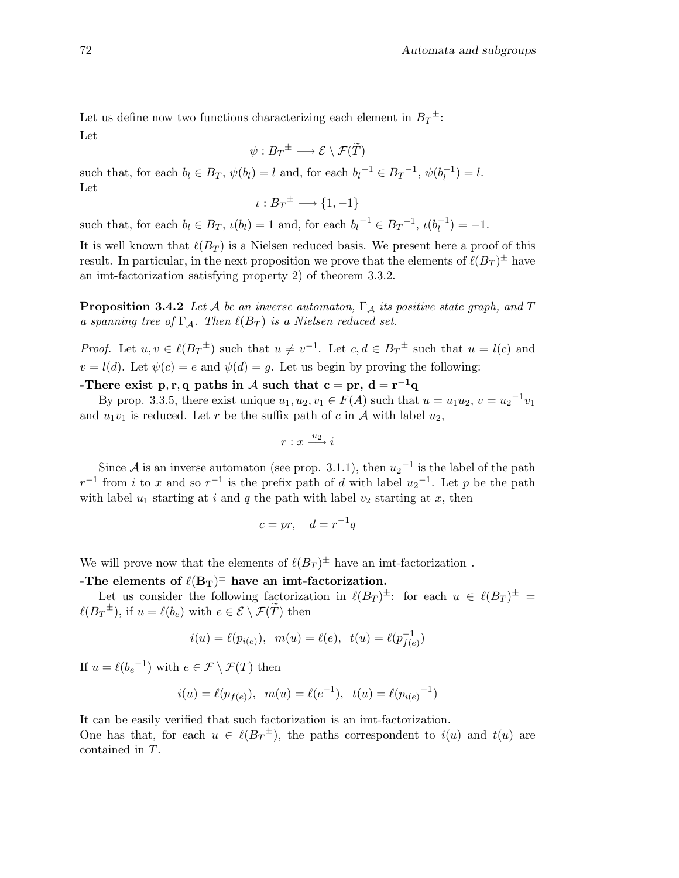Let us define now two functions characterizing each element in ${B_T}^{\pm}$:
Let

$$\psi : {B_T}^{\pm} \longrightarrow \mathcal{E} \setminus \mathcal{F}(\widetilde{T})$$

such that, for each $b_l \in B_T$, $\psi(b_l) = l$ and, for each ${b_l}^{-1} \in {B_T}^{-1}$, $\psi(b_l^{-1}) = l$.
Let

$$\iota : {B_T}^{\pm} \longrightarrow \{1, -1\}$$

such that, for each $b_l \in B_T$, $\iota(b_l) = 1$ and, for each ${b_l}^{-1} \in {B_T}^{-1}$, $\iota(b_l^{-1}) = -1$.

It is well known that $\ell(B_T)$ is a Nielsen reduced basis. We present here a proof of this result. In particular, in the next proposition we prove that the elements of $\ell(B_T)^{\pm}$ have an imt-factorization satisfying property 2) of theorem 3.3.2.

**Proposition 3.4.2** *Let $\mathcal{A}$ be an inverse automaton, $\Gamma_{\mathcal{A}}$ its positive state graph, and $T$ a spanning tree of $\Gamma_{\mathcal{A}}$. Then $\ell(B_T)$ is a Nielsen reduced set.*

*Proof.* Let $u, v \in \ell({B_T}^{\pm})$ such that $u \neq v^{-1}$. Let $c, d \in {B_T}^{\pm}$ such that $u = l(c)$ and $v = l(d)$. Let $\psi(c) = e$ and $\psi(d) = g$. Let us begin by proving the following:

**-There exist $\mathbf{p, r, q}$ paths in $\mathcal{A}$ such that $\mathbf{c = pr}$, $\mathbf{d = r^{-1}q}$**

By prop. 3.3.5, there exist unique $u_1, u_2, v_1 \in F(A)$ such that $u = u_1 u_2$, $v = {u_2}^{-1} v_1$ and $u_1 v_1$ is reduced. Let $r$ be the suffix path of $c$ in $\mathcal{A}$ with label $u_2$,

$$r : x \xrightarrow{u_2} i$$

Since $\mathcal{A}$ is an inverse automaton (see prop. 3.1.1), then ${u_2}^{-1}$ is the label of the path $r^{-1}$ from $i$ to $x$ and so $r^{-1}$ is the prefix path of $d$ with label ${u_2}^{-1}$. Let $p$ be the path with label $u_1$ starting at $i$ and $q$ the path with label $v_2$ starting at $x$, then

$$c = pr, \quad d = r^{-1}q$$

We will prove now that the elements of $\ell(B_T)^{\pm}$ have an imt-factorization .

**-The elements of $\ell(\mathbf{B_T})^{\pm}$ have an imt-factorization.**

Let us consider the following factorization in $\ell(B_T)^{\pm}$: for each $u \in \ell(B_T)^{\pm} = \ell({B_T}^{\pm})$, if $u = \ell(b_e)$ with $e \in \mathcal{E} \setminus \mathcal{F}(\widetilde{T})$ then

$$i(u) = \ell(p_{i(e)}), \;\; m(u) = \ell(e), \;\; t(u) = \ell(p_{f(e)}^{-1})$$

If $u = \ell({b_e}^{-1})$ with $e \in \mathcal{F} \setminus \mathcal{F}(T)$ then

$$i(u) = \ell(p_{f(e)}), \;\; m(u) = \ell(e^{-1}), \;\; t(u) = \ell({p_{i(e)}}^{-1})$$

It can be easily verified that such factorization is an imt-factorization.
One has that, for each $u \in \ell({B_T}^{\pm})$, the paths correspondent to $i(u)$ and $t(u)$ are contained in $T$.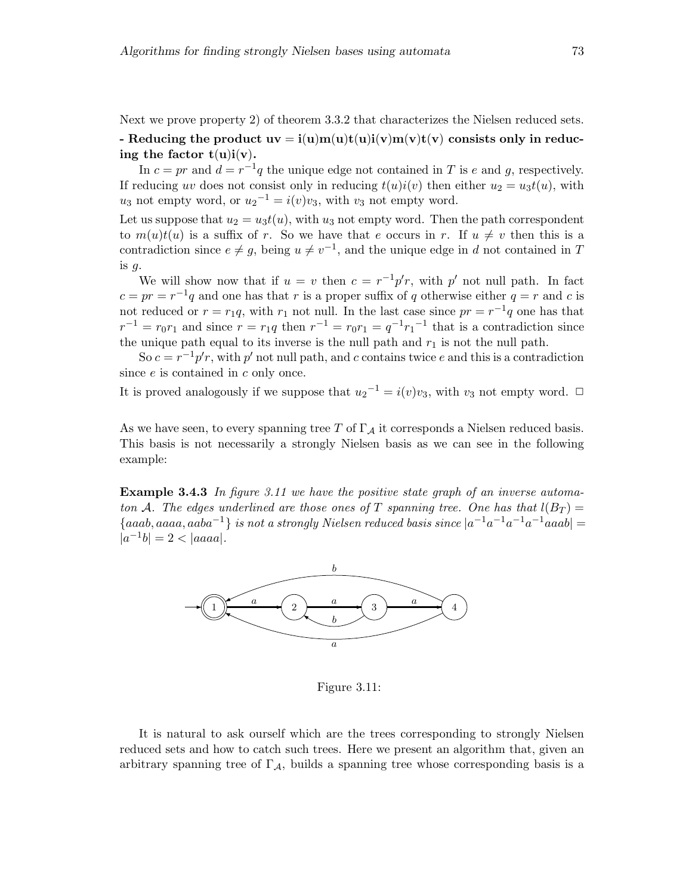Next we prove property 2) of theorem 3.3.2 that characterizes the Nielsen reduced sets.

**- Reducing the product $\mathbf{uv = i(u)m(u)t(u)i(v)m(v)t(v)}$ consists only in reducing the factor $\mathbf{t(u)i(v)}$.**

In $c = pr$ and $d = r^{-1}q$ the unique edge not contained in $T$ is $e$ and $g$, respectively. If reducing $uv$ does not consist only in reducing $t(u)i(v)$ then either $u_2 = u_3t(u)$, with $u_3$ not empty word, or ${u_2}^{-1} = i(v)v_3$, with $v_3$ not empty word.

Let us suppose that $u_2 = u_3t(u)$, with $u_3$ not empty word. Then the path correspondent to $m(u)t(u)$ is a suffix of $r$. So we have that $e$ occurs in $r$. If $u \neq v$ then this is a contradiction since $e \neq g$, being $u \neq v^{-1}$, and the unique edge in $d$ not contained in $T$ is $g$.

We will show now that if $u = v$ then $c = r^{-1}p'r$, with $p'$ not null path. In fact $c = pr = r^{-1}q$ and one has that $r$ is a proper suffix of $q$ otherwise either $q = r$ and $c$ is not reduced or $r = r_1q$, with $r_1$ not null. In the last case since $pr = r^{-1}q$ one has that $r^{-1} = r_0r_1$ and since $r = r_1q$ then $r^{-1} = r_0r_1 = q^{-1}{r_1}^{-1}$ that is a contradiction since the unique path equal to its inverse is the null path and $r_1$ is not the null path.

So $c = r^{-1}p'r$, with $p'$ not null path, and $c$ contains twice $e$ and this is a contradiction since $e$ is contained in $c$ only once.

It is proved analogously if we suppose that ${u_2}^{-1} = i(v)v_3$, with $v_3$ not empty word. $\square$

As we have seen, to every spanning tree $T$ of $\Gamma_{\mathcal{A}}$ it corresponds a Nielsen reduced basis. This basis is not necessarily a strongly Nielsen basis as we can see in the following example:

**Example 3.4.3** *In figure 3.11 we have the positive state graph of an inverse automaton $\mathcal{A}$. The edges underlined are those ones of $T$ spanning tree. One has that $l(B_T) = \{aaab, aaaa, aaba^{-1}\}$ is not a strongly Nielsen reduced basis since $|a^{-1}a^{-1}a^{-1}a^{-1}aaab| = |a^{-1}b| = 2 < |aaaa|$.*

Figure 3.11:

It is natural to ask ourself which are the trees corresponding to strongly Nielsen reduced sets and how to catch such trees. Here we present an algorithm that, given an arbitrary spanning tree of $\Gamma_{\mathcal{A}}$, builds a spanning tree whose corresponding basis is a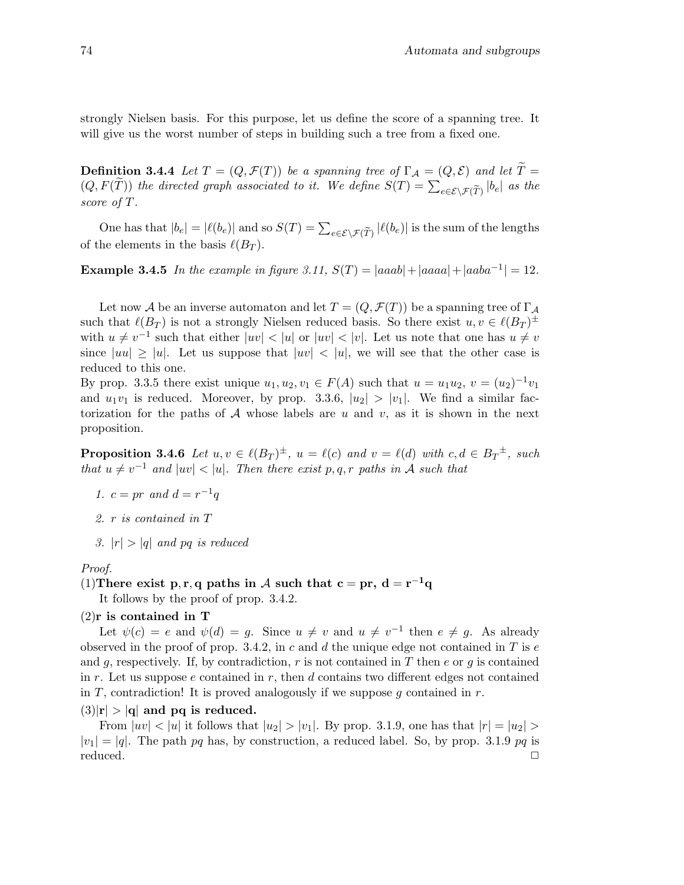strongly Nielsen basis. For this purpose, let us define the score of a spanning tree. It will give us the worst number of steps in building such a tree from a fixed one.

**Definition 3.4.4** *Let $T = (Q, \mathcal{F}(T))$ be a spanning tree of $\Gamma_\mathcal{A} = (Q, \mathcal{E})$ and let $\widetilde{T} = (Q, F(\widetilde{T}))$ the directed graph associated to it. We define $S(T) = \sum_{e \in \mathcal{E} \setminus \mathcal{F}(\widetilde{T})} |b_e|$ as the score of $T$.*

One has that $|b_e| = |\ell(b_e)|$ and so $S(T) = \sum_{e \in \mathcal{E} \setminus \mathcal{F}(\widetilde{T})} |\ell(b_e)|$ is the sum of the lengths of the elements in the basis $\ell(B_T)$.

**Example 3.4.5** *In the example in figure 3.11, $S(T) = |aaab| + |aaaa| + |aaba^{-1}| = 12$.*

Let now $\mathcal{A}$ be an inverse automaton and let $T = (Q, \mathcal{F}(T))$ be a spanning tree of $\Gamma_\mathcal{A}$ such that $\ell(B_T)$ is not a strongly Nielsen reduced basis. So there exist $u, v \in \ell(B_T)^{\pm}$ with $u \neq v^{-1}$ such that either $|uv| < |u|$ or $|uv| < |v|$. Let us note that one has $u \neq v$ since $|uu| \geq |u|$. Let us suppose that $|uv| < |u|$, we will see that the other case is reduced to this one.
By prop. 3.3.5 there exist unique $u_1, u_2, v_1 \in F(A)$ such that $u = u_1u_2$, $v = (u_2)^{-1}v_1$ and $u_1v_1$ is reduced. Moreover, by prop. 3.3.6, $|u_2| > |v_1|$. We find a similar factorization for the paths of $\mathcal{A}$ whose labels are $u$ and $v$, as it is shown in the next proposition.

**Proposition 3.4.6** *Let $u, v \in \ell(B_T)^{\pm}$, $u = \ell(c)$ and $v = \ell(d)$ with $c, d \in {B_T}^{\pm}$, such that $u \neq v^{-1}$ and $|uv| < |u|$. Then there exist $p, q, r$ paths in $\mathcal{A}$ such that*

1. *$c = pr$ and $d = r^{-1}q$*
2. *$r$ is contained in $T$*
3. *$|r| > |q|$ and $pq$ is reduced*

*Proof.*

(1)**There exist $\mathbf{p}, \mathbf{r}, \mathbf{q}$ paths in $\mathcal{A}$ such that $\mathbf{c} = \mathbf{pr}$, $\mathbf{d} = \mathbf{r^{-1}q}$**

It follows by the proof of prop. 3.4.2.

(2)**r is contained in T**

Let $\psi(c) = e$ and $\psi(d) = g$. Since $u \neq v$ and $u \neq v^{-1}$ then $e \neq g$. As already observed in the proof of prop. 3.4.2, in $c$ and $d$ the unique edge not contained in $T$ is $e$ and $g$, respectively. If, by contradiction, $r$ is not contained in $T$ then $e$ or $g$ is contained in $r$. Let us suppose $e$ contained in $r$, then $d$ contains two different edges not contained in $T$, contradiction! It is proved analogously if we suppose $g$ contained in $r$.

(3)$|\mathbf{r}| > |\mathbf{q}|$ **and pq is reduced.**

From $|uv| < |u|$ it follows that $|u_2| > |v_1|$. By prop. 3.1.9, one has that $|r| = |u_2| > |v_1| = |q|$. The path $pq$ has, by construction, a reduced label. So, by prop. 3.1.9 $pq$ is reduced. □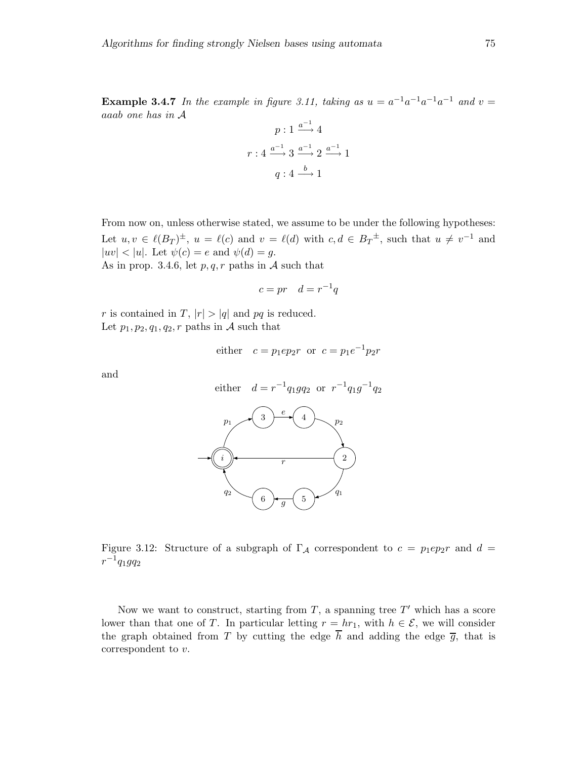**Example 3.4.7** *In the example in figure 3.11, taking as $u = a^{-1}a^{-1}a^{-1}a^{-1}$ and $v = aaab$ one has in $\mathcal{A}$*

$$p : 1 \xrightarrow{a^{-1}} 4$$

$$r : 4 \xrightarrow{a^{-1}} 3 \xrightarrow{a^{-1}} 2 \xrightarrow{a^{-1}} 1$$

$$q : 4 \xrightarrow{b} 1$$

From now on, unless otherwise stated, we assume to be under the following hypotheses: Let $u, v \in \ell(B_T)^{\pm}$, $u = \ell(c)$ and $v = \ell(d)$ with $c, d \in B_T{}^{\pm}$, such that $u \neq v^{-1}$ and $|uv| < |u|$. Let $\psi(c) = e$ and $\psi(d) = g$.
As in prop. 3.4.6, let $p, q, r$ paths in $\mathcal{A}$ such that

$$c = pr \quad d = r^{-1}q$$

$r$ is contained in $T$, $|r| > |q|$ and $pq$ is reduced.
Let $p_1, p_2, q_1, q_2, r$ paths in $\mathcal{A}$ such that

$$\text{either} \quad c = p_1 e p_2 r \;\text{ or }\; c = p_1 e^{-1} p_2 r$$

and

$$\text{either} \quad d = r^{-1} q_1 g q_2 \;\text{ or }\; r^{-1} q_1 g^{-1} q_2$$

Figure 3.12: Structure of a subgraph of $\Gamma_{\mathcal{A}}$ correspondent to $c = p_1 e p_2 r$ and $d = r^{-1} q_1 g q_2$

Now we want to construct, starting from $T$, a spanning tree $T'$ which has a score lower than that one of $T$. In particular letting $r = hr_1$, with $h \in \mathcal{E}$, we will consider the graph obtained from $T$ by cutting the edge $\overline{h}$ and adding the edge $\overline{g}$, that is correspondent to $v$.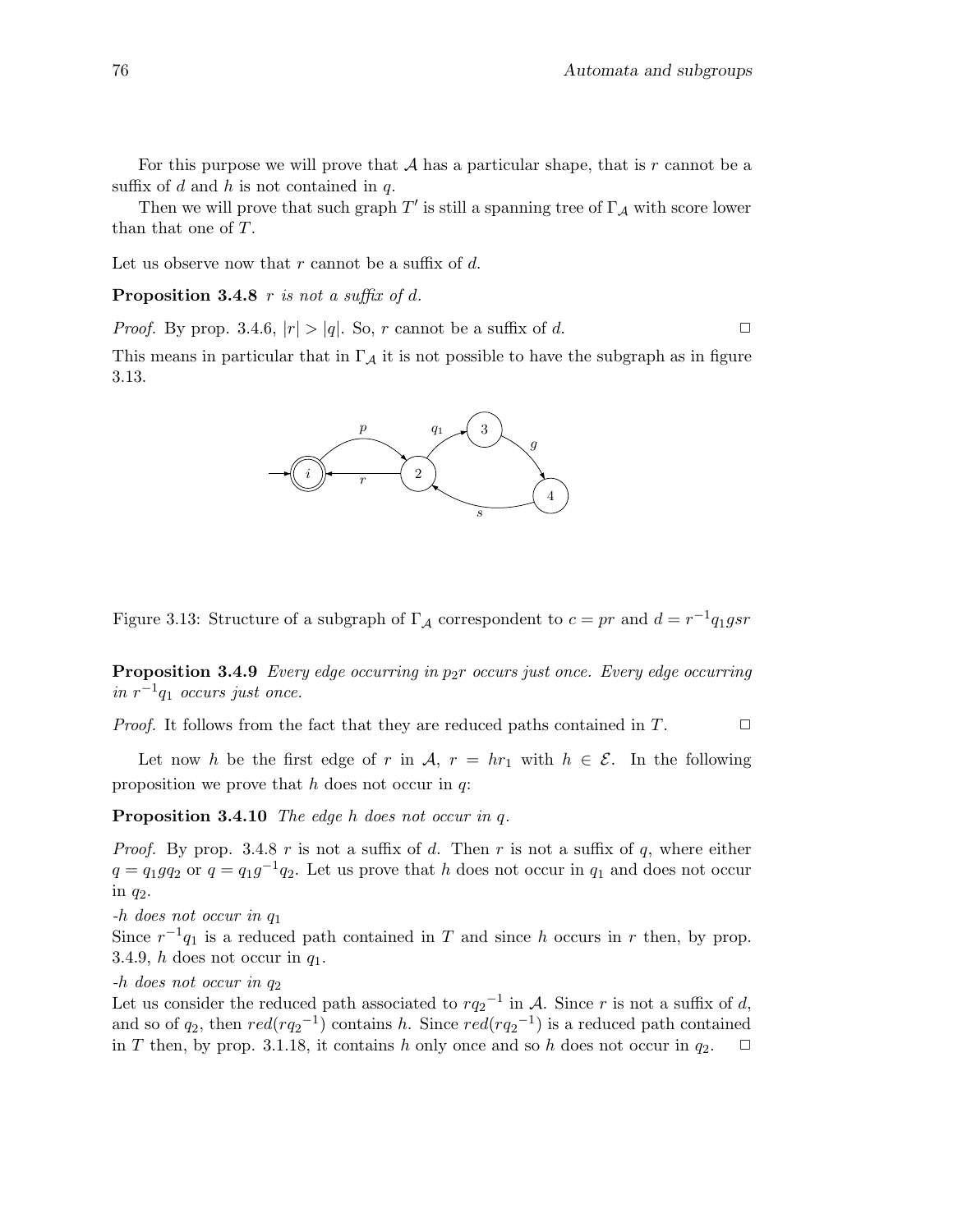For this purpose we will prove that $\mathcal{A}$ has a particular shape, that is $r$ cannot be a suffix of $d$ and $h$ is not contained in $q$.

Then we will prove that such graph $T'$ is still a spanning tree of $\Gamma_{\mathcal{A}}$ with score lower than that one of $T$.

Let us observe now that $r$ cannot be a suffix of $d$.

**Proposition 3.4.8** *$r$ is not a suffix of $d$.*

*Proof.* By prop. 3.4.6, $|r| > |q|$. So, $r$ cannot be a suffix of $d$. □

This means in particular that in $\Gamma_{\mathcal{A}}$ it is not possible to have the subgraph as in figure 3.13.

Figure 3.13: Structure of a subgraph of $\Gamma_{\mathcal{A}}$ correspondent to $c = pr$ and $d = r^{-1}q_1gsr$

**Proposition 3.4.9** *Every edge occurring in $p_2r$ occurs just once. Every edge occurring in $r^{-1}q_1$ occurs just once.*

*Proof.* It follows from the fact that they are reduced paths contained in $T$. □

Let now $h$ be the first edge of $r$ in $\mathcal{A}$, $r = hr_1$ with $h \in \mathcal{E}$. In the following proposition we prove that $h$ does not occur in $q$:

**Proposition 3.4.10** *The edge $h$ does not occur in $q$.*

*Proof.* By prop. 3.4.8 $r$ is not a suffix of $d$. Then $r$ is not a suffix of $q$, where either $q = q_1gq_2$ or $q = q_1g^{-1}q_2$. Let us prove that $h$ does not occur in $q_1$ and does not occur in $q_2$.

*-h does not occur in $q_1$*

Since $r^{-1}q_1$ is a reduced path contained in $T$ and since $h$ occurs in $r$ then, by prop. 3.4.9, $h$ does not occur in $q_1$.

*-h does not occur in $q_2$*

Let us consider the reduced path associated to $rq_2{}^{-1}$ in $\mathcal{A}$. Since $r$ is not a suffix of $d$, and so of $q_2$, then $red(rq_2{}^{-1})$ contains $h$. Since $red(rq_2{}^{-1})$ is a reduced path contained in $T$ then, by prop. 3.1.18, it contains $h$ only once and so $h$ does not occur in $q_2$. □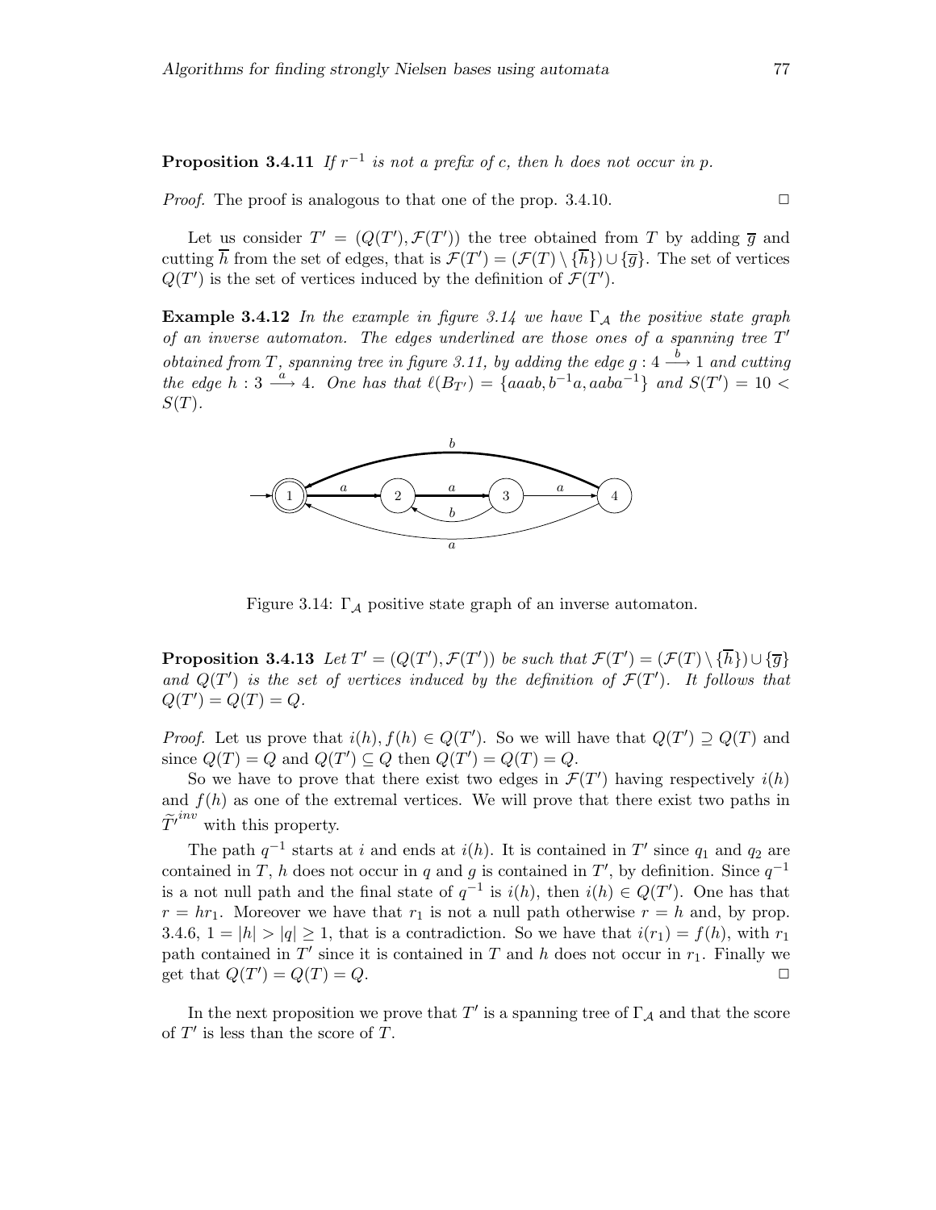**Proposition 3.4.11** *If $r^{-1}$ is not a prefix of $c$, then $h$ does not occur in $p$.*

*Proof.* The proof is analogous to that one of the prop. 3.4.10. $\square$

Let us consider $T' = (Q(T'), \mathcal{F}(T'))$ the tree obtained from $T$ by adding $\overline{g}$ and cutting $\overline{h}$ from the set of edges, that is $\mathcal{F}(T') = (\mathcal{F}(T) \setminus \{\overline{h}\}) \cup \{\overline{g}\}$. The set of vertices $Q(T')$ is the set of vertices induced by the definition of $\mathcal{F}(T')$.

**Example 3.4.12** *In the example in figure 3.14 we have $\Gamma_{\mathcal{A}}$ the positive state graph of an inverse automaton. The edges underlined are those ones of a spanning tree $T'$ obtained from $T$, spanning tree in figure 3.11, by adding the edge $g : 4 \xrightarrow{b} 1$ and cutting the edge $h : 3 \xrightarrow{a} 4$. One has that $\ell(B_{T'}) = \{aaab, b^{-1}a, aaba^{-1}\}$ and $S(T') = 10 < S(T)$.*

Figure 3.14: $\Gamma_{\mathcal{A}}$ positive state graph of an inverse automaton.

**Proposition 3.4.13** *Let $T' = (Q(T'), \mathcal{F}(T'))$ be such that $\mathcal{F}(T') = (\mathcal{F}(T) \setminus \{\overline{h}\}) \cup \{\overline{g}\}$ and $Q(T')$ is the set of vertices induced by the definition of $\mathcal{F}(T')$. It follows that $Q(T') = Q(T) = Q$.*

*Proof.* Let us prove that $i(h), f(h) \in Q(T')$. So we will have that $Q(T') \supseteq Q(T)$ and since $Q(T) = Q$ and $Q(T') \subseteq Q$ then $Q(T') = Q(T) = Q$.

So we have to prove that there exist two edges in $\mathcal{F}(T')$ having respectively $i(h)$ and $f(h)$ as one of the extremal vertices. We will prove that there exist two paths in $\widetilde{T'}^{inv}$ with this property.

The path $q^{-1}$ starts at $i$ and ends at $i(h)$. It is contained in $T'$ since $q_1$ and $q_2$ are contained in $T$, $h$ does not occur in $q$ and $g$ is contained in $T'$, by definition. Since $q^{-1}$ is a not null path and the final state of $q^{-1}$ is $i(h)$, then $i(h) \in Q(T')$. One has that $r = hr_1$. Moreover we have that $r_1$ is not a null path otherwise $r = h$ and, by prop. 3.4.6, $1 = |h| > |q| \geq 1$, that is a contradiction. So we have that $i(r_1) = f(h)$, with $r_1$ path contained in $T'$ since it is contained in $T$ and $h$ does not occur in $r_1$. Finally we get that $Q(T') = Q(T) = Q$. $\square$

In the next proposition we prove that $T'$ is a spanning tree of $\Gamma_{\mathcal{A}}$ and that the score of $T'$ is less than the score of $T$.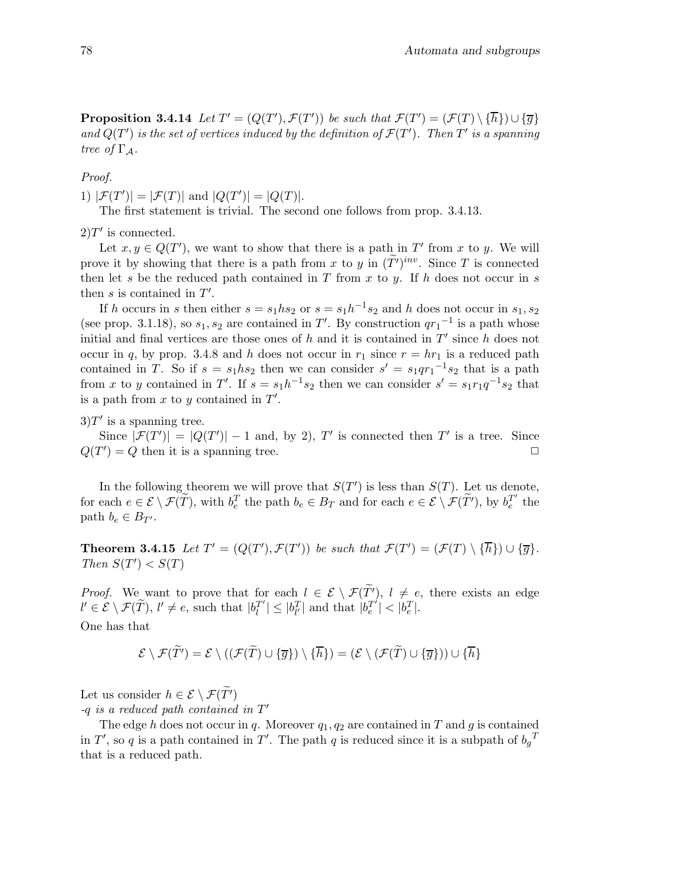**Proposition 3.4.14** *Let $T' = (Q(T'), \mathcal{F}(T'))$ be such that $\mathcal{F}(T') = (\mathcal{F}(T) \setminus \{\overline{h}\}) \cup \{\overline{g}\}$ and $Q(T')$ is the set of vertices induced by the definition of $\mathcal{F}(T')$. Then $T'$ is a spanning tree of $\Gamma_{\mathcal{A}}$.*

*Proof.*

1) $|\mathcal{F}(T')| = |\mathcal{F}(T)|$ and $|Q(T')| = |Q(T)|$.

The first statement is trivial. The second one follows from prop. 3.4.13.

2) $T'$ is connected.

Let $x, y \in Q(T')$, we want to show that there is a path in $T'$ from $x$ to $y$. We will prove it by showing that there is a path from $x$ to $y$ in $(\widetilde{T'})^{inv}$. Since $T$ is connected then let $s$ be the reduced path contained in $T$ from $x$ to $y$. If $h$ does not occur in $s$ then $s$ is contained in $T'$.

If $h$ occurs in $s$ then either $s = s_1 h s_2$ or $s = s_1 h^{-1} s_2$ and $h$ does not occur in $s_1, s_2$ (see prop. 3.1.18), so $s_1, s_2$ are contained in $T'$. By construction $q{r_1}^{-1}$ is a path whose initial and final vertices are those ones of $h$ and it is contained in $T'$ since $h$ does not occur in $q$, by prop. 3.4.8 and $h$ does not occur in $r_1$ since $r = hr_1$ is a reduced path contained in $T$. So if $s = s_1 h s_2$ then we can consider $s' = s_1 q {r_1}^{-1} s_2$ that is a path from $x$ to $y$ contained in $T'$. If $s = s_1 h^{-1} s_2$ then we can consider $s' = s_1 r_1 q^{-1} s_2$ that is a path from $x$ to $y$ contained in $T'$.

3) $T'$ is a spanning tree.

Since $|\mathcal{F}(T')| = |Q(T')| - 1$ and, by 2), $T'$ is connected then $T'$ is a tree. Since $Q(T') = Q$ then it is a spanning tree. $\square$

In the following theorem we will prove that $S(T')$ is less than $S(T)$. Let us denote, for each $e \in \mathcal{E} \setminus \mathcal{F}(\widetilde{T})$, with $b_e^T$ the path $b_e \in B_T$ and for each $e \in \mathcal{E} \setminus \mathcal{F}(\widetilde{T'})$, by $b_e^{T'}$ the path $b_e \in B_{T'}$.

**Theorem 3.4.15** *Let $T' = (Q(T'), \mathcal{F}(T'))$ be such that $\mathcal{F}(T') = (\mathcal{F}(T) \setminus \{\overline{h}\}) \cup \{\overline{g}\}$. Then $S(T') < S(T)$*

*Proof.* We want to prove that for each $l \in \mathcal{E} \setminus \mathcal{F}(\widetilde{T'})$, $l \neq e$, there exists an edge $l' \in \mathcal{E} \setminus \mathcal{F}(\widetilde{T})$, $l' \neq e$, such that $|b_l^{T'}| \leq |b_{l'}^T|$ and that $|b_e^{T'}| < |b_e^T|$.

One has that

$$\mathcal{E} \setminus \mathcal{F}(\widetilde{T'}) = \mathcal{E} \setminus ((\mathcal{F}(\widetilde{T}) \cup \{\overline{g}\}) \setminus \{\overline{h}\}) = (\mathcal{E} \setminus (\mathcal{F}(\widetilde{T}) \cup \{\overline{g}\})) \cup \{\overline{h}\}$$

Let us consider $h \in \mathcal{E} \setminus \mathcal{F}(\widetilde{T'})$

*-$q$ is a reduced path contained in $T'$*

The edge $h$ does not occur in $q$. Moreover $q_1, q_2$ are contained in $T$ and $g$ is contained in $T'$, so $q$ is a path contained in $T'$. The path $q$ is reduced since it is a subpath of ${b_g}^T$ that is a reduced path.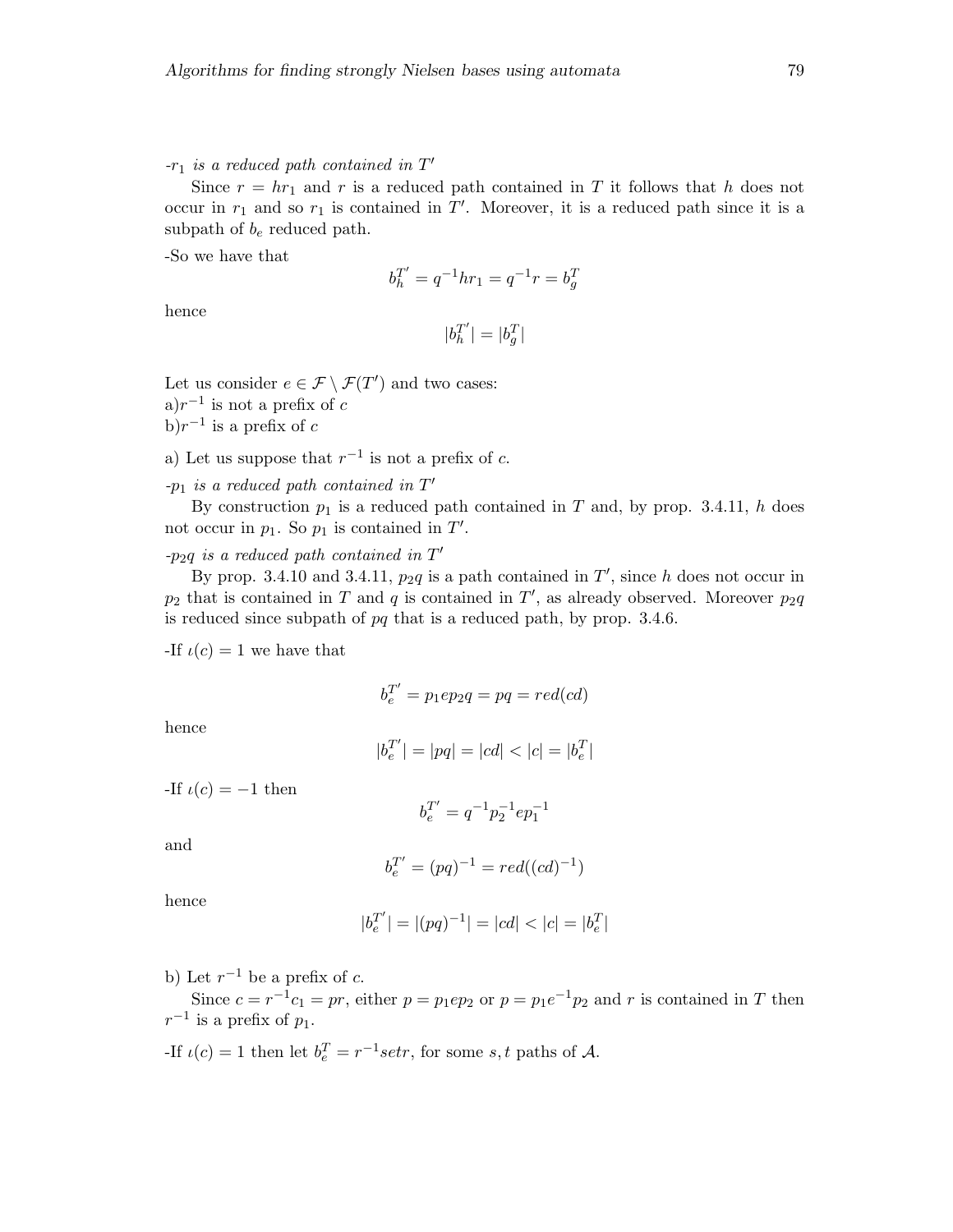-$r_1$ *is a reduced path contained in* $T'$

Since $r = hr_1$ and $r$ is a reduced path contained in $T$ it follows that $h$ does not occur in $r_1$ and so $r_1$ is contained in $T'$. Moreover, it is a reduced path since it is a subpath of $b_e$ reduced path.

-So we have that

$$b_h^{T'} = q^{-1}hr_1 = q^{-1}r = b_g^T$$

hence

$$|b_h^{T'}| = |b_g^T|$$

Let us consider $e \in \mathcal{F} \setminus \mathcal{F}(T')$ and two cases:
a)$r^{-1}$ is not a prefix of $c$
b)$r^{-1}$ is a prefix of $c$

a) Let us suppose that $r^{-1}$ is not a prefix of $c$.

-$p_1$ *is a reduced path contained in* $T'$

By construction $p_1$ is a reduced path contained in $T$ and, by prop. 3.4.11, $h$ does not occur in $p_1$. So $p_1$ is contained in $T'$.

-$p_2q$ *is a reduced path contained in* $T'$

By prop. 3.4.10 and 3.4.11, $p_2q$ is a path contained in $T'$, since $h$ does not occur in $p_2$ that is contained in $T$ and $q$ is contained in $T'$, as already observed. Moreover $p_2q$ is reduced since subpath of $pq$ that is a reduced path, by prop. 3.4.6.

-If $\iota(c) = 1$ we have that

$$b_e^{T'} = p_1ep_2q = pq = red(cd)$$

hence

$$|b_e^{T'}| = |pq| = |cd| < |c| = |b_e^T|$$

-If $\iota(c) = -1$ then

$$b_e^{T'} = q^{-1}p_2^{-1}ep_1^{-1}$$

and

$$b_e^{T'} = (pq)^{-1} = red((cd)^{-1})$$

hence

$$|b_e^{T'}| = |(pq)^{-1}| = |cd| < |c| = |b_e^T|$$

b) Let $r^{-1}$ be a prefix of $c$.

Since $c = r^{-1}c_1 = pr$, either $p = p_1ep_2$ or $p = p_1e^{-1}p_2$ and $r$ is contained in $T$ then $r^{-1}$ is a prefix of $p_1$.

-If $\iota(c) = 1$ then let $b_e^T = r^{-1}setr$, for some $s, t$ paths of $\mathcal{A}$.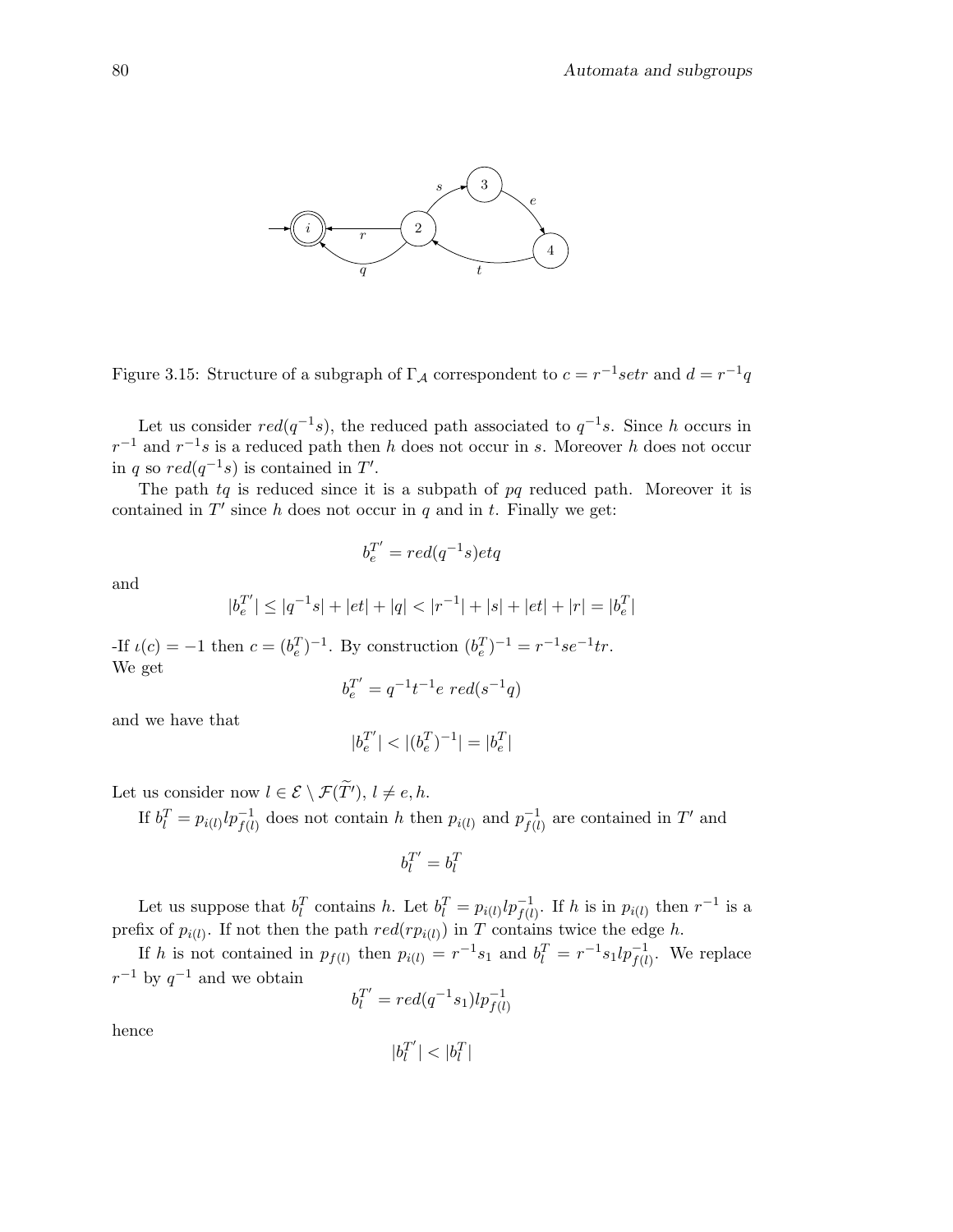Figure 3.15: Structure of a subgraph of $\Gamma_{\mathcal{A}}$ correspondent to $c = r^{-1}setr$ and $d = r^{-1}q$

Let us consider $red(q^{-1}s)$, the reduced path associated to $q^{-1}s$. Since $h$ occurs in $r^{-1}$ and $r^{-1}s$ is a reduced path then $h$ does not occur in $s$. Moreover $h$ does not occur in $q$ so $red(q^{-1}s)$ is contained in $T'$.

The path $tq$ is reduced since it is a subpath of $pq$ reduced path. Moreover it is contained in $T'$ since $h$ does not occur in $q$ and in $t$. Finally we get:

$$b_e^{T'} = red(q^{-1}s)etq$$

and

$$|b_e^{T'}| \leq |q^{-1}s| + |et| + |q| < |r^{-1}| + |s| + |et| + |r| = |b_e^T|$$

-If $\iota(c) = -1$ then $c = (b_e^T)^{-1}$. By construction $(b_e^T)^{-1} = r^{-1}se^{-1}tr$.
We get

$$b_e^{T'} = q^{-1}t^{-1}e \; red(s^{-1}q)$$

and we have that

$$|b_e^{T'}| < |(b_e^T)^{-1}| = |b_e^T|$$

Let us consider now $l \in \mathcal{E} \setminus \mathcal{F}(\widetilde{T'})$, $l \neq e, h$.

If $b_l^T = p_{i(l)} l p_{f(l)}^{-1}$ does not contain $h$ then $p_{i(l)}$ and $p_{f(l)}^{-1}$ are contained in $T'$ and

$$b_l^{T'} = b_l^T$$

Let us suppose that $b_l^T$ contains $h$. Let $b_l^T = p_{i(l)} l p_{f(l)}^{-1}$. If $h$ is in $p_{i(l)}$ then $r^{-1}$ is a prefix of $p_{i(l)}$. If not then the path $red(rp_{i(l)})$ in $T$ contains twice the edge $h$.

If $h$ is not contained in $p_{f(l)}$ then $p_{i(l)} = r^{-1}s_1$ and $b_l^T = r^{-1}s_1 l p_{f(l)}^{-1}$. We replace $r^{-1}$ by $q^{-1}$ and we obtain

$$b_l^{T'} = red(q^{-1}s_1) l p_{f(l)}^{-1}$$

hence

$$|b_l^{T'}| < |b_l^T|$$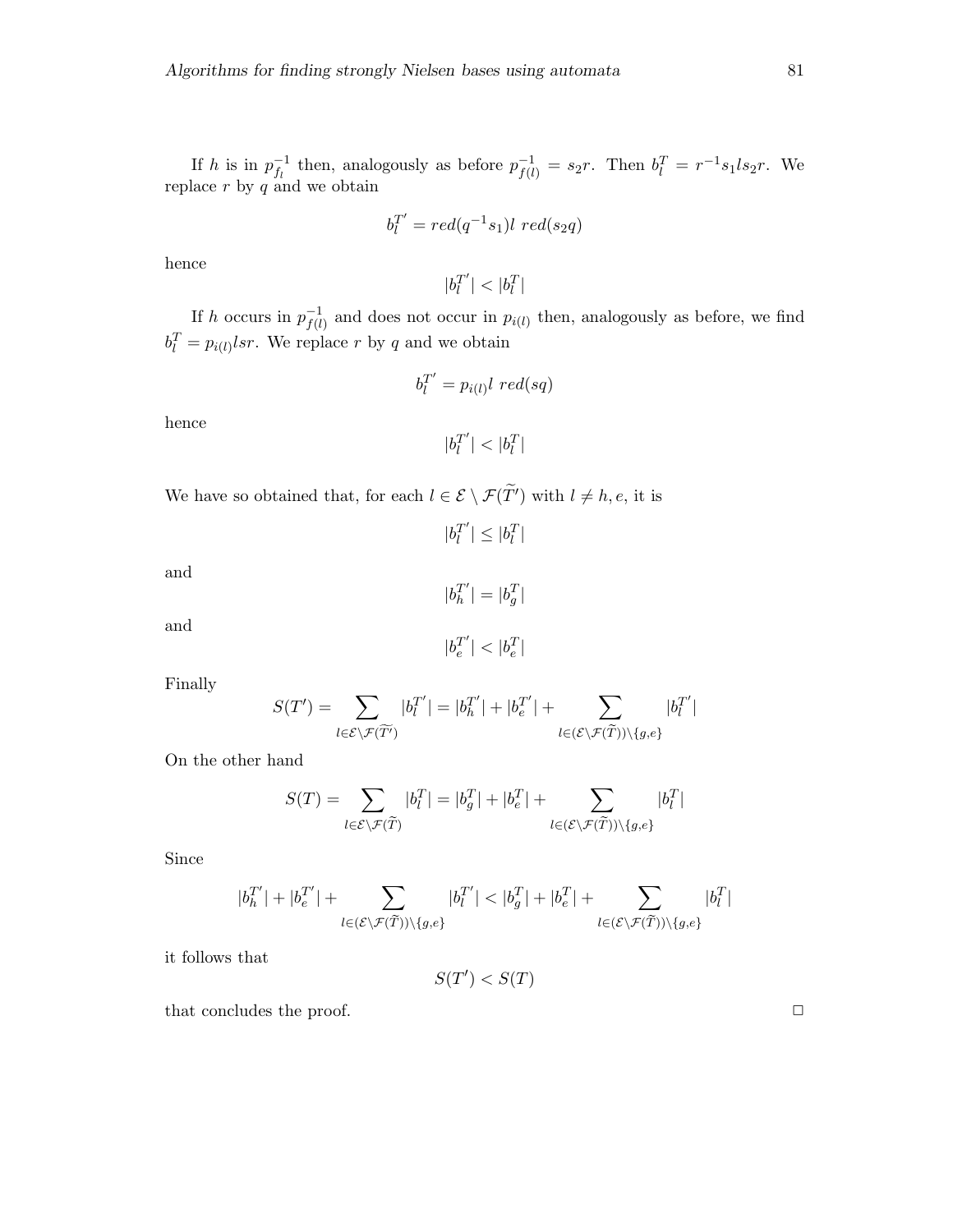If $h$ is in $p_{f_l}^{-1}$ then, analogously as before $p_{f(l)}^{-1} = s_2 r$. Then $b_l^T = r^{-1}s_1 l s_2 r$. We replace $r$ by $q$ and we obtain

$$b_l^{T'} = red(q^{-1}s_1)l \; red(s_2 q)$$

hence

$$|b_l^{T'}| < |b_l^T|$$

If $h$ occurs in $p_{f(l)}^{-1}$ and does not occur in $p_{i(l)}$ then, analogously as before, we find $b_l^T = p_{i(l)} lsr$. We replace $r$ by $q$ and we obtain

$$b_l^{T'} = p_{i(l)} l \; red(sq)$$

hence

$$|b_l^{T'}| < |b_l^T|$$

We have so obtained that, for each $l \in \mathcal{E} \setminus \mathcal{F}(\widetilde{T'})$ with $l \neq h, e$, it is

$$|b_l^{T'}| \leq |b_l^T|$$

and

$$|b_h^{T'}| = |b_g^T|$$

and

$$|b_e^{T'}| < |b_e^T|$$

Finally

$$S(T') = \sum_{l \in \mathcal{E} \setminus \mathcal{F}(\widetilde{T'})} |b_l^{T'}| = |b_h^{T'}| + |b_e^{T'}| + \sum_{l \in (\mathcal{E} \setminus \mathcal{F}(\widetilde{T})) \setminus \{g,e\}} |b_l^{T'}|$$

On the other hand

$$S(T) = \sum_{l \in \mathcal{E} \setminus \mathcal{F}(\widetilde{T})} |b_l^T| = |b_g^T| + |b_e^T| + \sum_{l \in (\mathcal{E} \setminus \mathcal{F}(\widetilde{T})) \setminus \{g,e\}} |b_l^T|$$

Since

$$|b_h^{T'}| + |b_e^{T'}| + \sum_{l \in (\mathcal{E} \setminus \mathcal{F}(\widetilde{T})) \setminus \{g,e\}} |b_l^{T'}| < |b_g^T| + |b_e^T| + \sum_{l \in (\mathcal{E} \setminus \mathcal{F}(\widetilde{T})) \setminus \{g,e\}} |b_l^T|$$

it follows that

$$S(T') < S(T)$$

that concludes the proof. □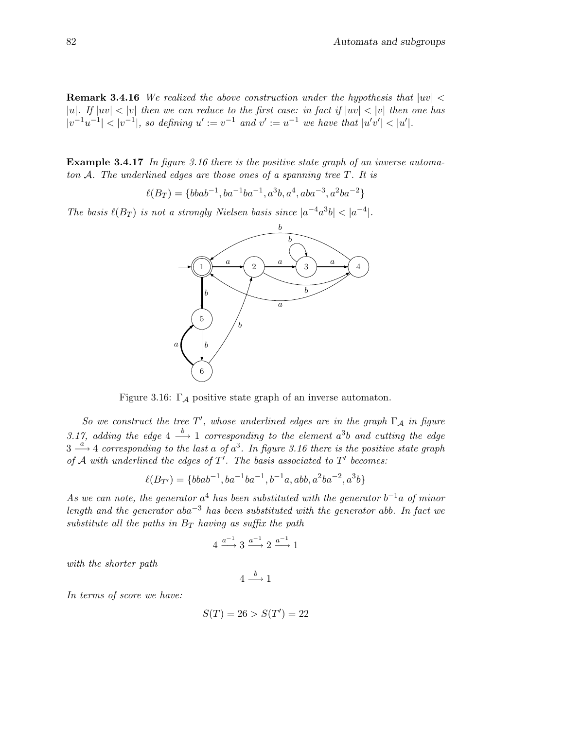**Remark 3.4.16** *We realized the above construction under the hypothesis that $|uv| < |u|$. If $|uv| < |v|$ then we can reduce to the first case: in fact if $|uv| < |v|$ then one has $|v^{-1}u^{-1}| < |v^{-1}|$, so defining $u' := v^{-1}$ and $v' := u^{-1}$ we have that $|u'v'| < |u'|$.*

**Example 3.4.17** *In figure 3.16 there is the positive state graph of an inverse automaton $\mathcal{A}$. The underlined edges are those ones of a spanning tree $T$. It is*

$$\ell(B_T) = \{bbab^{-1}, ba^{-1}ba^{-1}, a^3b, a^4, aba^{-3}, a^2ba^{-2}\}$$

*The basis $\ell(B_T)$ is not a strongly Nielsen basis since $|a^{-4}a^3b| < |a^{-4}|$.*

Figure 3.16: $\Gamma_{\mathcal{A}}$ positive state graph of an inverse automaton.

*So we construct the tree $T'$, whose underlined edges are in the graph $\Gamma_{\mathcal{A}}$ in figure 3.17, adding the edge $4 \xrightarrow{b} 1$ corresponding to the element $a^3b$ and cutting the edge $3 \xrightarrow{a} 4$ corresponding to the last $a$ of $a^3$. In figure 3.16 there is the positive state graph of $\mathcal{A}$ with underlined the edges of $T'$. The basis associated to $T'$ becomes:*

$$\ell(B_{T'}) = \{bbab^{-1}, ba^{-1}ba^{-1}, b^{-1}a, abb, a^2ba^{-2}, a^3b\}$$

*As we can note, the generator $a^4$ has been substituted with the generator $b^{-1}a$ of minor length and the generator $aba^{-3}$ has been substituted with the generator $abb$. In fact we substitute all the paths in $B_T$ having as suffix the path*

$$4 \xrightarrow{a^{-1}} 3 \xrightarrow{a^{-1}} 2 \xrightarrow{a^{-1}} 1$$

*with the shorter path*

$$4 \xrightarrow{b} 1$$

*In terms of score we have:*

$$S(T) = 26 > S(T') = 22$$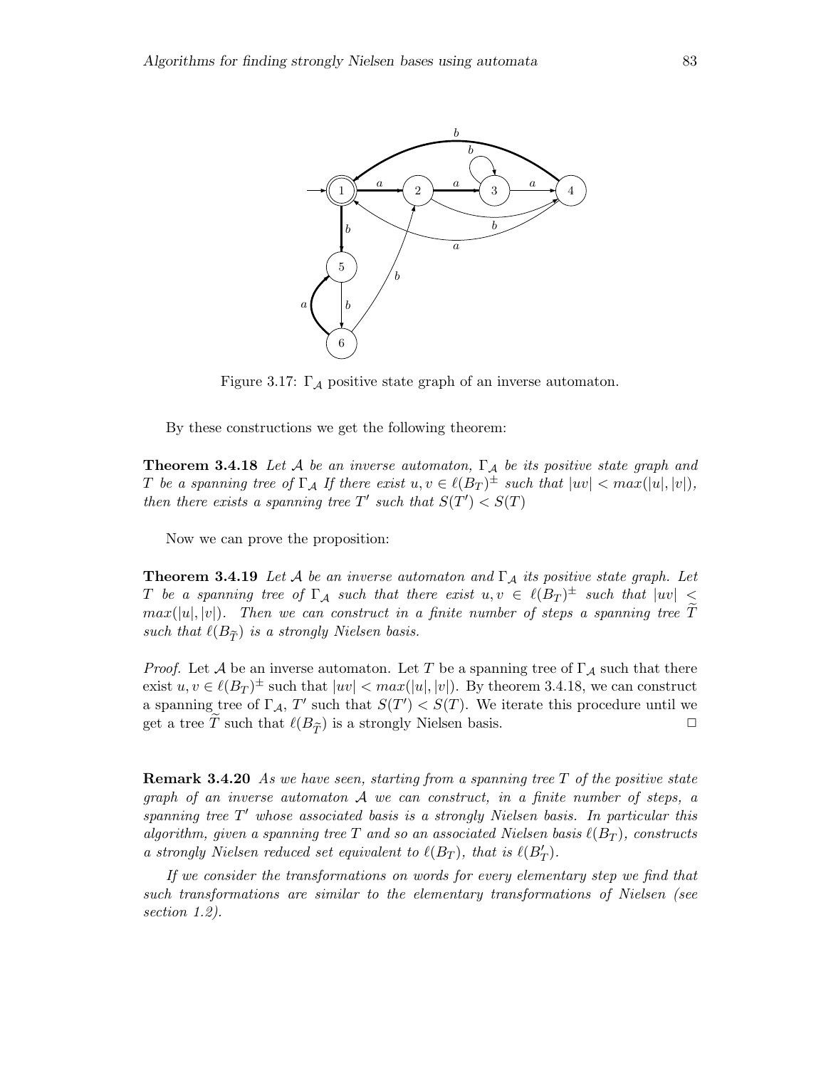Figure 3.17: $\Gamma_{\mathcal{A}}$ positive state graph of an inverse automaton.

By these constructions we get the following theorem:

**Theorem 3.4.18** *Let $\mathcal{A}$ be an inverse automaton, $\Gamma_{\mathcal{A}}$ be its positive state graph and $T$ be a spanning tree of $\Gamma_{\mathcal{A}}$ If there exist $u, v \in \ell(B_T)^{\pm}$ such that $|uv| < max(|u|, |v|)$, then there exists a spanning tree $T'$ such that $S(T') < S(T)$*

Now we can prove the proposition:

**Theorem 3.4.19** *Let $\mathcal{A}$ be an inverse automaton and $\Gamma_{\mathcal{A}}$ its positive state graph. Let $T$ be a spanning tree of $\Gamma_{\mathcal{A}}$ such that there exist $u, v \in \ell(B_T)^{\pm}$ such that $|uv| < max(|u|, |v|)$. Then we can construct in a finite number of steps a spanning tree $\widetilde{T}$ such that $\ell(B_{\widetilde{T}})$ is a strongly Nielsen basis.*

*Proof.* Let $\mathcal{A}$ be an inverse automaton. Let $T$ be a spanning tree of $\Gamma_{\mathcal{A}}$ such that there exist $u, v \in \ell(B_T)^{\pm}$ such that $|uv| < max(|u|, |v|)$. By theorem 3.4.18, we can construct a spanning tree of $\Gamma_{\mathcal{A}}$, $T'$ such that $S(T') < S(T)$. We iterate this procedure until we get a tree $\widetilde{T}$ such that $\ell(B_{\widetilde{T}})$ is a strongly Nielsen basis. □

**Remark 3.4.20** *As we have seen, starting from a spanning tree $T$ of the positive state graph of an inverse automaton $\mathcal{A}$ we can construct, in a finite number of steps, a spanning tree $T'$ whose associated basis is a strongly Nielsen basis. In particular this algorithm, given a spanning tree $T$ and so an associated Nielsen basis $\ell(B_T)$, constructs a strongly Nielsen reduced set equivalent to $\ell(B_T)$, that is $\ell(B'_T)$.*

*If we consider the transformations on words for every elementary step we find that such transformations are similar to the elementary transformations of Nielsen (see section 1.2).*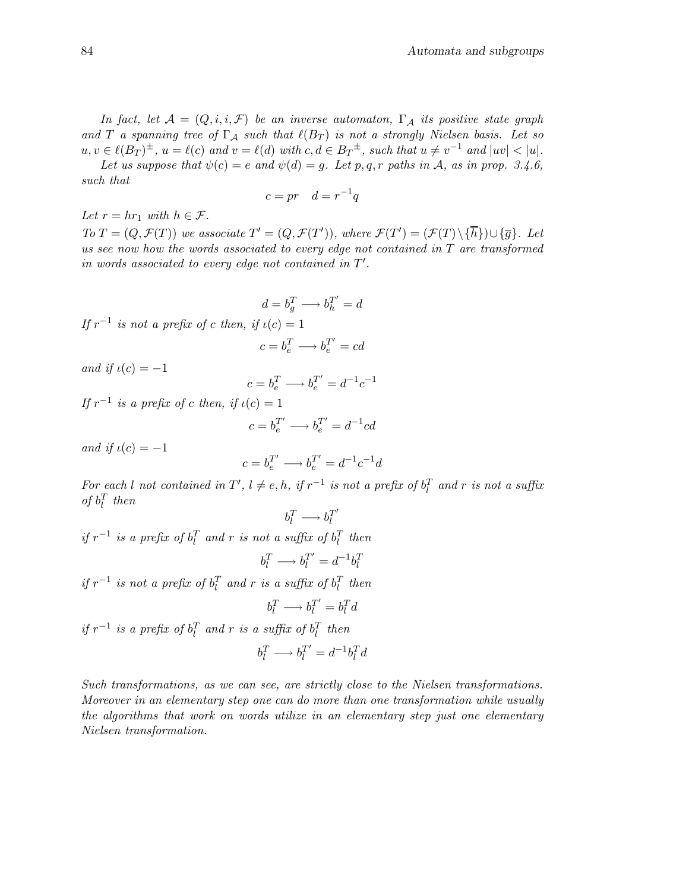*In fact, let $\mathcal{A} = (Q, i, i, \mathcal{F})$ be an inverse automaton, $\Gamma_{\mathcal{A}}$ its positive state graph and $T$ a spanning tree of $\Gamma_{\mathcal{A}}$ such that $\ell(B_T)$ is not a strongly Nielsen basis. Let so $u, v \in \ell(B_T)^{\pm}$, $u = \ell(c)$ and $v = \ell(d)$ with $c, d \in {B_T}^{\pm}$, such that $u \neq v^{-1}$ and $|uv| < |u|$.*

*Let us suppose that $\psi(c) = e$ and $\psi(d) = g$. Let $p, q, r$ paths in $\mathcal{A}$, as in prop. 3.4.6, such that*

$$c = pr \quad d = r^{-1}q$$

*Let $r = hr_1$ with $h \in \mathcal{F}$.*

*To $T = (Q, \mathcal{F}(T))$ we associate $T' = (Q, \mathcal{F}(T'))$, where $\mathcal{F}(T') = (\mathcal{F}(T) \setminus \{\overline{h}\}) \cup \{\overline{g}\}$. Let us see now how the words associated to every edge not contained in $T$ are transformed in words associated to every edge not contained in $T'$.*

$$d = b_g^T \longrightarrow b_h^{T'} = d$$

*If $r^{-1}$ is not a prefix of $c$ then, if $\iota(c) = 1$*

$$c = b_e^T \longrightarrow b_e^{T'} = cd$$

*and if $\iota(c) = -1$*

$$c = b_e^T \longrightarrow b_e^{T'} = d^{-1}c^{-1}$$

*If $r^{-1}$ is a prefix of $c$ then, if $\iota(c) = 1$*

$$c = b_e^{T'} \longrightarrow b_e^{T'} = d^{-1}cd$$

*and if $\iota(c) = -1$*

$$c = b_e^{T'} \longrightarrow b_e^{T'} = d^{-1}c^{-1}d$$

*For each $l$ not contained in $T'$, $l \neq e, h$, if $r^{-1}$ is not a prefix of $b_l^T$ and $r$ is not a suffix of $b_l^T$ then*

$$b_l^T \longrightarrow b_l^{T'}$$

*if $r^{-1}$ is a prefix of $b_l^T$ and $r$ is not a suffix of $b_l^T$ then*

$$b_l^T \longrightarrow b_l^{T'} = d^{-1}b_l^T$$

*if $r^{-1}$ is not a prefix of $b_l^T$ and $r$ is a suffix of $b_l^T$ then*

$$b_l^T \longrightarrow b_l^{T'} = b_l^T d$$

*if $r^{-1}$ is a prefix of $b_l^T$ and $r$ is a suffix of $b_l^T$ then*

$$b_l^T \longrightarrow b_l^{T'} = d^{-1}b_l^T d$$

*Such transformations, as we can see, are strictly close to the Nielsen transformations. Moreover in an elementary step one can do more than one transformation while usually the algorithms that work on words utilize in an elementary step just one elementary Nielsen transformation.*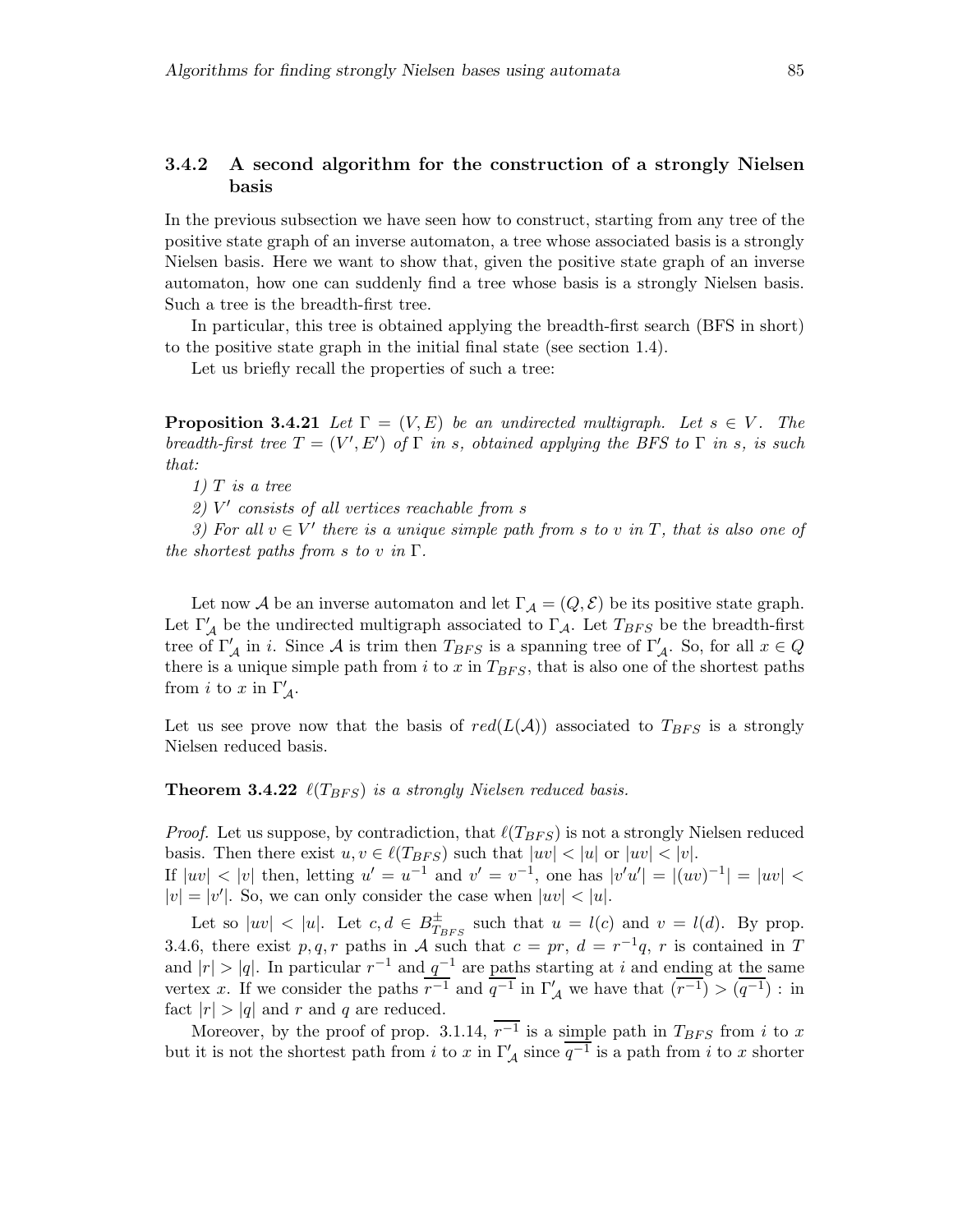### 3.4.2 A second algorithm for the construction of a strongly Nielsen basis

In the previous subsection we have seen how to construct, starting from any tree of the positive state graph of an inverse automaton, a tree whose associated basis is a strongly Nielsen basis. Here we want to show that, given the positive state graph of an inverse automaton, how one can suddenly find a tree whose basis is a strongly Nielsen basis. Such a tree is the breadth-first tree.

In particular, this tree is obtained applying the breadth-first search (BFS in short) to the positive state graph in the initial final state (see section 1.4).

Let us briefly recall the properties of such a tree:

**Proposition 3.4.21** *Let $\Gamma = (V, E)$ be an undirected multigraph. Let $s \in V$. The breadth-first tree $T = (V', E')$ of $\Gamma$ in $s$, obtained applying the BFS to $\Gamma$ in $s$, is such that:*

*1) $T$ is a tree*

*2) $V'$ consists of all vertices reachable from $s$*

*3) For all $v \in V'$ there is a unique simple path from $s$ to $v$ in $T$, that is also one of the shortest paths from $s$ to $v$ in $\Gamma$.*

Let now $\mathcal{A}$ be an inverse automaton and let $\Gamma_{\mathcal{A}} = (Q, \mathcal{E})$ be its positive state graph. Let $\Gamma'_{\mathcal{A}}$ be the undirected multigraph associated to $\Gamma_{\mathcal{A}}$. Let $T_{BFS}$ be the breadth-first tree of $\Gamma'_{\mathcal{A}}$ in $i$. Since $\mathcal{A}$ is trim then $T_{BFS}$ is a spanning tree of $\Gamma'_{\mathcal{A}}$. So, for all $x \in Q$ there is a unique simple path from $i$ to $x$ in $T_{BFS}$, that is also one of the shortest paths from $i$ to $x$ in $\Gamma'_{\mathcal{A}}$.

Let us see prove now that the basis of $red(L(\mathcal{A}))$ associated to $T_{BFS}$ is a strongly Nielsen reduced basis.

**Theorem 3.4.22** *$\ell(T_{BFS})$ is a strongly Nielsen reduced basis.*

*Proof.* Let us suppose, by contradiction, that $\ell(T_{BFS})$ is not a strongly Nielsen reduced basis. Then there exist $u, v \in \ell(T_{BFS})$ such that $|uv| < |u|$ or $|uv| < |v|$.
If $|uv| < |v|$ then, letting $u' = u^{-1}$ and $v' = v^{-1}$, one has $|v'u'| = |(uv)^{-1}| = |uv| < |v| = |v'|$. So, we can only consider the case when $|uv| < |u|$.

Let so $|uv| < |u|$. Let $c, d \in B^{\pm}_{T_{BFS}}$ such that $u = l(c)$ and $v = l(d)$. By prop. 3.4.6, there exist $p, q, r$ paths in $\mathcal{A}$ such that $c = pr$, $d = r^{-1}q$, $r$ is contained in $T$ and $|r| > |q|$. In particular $r^{-1}$ and $q^{-1}$ are paths starting at $i$ and ending at the same vertex $x$. If we consider the paths $\overline{r^{-1}}$ and $\overline{q^{-1}}$ in $\Gamma'_{\mathcal{A}}$ we have that $(\overline{r^{-1}}) > (\overline{q^{-1}})$ : in fact $|r| > |q|$ and $r$ and $q$ are reduced.

Moreover, by the proof of prop. 3.1.14, $\overline{r^{-1}}$ is a simple path in $T_{BFS}$ from $i$ to $x$ but it is not the shortest path from $i$ to $x$ in $\Gamma'_{\mathcal{A}}$ since $\overline{q^{-1}}$ is a path from $i$ to $x$ shorter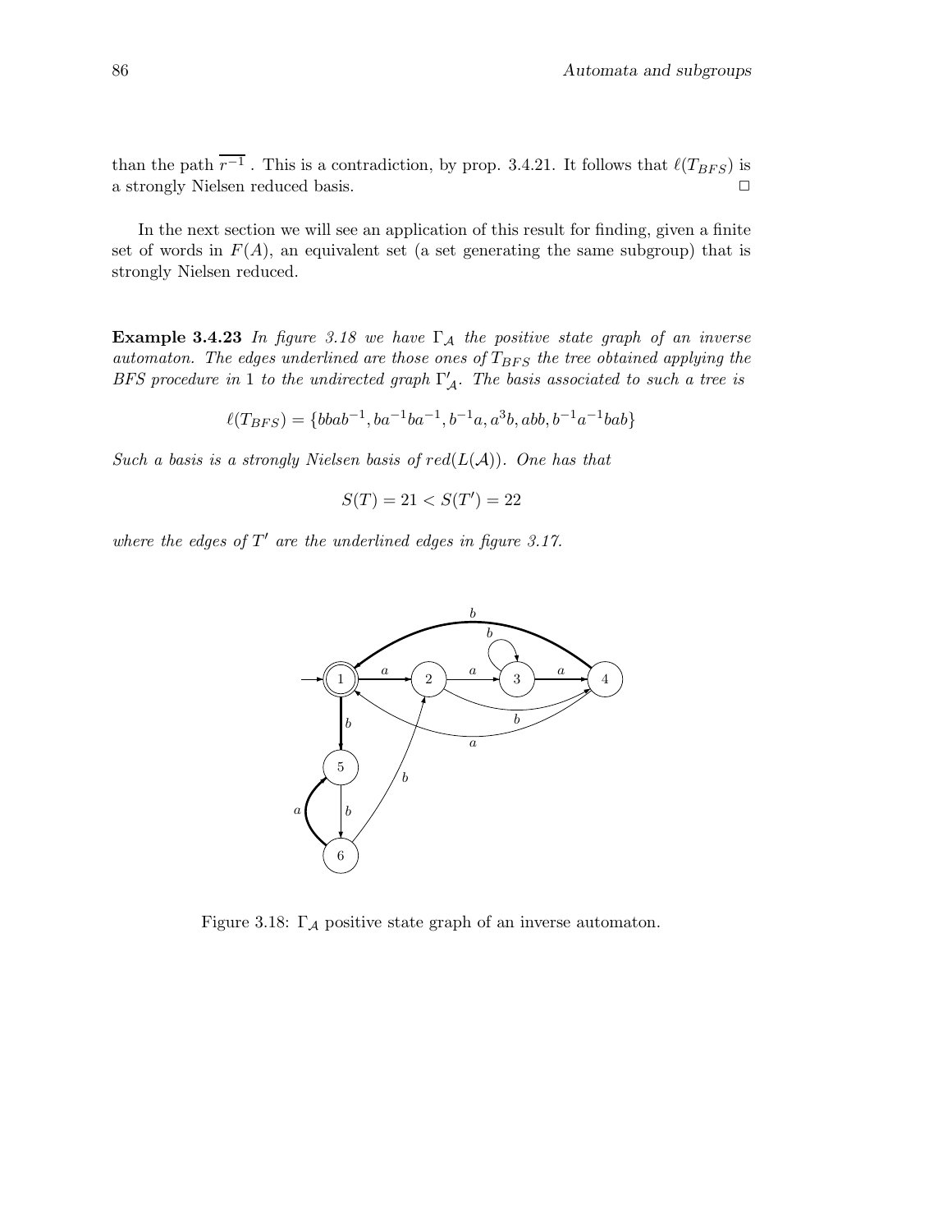than the path $\overline{r^{-1}}$ . This is a contradiction, by prop. 3.4.21. It follows that $\ell(T_{BFS})$ is a strongly Nielsen reduced basis. □

In the next section we will see an application of this result for finding, given a finite set of words in $F(A)$, an equivalent set (a set generating the same subgroup) that is strongly Nielsen reduced.

**Example 3.4.23** *In figure 3.18 we have $\Gamma_{\mathcal{A}}$ the positive state graph of an inverse automaton. The edges underlined are those ones of $T_{BFS}$ the tree obtained applying the BFS procedure in* 1 *to the undirected graph $\Gamma'_{\mathcal{A}}$. The basis associated to such a tree is*

$$\ell(T_{BFS}) = \{bbab^{-1}, ba^{-1}ba^{-1}, b^{-1}a, a^3b, abb, b^{-1}a^{-1}bab\}$$

*Such a basis is a strongly Nielsen basis of $red(L(\mathcal{A}))$. One has that*

$$S(T) = 21 < S(T') = 22$$

*where the edges of $T'$ are the underlined edges in figure 3.17.*

Figure 3.18: $\Gamma_{\mathcal{A}}$ positive state graph of an inverse automaton.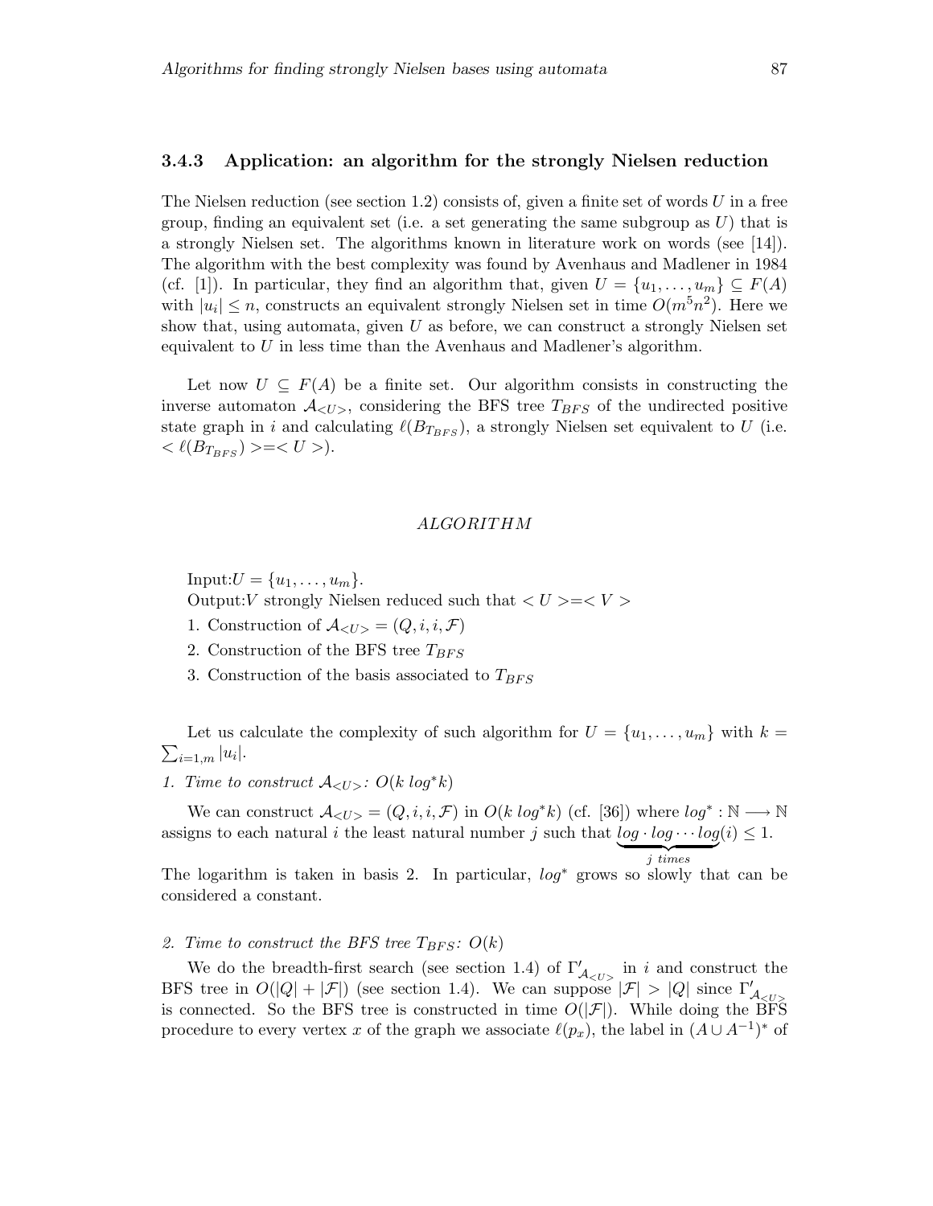### 3.4.3 Application: an algorithm for the strongly Nielsen reduction

The Nielsen reduction (see section 1.2) consists of, given a finite set of words $U$ in a free group, finding an equivalent set (i.e. a set generating the same subgroup as $U$) that is a strongly Nielsen set. The algorithms known in literature work on words (see [14]). The algorithm with the best complexity was found by Avenhaus and Madlener in 1984 (cf. [1]). In particular, they find an algorithm that, given $U = \{u_1, \ldots, u_m\} \subseteq F(A)$ with $|u_i| \leq n$, constructs an equivalent strongly Nielsen set in time $O(m^5 n^2)$. Here we show that, using automata, given $U$ as before, we can construct a strongly Nielsen set equivalent to $U$ in less time than the Avenhaus and Madlener's algorithm.

Let now $U \subseteq F(A)$ be a finite set. Our algorithm consists in constructing the inverse automaton $\mathcal{A}_{<U>}$, considering the BFS tree $T_{BFS}$ of the undirected positive state graph in $i$ and calculating $\ell(B_{T_{BFS}})$, a strongly Nielsen set equivalent to $U$ (i.e. $< \ell(B_{T_{BFS}}) >=< U >$).

*ALGORITHM*

Input:$U = \{u_1, \ldots, u_m\}$.
Output:$V$ strongly Nielsen reduced such that $< U >=< V >$

1. Construction of $\mathcal{A}_{<U>} = (Q, i, i, \mathcal{F})$
2. Construction of the BFS tree $T_{BFS}$
3. Construction of the basis associated to $T_{BFS}$

Let us calculate the complexity of such algorithm for $U = \{u_1, \ldots, u_m\}$ with $k = \sum_{i=1,m} |u_i|$.

*1. Time to construct $\mathcal{A}_{<U>}$: $O(k\ log^* k)$*

We can construct $\mathcal{A}_{<U>} = (Q, i, i, \mathcal{F})$ in $O(k\ log^* k)$ (cf. [36]) where $log^* : \mathbb{N} \longrightarrow \mathbb{N}$ assigns to each natural $i$ the least natural number $j$ such that $\underbrace{log \cdot log \cdots log}_{j\ times}(i) \leq 1$.
The logarithm is taken in basis 2. In particular, $log^*$ grows so slowly that can be considered a constant.

*2. Time to construct the BFS tree $T_{BFS}$: $O(k)$*

We do the breadth-first search (see section 1.4) of $\Gamma'_{\mathcal{A}_{<U>}}$ in $i$ and construct the BFS tree in $O(|Q| + |\mathcal{F}|)$ (see section 1.4). We can suppose $|\mathcal{F}| > |Q|$ since $\Gamma'_{\mathcal{A}_{<U>}}$ is connected. So the BFS tree is constructed in time $O(|\mathcal{F}|)$. While doing the BFS procedure to every vertex $x$ of the graph we associate $\ell(p_x)$, the label in $(A \cup A^{-1})^*$ of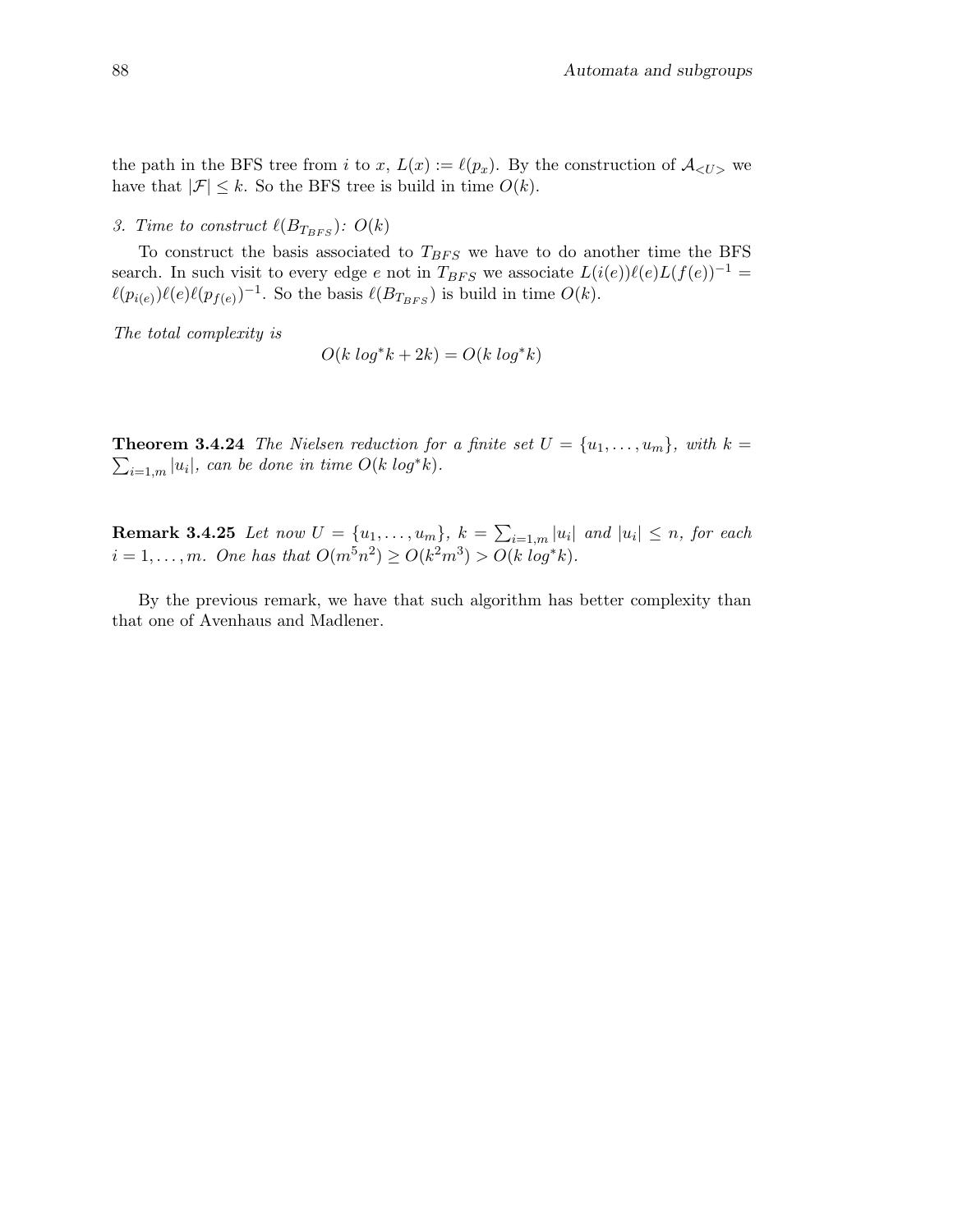the path in the BFS tree from $i$ to $x$, $L(x) := \ell(p_x)$. By the construction of $\mathcal{A}_{<U>}$ we have that $|\mathcal{F}| \leq k$. So the BFS tree is build in time $O(k)$.

*3. Time to construct $\ell(B_{T_{BFS}})$: $O(k)$*

To construct the basis associated to $T_{BFS}$ we have to do another time the BFS search. In such visit to every edge $e$ not in $T_{BFS}$ we associate $L(i(e))\ell(e)L(f(e))^{-1} = \ell(p_{i(e)})\ell(e)\ell(p_{f(e)})^{-1}$. So the basis $\ell(B_{T_{BFS}})$ is build in time $O(k)$.

*The total complexity is*

$$O(k\ log^{*}k + 2k) = O(k\ log^{*}k)$$

**Theorem 3.4.24** *The Nielsen reduction for a finite set $U = \{u_1, \ldots, u_m\}$, with $k = \sum_{i=1,m} |u_i|$, can be done in time $O(k\ log^{*}k)$.*

**Remark 3.4.25** *Let now $U = \{u_1, \ldots, u_m\}$, $k = \sum_{i=1,m} |u_i|$ and $|u_i| \leq n$, for each $i = 1, \ldots, m$. One has that $O(m^5 n^2) \geq O(k^2 m^3) > O(k\ log^{*}k)$.*

By the previous remark, we have that such algorithm has better complexity than that one of Avenhaus and Madlener.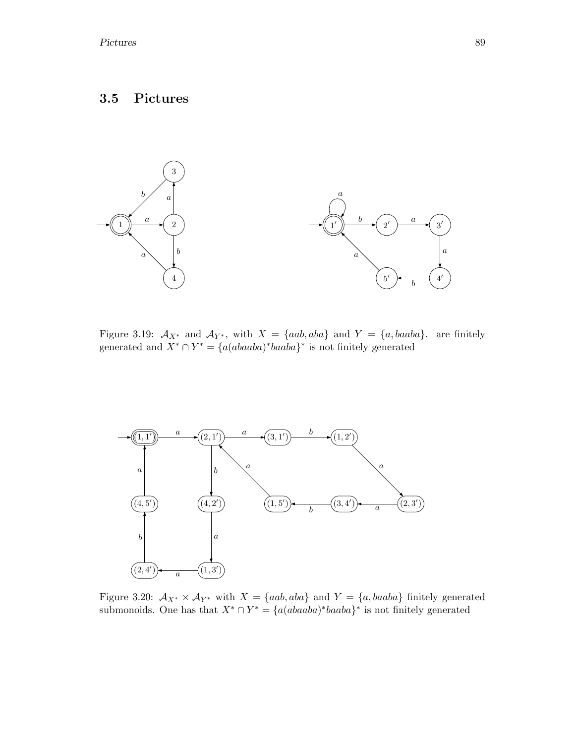## 3.5 Pictures

Figure 3.19: $\mathcal{A}_{X^*}$ and $\mathcal{A}_{Y^*}$, with $X = \{aab, aba\}$ and $Y = \{a, baaba\}$. are finitely generated and $X^* \cap Y^* = \{a(abaaba)^*baaba\}^*$ is not finitely generated

Figure 3.20: $\mathcal{A}_{X^*} \times \mathcal{A}_{Y^*}$ with $X = \{aab, aba\}$ and $Y = \{a, baaba\}$ finitely generated submonoids. One has that $X^* \cap Y^* = \{a(abaaba)^*baaba\}^*$ is not finitely generated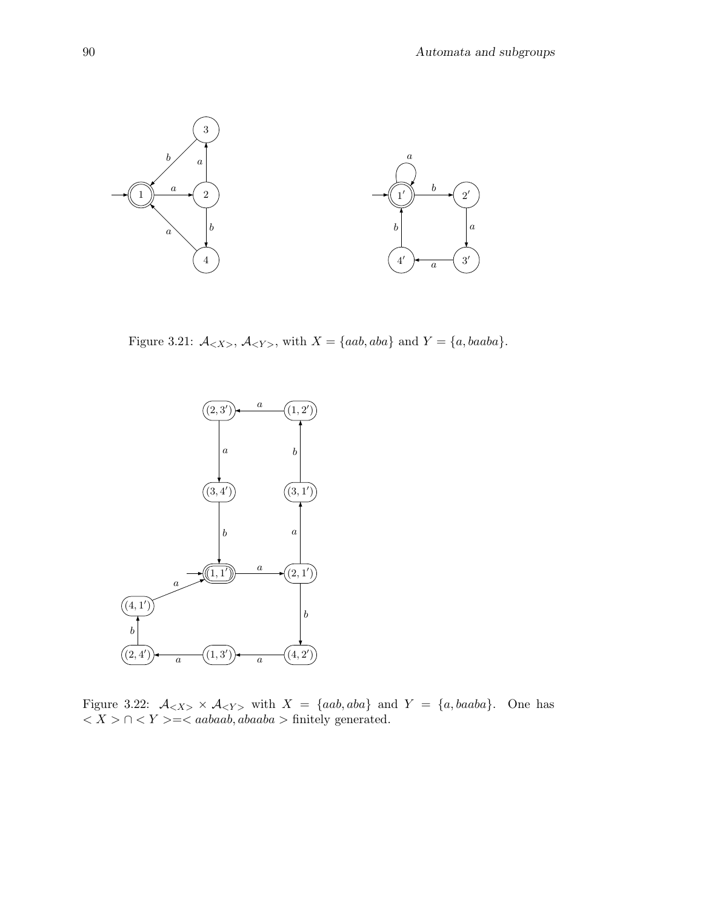Figure 3.21: $\mathcal{A}_{<X>}$, $\mathcal{A}_{<Y>}$, with $X = \{aab, aba\}$ and $Y = \{a, baaba\}$.

Figure 3.22: $\mathcal{A}_{<X>} \times \mathcal{A}_{<Y>}$ with $X = \{aab, aba\}$ and $Y = \{a, baaba\}$. One has $< X > \cap < Y > = < aabaab, abaaba >$ finitely generated.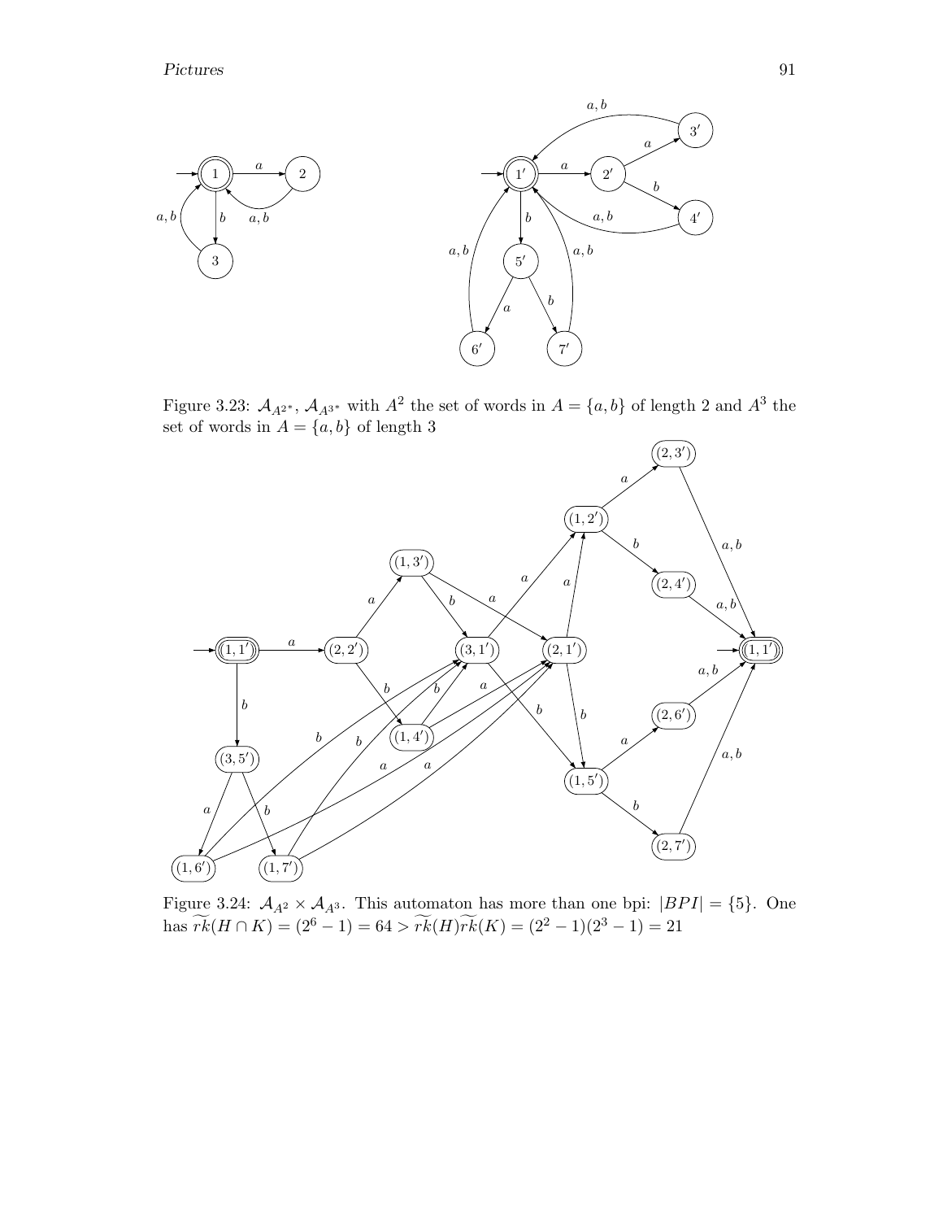Figure 3.23: $\mathcal{A}_{A^{2*}}$, $\mathcal{A}_{A^{3*}}$ with $A^2$ the set of words in $A = \{a, b\}$ of length 2 and $A^3$ the set of words in $A = \{a, b\}$ of length 3

Figure 3.24: $\mathcal{A}_{A^2} \times \mathcal{A}_{A^3}$. This automaton has more than one bpi: $|BPI| = \{5\}$. One has $\widetilde{rk}(H \cap K) = (2^6 - 1) = 64 > \widetilde{rk}(H)\widetilde{rk}(K) = (2^2 - 1)(2^3 - 1) = 21$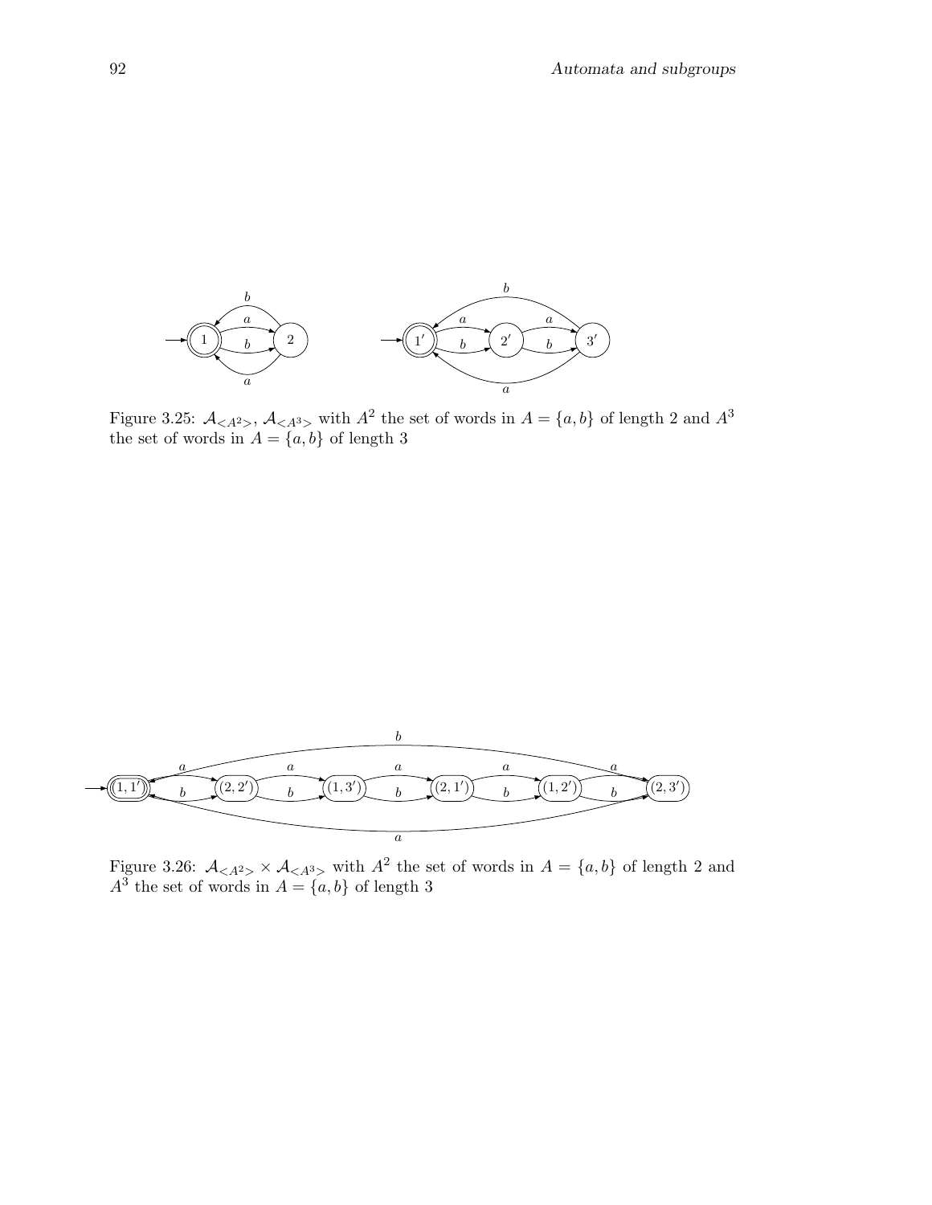Figure 3.25: $\mathcal{A}_{<A^2>}$, $\mathcal{A}_{<A^3>}$ with $A^2$ the set of words in $A = \{a, b\}$ of length 2 and $A^3$ the set of words in $A = \{a, b\}$ of length 3

Figure 3.26: $\mathcal{A}_{<A^2>} \times \mathcal{A}_{<A^3>}$ with $A^2$ the set of words in $A = \{a, b\}$ of length 2 and $A^3$ the set of words in $A = \{a, b\}$ of length 3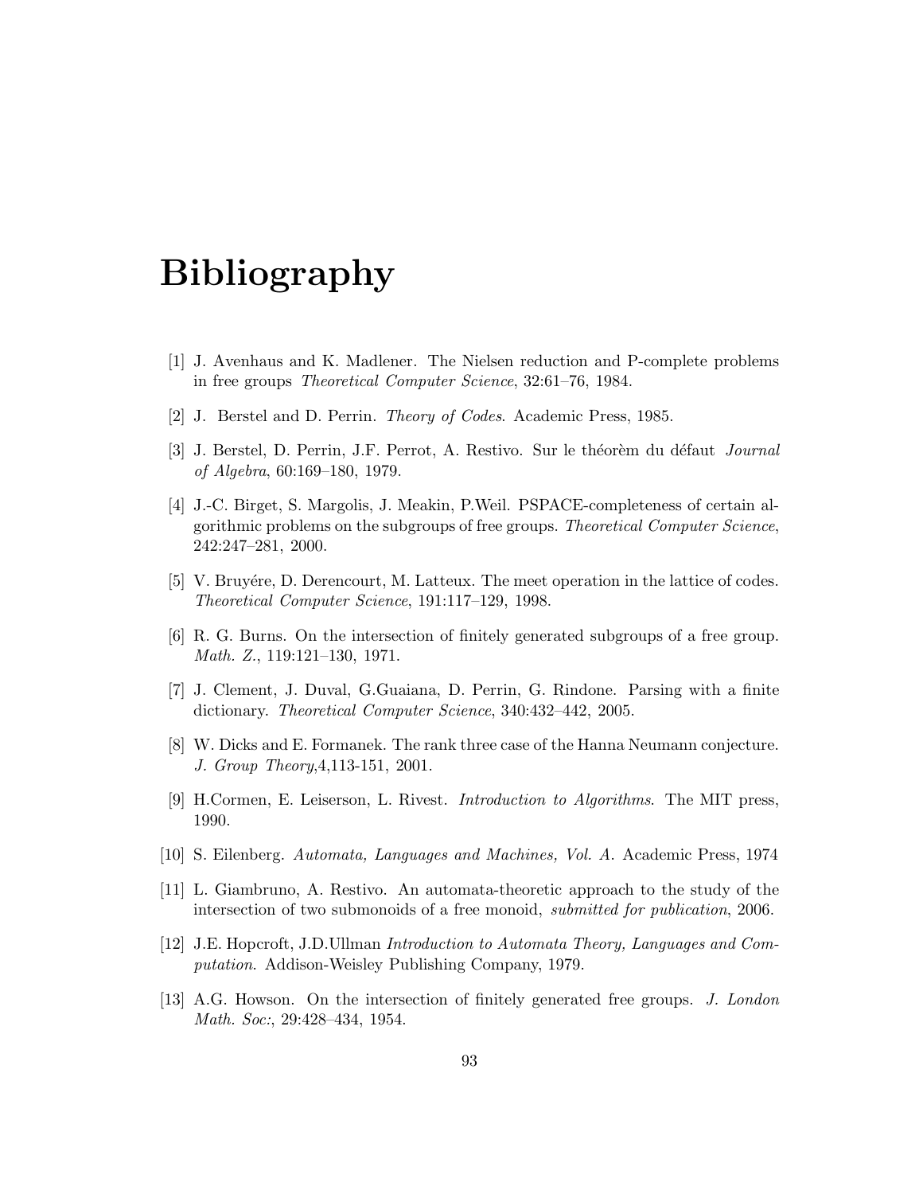# Bibliography

[1] J. Avenhaus and K. Madlener. The Nielsen reduction and P-complete problems in free groups *Theoretical Computer Science*, 32:61–76, 1984.

[2] J. Berstel and D. Perrin. *Theory of Codes*. Academic Press, 1985.

[3] J. Berstel, D. Perrin, J.F. Perrot, A. Restivo. Sur le théorèm du défaut *Journal of Algebra*, 60:169–180, 1979.

[4] J.-C. Birget, S. Margolis, J. Meakin, P.Weil. PSPACE-completeness of certain algorithmic problems on the subgroups of free groups. *Theoretical Computer Science*, 242:247–281, 2000.

[5] V. Bruyére, D. Derencourt, M. Latteux. The meet operation in the lattice of codes. *Theoretical Computer Science*, 191:117–129, 1998.

[6] R. G. Burns. On the intersection of finitely generated subgroups of a free group. *Math. Z.*, 119:121–130, 1971.

[7] J. Clement, J. Duval, G.Guaiana, D. Perrin, G. Rindone. Parsing with a finite dictionary. *Theoretical Computer Science*, 340:432–442, 2005.

[8] W. Dicks and E. Formanek. The rank three case of the Hanna Neumann conjecture. *J. Group Theory*,4,113-151, 2001.

[9] H.Cormen, E. Leiserson, L. Rivest. *Introduction to Algorithms*. The MIT press, 1990.

[10] S. Eilenberg. *Automata, Languages and Machines, Vol. A*. Academic Press, 1974

[11] L. Giambruno, A. Restivo. An automata-theoretic approach to the study of the intersection of two submonoids of a free monoid, *submitted for publication*, 2006.

[12] J.E. Hopcroft, J.D.Ullman *Introduction to Automata Theory, Languages and Computation*. Addison-Weisley Publishing Company, 1979.

[13] A.G. Howson. On the intersection of finitely generated free groups. *J. London Math. Soc:*, 29:428–434, 1954.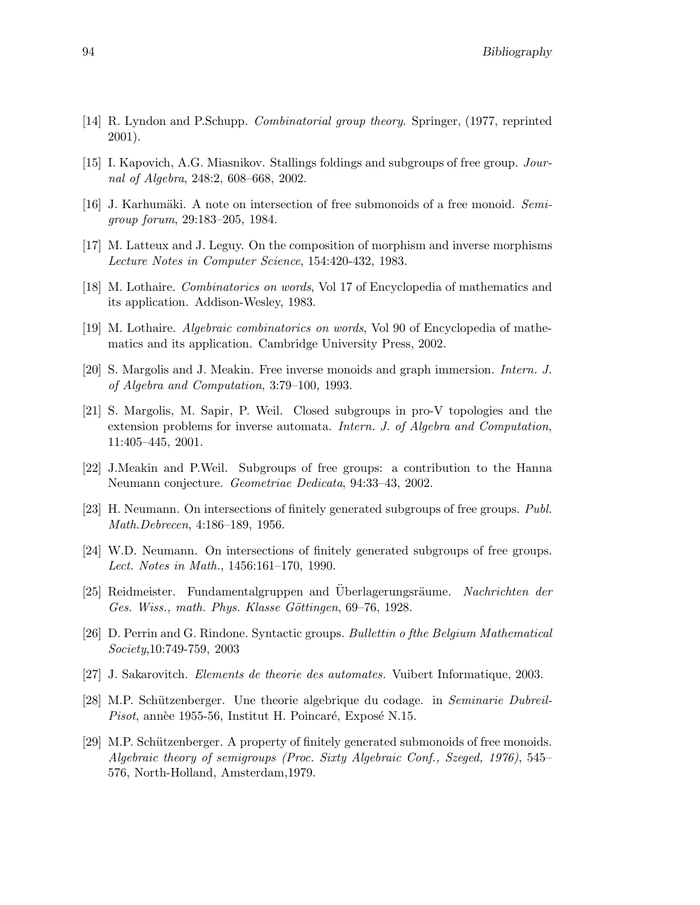[14] R. Lyndon and P.Schupp. *Combinatorial group theory*. Springer, (1977, reprinted 2001).

[15] I. Kapovich, A.G. Miasnikov. Stallings foldings and subgroups of free group. *Journal of Algebra*, 248:2, 608–668, 2002.

[16] J. Karhumäki. A note on intersection of free submonoids of a free monoid. *Semigroup forum*, 29:183–205, 1984.

[17] M. Latteux and J. Leguy. On the composition of morphism and inverse morphisms *Lecture Notes in Computer Science*, 154:420-432, 1983.

[18] M. Lothaire. *Combinatorics on words*, Vol 17 of Encyclopedia of mathematics and its application. Addison-Wesley, 1983.

[19] M. Lothaire. *Algebraic combinatorics on words*, Vol 90 of Encyclopedia of mathematics and its application. Cambridge University Press, 2002.

[20] S. Margolis and J. Meakin. Free inverse monoids and graph immersion. *Intern. J. of Algebra and Computation*, 3:79–100, 1993.

[21] S. Margolis, M. Sapir, P. Weil. Closed subgroups in pro-V topologies and the extension problems for inverse automata. *Intern. J. of Algebra and Computation*, 11:405–445, 2001.

[22] J.Meakin and P.Weil. Subgroups of free groups: a contribution to the Hanna Neumann conjecture. *Geometriae Dedicata*, 94:33–43, 2002.

[23] H. Neumann. On intersections of finitely generated subgroups of free groups. *Publ. Math.Debrecen*, 4:186–189, 1956.

[24] W.D. Neumann. On intersections of finitely generated subgroups of free groups. *Lect. Notes in Math.*, 1456:161–170, 1990.

[25] Reidmeister. Fundamentalgruppen and Überlagerungsräume. *Nachrichten der Ges. Wiss., math. Phys. Klasse Göttingen*, 69–76, 1928.

[26] D. Perrin and G. Rindone. Syntactic groups. *Bullettin o fthe Belgium Mathematical Society*,10:749-759, 2003

[27] J. Sakarovitch. *Elements de theorie des automates.* Vuibert Informatique, 2003.

[28] M.P. Schützenberger. Une theorie algebrique du codage. in *Seminarie Dubreil-Pisot*, annèe 1955-56, Institut H. Poincaré, Exposé N.15.

[29] M.P. Schützenberger. A property of finitely generated submonoids of free monoids. *Algebraic theory of semigroups (Proc. Sixty Algebraic Conf., Szeged, 1976)*, 545–576, North-Holland, Amsterdam,1979.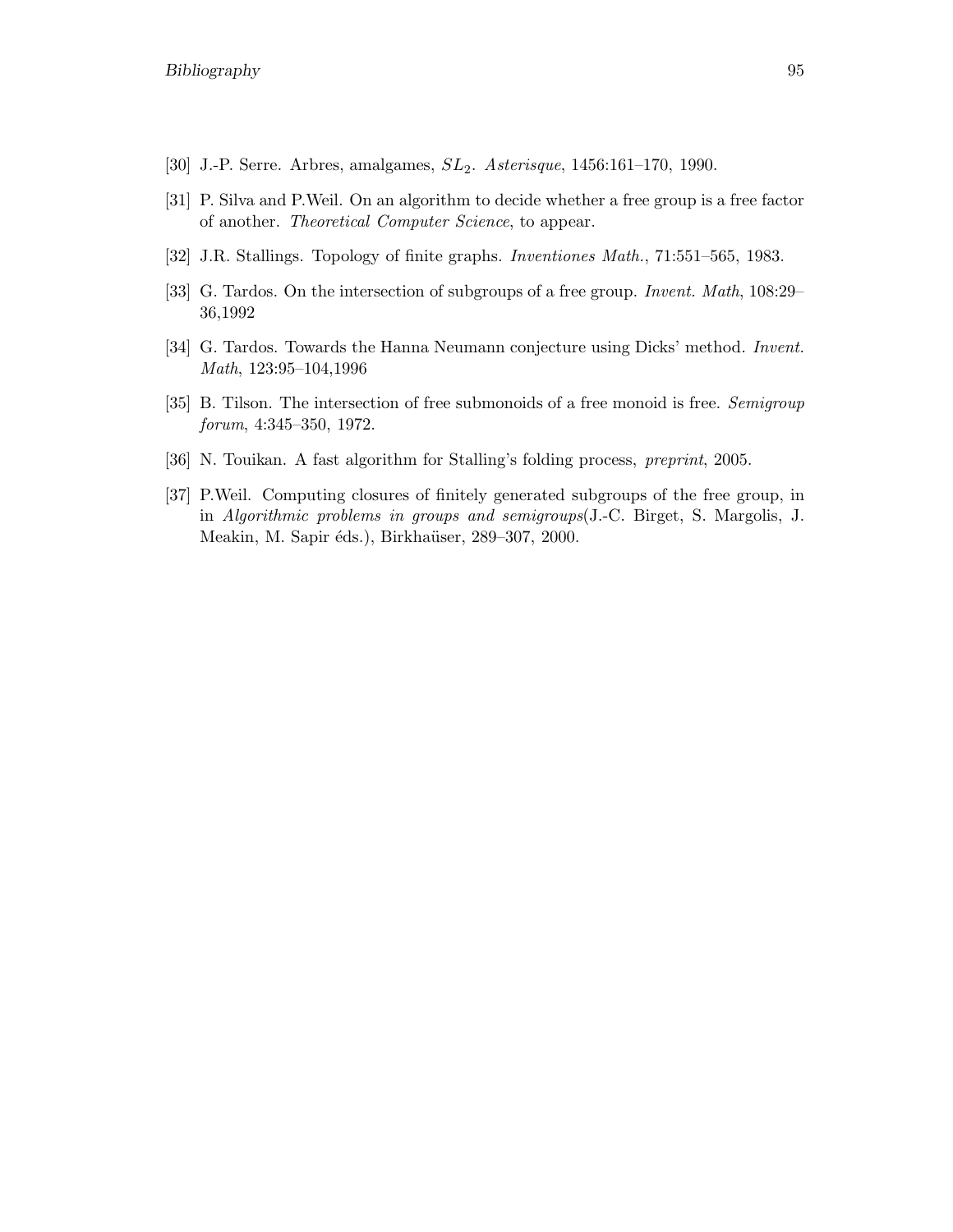[30] J.-P. Serre. Arbres, amalgames, $SL_2$. *Asterisque*, 1456:161–170, 1990.

[31] P. Silva and P.Weil. On an algorithm to decide whether a free group is a free factor of another. *Theoretical Computer Science*, to appear.

[32] J.R. Stallings. Topology of finite graphs. *Inventiones Math.*, 71:551–565, 1983.

[33] G. Tardos. On the intersection of subgroups of a free group. *Invent. Math*, 108:29–36,1992

[34] G. Tardos. Towards the Hanna Neumann conjecture using Dicks' method. *Invent. Math*, 123:95–104,1996

[35] B. Tilson. The intersection of free submonoids of a free monoid is free. *Semigroup forum*, 4:345–350, 1972.

[36] N. Touikan. A fast algorithm for Stalling's folding process, *preprint*, 2005.

[37] P.Weil. Computing closures of finitely generated subgroups of the free group, in in *Algorithmic problems in groups and semigroups*(J.-C. Birget, S. Margolis, J. Meakin, M. Sapir éds.), Birkhaüser, 289–307, 2000.